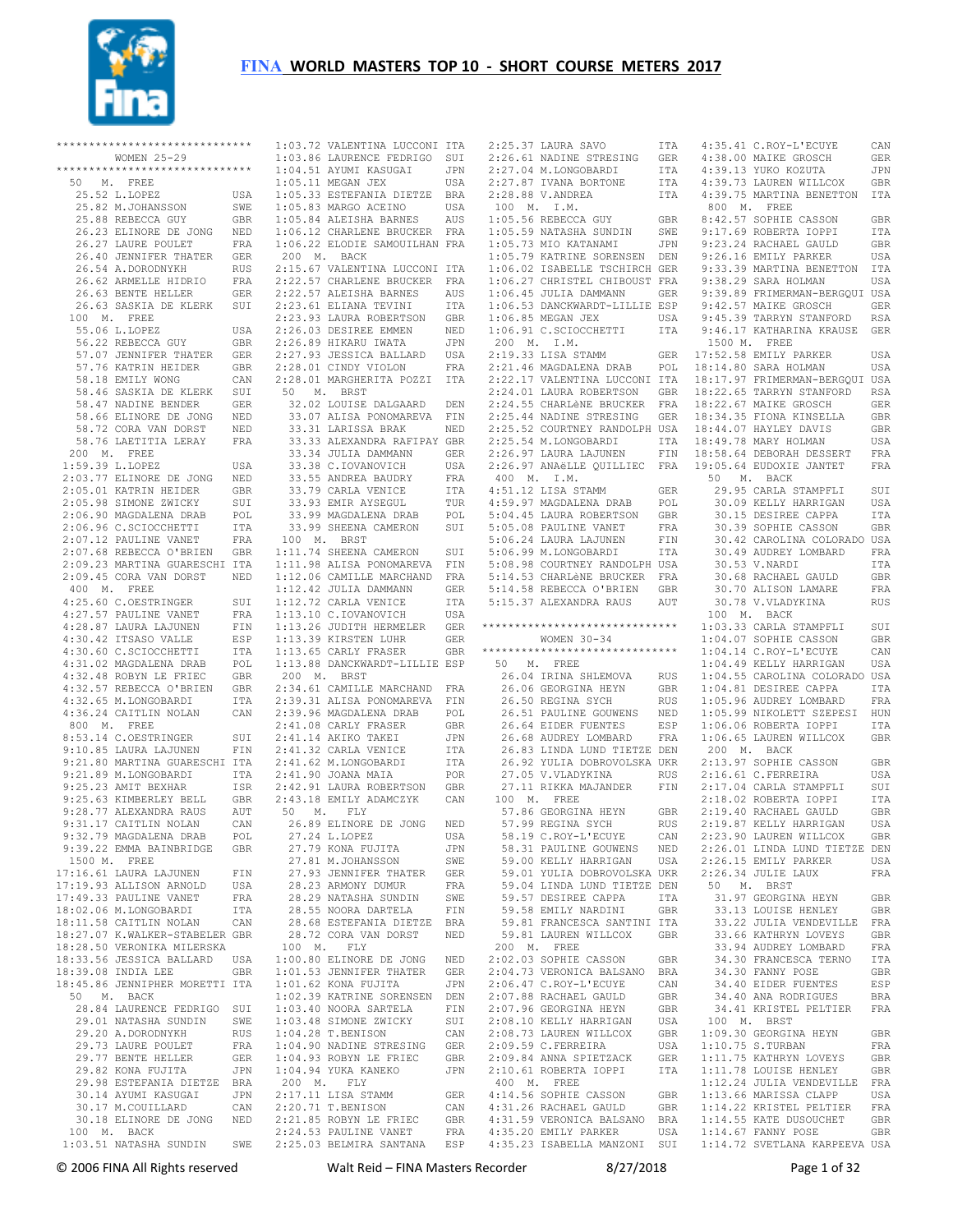# FINA WORLD MASTERS TOP 10 - SHORT COURSE METERS 2017

```
******************************
        WOMEN 25-29
******************************
 50  M.  FREE
   25.52 L.LOPEZ             USA
   25.82 M.JOHANSSON         SWE
   25.88 REBECCA GUY         GBR
   26.23 ELINORE DE JONG     NED
   26.27 LAURE POULET        FRA
   26.40 JENNIFER THATER     GER
   26.54 A.DORODNYKH         RUS
   26.62 ARMELLE HIDRIO      FRA
   26.63 BENTE HELLER        GER
   26.63 SASKIA DE KLERK     SUI
 100  M.  FREE
   55.06 L.LOPEZ             USA
   56.22 REBECCA GUY         GBR
   57.07 JENNIFER THATER     GER
   57.76 KATRIN HEIDER       GBR
   58.18 EMILY WONG          CAN
   58.46 SASKIA DE KLERK     SUI
   58.47 NADINE BENDER       GER
   58.66 ELINORE DE JONG     NED
   58.72 CORA VAN DORST      NED
   58.76 LAETITIA LERAY      FRA
 200  M.  FREE
 1:59.39 L.LOPEZ             USA
 2:03.77 ELINORE DE JONG     NED
 2:05.01 KATRIN HEIDER       GBR
 2:05.98 SIMONE ZWICKY       SUI
 2:06.90 MAGDALENA DRAB      POL
 2:06.96 C.SCIOCCHETTI       ITA
 2:07.12 PAULINE VANET       FRA
 2:07.68 REBECCA O'BRIEN     GBR
 2:09.23 MARTINA GUARESCHI ITA
 2:09.45 CORA VAN DORST      NED
 400  M.  FREE
 4:25.60 C.OESTRINGER        SUI
 4:27.57 PAULINE VANET       FRA
 4:28.87 LAURA LAJUNEN       FIN
 4:30.42 ITSASO VALLE        ESP
 4:30.60 C.SCIOCCHETTI       ITA
 4:31.02 MAGDALENA DRAB      POL
 4:32.48 ROBYN LE FRIEC      GBR
 4:32.57 REBECCA O'BRIEN     GBR
 4:32.65 M.LONGOBARDI        ITA
 4:36.24 CAITLIN NOLAN       CAN
 800  M.  FREE
 8:53.14 C.OESTRINGER        SUI
 9:10.85 LAURA LAJUNEN       FIN
 9:21.80 MARTINA GUARESCHI ITA
 9:21.89 M.LONGOBARDI        ITA
 9:25.23 AMIT BEXHAR         ISR
 9:25.63 KIMBERLEY BELL      GBR
 9:28.77 ALEXANDRA RAUS      AUT
 9:31.17 CAITLIN NOLAN       CAN
 9:32.79 MAGDALENA DRAB      POL
 9:39.22 EMMA BAINBRIDGE     GBR
 1500 M.  FREE
17:16.61 LAURA LAJUNEN       FIN
17:19.93 ALLISON ARNOLD      USA
17:49.33 PAULINE VANET       FRA
18:02.06 M.LONGOBARDI        ITA
18:11.58 CAITLIN NOLAN       CAN
18:27.07 K.WALKER-STABELER GBR
18:28.50 VERONIKA MILERSKA
18:33.56 JESSICA BALLARD     USA
18:39.08 INDIA LEE           GBR
18:45.86 JENNIPHER MORETTI ITA
 50  M.  BACK
   28.84 LAURENCE FEDRIGO    SUI
   29.01 NATASHA SUNDIN      SWE
   29.20 A.DORODNYKH         RUS
   29.73 LAURE POULET        FRA
   29.77 BENTE HELLER        GER
   29.82 KONA FUJITA         JPN
   29.98 ESTEFANIA DIETZE    BRA
   30.14 AYUMI KASUGAI       JPN
   30.17 M.COUILLARD         CAN
   30.18 ELINORE DE JONG     NED
 100  M.  BACK
 1:03.51 NATASHA SUNDIN      SWE
 1:03.72 VALENTINA LUCCONI ITA
 1:03.86 LAURENCE FEDRIGO    SUI
 1:04.51 AYUMI KASUGAI       JPN
 1:05.11 MEGAN JEX           USA
 1:05.33 ESTEFANIA DIETZE    BRA
 1:05.83 MARGO ACEINO        USA
 1:05.84 ALEISHA BARNES      AUS
 1:06.12 CHARLENE BRUCKER    FRA
 1:06.22 ELODIE SAMOUILHAN FRA
 200  M.  BACK
 2:15.67 VALENTINA LUCCONI ITA
 2:22.57 CHARLENE BRUCKER    FRA
 2:22.57 ALEISHA BARNES      AUS
 2:23.61 ELIANA TEVINI       ITA
 2:23.93 LAURA ROBERTSON     GBR
 2:26.03 DESIREE EMMEN       NED
 2:26.89 HIKARU IWATA        JPN
 2:27.93 JESSICA BALLARD     USA
 2:28.01 CINDY VIOLON        FRA
 2:28.01 MARGHERITA POZZI    ITA
 50  M.  BRST
   32.02 LOUISE DALGAARD     DEN
   33.07 ALISA PONOMAREVA    FIN
   33.31 LARISSA BRAK        NED
   33.33 ALEXANDRA RAFIPAY GBR
   33.34 JULIA DAMMANN       GER
   33.38 C.IOVANOVICH        USA
   33.55 ANDREA BAUDRY       FRA
   33.79 CARLA VENICE        ITA
   33.93 EMIR AYSEGUL        TUR
   33.99 MAGDALENA DRAB      POL
   33.99 SHEENA CAMERON      SUI
 100  M.  BRST
 1:11.74 SHEENA CAMERON      SUI
 1:11.98 ALISA PONOMAREVA    FIN
 1:12.06 CAMILLE MARCHAND    FRA
 1:12.42 JULIA DAMMANN       GER
 1:12.72 CARLA VENICE        ITA
 1:13.10 C.IOVANOVICH        USA
 1:13.26 JUDITH HERMELER     GER
 1:13.39 KIRSTEN LUHR        GER
 1:13.65 CARLY FRASER        GBR
 1:13.88 DANCKWARDT-LILLIE ESP
 200  M.  BRST
 2:34.61 CAMILLE MARCHAND    FRA
 2:39.31 ALISA PONOMAREVA    FIN
 2:39.96 MAGDALENA DRAB      POL
 2:41.08 CARLY FRASER        GBR
 2:41.14 AKIKO TAKEI         JPN
 2:41.32 CARLA VENICE        ITA
 2:41.62 M.LONGOBARDI        ITA
 2:41.90 JOANA MAIA          POR
 2:42.91 LAURA ROBERTSON     GBR
 2:43.18 EMILY ADAMCZYK      CAN
 50  M.  FLY
   26.89 ELINORE DE JONG     NED
   27.24 L.LOPEZ             USA
   27.79 KONA FUJITA         JPN
   27.81 M.JOHANSSON         SWE
   27.93 JENNIFER THATER     GER
   28.23 ARMONY DUMUR        FRA
   28.29 NATASHA SUNDIN      SWE
   28.55 NOORA DARTELA       FIN
   28.68 ESTEFANIA DIETZE    BRA
   28.72 CORA VAN DORST      NED
 100  M.  FLY
 1:00.80 ELINORE DE JONG     NED
 1:01.53 JENNIFER THATER     GER
 1:01.62 KONA FUJITA         JPN
 1:02.39 KATRINE SORENSEN    DEN
 1:03.40 NOORA SARTELA       FIN
 1:03.48 SIMONE ZWICKY       SUI
 1:04.28 T.BENISON           CAN
 1:04.90 NADINE STRESING     GER
 1:04.93 ROBYN LE FRIEC      GBR
 1:04.94 YUKA KANEKO         JPN
 200  M.  FLY
 2:17.11 LISA STAMM          GER
 2:20.71 T.BENISON           CAN
 2:21.85 ROBYN LE FRIEC      GBR
 2:24.53 PAULINE VANET       FRA
 2:25.03 BELMIRA SANTANA     ESP
 2:25.37 LAURA SAVO          ITA
 2:26.61 NADINE STRESING     GER
 2:27.04 M.LONGOBARDI        ITA
 2:27.87 IVANA BORTONE       ITA
 2:28.88 V.ANDREA            ITA
 100  M.  I.M.
 1:05.56 REBECCA GUY         GBR
 1:05.59 NATASHA SUNDIN      SWE
 1:05.73 MIO KATANAMI        JPN
 1:05.79 KATRINE SORENSEN    DEN
 1:06.02 ISABELLE TSCHIRCH GER
 1:06.27 CHRISTEL CHIBOUST FRA
 1:06.45 JULIA DAMMANN       GER
 1:06.53 DANCKWARDT-LILLIE ESP
 1:06.85 MEGAN JEX           USA
 1:06.91 C.SCIOCCHETTI       ITA
 200  M.  I.M.
 2:19.33 LISA STAMM          GER
 2:21.46 MAGDALENA DRAB      POL
 2:22.17 VALENTINA LUCCONI ITA
 2:24.01 LAURA ROBERTSON     GBR
 2:24.55 CHARLèNE BRUCKER    FRA
 2:25.44 NADINE STRESING     GER
 2:25.52 COURTNEY RANDOLPH USA
 2:25.54 M.LONGOBARDI        ITA
 2:26.97 LAURA LAJUNEN       FIN
 2:26.97 ANAëLLE QUILLIEC    FRA
 400  M.  I.M.
 4:51.12 LISA STAMM          GER
 4:59.97 MAGDALENA DRAB      POL
 5:04.45 LAURA ROBERTSON     GBR
 5:05.08 PAULINE VANET       FRA
 5:06.24 LAURA LAJUNEN       FIN
 5:06.99 M.LONGOBARDI        ITA
 5:08.98 COURTNEY RANDOLPH USA
 5:14.53 CHARLèNE BRUCKER    FRA
 5:14.58 REBECCA O'BRIEN     GBR
 5:15.37 ALEXANDRA RAUS      AUT

******************************
        WOMEN 30-34
******************************
 50  M.  FREE
   26.04 IRINA SHLEMOVA      RUS
   26.06 GEORGINA HEYN       GBR
   26.50 REGINA SYCH         RUS
   26.51 PAULINE GOUWENS     NED
   26.64 EIDER FUENTES       ESP
   26.68 AUDREY LOMBARD      FRA
   26.83 LINDA LUND TIETZE DEN
   26.92 YULIA DOBROVOLSKA UKR
   27.05 V.VLADYKINA         RUS
   27.11 RIKKA MAJANDER      FIN
 100  M.  FREE
   57.86 GEORGINA HEYN       GBR
   57.99 REGINA SYCH         RUS
   58.19 C.ROY-L'ECUYE       CAN
   58.31 PAULINE GOUWENS     NED
   59.00 KELLY HARRIGAN      USA
   59.01 YULIA DOBROVOLSKA UKR
   59.04 LINDA LUND TIETZE DEN
   59.57 DESIREE CAPPA       ITA
   59.58 EMILY NARDINI       GBR
   59.81 FRANCESCA SANTINI ITA
   59.81 LAUREN WILLCOX      GBR
 200  M.  FREE
 2:02.03 SOPHIE CASSON       GBR
 2:04.73 VERONICA BALSANO    BRA
 2:06.47 C.ROY-L'ECUYE       CAN
 2:07.88 RACHAEL GAULD       GBR
 2:07.96 GEORGINA HEYN       GBR
 2:08.10 KELLY HARRIGAN      USA
 2:08.73 LAUREN WILLCOX      GBR
 2:09.59 C.FERREIRA          USA
 2:09.84 ANNA SPIETZACK      GER
 2:10.61 ROBERTA IOPPI       ITA
 400  M.  FREE
 4:14.56 SOPHIE CASSON       GBR
 4:31.26 RACHAEL GAULD       GBR
 4:31.59 VERONICA BALSANO    BRA
 4:35.20 EMILY PARKER        USA
 4:35.23 ISABELLA MANZONI    SUI
 4:35.41 C.ROY-L'ECUYE       CAN
 4:38.00 MAIKE GROSCH        GER
 4:39.13 YUKO KOZUTA         JPN
 4:39.73 LAUREN WILLCOX      GBR
 4:39.75 MARTINA BENETTON    ITA
 800  M.  FREE
 8:42.57 SOPHIE CASSON       GBR
 9:17.69 ROBERTA IOPPI       ITA
 9:23.24 RACHAEL GAULD       GBR
 9:26.16 EMILY PARKER        USA
 9:33.39 MARTINA BENETTON    ITA
 9:38.29 SARA HOLMAN         USA
 9:39.89 FRIMERMAN-BERGQUI USA
 9:42.57 MAIKE GROSCH        GER
 9:45.39 TARRYN STANFORD     RSA
 9:46.17 KATHARINA KRAUSE    GER
 1500 M.  FREE
17:52.58 EMILY PARKER        USA
18:14.80 SARA HOLMAN         USA
18:17.97 FRIMERMAN-BERGQUI USA
18:22.65 TARRYN STANFORD     RSA
18:22.67 MAIKE GROSCH        GER
18:34.35 FIONA KINSELLA      GBR
18:44.07 HAYLEY DAVIS        GBR
18:49.78 MARY HOLMAN         USA
18:58.64 DEBORAH DESSERT     FRA
19:05.64 EUDOXIE JANTET      FRA
 50  M.  BACK
   29.95 CARLA STAMPFLI      SUI
   30.09 KELLY HARRIGAN      USA
   30.15 DESIREE CAPPA       ITA
   30.39 SOPHIE CASSON       GBR
   30.42 CAROLINA COLORADO USA
   30.49 AUDREY LOMBARD      FRA
   30.53 V.NARDI             ITA
   30.68 RACHAEL GAULD       GBR
   30.70 ALISON LAMARE       FRA
   30.78 V.VLADYKINA         RUS
 100  M.  BACK
 1:03.33 CARLA STAMPFLI      SUI
 1:04.07 SOPHIE CASSON       GBR
 1:04.14 C.ROY-L'ECUYE       CAN
 1:04.49 KELLY HARRIGAN      USA
 1:04.55 CAROLINA COLORADO USA
 1:04.81 DESIREE CAPPA       ITA
 1:05.96 AUDREY LOMBARD      FRA
 1:05.99 NIKOLETT SZEPESI    HUN
 1:06.06 ROBERTA IOPPI       ITA
 1:06.65 LAUREN WILLCOX      GBR
 200  M.  BACK
 2:13.97 SOPHIE CASSON       GBR
 2:16.61 C.FERREIRA          USA
 2:17.04 CARLA STAMPFLI      SUI
 2:18.02 ROBERTA IOPPI       ITA
 2:19.40 RACHAEL GAULD       GBR
 2:19.87 KELLY HARRIGAN      USA
 2:23.90 LAUREN WILLCOX      GBR
 2:26.01 LINDA LUND TIETZE DEN
 2:26.15 EMILY PARKER        USA
 2:26.34 JULIE LAUX          FRA
 50  M.  BRST
   31.97 GEORGINA HEYN       GBR
   33.13 LOUISE HENLEY       GBR
   33.22 JULIA VENDEVILLE    FRA
   33.66 KATHRYN LOVEYS      GBR
   33.94 AUDREY LOMBARD      FRA
   34.30 FRANCESCA TERNO     ITA
   34.30 FANNY POSE          GBR
   34.40 EIDER FUENTES       ESP
   34.40 ANA RODRIGUES       BRA
   34.41 KRISTEL PELTIER     FRA
 100  M.  BRST
 1:09.30 GEORGINA HEYN       GBR
 1:10.75 S.TURBAN            FRA
 1:11.75 KATHRYN LOVEYS      GBR
 1:11.78 LOUISE HENLEY       GBR
 1:12.24 JULIA VENDEVILLE    FRA
 1:13.66 MARISSA CLAPP       USA
 1:14.22 KRISTEL PELTIER     FRA
 1:14.55 KATE DUSOUCHET      GBR
 1:14.67 FANNY POSE          GBR
 1:14.72 SVETLANA KARPEEVA USA
```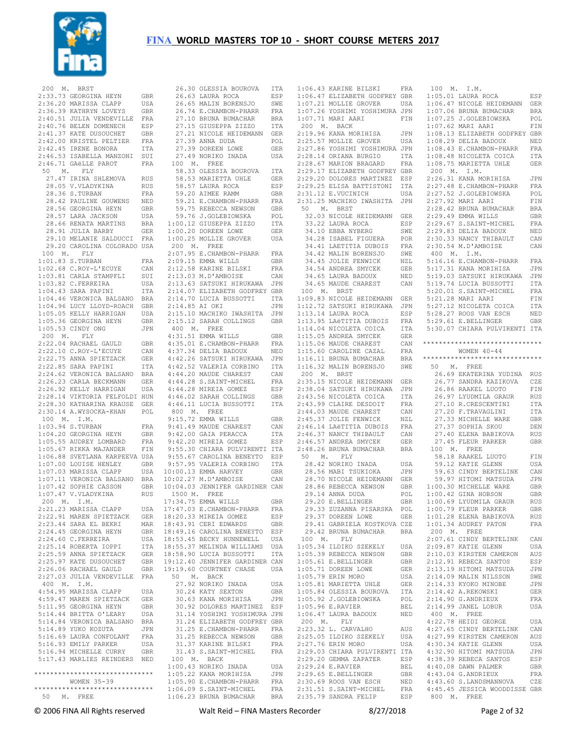200 M. BRST

2:33.73 GEORGINA HEYN GBR
2:36.20 MARISSA CLAPP USA
2:36.39 KATHRYN LOVEYS GBR
2:40.51 JULIA VENDEVILLE FRA
2:40.76 BELEN DOMENECH ESP
2:41.37 KATE DUSOUCHET GBR
2:42.00 KRISTEL PELTIER FRA
2:42.45 IRENE BONORA ITA
2:46.53 ISABELLA MANZONI SUI
2:46.71 GAëLLE PAROT FRA

50 M. FLY

27.47 IRINA SHLEMOVA RUS
28.05 V.VLADYKINA RUS
28.36 S.TURBAN FRA
28.42 PAULINE GOUWENS NED
28.56 GEORGINA HEYN GBR
28.57 LARA JACKSON USA
28.66 RENATA MARTINS BRA
28.91 JULIA BARBY GER
29.10 MELANIE SALDUCCI FRA
29.20 CAROLINA COLORADO USA

100 M. FLY

1:01.83 S.TURBAN FRA
1:02.68 C.ROY-L'ECUYE CAN
1:03.81 CARLA STAMPFLI SUI
1:03.82 C.FERREIRA USA
1:04.43 SARA PAPINI ITA
1:04.46 VERONICA BALSANO BRA
1:04.96 LUCY LLOYD-ROACH GBR
1:05.05 KELLY HARRIGAN USA
1:05.36 GEORGINA HEYN GBR
1:05.53 CINDY ONG JPN

200 M. FLY

2:22.04 RACHAEL GAULD GBR
2:22.10 C.ROY-L'ECUYE CAN
2:22.75 ANNA SPIETZACK GER
2:22.85 SARA PAPINI ITA
2:24.62 VERONICA BALSANO BRA
2:26.23 CARLA BECKMANN GER
2:26.92 KELLY HARRIGAN USA
2:28.14 VIKTORIA FELFOLDI HUN
2:28.30 KATHARINA KRAUSE GER
2:30.14 A.WYSOCKA-KHAN POL

100 M. I.M.

1:03.94 S.TURBAN FRA
1:04.20 GEORGINA HEYN GBR
1:05.55 AUDREY LOMBARD FRA
1:05.67 RIKKA MAJANDER FIN
1:06.88 SVETLANA KARPEEVA USA
1:07.00 LOUISE HENLEY GBR
1:07.03 MARISSA CLAPP USA
1:07.11 VERONICA BALSANO BRA
1:07.42 SOPHIE CASSON GBR
1:07.47 V.VLADYKINA RUS

200 M. I.M.

2:21.23 MARISSA CLAPP USA
2:22.91 MAREN SPIETZACK GER
2:23.44 SARA EL BEKRI MAR
2:24.45 GEORGINA HEYN GBR
2:24.60 C.FERREIRA USA
2:25.14 ROBERTA IOPPI ITA
2:25.59 ANNA SPIETZACK GER
2:25.97 KATE DUSOUCHET GBR
2:26.06 RACHAEL GAULD GBR
2:27.03 JULIA VENDEVILLE FRA

400 M. I.M.

4:54.95 MARISSA CLAPP USA
4:59.47 MAREN SPIETZACK GER
5:11.95 GEORGINA HEYN GBR
5:14.44 BRITTA O'LEARY USA
5:14.84 VERONICA BALSANO BRA
5:14.89 YUKO KOZUTA JPN
5:16.69 LAURA CONFOLANT FRA
5:16.93 EMILY PARKER USA
5:16.94 MICHELLE CURRY GBR
5:17.43 MARLIES REINDERS NED

******************************
WOMEN 35-39
******************************

50 M. FREE

26.30 OLESSIA BOUROVA ITA
26.63 LAURA ROCA ESP
26.65 MALIN BORENSJO SWE
26.74 E.CHAMBON-PHARR FRA
27.10 BRUNA BUMACHAR BRA
27.15 GIUSEPPA ZIZZO ITA
27.21 NICOLE HEIDEMANN GER
27.39 ANNA DUDA POL
27.39 DOREEN LOWE GER
27.49 NORIKO INADA USA

100 M. FREE

58.33 OLESSIA BOUROVA ITA
58.53 MARIETTA UHLE GER
58.57 LAURA ROCA ESP
59.20 AIMEE RAMM GBR
59.21 E.CHAMBON-PHARR FRA
59.75 REBECCA NEWSON GBR
59.76 J.GOLEBIOWSKA POL
1:00.12 GIUSEPPA ZIZZO ITA
1:00.20 DOREEN LOWE GER
1:00.25 MOLLIE GROVER USA

200 M. FREE

2:07.95 E.CHAMBON-PHARR FRA
2:09.15 EMMA WILLS GBR
2:12.58 KARINE BILSKI FRA
2:13.03 M.D'AMBOISE CAN
2:13.63 SATSUKI HIRUKAWA JPN
2:14.07 ELIZABETH GODFREY GBR
2:14.70 LUCIA BUSSOTTI ITA
2:14.85 AI OKI JPN
2:15.10 MACHIKO IWASHITA JPN
2:15.12 SARAH COLLINGS GBR

400 M. FREE

4:31.51 EMMA WILLS GBR
4:35.01 E.CHAMBON-PHARR FRA
4:37.34 DELIA BADOUX NED
4:42.26 SATSUKI HIRUKAWA JPN
4:42.52 VALERIA CORBINO ITA
4:44.20 MAUDE CHAREST CAN
4:44.28 S.SAINT-MICHEL FRA
4:44.28 MIREIA GOMEZ ESP
4:46.02 SARAH COLLINGS GBR
4:46.11 LUCIA BUSSOTTI ITA

800 M. FREE

9:15.72 EMMA WILLS GBR
9:41.49 MAUDE CHAREST CAN
9:42.00 GAIA PERACCA ITA
9:42.20 MIREIA GOMEZ ESP
9:55.30 CHIARA PULVIRENTI ITA
9:55.67 CAROLINA BENEYTO ESP
9:57.95 VALERIA CORBINO ITA
10:00.13 EMMA HARVEY GBR
10:02.27 M.D'AMBOISE CAN
10:04.03 JENNIFER GARDINER CAN

1500 M. FREE

17:34.75 EMMA WILLS GBR
17:47.03 E.CHAMBON-PHARR FRA
18:20.33 MIREIA GOMEZ ESP
18:43.91 CERI EDWARDS GBR
18:49.16 CAROLINA BENEYTO ESP
18:53.45 BECKY HUNNEWELL USA
18:55.37 MELINDA WILLIAMS USA
18:58.90 LUCIA BUSSOTTI ITA
19:12.40 JENNIFER GARDINER CAN
19:19.60 COURTNEY CHASE USA

50 M. BACK

27.92 NORIKO INADA USA
30.24 KATY SEXTON GBR
30.63 KANA MORIHISA JPN
30.92 DOLORES MARTINEZ ESP
31.14 YOSHIMI YOSHIMURA JPN
31.24 ELIZABETH GODFREY GBR
31.25 E.CHAMBON-PHARR FRA
31.25 REBECCA NEWSON GBR
31.37 KARINE BILSKI FRA
31.43 S.SAINT-MICHEL FRA

100 M. BACK

1:00.43 NORIKO INADA USA
1:05.22 KANA MORIHISA JPN
1:05.90 E.CHAMBON-PHARR FRA
1:06.09 S.SAINT-MICHEL FRA
1:06.23 BRUNA BUMACHAR BRA
1:06.43 KARINE BILSKI FRA
1:06.47 ELIZABETH GODFREY GBR
1:07.21 MOLLIE GROVER USA
1:07.26 YOSHIMI YOSHIMURA JPN
1:07.71 MARI AARI FIN

200 M. BACK

2:19.96 KANA MORIHISA JPN
2:25.57 MOLLIE GROVER USA
2:27.86 YOSHIMI YOSHIMURA JPN
2:28.14 ORIANA BURGIO ITA
2:28.67 MARION BRAGARD FRA
2:29.17 ELIZABETH GODFREY GBR
2:29.20 DOLORES MARTINEZ ESP
2:29.25 ELISA BATTISTONI ITA
2:31.12 E.VUCINICH USA
2:31.25 MACHIKO IWASHITA JPN

50 M. BRST

32.03 NICOLE HEIDEMANN GER
33.22 LAURA ROCA ESP
34.10 EBBA NYBERG SWE
34.28 ISABEL FIGUERA POR
34.41 LAETITIA DUBOIS FRA
34.42 MALIN BORENSJO SWE
34.45 JOLIE FENWICK NZL
34.54 ANDREA SMYCEK GER
34.65 LAURA BADOUX NED
34.65 MAUDE CHAREST CAN

100 M. BRST

1:09.83 NICOLE HEIDEMANN GER
1:12.72 SATSUKI HIRUKAWA JPN
1:13.14 LAURA ROCA ESP
1:13.95 LAëTITIA DUBOIS FRA
1:14.04 NICOLETA COICA ITA
1:15.05 ANDREA SMYCEK GER
1:15.06 MAUDE CHAREST CAN
1:15.60 CAROLINE CAZAL FRA
1:16.11 BRUNA BUMACHAR BRA
1:16.32 MALIN BORENSJO SWE

200 M. BRST

2:35.15 NICOLE HEIDEMANN GER
2:38.04 SATSUKI HIRUKAWA JPN
2:43.56 NICOLETA COICA ITA
2:43.99 CLAIRE DESDOIT FRA
2:44.03 MAUDE CHAREST CAN
2:45.37 JOLIE FENWICK NZL
2:46.14 LAëTITIA DUBOIS FRA
2:46.37 NANCY THIBAULT CAN
2:46.57 ANDREA SMYCEK GER
2:48.26 BRUNA BUMACHAR BRA

50 M. FLY

28.42 NORIKO INADA USA
28.56 MABI TSUKIOKA JPN
28.70 NICOLE HEIDEMANN GER
28.86 REBECCA NEWSON GBR
29.14 ANNA DUDA POL
29.20 E.BELLINGER GBR
29.33 ZUZANNA PISARSKA POL
29.37 DOREEN LOWE GER
29.41 GABRIELA KOSTKOVA CZE
29.42 BRUNA BUMACHAR BRA

100 M. FLY

1:05.34 ILDIKO SZEKELY USA
1:05.39 REBECCA NEWSON GBR
1:05.61 E.BELLINGER GBR
1:05.71 DOREEN LOWE GER
1:05.79 ERIN MORO USA
1:05.81 MARIETTA UHLE GER
1:05.84 OLESSIA BOUROVA ITA
1:05.92 J.GOLEBIOWSKA POL
1:05.96 E.RAVIER BEL
1:06.47 LAURA BADOUX NED

200 M. FLY

2:23.32 L. CARVALHO AUS
2:25.05 ILDIKO SZEKELY USA
2:27.76 ERIN MORO USA
2:29.03 CHIARA PULVIRENTI ITA
2:29.20 GEMMA ZAPATER ESP
2:29.24 E.RAVIER BEL
2:29.65 E.BELLINGER GBR
2:30.69 ROOS VAN ESCH NED
2:31.51 S.SAINT-MICHEL FRA
2:35.79 SANDRA FELIP ESP

100 M. I.M.

1:05.01 LAURA ROCA ESP
1:06.47 NICOLE HEIDEMANN GER
1:07.06 BRUNA BUMACHAR BRA
1:07.25 J.GOLEBIOWSKA POL
1:07.62 MARI AARI FIN
1:08.13 ELIZABETH GODFREY GBR
1:08.29 DELIA BADOUX NED
1:08.43 E.CHAMBON-PHARR FRA
1:08.48 NICOLETA COICA ITA
1:08.75 MARIETTA UHLE GER

200 M. I.M.

2:26.31 KANA MORIHISA JPN
2:27.48 E.CHAMBON-PHARR FRA
2:27.52 J.GOLEBIOWSKA POL
2:27.92 MARI AARI FIN
2:28.42 BRUNA BUMACHAR BRA
2:29.49 EMMA WILLS GBR
2:29.67 S.SAINT-MICHEL FRA
2:29.83 DELIA BADOUX NED
2:30.33 NANCY THIBAULT CAN
2:30.54 M.D'AMBOISE CAN

400 M. I.M.

5:16.16 E.CHAMBON-PHARR FRA
5:17.31 KANA MORIHISA JPN
5:19.03 SATSUKI HIRUKAWA JPN
5:19.74 LUCIA BUSSOTTI ITA
5:20.01 S.SAINT-MICHEL FRA
5:21.28 MARI AARI FIN
5:27.12 NICOLETA COICA ITA
5:28.27 ROOS VAN ESCH NED
5:29.61 E.BELLINGER GBR
5:30.07 CHIARA PULVIRENTI ITA

******************************
WOMEN 40-44
******************************

50 M. FREE

26.69 EKATERINA YUDINA RUS
26.77 SANDRA KAZIKOVA CZE
26.86 RAAKEL LUOTO FIN
26.97 LYUDMILA GRAUR RUS
27.10 R.CRESCENTINI ITA
27.20 F.TRAVAGLINI ITA
27.33 MICHELLE WARE GBR
27.37 SOPHIA SKOU DEN
27.40 ELENA BABIKOVA RUS
27.45 FLEUR PARKER GBR

100 M. FREE

58.18 RAAKEL LUOTO FIN
59.12 KATIE GLENN USA
59.63 CINDY BERTELINK CAN
59.97 HITOMI MATSUDA JPN
1:00.30 MICHELLE WARE GBR
1:00.42 GINA HOBSON GBR
1:00.69 LYUDMILA GRAUR RUS
1:00.79 FLEUR PARKER GBR
1:01.28 ELENA BABIKOVA RUS
1:01.34 AUDREY PATON FRA

200 M. FREE

2:07.61 CINDY BERTELINK CAN
2:09.87 KATIE GLENN USA
2:10.03 KIRSTEN CAMERON AUS
2:12.91 REBECA SANTOS ESP
2:13.19 HITOMI MATSUDA JPN
2:14.09 MALIN NILSSON SWE
2:14.33 KYOKO MINOBE JPN
2:14.42 A.REKOWSKI GER
2:14.90 G.ANDRIEUX FRA
2:14.99 JANEL LOBUR USA

400 M. FREE

4:22.78 HEIDI GEORGE USA
4:27.65 CINDY BERTELINK CAN
4:27.99 KIRSTEN CAMERON AUS
4:30.34 KATIE GLENN USA
4:32.90 HITOMI MATSUDA JPN
4:38.39 REBECA SANTOS ESP
4:40.08 DAWN PALMER GBR
4:43.04 G.ANDRIEUX FRA
4:43.60 S.LANDSMANNOVA CZE
4:45.45 JESSICA WOODDISSE GBR

800 M. FREE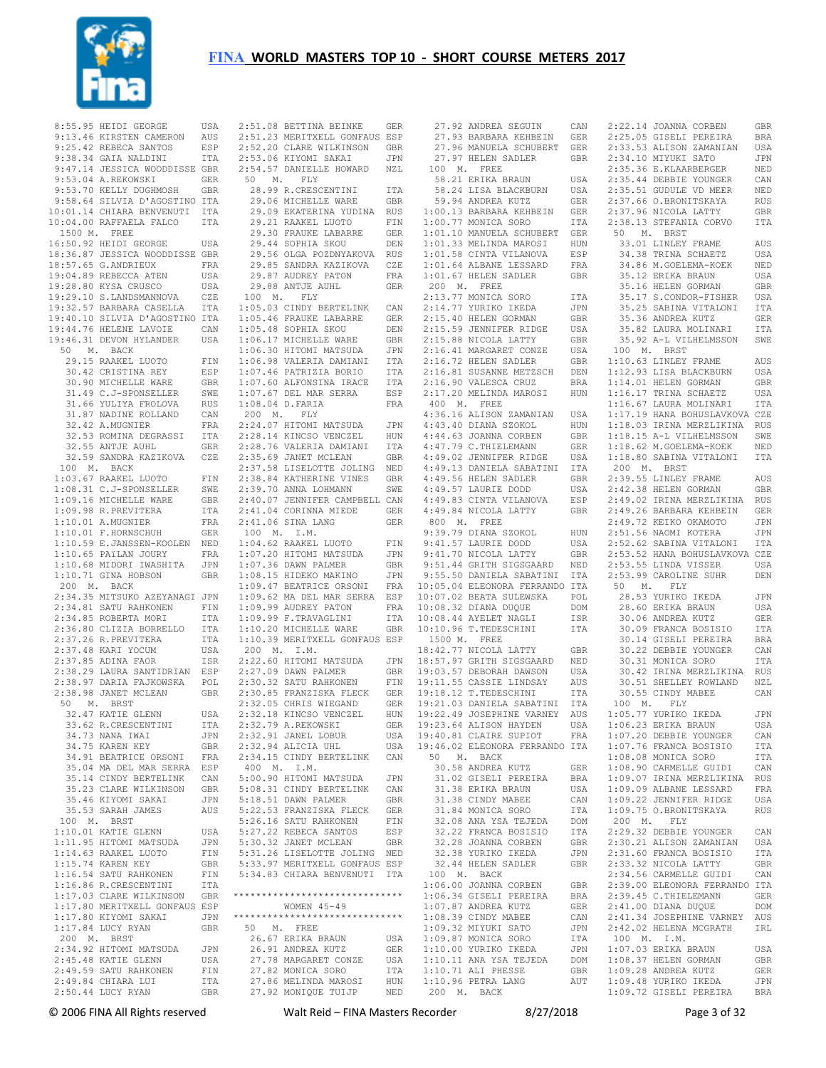# FINA WORLD MASTERS TOP 10 - SHORT COURSE METERS 2017

```
 8:55.95 HEIDI GEORGE        USA
 9:13.46 KIRSTEN CAMERON     AUS
 9:25.42 REBECA SANTOS       ESP
 9:38.34 GAIA NALDINI        ITA
 9:47.14 JESSICA WOODDISSE   GBR
 9:53.04 A.REKOWSKI          GER
 9:53.70 KELLY DUGHMOSH      GBR
 9:58.64 SILVIA D'AGOSTINO   ITA
10:01.14 CHIARA BENVENUTI    ITA
10:04.00 RAFFAELA FALCO      ITA
 1500 M.  FREE
16:50.92 HEIDI GEORGE        USA
18:36.87 JESSICA WOODDISSE   GBR
18:57.65 G.ANDRIEUX          FRA
19:04.89 REBECCA ATEN        USA
19:28.80 KYSA CRUSCO         USA
19:29.10 S.LANDSMANNOVA      CZE
19:32.57 BARBARA CASELLA     ITA
19:40.10 SILVIA D'AGOSTINO   ITA
19:44.76 HELENE LAVOIE       CAN
19:46.31 DEVON HYLANDER      USA
  50  M.  BACK
   29.15 RAAKEL LUOTO        FIN
   30.42 CRISTINA REY        ESP
   30.90 MICHELLE WARE       GBR
   31.49 C.J-SPONSELLER      SWE
   31.66 YULIYA FROLOVA      RUS
   31.87 NADINE ROLLAND      CAN
   32.42 A.MUGNIER           FRA
   32.53 ROMINA DEGRASSI     ITA
   32.55 ANTJE AUHL          GER
   32.59 SANDRA KAZIKOVA     CZE
 100  M.  BACK
 1:03.67 RAAKEL LUOTO        FIN
 1:08.31 C.J-SPONSELLER      SWE
 1:09.16 MICHELLE WARE       GBR
 1:09.98 R.PREVITERA         ITA
 1:10.01 A.MUGNIER           FRA
 1:10.01 F.HORNSCHUH         GER
 1:10.59 E.JANSSEN-KOOLEN    NED
 1:10.65 PAïLAN JOURY        FRA
 1:10.68 MIDORI IWASHITA     JPN
 1:10.71 GINA HOBSON         GBR
 200  M.  BACK
 2:34.35 MITSUKO AZEYANAGI   JPN
 2:34.81 SATU RAHKONEN       FIN
 2:34.85 ROBERTA MORI        ITA
 2:36.80 CLIZIA BORRELLO     ITA
 2:37.26 R.PREVITERA         ITA
 2:37.48 KARI YOCUM          USA
 2:37.85 ADINA FAOR          ISR
 2:38.29 LAURA SANTIDRIAN    ESP
 2:38.97 DARIA FAJKOWSKA     POL
 2:38.98 JANET MCLEAN        GBR
  50  M.  BRST
   32.47 KATIE GLENN         USA
   33.62 R.CRESCENTINI       ITA
   34.73 NANA IWAI           JPN
   34.75 KAREN KEY           GBR
   34.91 BEATRICE ORSONI     FRA
   35.04 MA DEL MAR SERRA    ESP
   35.14 CINDY BERTELINK     CAN
   35.23 CLARE WILKINSON     GBR
   35.46 KIYOMI SAKAI        JPN
   35.53 SARAH JAMES         AUS
 100  M.  BRST
 1:10.01 KATIE GLENN         USA
 1:11.95 HITOMI MATSUDA      JPN
 1:14.63 RAAKEL LUOTO        FIN
 1:15.74 KAREN KEY           GBR
 1:16.54 SATU RAHKONEN       FIN
 1:16.86 R.CRESCENTINI       ITA
 1:17.03 CLARE WILKINSON     GBR
 1:17.80 MERITXELL GONFAUS   ESP
 1:17.82 KIYOMI SAKAI        JPN
 1:17.84 LUCY RYAN           GBR
 200  M.  BRST
 2:34.92 HITOMI MATSUDA      JPN
 2:45.48 KATIE GLENN         USA
 2:49.59 SATU RAHKONEN       FIN
 2:49.84 CHIARA LUI          ITA
 2:50.44 LUCY RYAN           GBR
 2:51.08 BETTINA BEINKE      GER
 2:51.23 MERITXELL GONFAUS   ESP
 2:52.20 CLARE WILKINSON     GBR
 2:53.06 KIYOMI SAKAI        JPN
 2:54.57 DANIELLE HOWARD     NZL
  50  M.  FLY
   28.99 R.CRESCENTINI       ITA
   29.06 MICHELLE WARE       GBR
   29.09 EKATERINA YUDINA    RUS
   29.21 RAAKEL LUOTO        FIN
   29.30 FRAUKE LABARRE      GER
   29.44 SOPHIA SKOU         DEN
   29.56 OLGA POZDNYAKOVA    RUS
   29.85 SANDRA KAZIKOVA     CZE
   29.87 AUDREY PATON        FRA
   29.88 ANTJE AUHL          GER
 100  M.  FLY
 1:05.03 CINDY BERTELINK     CAN
 1:05.46 FRAUKE LABARRE      GER
 1:05.48 SOPHIA SKOU         DEN
 1:06.17 MICHELLE WARE       GBR
 1:06.30 HITOMI MATSUDA      JPN
 1:06.98 VALERIA DAMIANI     ITA
 1:07.46 PATRIZIA BORIO      ITA
 1:07.60 ALFONSINA IRACE     ITA
 1:07.67 DEL MAR SERRA       ESP
 1:08.04 D.FARIA             FRA
 200  M.  FLY
 2:24.07 HITOMI MATSUDA      JPN
 2:28.14 KINCSO VENCZEL      HUN
 2:28.76 VALERIA DAMIANI     ITA
 2:35.69 JANET MCLEAN        GBR
 2:37.58 LISELOTTE JOLING    NED
 2:38.84 KATHERINE VINES     GBR
 2:39.70 ANNA LOHMANN        SWE
 2:40.07 JENNIFER CAMPBELL   CAN
 2:41.04 CORINNA MIEDE       GER
 2:41.06 SINA LANG           GER
 100  M.  I.M.
 1:04.62 RAAKEL LUOTO        FIN
 1:07.20 HITOMI MATSUDA      JPN
 1:07.36 DAWN PALMER         GBR
 1:08.15 HIDEKO MAKINO       JPN
 1:09.47 BEATRICE ORSONI     FRA
 1:09.62 MA DEL MAR SERRA    ESP
 1:09.99 AUDREY PATON        FRA
 1:09.99 F.TRAVAGLINI        ITA
 1:10.20 MICHELLE WARE       GBR
 1:10.39 MERITXELL GONFAUS   ESP
 200  M.  I.M.
 2:22.60 HITOMI MATSUDA      JPN
 2:27.09 DAWN PALMER         GBR
 2:30.32 SATU RAHKONEN       FIN
 2:30.85 FRANZISKA FLECK     GER
 2:32.05 CHRIS WIEGAND       GER
 2:32.18 KINCSO VENCZEL      HUN
 2:32.79 A.REKOWSKI          GER
 2:32.91 JANEL LOBUR         USA
 2:32.94 ALICIA UHL          USA
 2:34.15 CINDY BERTELINK     CAN
 400  M.  I.M.
 5:00.90 HITOMI MATSUDA      JPN
 5:08.31 CINDY BERTELINK     CAN
 5:18.51 DAWN PALMER         GBR
 5:22.53 FRANZISKA FLECK     GER
 5:26.16 SATU RAHKONEN       FIN
 5:27.22 REBECA SANTOS       ESP
 5:30.32 JANET MCLEAN        GBR
 5:31.26 LISELOTTE JOLING    NED
 5:33.97 MERITXELL GONFAUS   ESP
 5:34.83 CHIARA BENVENUTI    ITA
```

******************************
WOMEN 45-49
******************************

```
  50  M.  FREE
   26.67 ERIKA BRAUN         USA
   26.91 ANDREA KUTZ         GER
   27.78 MARGARET CONZE      USA
   27.82 MONICA SORO         ITA
   27.86 MELINDA MAROSI      HUN
   27.92 MONIQUE TUIJP       NED
   27.92 ANDREA SEGUIN       CAN
   27.93 BARBARA KEHBEIN     GER
   27.96 MANUELA SCHUBERT    GER
   27.97 HELEN SADLER        GBR
 100  M.  FREE
   58.21 ERIKA BRAUN         USA
   58.24 LISA BLACKBURN      USA
   59.94 ANDREA KUTZ         GER
 1:00.13 BARBARA KEHBEIN     GER
 1:00.77 MONICA SORO         ITA
 1:01.10 MANUELA SCHUBERT    GER
 1:01.33 MELINDA MAROSI      HUN
 1:01.58 CINTA VILANOVA      ESP
 1:01.64 ALBANE LESSARD      FRA
 1:01.67 HELEN SADLER        GBR
 200  M.  FREE
 2:13.77 MONICA SORO         ITA
 2:14.77 YURIKO IKEDA        JPN
 2:15.40 HELEN GORMAN        GBR
 2:15.59 JENNIFER RIDGE      USA
 2:15.88 NICOLA LATTY        GBR
 2:16.41 MARGARET CONZE      USA
 2:16.72 HELEN SADLER        GBR
 2:16.81 SUSANNE METZSCH     DEN
 2:16.90 VALESCA CRUZ        BRA
 2:17.20 MELINDA MAROSI      HUN
 400  M.  FREE
 4:36.16 ALISON ZAMANIAN     USA
 4:43.40 DIANA SZOKOL        HUN
 4:44.63 JOANNA CORBEN       GBR
 4:47.79 C.THIELEMANN        GER
 4:49.02 JENNIFER RIDGE      USA
 4:49.13 DANIELA SABATINI    ITA
 4:49.56 HELEN SADLER        GBR
 4:49.57 LAURIE DODD         USA
 4:49.83 CINTA VILANOVA      ESP
 4:49.84 NICOLA LATTY        GBR
 800  M.  FREE
 9:39.79 DIANA SZOKOL        HUN
 9:41.57 LAURIE DODD         USA
 9:41.70 NICOLA LATTY        GBR
 9:51.44 GRITH SIGSGAARD     NED
 9:55.50 DANIELA SABATINI    ITA
10:05.04 ELEONORA FERRANDO   ITA
10:07.02 BEATA SULEWSKA      POL
10:08.32 DIANA DUQUE         DOM
10:08.44 AYELET NAGLI        ISR
10:10.96 T.TEDESCHINI        ITA
 1500 M.  FREE
18:42.77 NICOLA LATTY        GBR
18:57.97 GRITH SIGSGAARD     NED
19:03.57 DEBORAH DAWSON      USA
19:11.55 CASSIE LINDSAY      AUS
19:18.12 T.TEDESCHINI        ITA
19:21.03 DANIELA SABATINI    ITA
19:22.49 JOSEPHINE VARNEY    AUS
19:23.64 ALISON HAYDEN       USA
19:40.81 CLAIRE SUPIOT       FRA
19:46.02 ELEONORA FERRANDO   ITA
  50  M.  BACK
   30.58 ANDREA KUTZ         GER
   31.02 GISELI PEREIRA      BRA
   31.38 ERIKA BRAUN         USA
   31.38 CINDY MABEE         CAN
   31.84 MONICA SORO         ITA
   32.08 ANA YSA TEJEDA      DOM
   32.22 FRANCA BOSISIO      ITA
   32.28 JOANNA CORBEN       GBR
   32.38 YURIKO IKEDA        JPN
   32.44 HELEN SADLER        GBR
 100  M.  BACK
 1:06.00 JOANNA CORBEN       GBR
 1:06.34 GISELI PEREIRA      BRA
 1:07.87 ANDREA KUTZ         GER
 1:08.39 CINDY MABEE         CAN
 1:09.32 MIYUKI SATO         JPN
 1:09.87 MONICA SORO         ITA
 1:10.00 YURIKO IKEDA        JPN
 1:10.11 ANA YSA TEJEDA      DOM
 1:10.71 ALI PHESSE          GBR
 1:10.96 PETRA LANG          AUT
 200  M.  BACK
 2:22.14 JOANNA CORBEN       GBR
 2:25.05 GISELI PEREIRA      BRA
 2:33.53 ALISON ZAMANIAN     USA
 2:34.10 MIYUKI SATO         JPN
 2:35.36 E.KLAARBERGER       NED
 2:35.44 DEBBIE YOUNGER      CAN
 2:35.51 GUDULE VD MEER      NED
 2:37.66 O.BRONITSKAYA       RUS
 2:37.96 NICOLA LATTY        GBR
 2:38.13 STEFANIA CORVO      ITA
  50  M.  BRST
   33.01 LINLEY FRAME        AUS
   34.38 TRINA SCHAETZ       USA
   34.86 M.GOELEMA-KOEK      NED
   35.12 ERIKA BRAUN         USA
   35.16 HELEN GORMAN        GBR
   35.17 S.CONDOR-FISHER     USA
   35.25 SABINA VITALONI     ITA
   35.36 ANDREA KUTZ         GER
   35.82 LAURA MOLINARI      ITA
   35.92 A-L VILHELMSSON     SWE
 100  M.  BRST
 1:10.63 LINLEY FRAME        AUS
 1:12.93 LISA BLACKBURN      USA
 1:14.01 HELEN GORMAN        GBR
 1:16.17 TRINA SCHAETZ       USA
 1:16.67 LAURA MOLINARI      ITA
 1:17.19 HANA BOHUSLAVKOVA   CZE
 1:18.03 IRINA MERZLIKINA    RUS
 1:18.15 A-L VILHELMSSON     SWE
 1:18.62 M.GOELEMA-KOEK      NED
 1:18.80 SABINA VITALONI     ITA
 200  M.  BRST
 2:39.55 LINLEY FRAME        AUS
 2:42.38 HELEN GORMAN        GBR
 2:49.02 IRINA MERZLIKINA    RUS
 2:49.26 BARBARA KEHBEIN     GER
 2:49.72 KEIKO OKAMOTO       JPN
 2:51.56 NAOMI KOTERA        JPN
 2:52.62 SABINA VITALONI     ITA
 2:53.52 HANA BOHUSLAVKOVA   CZE
 2:53.55 LINDA VISSER        USA
 2:53.99 CAROLINE SUHR       DEN
  50  M.  FLY
   28.53 YURIKO IKEDA        JPN
   28.60 ERIKA BRAUN         USA
   30.06 ANDREA KUTZ         GER
   30.09 FRANCA BOSISIO      ITA
   30.14 GISELI PEREIRA      BRA
   30.22 DEBBIE YOUNGER      CAN
   30.31 MONICA SORO         ITA
   30.42 IRINA MERZLIKINA    RUS
   30.51 SHELLEY ROWLAND     NZL
   30.55 CINDY MABEE         CAN
 100  M.  FLY
 1:05.77 YURIKO IKEDA        JPN
 1:06.23 ERIKA BRAUN         USA
 1:07.20 DEBBIE YOUNGER      CAN
 1:07.76 FRANCA BOSISIO      ITA
 1:08.08 MONICA SORO         ITA
 1:08.90 CARMELLE GUIDI      CAN
 1:09.07 IRINA MERZLIKINA    RUS
 1:09.09 ALBANE LESSARD      FRA
 1:09.22 JENNIFER RIDGE      USA
 1:09.75 O.BRONITSKAYA       RUS
 200  M.  FLY
 2:29.32 DEBBIE YOUNGER      CAN
 2:30.21 ALISON ZAMANIAN     USA
 2:31.60 FRANCA BOSISIO      ITA
 2:33.32 NICOLA LATTY        GBR
 2:34.56 CARMELLE GUIDI      CAN
 2:39.00 ELEONORA FERRANDO   ITA
 2:39.45 C.THIELEMANN        GER
 2:41.00 DIANA DUQUE         DOM
 2:41.34 JOSEPHINE VARNEY    AUS
 2:42.02 HELENA MCGRATH      IRL
 100  M.  I.M.
 1:07.03 ERIKA BRAUN         USA
 1:08.37 HELEN GORMAN        GBR
 1:09.28 ANDREA KUTZ         GER
 1:09.48 YURIKO IKEDA        JPN
 1:09.72 GISELI PEREIRA      BRA
```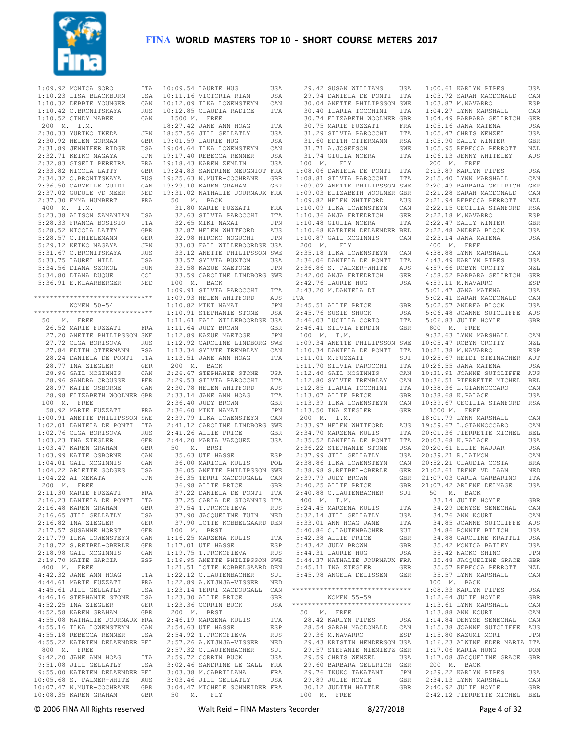# FINA WORLD MASTERS TOP 10 - SHORT COURSE METERS 2017

```
 1:09.92 MONICA SORO         ITA
 1:10.23 LISA BLACKBURN      USA
 1:10.32 DEBBIE YOUNGER      CAN
 1:10.42 O.BRONITSKAYA       RUS
 1:10.52 CINDY MABEE         CAN
 200  M.  I.M.
 2:30.33 YURIKO IKEDA        JPN
 2:30.92 HELEN GORMAN        GBR
 2:31.89 JENNIFER RIDGE      USA
 2:32.71 KEIKO NAGAYA        JPN
 2:32.83 GISELI PEREIRA      BRA
 2:33.82 NICOLA LATTY        GBR
 2:34.32 O.BRONITSKAYA       RUS
 2:36.50 CARMELLE GUIDI      CAN
 2:37.02 GUDULE VD MEER      NED
 2:37.30 EMMA HUMBERT        FRA
 400  M.  I.M.
 5:23.38 ALISON ZAMANIAN     USA
 5:28.33 FRANCA BOSISIO      ITA
 5:28.52 NICOLA LATTY        GBR
 5:28.57 C.THIELEMANN        GER
 5:29.12 KEIKO NAGAYA        JPN
 5:31.67 O.BRONITSKAYA       RUS
 5:33.75 LAUREL HILL         USA
 5:34.56 DIANA SZOKOL        HUN
 5:34.80 DIANA DUQUE         COL
 5:36.91 E.KLAARBERGER       NED

*****************************
         WOMEN 50-54
*****************************
 50   M.  FREE
   26.52 MARIE FUZZATI       FRA
   27.20 ANETTE PHILIPSSON   SWE
   27.72 OLGA BORISOVA       RUS
   27.84 EDITH OTTERMANN     RSA
   28.24 DANIELA DE PONTI    ITA
   28.77 INA ZIEGLER         GER
   28.96 GAIL MCGINNIS       CAN
   28.96 SANDRA CROUSSE      PER
   28.97 KATIE OSBORNE       CAN
   28.98 ELIZABETH WOOLNER   GBR
 100  M.  FREE
   58.92 MARIE FUZZATI       FRA
 1:00.91 ANETTE PHILIPSSON   SWE
 1:02.01 DANIELA DE PONTI    ITA
 1:02.76 OLGA BORISOVA       RUS
 1:03.23 INA ZIEGLER         GER
 1:03.47 KAREN GRAHAM        GBR
 1:03.99 KATIE OSBORNE       CAN
 1:04.01 GAIL MCGINNIS       CAN
 1:04.22 ARLETTE GODGES      USA
 1:04.22 AI MEKATA           JPN
 200  M.  FREE
 2:11.30 MARIE FUZZATI       FRA
 2:16.23 DANIELA DE PONTI    ITA
 2:16.48 KAREN GRAHAM        GBR
 2:16.65 JILL GELLATLY       USA
 2:16.82 INA ZIEGLER         GER
 2:17.57 SUSANNE HORST       GER
 2:17.79 ILKA LOWENSTEYN     CAN
 2:18.72 S.REIBEL-OBERLE     GER
 2:18.98 GAIL MCGINNIS       CAN
 2:19.70 MAITE GARCIA        ESP
 400  M.  FREE
 4:42.32 JANE ANN HOAG       ITA
 4:44.61 MARIE FUZZATI       FRA
 4:45.61 JILL GELLATLY       USA
 4:46.16 STEPHANIE STONE     USA
 4:52.25 INA ZIEGLER         GER
 4:52.58 KAREN GRAHAM        GBR
 4:55.08 NATHALIE JOURNAUX   FRA
 4:55.16 ILKA LOWENSTEYN     CAN
 4:55.18 REBECCA RENNER      USA
 4:55.22 KATRIEN DELAENDER   BEL
 800  M.  FREE
 9:42.20 JANE ANN HOAG       ITA
 9:51.08 JILL GELLATLY       USA
 9:55.00 KATRIEN DELAENDER   BEL
10:05.68 S. PALMER-WHITE     AUS
10:07.47 N.MUIR-COCHRANE     GBR
10:08.35 KAREN GRAHAM        GBR
10:09.54 LAURIE HUG          USA
10:11.16 VICTORIA RIAN       USA
10:12.09 ILKA LOWENSTEYN     CAN
10:12.85 CLAUDIA RADICE      ITA
 1500 M.  FREE
18:27.42 JANE ANN HOAG       ITA
18:57.56 JILL GELLATLY       USA
19:01.59 LAURIE HUG          USA
19:04.64 ILKA LOWENSTEYN     CAN
19:17.40 REBECCA RENNER      USA
19:18.43 KAREN ZEMLIN        USA
19:24.83 SANDRINE MEUGNIOT   FRA
19:25.63 N.MUIR-COCHRANE     GBR
19:29.10 KAREN GRAHAM        GBR
19:31.02 NATHALIE JOURNAUX   FRA
 50   M.  BACK
   31.80 MARIE FUZZATI       FRA
   32.63 SILVIA PAROCCHI     ITA
   32.65 MIKI NAMAI          JPN
   32.87 HELEN WHITFORD      AUS
   32.98 HIROKO ROGNONI      JPN
   33.03 FALL WILLEBOORDSE   USA
   33.12 ANETTE PHILIPSSON   SWE
   33.57 SYLVIA BUXTON       USA
   33.58 KAZUE MAETOGE       JPN
   33.59 CAROLINE LINDBORG   SWE
 100  M.  BACK
 1:09.91 SILVIA PAROCCHI     ITA
 1:09.93 HELEN WHITFORD      AUS
 1:10.82 MIKI NAMAI          JPN
 1:10.91 STEPHANIE STONE     USA
 1:11.61 FALL WILLEBOORDSE   USA
 1:11.64 JUDY BROWN          GBR
 1:12.89 KAZUE MAETOGE       JPN
 1:12.92 CAROLINE LINDBORG   SWE
 1:13.34 SYLVIE TREMBLAY     CAN
 1:13.51 JANE ANN HOAG       ITA
 200  M.  BACK
 2:26.67 STEPHANIE STONE     USA
 2:29.53 SILVIA PAROCCHI     ITA
 2:30.78 HELEN WHITFORD      AUS
 2:33.14 JANE ANN HOAG       ITA
 2:36.40 JUDY BROWN          GBR
 2:36.60 MIKI NAMAI          JPN
 2:39.79 ILKA LOWENSTEYN     CAN
 2:41.12 CAROLINE LINDBORG   SWE
 2:41.26 ALLIE PRICE         GBR
 2:44.20 MARIA VAZQUEZ       USA
 50   M.  BRST
   35.63 UTE HASSE           ESP
   36.00 MARIOLA KULIS       POL
   36.05 ANETTE PHILIPSSON   SWE
   36.35 TERRI MACDOUGALL    CAN
   36.98 ALLIE PRICE         GBR
   37.22 DANIELA DE PONTI    ITA
   37.25 CARLA DE GIOANNIS   ITA
   37.54 T.PROKOFIEVA        RUS
   37.90 JACQUELINE TUIN     NED
   37.90 LOTTE KOBBELGAARD   DEN
 100  M.  BRST
 1:16.25 MARZENA KULIS       ITA
 1:17.01 UTE HASSE           ESP
 1:19.75 T.PROKOFIEVA        RUS
 1:19.95 ANETTE PHILIPSSON   SWE
 1:21.51 LOTTE KOBBELGAARD   DEN
 1:22.12 C.LAUTENBACHER      SUI
 1:22.89 A.WIJNJA-VISSER     NED
 1:23.14 TERRI MACDOUGALL    CAN
 1:23.30 ALLIE PRICE         GBR
 1:23.36 CORRIN BUCK         USA
 200  M.  BRST
 2:46.19 MARZENA KULIS       ITA
 2:54.63 UTE HASSE           ESP
 2:54.92 T.PROKOFIEVA        RUS
 2:57.26 A.WIJNJA-VISSER     NED
 2:57.32 C.LAUTENBACHER      SUI
 2:59.72 CORRIN BUCK         USA
 3:02.46 SANDRINE LE GALL    FRA
 3:03.38 M.CABRILLANA        FRA
 3:03.46 JILL GELLATLY       USA
 3:04.47 MICHELE SCHNEIDER   FRA
 50   M.  FLY
   29.42 SUSAN WILLIAMS      USA
   29.94 DANIELA DE PONTI    ITA
   30.04 ANETTE PHILIPSSON   SWE
   30.40 ILARIA TOCCHINI     ITA
   30.74 ELIZABETH WOOLNER   GBR
   30.75 MARIE FUZZATI       FRA
   31.29 SILVIA PAROCCHI     ITA
   31.60 EDITH OTTERMANN     RSA
   31.71 A.JOSEFSON          SWE
   31.74 GIULIA NOERA        ITA
 100  M.  FLY
 1:08.06 DANIELA DE PONTI    ITA
 1:08.81 SILVIA PAROCCHI     ITA
 1:09.02 ANETTE PHILIPSSON   SWE
 1:09.03 ELIZABETH WOOLNER   GBR
 1:09.82 HELEN WHITFORD      AUS
 1:10.09 ILKA LOWENSTEYN     CAN
 1:10.36 ANJA FRIEDRICH      GER
 1:10.48 GIULIA NOERA        ITA
 1:10.68 KATRIEN DELAENDER   BEL
 1:10.87 GAIL MCGINNIS       CAN
 200  M.  FLY
 2:35.18 ILKA LOWENSTEYN     CAN
 2:36.06 DANIELA DE PONTI    ITA
 2:36.86 S. PALMER-WHITE     AUS
 2:42.00 ANJA FRIEDRICH      GER
 2:42.76 LAURIE HUG          USA
 2:43.20 M.DANIELA DI
ITA
 2:45.51 ALLIE PRICE         GBR
 2:45.76 SUSIE SHUCK         USA
 2:46.03 LUCILLA CORIO       ITA
 2:46.41 SILVIA FERDIN       GBR
 100  M.  I.M.
 1:09.34 ANETTE PHILIPSSON   SWE
 1:10.34 DANIELA DE PONTI    ITA
 1:11.01 M.FUZZATI           SUI
 1:11.70 SILVIA PAROCCHI     ITA
 1:12.40 GAIL MCGINNIS       CAN
 1:12.80 SYLVIE TREMBLAY     CAN
 1:12.85 ILARIA TOCCHINI     ITA
 1:13.07 ALLIE PRICE         GBR
 1:13.39 ILKA LOWENSTEYN     CAN
 1:13.50 INA ZIEGLER         GER
 200  M.  I.M.
 2:33.97 HELEN WHITFORD      AUS
 2:34.70 MARZENA KULIS       ITA
 2:35.52 DANIELA DE PONTI    ITA
 2:36.22 STEPHANIE STONE     USA
 2:37.99 JILL GELLATLY       USA
 2:38.86 ILKA LOWENSTEYN     CAN
 2:38.98 S.REIBEL-OBERLE     GER
 2:39.79 JUDY BROWN          GBR
 2:40.25 ALLIE PRICE         GBR
 2:40.88 C.LAUTENBACHER      SUI
 400  M.  I.M.
 5:24.45 MARZENA KULIS       ITA
 5:32.14 JILL GELLATLY       USA
 5:33.01 ANN HOAG JANE       ITA
 5:40.86 C.LAUTENBACHER      SUI
 5:42.38 ALLIE PRICE         GBR
 5:43.42 JUDY BROWN          GBR
 5:44.31 LAURIE HUG          USA
 5:44.37 NATHALIE JOURNAUX   FRA
 5:45.11 INA ZIEGLER         GER
 5:45.98 ANGELA DELISSEN     GER

*****************************
         WOMEN 55-59
*****************************
 50   M.  FREE
   28.42 KARLYN PIPES        USA
   28.54 SARAH MACDONALD     CAN
   29.36 M.NAVARRO           ESP
   29.43 KRISTIN HENDERSON   USA
   29.57 STEFANIE NIEMIETZ   GER
   29.59 CHRIS WENZEL        USA
   29.60 BARBARA GELLRICH    GER
   29.76 IKUKO TAKATANI      JPN
   29.89 JULIE HOYLE         GBR
   30.12 JUDITH HATTLE       GBR
 100  M.  FREE
 1:00.61 KARLYN PIPES        USA
 1:03.72 SARAH MACDONALD     CAN
 1:03.87 M.NAVARRO           ESP
 1:04.27 LYNN MARSHALL       CAN
 1:04.49 BARBARA GELLRICH    GER
 1:05.16 JANA MATENA         USA
 1:05.47 CHRIS WENZEL        USA
 1:05.90 SALLY WINTER        GBR
 1:05.95 REBECCA PERROTT     NZL
 1:06.13 JENNY WHITELEY      AUS
 200  M.  FREE
 2:13.89 KARLYN PIPES        USA
 2:15.40 LYNN MARSHALL       CAN
 2:20.49 BARBARA GELLRICH    GER
 2:21.28 SARAH MACDONALD     CAN
 2:21.94 REBECCA PERROTT     NZL
 2:22.15 CECILIA STANFORD    RSA
 2:22.18 M.NAVARRO           ESP
 2:22.47 SALLY WINTER        GBR
 2:22.48 ANDREA BLOCK        USA
 2:23.14 JANA MATENA         USA
 400  M.  FREE
 4:38.88 LYNN MARSHALL       CAN
 4:43.49 KARLYN PIPES        USA
 4:57.66 ROBYN CROTTY        NZL
 4:58.52 BARBARA GELLRICH    GER
 4:59.11 M.NAVARRO           ESP
 5:01.47 JANA MATENA         USA
 5:02.41 SARAH MACDONALD     CAN
 5:02.57 ANDREA BLOCK        USA
 5:06.48 JOANNE SUTCLIFFE    AUS
 5:06.83 JULIE HOYLE         GBR
 800  M.  FREE
 9:32.63 LYNN MARSHALL       CAN
10:05.47 ROBYN CROTTY        NZL
10:21.38 M.NAVARRO           ESP
10:25.67 HEIDI STEINACHER    AUT
10:26.55 JANA MATENA         USA
10:31.91 JOANNE SUTCLIFFE    AUS
10:36.51 PIERRETTE MICHEL    BEL
10:38.36 L.GIANNOCCARO       CAN
10:38.68 K.PALACE            USA
10:39.67 CECILIA STANFORD    RSA
 1500 M.  FREE
18:01.79 LYNN MARSHALL       CAN
19:59.67 L.GIANNOCCARO       CAN
20:01.36 PIERRETTE MICHEL    BEL
20:03.68 K.PALACE            USA
20:20.61 ELLIE NAJJAR        USA
20:39.21 R.LAIMON            CAN
20:52.21 CLAUDIA COSTA       BRA
21:02.61 IRENE VD LAAN       NED
21:07.03 CARLA GARBARINO     ITA
21:07.43 ARLENE DELMAGE      USA
 50   M.  BACK
   33.14 JULIE HOYLE         GBR
   34.29 DENYSE SENECHAL     CAN
   34.76 ANN KOURI           CAN
   34.85 JOANNE SUTCLIFFE    AUS
   34.86 BONNIE BILICH       USA
   34.88 CAROLINE KRATTLI    USA
   35.42 MONICA BAILEY       USA
   35.42 NAOKO SHINO         JPN
   35.48 JACQUELINE GRACE    GBR
   35.57 REBECCA PERROTT     NZL
   35.57 LYNN MARSHALL       CAN
 100  M.  BACK
 1:08.33 KARLYN PIPES        USA
 1:12.64 JULIE HOYLE         GBR
 1:13.61 LYNN MARSHALL       CAN
 1:13.88 ANN KOURI           CAN
 1:14.84 DENYSE SENECHAL     CAN
 1:15.38 JOANNE SUTCLIFFE    AUS
 1:15.80 KAZUMI MORI         JPN
 1:16.23 ALWINE EDER MARIA   ITA
 1:17.06 MARIA HUNG          DOM
 1:17.08 JACQUELINE GRACE    GBR
 200  M.  BACK
 2:29.22 KARLYN PIPES        USA
 2:34.13 LYNN MARSHALL       CAN
 2:40.92 JULIE HOYLE         GBR
 2:42.12 PIERRETTE MICHEL    BEL
```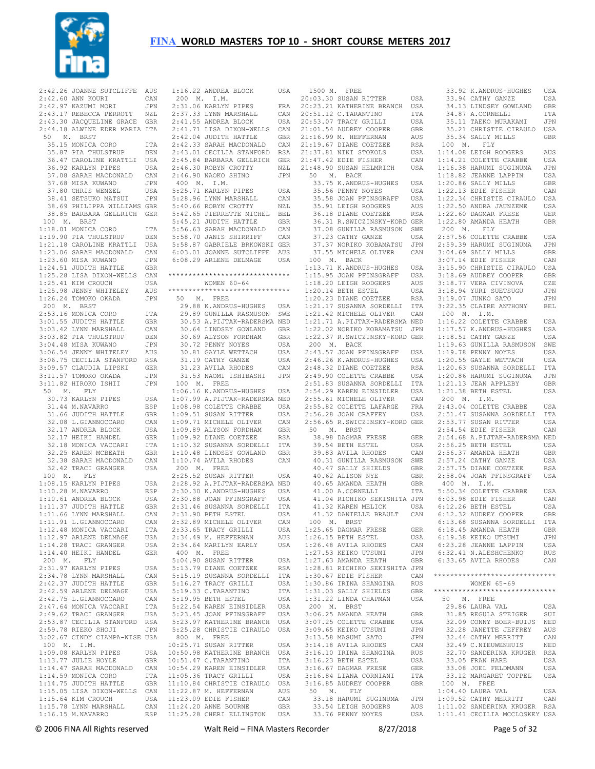2:42.26 JOANNE SUTCLIFFE AUS
2:42.60 ANN KOURI CAN
2:42.97 KAZUMI MORI JPN
2:43.17 REBECCA PERROTT NZL
2:43.30 JACQUELINE GRACE GBR
2:44.18 ALWINE EDER MARIA ITA

50 M. BRST
35.15 MONICA CORO ITA
35.87 PIA THULSTRUP DEN
36.47 CAROLINE KRATTLI USA
36.92 KARLYN PIPES USA
37.08 SARAH MACDONALD CAN
37.68 MISA KUWANO JPN
37.80 CHRIS WENZEL USA
38.41 SETSUKO MATSUI JPN
38.69 PHILIPPA WILLIAMS GBR
38.85 BARBARA GELLRICH GER

100 M. BRST
1:18.01 MONICA CORO ITA
1:19.90 PIA THULSTRUP DEN
1:21.18 CAROLINE KRATTLI USA
1:23.06 SARAH MACDONALD CAN
1:23.60 MISA KUWANO JPN
1:24.51 JUDITH HATTLE GBR
1:25.28 LISA DIXON-WELLS CAN
1:25.41 KIM CROUCH USA
1:25.98 JENNY WHITELEY AUS
1:26.24 TOMOKO OKADA JPN

200 M. BRST
2:53.16 MONICA CORO ITA
3:01.55 JUDITH HATTLE GBR
3:03.42 LYNN MARSHALL CAN
3:03.82 PIA THULSTRUP DEN
3:04.48 MISA KUWANO JPN
3:06.54 JENNY WHITELEY AUS
3:06.75 CECILIA STANFORD RSA
3:09.57 CLAUDIA LIPSKI GER
3:11.57 TOMOKO OKADA JPN
3:11.82 HIROKO ISHII JPN

50 M. FLY
30.73 KARLYN PIPES USA
31.44 M.NAVARRO ESP
31.66 JUDITH HATTLE GBR
32.08 L.GIANNOCCARO CAN
32.17 ANDREA BLOCK USA
32.17 HEIKI HANDEL GER
32.18 MONICA VACCARI ITA
32.25 KAREN MCBEATH GBR
32.38 SARAH MACDONALD CAN
32.42 TRACI GRANGER USA

100 M. FLY
1:08.15 KARLYN PIPES USA
1:10.28 M.NAVARRO ESP
1:10.61 ANDREA BLOCK USA
1:11.37 JUDITH HATTLE GBR
1:11.66 LYNN MARSHALL CAN
1:11.91 L.GIANNOCCARO CAN
1:12.48 MONICA VACCARI ITA
1:12.97 ARLENE DELMAGE USA
1:14.28 TRACI GRANGER USA
1:14.40 HEIKI HANDEL GER

200 M. FLY
2:31.97 KARLYN PIPES USA
2:34.78 LYNN MARSHALL CAN
2:42.37 JUDITH HATTLE GBR
2:42.59 ARLENE DELMAGE USA
2:42.75 L.GIANNOCCARO CAN
2:47.64 MONICA VACCARI ITA
2:49.62 TRACI GRANGER USA
2:53.87 CECILIA STANFORD RSA
2:59.78 RIEKO SHOJI JPN
3:02.67 CINDY CIAMPA-WISE USA

100 M. I.M.
1:09.08 KARLYN PIPES USA
1:13.77 JULIE HOYLE GBR
1:14.47 SARAH MACDONALD CAN
1:14.59 MONICA CORO ITA
1:14.75 JUDITH HATTLE GBR
1:15.05 LISA DIXON-WELLS CAN
1:15.64 KIM CROUCH USA
1:15.78 LYNN MARSHALL CAN
1:16.15 M.NAVARRO ESP
1:16.22 ANDREA BLOCK USA

200 M. I.M.
2:31.06 KARLYN PIPES FRA
2:37.33 LYNN MARSHALL CAN
2:41.55 ANDREA BLOCK USA
2:41.71 LISA DIXON-WELLS CAN
2:42.04 JUDITH HATTLE GBR
2:42.33 SARAH MACDONALD CAN
2:43.01 CECILIA STANFORD RSA
2:45.84 BARBARA GELLRICH GER
2:46.30 ROBYN CROTTY NZL
2:46.90 NAOKO SHINO JPN

400 M. I.M.
5:25.71 KARLYN PIPES USA
5:28.96 LYNN MARSHALL CAN
5:40.66 ROBYN CROTTY NZL
5:42.65 PIERRETTE MICHEL BEL
5:45.21 JUDITH HATTLE GBR
5:56.63 SARAH MACDONALD CAN
5:58.70 JANIS SHIRRIFF CAN
5:58.87 GABRIELE BRKOWSKI GER
6:03.01 JOANNE SUTCLIFFE AUS
6:08.29 ARLENE DELMAGE USA

*****************************
WOMEN 60-64
*****************************

50 M. FREE
29.88 K.ANDRUS-HUGHES USA
29.89 GUNILLA RASMUSON SWE
30.53 A.PIJTAK-RADERSMA NED
30.64 LINDSEY GOWLAND GBR
30.69 ALYSON FORDHAM GBR
30.72 PENNY NOYES USA
30.81 GAYLE WETTACH USA
31.19 CATHY GANZE USA
31.23 AVILA RHODES CAN
31.53 NAOMI ISHIBASHI JPN

100 M. FREE
1:06.16 K.ANDRUS-HUGHES USA
1:07.99 A.PIJTAK-RADERSMA NED
1:08.98 COLETTE CRABBE USA
1:09.51 SUSAN RITTER USA
1:09.71 MICHELE OLIVER CAN
1:09.89 ALYSON FORDHAM GBR
1:09.92 DIANE COETZEE RSA
1:10.32 SUSANNA SORDELLI ITA
1:10.48 LINDSEY GOWLAND GBR
1:10.74 AVILA RHODES CAN

200 M. FREE
2:25.52 SUSAN RITTER USA
2:28.92 A.PIJTAK-RADERSMA NED
2:30.30 K.ANDRUS-HUGHES USA
2:30.88 JOAN PFINSGRAFF USA
2:31.46 SUSANNA SORDELLI ITA
2:31.90 BETH ESTEL USA
2:32.89 MICHELE OLIVER CAN
2:33.65 TRACY GRILLI USA
2:34.49 M. HEFFERNAN AUS
2:34.64 MARILYN EARLY USA

400 M. FREE
5:04.90 SUSAN RITTER USA
5:13.79 DIANE COETZEE RSA
5:15.19 SUSANNA SORDELLI ITA
5:16.27 TRACY GRILLI USA
5:19.33 C.TARANTINO ITA
5:19.95 BETH ESTEL USA
5:22.54 KAREN EINSIDLER USA
5:23.45 JOAN PFINSGRAFF USA
5:23.97 KATHERINE BRANCH USA
5:25.28 CHRISTIE CIRAULO USA

800 M. FREE
10:25.71 SUSAN RITTER USA
10:50.98 KATHERINE BRANCH USA
10:51.47 C.TARANTINO ITA
10:54.29 KAREN EINSIDLER USA
11:05.36 TRACY GRILLI USA
11:10.84 CHRISTIE CIRAULO USA
11:22.87 M. HEFFERNAN AUS
11:23.09 EDIE FISHER CAN
11:24.20 ANNE BOURNE GBR
11:25.28 CHERI ELLINGTON USA

1500 M. FREE
20:03.30 SUSAN RITTER USA
20:23.21 KATHERINE BRANCH USA
20:51.12 C.TARANTINO ITA
20:53.07 TRACY GRILLI USA
21:01.54 AUDREY COOPER GBR
21:16.99 M. HEFFERNAN AUS
21:19.67 DIANE COETZEE RSA
21:37.81 NIKI STOKOLS USA
21:47.42 EDIE FISHER CAN
21:48.90 SUSAN HELMRICH USA

50 M. BACK
33.75 K.ANDRUS-HUGHES USA
35.56 PENNY NOYES USA
35.58 JOAN PFINSGRAFF USA
35.91 LEIGH RODGERS AUS
36.18 DIANE COETZEE RSA
36.31 R.SWICZINSKY-KORD GER
37.08 GUNILLA RASMUSON SWE
37.23 CATHY GANZE USA
37.37 NORIKO KOBAMATSU JPN
37.55 MICHELE OLIVER CAN

100 M. BACK
1:13.71 K.ANDRUS-HUGHES USA
1:15.95 JOAN PFINSGRAFF USA
1:18.20 LEIGH RODGERS AUS
1:20.14 BETH ESTEL USA
1:20.23 DIANE COETZEE RSA
1:21.17 SUSANNA SORDELLI ITA
1:21.42 MICHELE OLIVER CAN
1:21.71 A.PIJTAK-RADERSMA NED
1:22.02 NORIKO KOBAMATSU JPN
1:22.37 R.SWICZINSKY-KORD GER

200 M. BACK
2:43.57 JOAN PFINSGRAFF USA
2:46.26 K.ANDRUS-HUGHES USA
2:48.32 DIANE COETZEE RSA
2:49.90 COLETTE CRABBE USA
2:51.83 SUSANNA SORDELLI ITA
2:54.29 KAREN EINSIDLER USA
2:55.61 MICHELE OLIVER CAN
2:55.82 COLETTE LAFARGE FRA
2:56.28 JOAN CRAFFEY USA
2:56.65 R.SWICZINSKY-KORD GER

50 M. BRST
38.98 DAGMAR FRESE GER
39.54 BETH ESTEL USA
39.83 AVILA RHODES CAN
40.31 GUNILLA RASMUSON SWE
40.47 SALLY SHIELDS GBR
40.62 ALISON NYE GBR
40.65 AMANDA HEATH GBR
41.00 A.CORNELLI ITA
41.04 RICHIKO SEKISHITA JPN
41.32 KAREN MELICK USA
41.32 DANIELLE BRAULT CAN

100 M. BRST
1:25.65 DAGMAR FRESE GER
1:26.15 BETH ESTEL USA
1:26.48 AVILA RHODES CAN
1:27.53 KEIKO UTSUMI JPN
1:27.63 AMANDA HEATH GBR
1:28.81 RICHIKO SEKISHITA JPN
1:30.67 EDIE FISHER CAN
1:30.86 IRINA SHANGINA RUS
1:31.03 SALLY SHIELDS GBR
1:31.22 LINDA CHAPMAN USA

200 M. BRST
3:06.25 AMANDA HEATH GBR
3:07.25 COLETTE CRABBE USA
3:09.65 KEIKO UTSUMI JPN
3:13.58 MASUMI SATO JPN
3:14.18 AVILA RHODES CAN
3:16.10 IRINA SHANGINA RUS
3:16.23 BETH ESTEL USA
3:16.67 DAGMAR FRESE GER
3:16.84 LIANA CORNIANI ITA
3:16.85 AUDREY COOPER GBR

50 M. FLY
33.18 HARUMI SUGINUMA JPN
33.54 LEIGH RODGERS AUS
33.76 PENNY NOYES USA
33.92 K.ANDRUS-HUGHES USA
33.94 CATHY GANZE USA
34.13 LINDSEY GOWLAND GBR
34.87 A.CORNELLI ITA
35.11 TAEKO MURAKAMI JPN
35.21 CHRISTIE CIRAULO USA
35.34 SALLY MILLS GBR

100 M. FLY
1:14.08 LEIGH RODGERS AUS
1:14.21 COLETTE CRABBE USA
1:16.38 HARUMI SUGINUMA JPN
1:18.82 JEANNE LAPPIN USA
1:20.86 SALLY MILLS GBR
1:22.13 EDIE FISHER CAN
1:22.34 CHRISTIE CIRAULO USA
1:22.50 ANDRA JAUNZEME USA
1:22.60 DAGMAR FRESE GER
1:22.80 AMANDA HEATH GBR

200 M. FLY
2:57.56 COLETTE CRABBE USA
2:59.39 HARUMI SUGINUMA JPN
3:04.69 SALLY MILLS GBR
3:07.14 EDIE FISHER CAN
3:15.90 CHRISTIE CIRAULO USA
3:18.69 AUDREY COOPER GBR
3:18.77 VERA CIVINOVA CZE
3:18.94 YURI SUETSUGU JPN
3:19.07 JUNKO SATO JPN
3:22.35 CLAIRE ANTHONY BEL

100 M. I.M.
1:16.22 COLETTE CRABBE USA
1:17.57 K.ANDRUS-HUGHES USA
1:18.51 CATHY GANZE USA
1:19.63 GUNILLA RASMUSON SWE
1:19.78 PENNY NOYES USA
1:20.55 GAYLE WETTACH USA
1:20.63 SUSANNA SORDELLI ITA
1:20.86 HARUMI SUGINUMA JPN
1:21.13 JEAN APPLEBY GBR
1:21.38 BETH ESTEL USA

200 M. I.M.
2:43.04 COLETTE CRABBE USA
2:51.47 SUSANNA SORDELLI ITA
2:53.77 SUSAN RITTER USA
2:54.54 EDIE FISHER CAN
2:54.68 A.PIJTAK-RADERSMA NED
2:56.25 BETH ESTEL USA
2:56.37 AMANDA HEATH GBR
2:57.24 CATHY GANZE USA
2:57.75 DIANE COETZEE RSA
2:58.04 JOAN PFINSGRAFF USA

400 M. I.M.
5:50.34 COLETTE CRABBE USA
6:03.98 EDIE FISHER CAN
6:12.26 BETH ESTEL USA
6:12.32 AUDREY COOPER GBR
6:13.68 SUSANNA SORDELLI ITA
6:18.45 AMANDA HEATH GBR
6:19.38 KEIKO UTSUMI JPN
6:23.28 JEANNE LAPPIN USA
6:32.41 N.ALESHCHENKO RUS
6:33.65 AVILA RHODES CAN

*****************************
WOMEN 65-69
*****************************

50 M. FREE
29.86 LAURA VAL USA
31.85 REGULA STEIGER SUI
32.09 CONNY BOER-BUIJS NED
32.28 JANETTE JEFFREY AUS
32.44 CATHY MERRITT CAN
32.49 C.NIEUWENHUIS NED
32.70 SANDERINA KRUGER RSA
33.05 FRAN HARE USA
33.08 JOEL FELDMANN USA
33.12 MARGARET TOPPEL USA

100 M. FREE
1:04.40 LAURA VAL USA
1:09.52 CATHY MERRITT CAN
1:11.02 SANDERINA KRUGER RSA
1:11.41 CECILIA MCCLOSKEY USA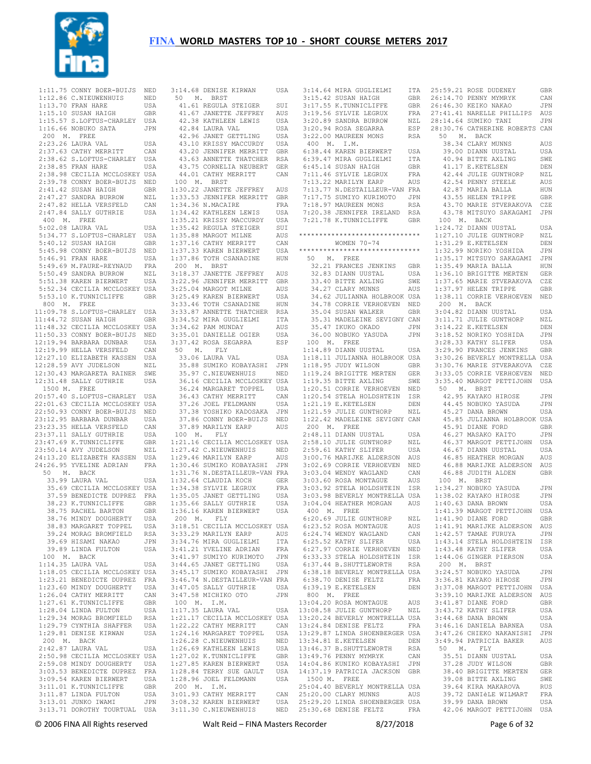# FINA WORLD MASTERS TOP 10 - SHORT COURSE METERS 2017

```
1:11.75 CONNY BOER-BUIJS NED
1:12.86 C.NIEUWENHUIS NED
1:13.70 FRAN HARE USA
1:15.10 SUSAN HAIGH GBR
1:15.57 S.LOFTUS-CHARLEY USA
1:16.66 NOBUKO SATA JPN
 200 M. FREE
2:23.26 LAURA VAL USA
2:37.63 CATHY MERRITT CAN
2:38.62 S.LOFTUS-CHARLEY USA
2:38.85 FRAN HARE USA
2:38.98 CECILIA MCCLOSKEY USA
2:39.78 CONNY BOER-BUIJS NED
2:41.42 SUSAN HAIGH GBR
2:47.27 SANDRA BURROW NZL
2:47.82 HELLA VERSFELD CAN
2:47.84 SALLY GUTHRIE USA
 400 M. FREE
5:02.08 LAURA VAL USA
5:34.77 S.LOFTUS-CHARLEY USA
5:40.12 SUSAN HAIGH GBR
5:45.98 CONNY BOER-BUIJS NED
5:46.91 FRAN HARE USA
5:49.69 M.FAURE-REYNAUD FRA
5:50.49 SANDRA BURROW NZL
5:51.38 KAREN BIERWERT USA
5:52.34 CECILIA MCCLOSKEY USA
5:53.10 K.TUNNICLIFFE GBR
 800 M. FREE
11:09.78 S.LOFTUS-CHARLEY USA
11:44.72 SUSAN HAIGH GBR
11:48.32 CECILIA MCCLOSKEY USA
11:50.33 CONNY BOER-BUIJS NED
12:19.94 BARBARA DUNBAR USA
12:19.99 HELLA VERSFELD CAN
12:27.10 ELIZABETH KASSEN USA
12:28.59 AVY JUDELSON NZL
12:30.43 MARGARETA RAINER SWE
12:31.48 SALLY GUTHRIE USA
 1500 M. FREE
20:57.40 S.LOFTUS-CHARLEY USA
22:01.63 CECILIA MCCLOSKEY USA
22:50.93 CONNY BOER-BUIJS NED
23:12.95 BARBARA DUNBAR USA
23:23.35 HELLA VERSFELD CAN
23:37.11 SALLY GUTHRIE USA
23:47.69 K.TUNNICLIFFE GBR
23:50.14 AVY JUDELSON NZL
24:13.20 ELIZABETH KASSEN USA
24:26.95 YVELINE ADRIAN FRA
 50 M. BACK
33.99 LAURA VAL USA
35.69 CECILIA MCCLOSKEY USA
37.59 BENEDICTE DUPREZ FRA
38.23 K.TUNNICLIFFE GBR
38.75 RACHEL BARTON GBR
38.76 MINDY DOUGHERTY USA
38.83 MARGARET TOPPEL USA
39.24 MORAG BROMFIELD RSA
39.69 HISAMI NAKAO JPN
39.89 LINDA FULTON USA
 100 M. BACK
1:14.35 LAURA VAL USA
1:18.05 CECILIA MCCLOSKEY USA
1:23.21 BENEDICTE DUPREZ FRA
1:23.60 MINDY DOUGHERTY USA
1:26.04 CATHY MERRITT CAN
1:27.61 K.TUNNICLIFFE GBR
1:28.04 LINDA FULTON USA
1:29.34 MORAG BROMFIELD RSA
1:29.79 CYNTHIA SHAFFER USA
1:29.81 DENISE KIRWAN USA
 200 M. BACK
2:42.87 LAURA VAL USA
2:50.98 CECILIA MCCLOSKEY USA
2:59.08 MINDY DOUGHERTY USA
3:03.53 BENEDICTE DUPREZ FRA
3:09.54 KAREN BIERWERT USA
3:11.01 K.TUNNICLIFFE GBR
3:11.87 LINDA FULTON USA
3:13.01 JUNKO IWAMI JPN
3:13.71 DOROTHY TOURTUAL USA
3:14.68 DENISE KIRWAN USA
 50 M. BRST
41.61 REGULA STEIGER SUI
41.67 JANETTE JEFFREY AUS
42.38 KATHLEEN LEWIS USA
42.84 LAURA VAL USA
42.96 JANET GETTLING USA
43.10 KRISSY MACCURDY USA
43.20 JENNIFER MERRITT GBR
43.63 ANNETTE THATCHER RSA
43.75 CORNELIA NEUBERT GER
44.01 CATHY MERRITT CAN
 100 M. BRST
1:30.22 JANETTE JEFFREY AUS
1:33.53 JENNIFER MERRITT GBR
1:34.36 N.MACAIRE FRA
1:34.42 KATHLEEN LEWIS USA
1:35.21 KRISSY MACCURDY USA
1:35.42 REGULA STEIGER SUI
1:35.88 MARGOT MILNE AUS
1:37.16 CATHY MERRITT CAN
1:37.33 KAREN BIERWERT USA
1:37.86 TOTH CSANADINE HUN
 200 M. BRST
3:18.37 JANETTE JEFFREY AUS
3:22.96 JENNIFER MERRITT GBR
3:25.04 MARGOT MILNE AUS
3:25.49 KAREN BIERWERT USA
3:33.46 TOTH CSANADINE HUN
3:33.87 ANNETTE THATCHER RSA
3:34.52 MIRA GUGLIELMI ITA
3:34.62 PAM MUNDAY AUS
3:35.01 DANIELLE OGIER USA
3:37.42 ROSA SEGARRA ESP
 50 M. FLY
33.06 LAURA VAL USA
35.88 SUMIKO KOBAYASHI JPN
35.97 C.NIEUWENHUIS NED
36.16 CECILIA MCCLOSKEY USA
36.24 MARGARET TOPPEL USA
36.43 CATHY MERRITT CAN
37.26 JOEL FELDMANN USA
37.38 YOSHIKO KADOSAKA JPN
37.86 CONNY BOER-BUIJS NED
37.89 MARILYN EARP AUS
 100 M. FLY
1:21.16 CECILIA MCCLOSKEY USA
1:27.42 C.NIEUWENHUIS NED
1:29.46 MARILYN EARP AUS
1:30.46 SUMIKO KOBAYASHI JPN
1:31.76 N.DESTAILLEUR-VAN FRA
1:32.64 CLAUDIA KOCH GER
1:34.38 SYLVIE LEGRUX FRA
1:35.05 JANET GETTLING USA
1:35.66 SALLY GUTHRIE USA
1:36.16 KAREN BIERWERT USA
 200 M. FLY
3:18.51 CECILIA MCCLOSKEY USA
3:33.29 MARILYN EARP AUS
3:34.76 MIRA GUGLIELMI ITA
3:41.21 YVELINE ADRIAN FRA
3:41.97 SUMIYO KURIMOTO JPN
3:44.65 JANET GETTLING USA
3:45.17 SUMIKO KOBAYASHI JPN
3:46.74 N.DESTAILLEUR-VAN FRA
3:47.05 SALLY GUTHRIE USA
3:47.58 MICHIKO OTO JPN
 100 M. I.M.
1:17.35 LAURA VAL USA
1:21.17 CECILIA MCCLOSKEY USA
1:22.22 CATHY MERRITT CAN
1:24.16 MARGARET TOPPEL USA
1:26.28 C.NIEUWENHUIS NED
1:26.69 KATHLEEN LEWIS USA
1:27.02 K.TUNNICLIFFE GBR
1:27.85 KAREN BIERWERT USA
1:28.84 TERRY SUE GAULT USA
1:28.96 JOEL FELDMANN USA
 200 M. I.M.
3:01.93 CATHY MERRITT CAN
3:08.32 KAREN BIERWERT USA
3:11.30 C.NIEUWENHUIS NED
3:14.64 MIRA GUGLIELMI ITA
3:15.42 SUSAN HAIGH GBR
3:17.55 K.TUNNICLIFFE GBR
3:19.56 SYLVIE LEGRUX FRA
3:20.89 SANDRA BURROW NZL
3:20.94 ROSA SEGARRA ESP
3:22.00 MAUREEN MONS RSA
 400 M. I.M.
6:38.44 KAREN BIERWERT USA
6:39.47 MIRA GUGLIELMI ITA
6:45.14 SUSAN HAIGH GBR
7:11.46 SYLVIE LEGRUX FRA
7:13.22 MARILYN EARP AUS
7:13.77 N.DESTAILLEUR-VAN FRA
7:17.75 SUMIYO KURIMOTO JPN
7:18.97 MAUREEN MONS RSA
7:20.38 JENNIFER IRELAND RSA
7:21.78 K.TUNNICLIFFE GBR

******************************
 WOMEN 70-74
******************************
 50 M. FREE
32.21 FRANCES JENKINS GBR
32.83 DIANN UUSTAL USA
33.40 BITTE AXLING SWE
34.27 CLARY MUNNS AUS
34.62 JULIANNA HOLBROOK USA
34.78 CORRIE VERHOEVEN NED
35.04 SUSAN WALKER GBR
35.31 MADELEINE SEVIGNY CAN
35.47 IKUKO OKADO JPN
36.00 NOBUKO YASUDA JPN
 100 M. FREE
1:14.89 DIANN UUSTAL USA
1:18.11 JULIANNA HOLBROOK USA
1:18.95 JUDY WILSON GBR
1:19.24 BRIGITTE MERTEN GER
1:19.35 BITTE AXLING SWE
1:20.51 CORRIE VERHOEVEN NED
1:20.54 STELA HOLDSHTEIN ISR
1:21.19 E.KETELSEN DEN
1:21.59 JULIE GUNTHORP NZL
1:22.42 MADELEINE SEVIGNY CAN
 200 M. FREE
2:48.11 DIANN UUSTAL USA
2:58.10 JULIE GUNTHORP NZL
2:59.61 KATHY SLIFER USA
3:00.76 MARIJKE ALDERSON AUS
3:02.69 CORRIE VERHOEVEN NED
3:03.04 WENDY WAGLAND CAN
3:03.60 ROSA MONTAGUE AUS
3:03.92 STELA HOLDSHTEIN ISR
3:03.98 BEVERLY MONTRELLA USA
3:04.04 HEATHER MORGAN AUS
 400 M. FREE
6:20.69 JULIE GUNTHORP NZL
6:23.52 ROSA MONTAGUE AUS
6:24.74 WENDY WAGLAND CAN
6:25.52 KATHY SLIFER USA
6:27.97 CORRIE VERHOEVEN NED
6:33.33 STELA HOLDSHTEIN ISR
6:37.44 B.SHUTTLEWORTH RSA
6:38.18 BEVERLY MONTRELLA USA
6:38.70 DENISE FELTZ FRA
6:39.19 E.KETELSEN DEN
 800 M. FREE
13:04.20 ROSA MONTAGUE AUS
13:08.58 JULIE GUNTHORP NZL
13:20.24 BEVERLY MONTRELLA USA
13:24.84 DENISE FELTZ FRA
13:29.87 LINDA SHOENBERGER USA
13:34.81 E.KETELSEN DEN
13:46.37 B.SHUTTLEWORTH RSA
13:49.76 PENNY MYMRYK CAN
14:04.86 KUNIKO KOBAYASHI JPN
14:37.19 PATRICIA JACKSON GBR
 1500 M. FREE
25:04.40 BEVERLY MONTRELLA USA
25:20.00 CLARY MUNNS AUS
25:29.20 LINDA SHOENBERGER USA
25:30.68 DENISE FELTZ FRA
25:59.21 ROSE DUDENEY GBR
26:14.70 PENNY MYMRYK CAN
26:46.30 KEIKO NAKAO JPN
27:41.41 NARELLE PHILLIPS AUS
28:14.64 SUMIKO TANI JPN
28:30.76 CATHERINE ROBERTS CAN
 50 M. BACK
38.34 CLARY MUNNS AUS
39.00 DIANN UUSTAL USA
40.94 BITTE AXLING SWE
41.17 E.KETELSEN DEN
42.44 JULIE GUNTHORP NZL
42.54 PENNY STEELE AUS
42.87 MARIA BALLA HUN
43.55 HELEN TRIPPE GBR
43.70 MARIE STVERAKOVA CZE
43.78 MITSUYO SAKAGAMI JPN
 100 M. BACK
1:24.72 DIANN UUSTAL USA
1:27.10 JULIE GUNTHORP NZL
1:31.29 E.KETELSEN DEN
1:32.99 NORIKO YOSHIDA JPN
1:35.17 MITSUYO SAKAGAMI JPN
1:35.49 MARIA BALLA HUN
1:36.10 BRIGITTE MERTEN GER
1:37.65 MARIE STVERAKOVA CZE
1:37.97 HELEN TRIPPE GBR
1:38.11 CORRIE VERHOEVEN NED
 200 M. BACK
3:04.82 DIANN UUSTAL USA
3:11.71 JULIE GUNTHORP NZL
3:14.22 E.KETELSEN DEN
3:18.52 NORIKO YOSHIDA JPN
3:28.33 KATHY SLIFER USA
3:29.90 FRANCES JENKINS GBR
3:30.26 BEVERLY MONTRELLA USA
3:30.76 MARIE STVERAKOVA CZE
3:33.05 CORRIE VERHOEVEN NED
3:35.40 MARGOT PETTIJOHN USA
 50 M. BRST
42.95 KAYAKO HIROSE JPN
44.45 NOBUKO YASUDA JPN
45.27 DANA BROWN USA
45.85 JULIANNA HOLBROOK USA
45.91 DIANE FORD GBR
46.27 MASAKO KAITO JPN
46.37 MARGOT PETTIJOHN USA
46.67 DIANN UUSTAL USA
46.85 HEATHER MORGAN AUS
46.88 MARIJKE ALDERSON AUS
46.88 JUDITH ALDEN GBR
 100 M. BRST
1:34.27 NOBUKO YASUDA JPN
1:38.02 KAYAKO HIROSE JPN
1:40.63 DANA BROWN USA
1:41.39 MARGOT PETTIJOHN USA
1:41.90 DIANE FORD GBR
1:41.91 MARIJKE ALDERSON AUS
1:42.57 TAMAE FURUYA JPN
1:43.14 STELA HOLDSHTEIN ISR
1:43.48 KATHY SLIFER USA
1:44.06 GINGER PIERSON USA
 200 M. BRST
3:24.57 NOBUKO YASUDA JPN
3:36.81 KAYAKO HIROSE JPN
3:37.08 MARGOT PETTIJOHN USA
3:39.10 MARIJKE ALDERSON AUS
3:41.87 DIANE FORD GBR
3:43.72 KATHY SLIFER USA
3:44.68 DANA BROWN USA
3:46.16 DANIELA BARNEA USA
3:47.26 CHIEKO NAKANISHI JPN
3:49.94 PATRICIA BAKER AUS
 50 M. FLY
35.51 DIANN UUSTAL USA
37.28 JUDY WILSON GBR
38.40 BRIGITTE MERTEN GER
39.08 BITTE AXLING SWE
39.64 KIRA MAKAROVA RUS
39.72 DANIèLE WILMART FRA
39.99 DANA BROWN USA
42.06 MARGOT PETTIJOHN USA
```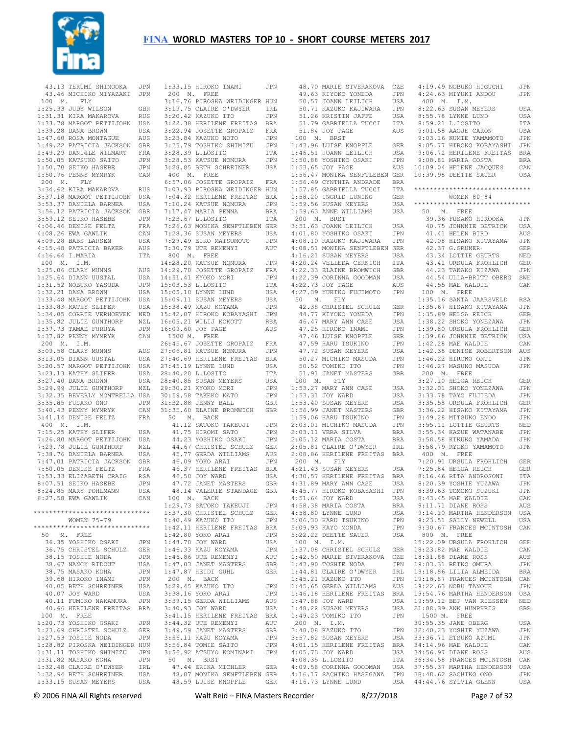# FINA WORLD MASTERS TOP 10 - SHORT COURSE METERS 2017

```
 43.13 TERUMI SHIMOOKA      JPN
 43.46 MICHIKO MIYAZAKI     JPN
 100  M.  FLY
1:25.33 JUDY WILSON         GBR
1:31.31 KIRA MAKAROVA       RUS
1:33.78 MARGOT PETTIJOHN    USA
1:39.28 DANA BROWN          USA
1:47.60 ROSA MONTAGUE       AUS
1:49.22 PATRICIA JACKSON    GBR
1:49.29 DANIèLE WILMART     FRA
1:50.05 KATSUKO SAITO       JPN
1:50.70 SEIKO HASEBE        JPN
1:50.76 PENNY MYMRYK        CAN
 200  M.  FLY
3:34.62 KIRA MAKAROVA       RUS
3:37.18 MARGOT PETTIJOHN    USA
3:53.37 DANIELA BARNEA      USA
3:56.12 PATRICIA JACKSON    GBR
3:59.12 SEIKO HASEBE        JPN
4:06.46 DENISE FELTZ        FRA
4:08.26 EWA GAWLIK          CAN
4:09.28 BABS LARSEN         USA
4:15.48 PATRICIA BAKER      AUS
4:16.64 I.MARIA             ITA
 100  M.  I.M.
1:25.06 CLARY MUNNS         AUS
1:25.64 DIANN UUSTAL        USA
1:31.52 NOBUKO YASUDA       JPN
1:32.21 DANA BROWN          USA
1:33.48 MARGOT PETTIJOHN    USA
1:33.83 KATHY SLIFER        USA
1:34.05 CORRIE VERHOEVEN    NED
1:35.82 JULIE GUNTHORP      NZL
1:37.73 TAMAE FURUYA        JPN
1:37.82 PENNY MYMRYK        CAN
 200  M.  I.M.
3:09.58 CLARY MUNNS         AUS
3:13.05 DIANN UUSTAL        USA
3:20.57 MARGOT PETTIJOHN    USA
3:23.13 KATHY SLIFER        USA
3:27.40 DANA BROWN          USA
3:29.99 JULIE GUNTHORP      NZL
3:32.35 BEVERLY MONTRELLA   USA
3:35.85 FUSAKO ONO          JPN
3:40.43 PENNY MYMRYK        CAN
3:41.14 DENISE FELTZ        FRA
 400  M.  I.M.
7:15.25 KATHY SLIFER        USA
7:26.80 MARGOT PETTIJOHN    USA
7:29.78 JULIE GUNTHORP      NZL
7:38.76 DANIELA BARNEA      USA
7:47.01 PATRICIA JACKSON    GBR
7:50.05 DENISE FELTZ        FRA
7:53.33 ELIZABETH CRAIG     RSA
8:07.51 SEIKO HASEBE        JPN
8:24.85 MARY POHLMANN       USA
8:27.58 EWA GAWLIK          CAN
```

## WOMEN 75-79

```
 50   M.  FREE
 36.35 YOSHIKO OSAKI        JPN
 36.75 CHRISTEL SCHULZ      GER
 38.15 TOSHIE NODA          JPN
 38.67 NANCY RIDOUT         USA
 38.75 MASAKO KOHA          JPN
 39.68 HIROKO INAMI         JPN
 40.05 BETH SCHREINER       USA
 40.07 JOY WARD             USA
 40.11 FUMIKO NAKAMURA      JPN
 40.66 HERILENE FREITAS     BRA
 100  M.  FREE
1:20.73 YOSHIKO OSAKI       JPN
1:23.69 CHRISTEL SCHULZ     GER
1:27.53 TOSHIE NODA         JPN
1:28.82 PIROSKA WEIDINGER   HUN
1:31.11 TOSHIKO SHIMIZU     JPN
1:31.82 MASAKO KOHA         JPN
1:32.48 CLAIRE O'DWYER      IRL
1:32.94 BETH SCHREINER      USA
1:33.15 SUSAN MEYERS        USA
1:33.15 HIROKO INAMI        JPN
 200  M.  FREE
3:16.76 PIROSKA WEIDINGER   HUN
3:19.75 CLAIRE O'DWYER      IRL
3:20.42 KAZUKO ITO          JPN
3:22.38 HERILENE FREITAS    BRA
3:22.94 JOSETTE GROPAIZ     FRA
3:23.84 KAZUKO NOTO         JPN
3:25.79 TOSHIKO SHIMIZU     JPN
3:28.39 L.LOSITO            ITA
3:28.53 KATSUE NOMURA       JPN
3:28.85 BETH SCHREINER      USA
 400  M.  FREE
6:57.06 JOSETTE GROPAIZ     FRA
7:03.93 PIROSKA WEIDINGER   HUN
7:04.32 HERILENE FREITAS    BRA
7:10.24 KATSUE NOMURA       JPN
7:17.47 MARIA PENNA         BRA
7:23.67 L.LOSITO            ITA
7:26.63 MONIKA SENFTLEBEN   GER
7:28.36 SUSAN MEYERS        USA
7:29.49 EIKO MATSUMOTO      JPN
7:30.79 UTE REMENYI         AUT
 800  M.  FREE
14:28.20 KATSUE NOMURA      JPN
14:29.70 JOSETTE GROPAIZ    FRA
14:51.41 KYOKO MORI         JPN
15:03.53 L.LOSITO           ITA
15:05.10 LYNNE LUND         USA
15:09.11 SUSAN MEYERS       USA
15:38.49 KAZU KOYAMA        JPN
15:42.07 HIROKO KOBAYASHI   JPN
16:05.21 WILIJ KOKOTT       RSA
16:09.60 JOY PAGE           AUS
 1500 M.  FREE
26:45.67 JOSETTE GROPAIZ    FRA
27:06.81 KATSUE NOMURA      JPN
27:40.69 HERILENE FREITAS   BRA
27:45.19 LYNNE LUND         USA
28:40.20 L.LOSITO           ITA
28:40.85 SUSAN MEYERS       USA
29:30.21 KYOKO MORI         JPN
30:59.58 TAKEKO KATO        JPN
31:32.88 JENNY BALL         GBR
31:35.60 ELAINE BROMWICH    GBR
 50   M.  BACK
 41.12 SATOKO TAKEUJI       JPN
 41.75 HIROMI SATO          JPN
 44.23 YOSHIKO OSAKI        JPN
 44.67 CHRISTEL SCHULZ      GER
 45.77 GERDA WILLIAMS       AUS
 46.09 YOKO ARAI            JPN
 46.37 HERILENE FREITAS     BRA
 46.50 JOY WARD             USA
 47.72 JANET MASTERS        GBR
 48.14 VALERIE STANDAGE     GBR
 100  M.  BACK
1:29.73 SATOKO TAKEUJI      JPN
1:37.30 CHRISTEL SCHULZ     GER
1:40.49 KAZUKO ITO          JPN
1:42.11 HERILENE FREITAS    BRA
1:42.80 YOKO ARAI           JPN
1:43.70 JOY WARD            USA
1:46.33 KAZU KOYAMA         JPN
1:46.86 UTE REMENYI         AUT
1:47.03 JANET MASTERS       GBR
1:47.87 HEIDI GUHL          GER
 200  M.  BACK
3:29.45 KAZUKO ITO          JPN
3:38.16 YOKO ARAI           JPN
3:39.15 GERDA WILLIAMS      AUS
3:40.93 JOY WARD            USA
3:41.15 HERILENE FREITAS    BRA
3:44.32 UTE REMENYI         AUT
3:49.59 JANET MASTERS       GBR
3:56.11 KAZU KOYAMA         JPN
3:56.84 TOMIE SAITO         JPN
3:56.92 ATSUYO KOMINAMI     JPN
 50   M.  BRST
 47.44 ERIKA MICHLER        GER
 48.07 MONIKA SENFTLEBEN    GER
 48.59 LUISE KNOPFLE        GER
 48.70 MARIE STVERAKOVA     CZE
 49.63 KIYOKO YONEDA        JPN
 50.57 JOANN LEILICH        USA
 50.71 KAZUKO KAJIWARA      JPN
 51.26 KRISTIN JAFFE        USA
 51.79 GABRIELLA TUCCI      ITA
 51.84 JOY PAGE             AUS
 100  M.  BRST
1:43.96 LUISE KNOPFLE       GER
1:46.51 JOANN LEILICH       USA
1:50.88 YOSHIKO OSAKI       JPN
1:53.65 JOY PAGE            AUS
1:56.47 MONIKA SENFTLEBEN   GER
1:56.49 CYNTHIA ANDRADE     BRA
1:57.85 GABRIELLA TUCCI     ITA
1:58.20 INGRID LUNING       GER
1:59.56 SUSAN MEYERS        USA
1:59.63 ANNE WILLIAMS       USA
 200  M.  BRST
3:51.63 JOANN LEILICH       USA
4:01.80 YOSHIKO OSAKI       JPN
4:08.10 KAZUKO KAJIWARA     JPN
4:08.51 MONIKA SENFTLEBEN   GER
4:16.21 SUSAN MEYERS        USA
4:20.24 VELLEDA CERNICH     ITA
4:22.33 ELAINE BROMWICH     GBR
4:22.39 CORINNA GOODMAN     USA
4:22.73 JOY PAGE            AUS
4:27.39 YUKIKO FUJIMOTO     JPN
 50   M.  FLY
 42.38 CHRISTEL SCHULZ      GER
 44.77 KIYOKO YONEDA        JPN
 46.47 MARY ANN CASE        USA
 47.25 HIROKO INAMI         JPN
 47.46 LUISE KNOPFLE        GER
 47.59 HARU TSUKINO         JPN
 47.72 SUSAN MEYERS         USA
 50.27 MICHIKO MASUDA       JPN
 50.52 TOMIKO ITO           JPN
 51.91 JANET MASTERS        GBR
 100  M.  FLY
1:53.27 MARY ANN CASE       USA
1:53.31 JOY WARD            USA
1:53.40 SUSAN MEYERS        USA
1:56.99 JANET MASTERS       GBR
1:59.06 HARU TSUKINO        JPN
2:03.01 MICHIKO MASUDA      JPN
2:03.11 VERA SILVA          BRA
2:05.12 MARIA COSTA         BRA
2:05.81 CLAIRE O'DWYER      IRL
2:08.86 HERILENE FREITAS    BRA
 200  M.  FLY
4:21.43 SUSAN MEYERS        USA
4:30.57 HERILENE FREITAS    BRA
4:31.89 MARY ANN CASE       USA
4:45.77 HIROKO KOBAYASHI    JPN
4:51.64 JOY WARD            USA
4:58.38 MARIA COSTA         BRA
4:58.80 LYNNE LUND          USA
5:06.30 HARU TSUKINO        JPN
5:09.93 KAYO MONDA          JPN
5:22.22 DEETTE SAUER        USA
 100  M.  I.M.
1:37.08 CHRISTEL SCHULZ     GER
1:42.50 MARIE STVERAKOVA    CZE
1:43.90 TOSHIE NODA         JPN
1:44.81 CLAIRE O'DWYER      IRL
1:45.21 KAZUKO ITO          JPN
1:45.65 GERDA WILLIAMS      AUS
1:46.18 HERILENE FREITAS    BRA
1:47.88 JOY WARD            USA
1:48.22 SUSAN MEYERS        USA
1:49.23 TOMIKO ITO          JPN
 200  M.  I.M.
3:48.08 KAZUKO ITO          JPN
3:57.82 SUSAN MEYERS        USA
4:01.15 HERILENE FREITAS    BRA
4:05.73 JOY WARD            USA
4:08.35 L.LOSITO            ITA
4:09.58 CORINNA GOODMAN     USA
4:16.17 SACHIKO HASEGAWA    JPN
4:16.73 LYNNE LUND          USA
4:19.49 NOBUKO HIGUCHI      JPN
4:24.63 MIYUKI ANDOU        JPN
 400  M.  I.M.
8:22.63 SUSAN MEYERS        USA
8:55.78 LYNNE LUND          USA
8:59.21 L.LOSITO            ITA
9:01.58 AAGJE CARON         USA
9:03.16 KUMIE YAMAMOTO      JPN
9:05.77 HIROKO KOBAYASHI    JPN
9:06.72 HERILENE FREITAS    BRA
9:08.81 MARIA COSTA         BRA
10:09.04 HELENE JACQUES     CAN
10:39.98 DEETTE SAUER       USA
```

## WOMEN 80-84

```
 50   M.  FREE
 39.36 FUSAKO HIROOKA       JPN
 40.75 JOHNNIE DETRICK      USA
 41.41 HELEN BIRD           AUS
 42.08 HISAKO KITAYAMA      JPN
 42.37 G.GRUNER             GER
 43.34 LOTTIE GEURTS        NED
 43.41 URSULA FROHLICH      GER
 44.23 TAKAKO KIZAWA        JPN
 44.54 ULLA-BRITT OBERG     SWE
 44.55 MAE WALDIE           CAN
 100  M.  FREE
1:35.16 SANTA JAARSVELD     RSA
1:35.67 HISAKO KITAYAMA     JPN
1:35.89 HELGA REICH         GER
1:38.22 SHOKO YONEZAWA      JPN
1:39.80 URSULA FROHLICH     GER
1:39.86 JOHNNIE DETRICK     USA
1:42.28 MAE WALDIE          CAN
1:42.38 DENISE ROBERTSON    AUS
1:46.22 HIROKO ORUI         JPN
1:46.27 MASUNO MASUDA       JPN
 200  M.  FREE
3:27.10 HELGA REICH         GER
3:32.01 SHOKO YONEZAWA      JPN
3:33.78 TAYO FUJIEDA        JPN
3:35.58 URSULA FROHLICH     GER
3:36.22 HISAKO KITAYAMA     JPN
3:49.28 MITSUKO ENDO        JPN
3:55.11 LOTTIE GEURTS       NED
3:55.34 KAZUE WATANABE      JPN
3:58.58 KIKUKO YAMADA       JPN
3:58.79 RYOKO YAMAMOTO      JPN
 400  M.  FREE
7:20.91 URSULA FROHLICH     GER
7:25.84 HELGA REICH         GER
8:16.46 RITA ANDROSONI      ITA
8:20.39 YOSHIE YUZAWA       JPN
8:39.63 TOMOKO SUZUKI       JPN
8:43.45 MAE WALDIE          CAN
9:11.71 DIANE ROSS          AUS
9:14.10 MARTHA HENDERSON    USA
9:23.51 SALLY NEWELL        USA
9:30.67 FRANCES MCINTOSH    CAN
 800  M.  FREE
15:22.09 URSULA FROHLICH    GER
18:23.82 MAE WALDIE         CAN
18:31.88 DIANE ROSS         AUS
19:03.31 REIKO OMURA        JPN
19:18.86 LILIA ALMEIDA      BRA
19:18.87 FRANCES MCINTOSH   CAN
19:22.63 NOBU TANOUE        JPN
19:54.76 MARTHA HENDERSON   USA
19:59.12 BEP VAN RIESSEN    NED
21:08.39 ANN HUMPHRIS       GBR
 1500 M.  FREE
30:55.35 JANE OBERG         USA
32:40.23 YOSHIE YUZAWA      JPN
33:36.71 ETSUKO AZUMI       JPN
34:14.96 MAE WALDIE         CAN
34:56.97 DIANE ROSS         AUS
36:34.58 FRANCES MCINTOSH   CAN
37:55.37 MARTHA HENDERSON   USA
38:48.62 SACHIKO ONO        JPN
44:44.76 SYLVIA GLENN       USA
```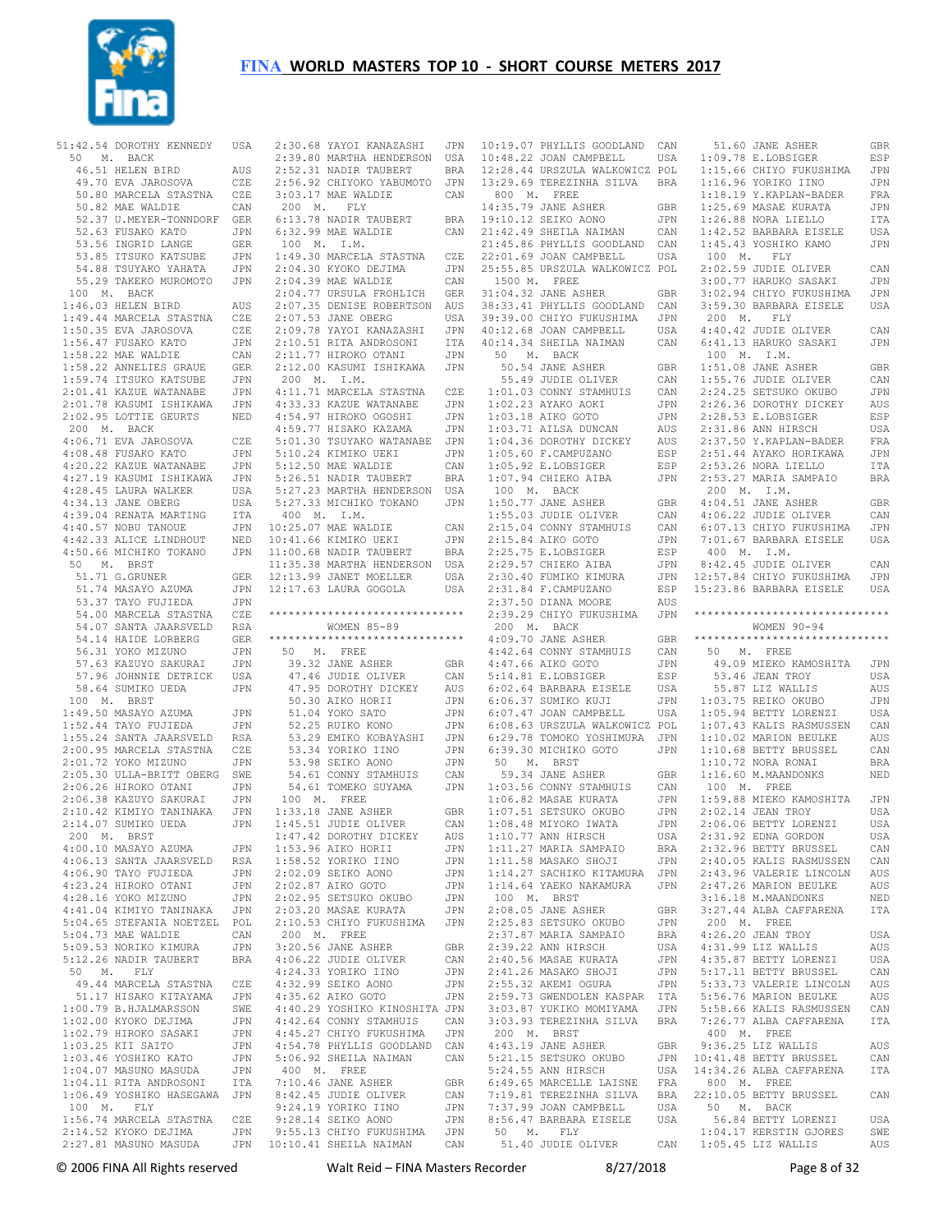# FINA WORLD MASTERS TOP 10 - SHORT COURSE METERS 2017

51:42.54 DOROTHY KENNEDY USA

50 M. BACK
46.51 HELEN BIRD AUS
49.70 EVA JAROSOVA CZE
50.80 MARCELA STASTNA CZE
50.82 MAE WALDIE CAN
52.37 U.MEYER-TONNDORF GER
52.63 FUSAKO KATO JPN
53.56 INGRID LANGE GER
53.85 ITSUKO KATSUBE JPN
54.88 TSUYAKO YAHATA JPN
55.29 TAKEKO MUROMOTO JPN

100 M. BACK
1:46.03 HELEN BIRD AUS
1:49.44 MARCELA STASTNA CZE
1:50.35 EVA JAROSOVA CZE
1:56.47 FUSAKO KATO JPN
1:58.22 MAE WALDIE CAN
1:58.22 ANNELIES GRAUE GER
1:59.74 ITSUKO KATSUBE JPN
2:01.41 KAZUE WATANABE JPN
2:01.78 KASUMI ISHIKAWA JPN
2:02.95 LOTTIE GEURTS NED

200 M. BACK
4:06.71 EVA JAROSOVA CZE
4:08.48 FUSAKO KATO JPN
4:20.22 KAZUE WATANABE JPN
4:27.19 KASUMI ISHIKAWA JPN
4:28.45 LAURA WALKER USA
4:34.13 JANE OBERG USA
4:39.04 RENATA MARTING ITA
4:40.57 NOBU TANOUE JPN
4:42.33 ALICE LINDHOUT NED
4:50.66 MICHIKO TOKANO JPN

50 M. BRST
51.71 G.GRUNER GER
51.74 MASAYO AZUMA JPN
53.37 TAYO FUJIEDA JPN
54.00 MARCELA STASTNA CZE
54.07 SANTA JAARSVELD RSA
54.14 HAIDE LORBERG GER
56.31 YOKO MIZUNO JPN
57.63 KAZUYO SAKURAI JPN
57.96 JOHNNIE DETRICK USA
58.64 SUMIKO UEDA JPN

100 M. BRST
1:49.50 MASAYO AZUMA JPN
1:52.44 TAYO FUJIEDA JPN
1:55.24 SANTA JAARSVELD RSA
2:00.95 MARCELA STASTNA CZE
2:01.72 YOKO MIZUNO JPN
2:05.30 ULLA-BRITT OBERG SWE
2:06.26 HIROKO OTANI JPN
2:06.38 KAZUYO SAKURAI JPN
2:10.42 KIMIYO TANINAKA JPN
2:14.07 SUMIKO UEDA JPN

200 M. BRST
4:00.10 MASAYO AZUMA JPN
4:06.13 SANTA JAARSVELD RSA
4:06.90 TAYO FUJIEDA JPN
4:23.24 HIROKO OTANI JPN
4:28.16 YOKO MIZUNO JPN
4:41.04 KIMIYO TANINAKA JPN
5:04.65 STEFANIA NOETZEL POL
5:04.73 MAE WALDIE CAN
5:09.53 NORIKO KIMURA JPN
5:12.26 NADIR TAUBERT BRA

50 M. FLY
49.44 MARCELA STASTNA CZE
51.17 HISAKO KITAYAMA JPN
1:00.79 B.HJALMARSSON SWE
1:02.00 KYOKO DEJIMA JPN
1:02.79 HIROKO SASAKI JPN
1:03.25 KII SAITO JPN
1:03.46 YOSHIKO KATO JPN
1:04.07 MASUNO MASUDA JPN
1:04.11 RITA ANDROSONI ITA
1:06.49 YOSHIKO HASEGAWA JPN

100 M. FLY
1:56.74 MARCELA STASTNA CZE
2:14.52 KYOKO DEJIMA JPN
2:27.81 MASUNO MASUDA JPN
2:30.68 YAYOI KANAZASHI JPN
2:39.80 MARTHA HENDERSON USA
2:52.31 NADIR TAUBERT BRA
2:56.92 CHIYOKO YABUMOTO JPN
3:03.17 MAE WALDIE CAN

200 M. FLY
6:13.78 NADIR TAUBERT BRA
6:32.99 MAE WALDIE CAN

100 M. I.M.
1:49.30 MARCELA STASTNA CZE
2:04.30 KYOKO DEJIMA JPN
2:04.39 MAE WALDIE CAN
2:04.77 URSULA FROHLICH GER
2:07.35 DENISE ROBERTSON AUS
2:07.53 JANE OBERG USA
2:09.78 YAYOI KANAZASHI JPN
2:10.51 RITA ANDROSONI ITA
2:11.77 HIROKO OTANI JPN
2:12.00 KASUMI ISHIKAWA JPN

200 M. I.M.
4:11.71 MARCELA STASTNA CZE
4:33.33 KAZUE WATANABE JPN
4:54.97 HIROKO OGOSHI JPN
4:59.77 HISAKO KAZAMA JPN
5:01.30 TSUYAKO WATANABE JPN
5:10.24 KIMIKO UEKI JPN
5:12.50 MAE WALDIE CAN
5:26.51 NADIR TAUBERT BRA
5:27.23 MARTHA HENDERSON USA
5:27.33 MICHIKO TOKANO JPN

400 M. I.M.
10:25.07 MAE WALDIE CAN
10:41.66 KIMIKO UEKI JPN
11:00.68 NADIR TAUBERT BRA
11:35.38 MARTHA HENDERSON USA
12:13.99 JANET MOELLER USA
12:17.63 LAURA GOGOLA USA

## WOMEN 85-89

50 M. FREE
39.32 JANE ASHER GBR
47.46 JUDIE OLIVER CAN
47.95 DOROTHY DICKEY AUS
50.30 AIKO HORII JPN
51.04 YOKO SATO JPN
52.25 RUIKO KONO JPN
53.29 EMIKO KOBAYASHI JPN
53.34 YORIKO IINO JPN
53.98 SEIKO AONO JPN
54.61 CONNY STAMHUIS CAN
54.61 TOMEKO SUYAMA JPN

100 M. FREE
1:33.18 JANE ASHER GBR
1:45.51 JUDIE OLIVER CAN
1:47.42 DOROTHY DICKEY AUS
1:53.96 AIKO HORII JPN
1:58.52 YORIKO IINO JPN
2:02.09 SEIKO AONO JPN
2:02.87 AIKO GOTO JPN
2:02.95 SETSUKO OKUBO JPN
2:03.20 MASAE KURATA JPN
2:10.53 CHIYO FUKUSHIMA JPN

200 M. FREE
3:20.56 JANE ASHER GBR
4:06.22 JUDIE OLIVER CAN
4:24.33 YORIKO IINO JPN
4:32.99 SEIKO AONO JPN
4:35.62 AIKO GOTO JPN
4:40.29 YOSHIKO KINOSHITA JPN
4:42.64 CONNY STAMHUIS CAN
4:45.27 CHIYO FUKUSHIMA JPN
4:54.78 PHYLLIS GOODLAND CAN
5:06.92 SHEILA NAIMAN CAN

400 M. FREE
7:10.46 JANE ASHER GBR
8:42.45 JUDIE OLIVER CAN
9:24.19 YORIKO IINO JPN
9:28.14 SEIKO AONO JPN
9:55.13 CHIYO FUKUSHIMA JPN
10:10.41 SHEILA NAIMAN CAN
10:19.07 PHYLLIS GOODLAND CAN
10:48.22 JOAN CAMPBELL USA
12:28.44 URSZULA WALKOWICZ POL
13:29.69 TEREZINHA SILVA BRA

800 M. FREE
14:35.79 JANE ASHER GBR
19:10.12 SEIKO AONO JPN
21:42.49 SHEILA NAIMAN CAN
21:45.86 PHYLLIS GOODLAND CAN
22:01.69 JOAN CAMPBELL USA
25:55.85 URSZULA WALKOWICZ POL

1500 M. FREE
31:04.32 JANE ASHER GBR
38:33.41 PHYLLIS GOODLAND CAN
39:39.00 CHIYO FUKUSHIMA JPN
40:12.68 JOAN CAMPBELL USA
40:14.34 SHEILA NAIMAN CAN

50 M. BACK
50.54 JANE ASHER GBR
55.49 JUDIE OLIVER CAN
1:01.03 CONNY STAMHUIS CAN
1:02.23 AYAKO AOKI JPN
1:03.18 AIKO GOTO JPN
1:03.71 AILSA DUNCAN AUS
1:04.36 DOROTHY DICKEY AUS
1:05.60 F.CAMPUZANO ESP
1:05.92 E.LOBSIGER ESP
1:07.94 CHIEKO AIBA JPN

100 M. BACK
1:50.77 JANE ASHER GBR
1:55.03 JUDIE OLIVER CAN
2:15.04 CONNY STAMHUIS CAN
2:15.84 AIKO GOTO JPN
2:25.75 E.LOBSIGER ESP
2:29.57 CHIEKO AIBA JPN
2:30.40 FUMIKO KIMURA JPN
2:31.84 F.CAMPUZANO ESP
2:37.50 DIANA MOORE AUS
2:39.29 CHIYO FUKUSHIMA JPN

200 M. BACK
4:09.70 JANE ASHER GBR
4:42.64 CONNY STAMHUIS CAN
4:47.66 AIKO GOTO JPN
5:14.81 E.LOBSIGER ESP
6:02.64 BARBARA EISELE USA
6:06.37 SUMIKO KUJI JPN
6:07.47 JOAN CAMPBELL USA
6:08.63 URSZULA WALKOWICZ POL
6:29.78 TOMOKO YOSHIMURA JPN
6:39.30 MICHIKO GOTO JPN

50 M. BRST
59.34 JANE ASHER GBR
1:03.56 CONNY STAMHUIS CAN
1:06.82 MASAE KURATA JPN
1:07.51 SETSUKO OKUBO JPN
1:08.48 MIYOKO IWATA JPN
1:10.77 ANN HIRSCH USA
1:11.27 MARIA SAMPAIO BRA
1:11.58 MASAKO SHOJI JPN
1:14.27 SACHIKO KITAMURA JPN
1:14.64 YAEKO NAKAMURA JPN

100 M. BRST
2:08.05 JANE ASHER GBR
2:25.83 SETSUKO OKUBO JPN
2:37.87 MARIA SAMPAIO BRA
2:39.22 ANN HIRSCH USA
2:40.56 MASAE KURATA JPN
2:41.26 MASAKO SHOJI JPN
2:55.32 AKEMI OGURA JPN
2:59.73 GWENDOLEN KASPAR ITA
3:03.87 YUKIKO MOMIYAMA JPN
3:03.93 TEREZINHA SILVA BRA

200 M. BRST
4:43.19 JANE ASHER GBR
5:21.15 SETSUKO OKUBO JPN
5:24.55 ANN HIRSCH USA
6:49.65 MARCELLE LAISNE FRA
7:19.81 TEREZINHA SILVA BRA
7:37.99 JOAN CAMPBELL USA
8:56.47 BARBARA EISELE USA

50 M. FLY
51.40 JUDIE OLIVER CAN
51.60 JANE ASHER GBR
1:09.78 E.LOBSIGER ESP
1:15.66 CHIYO FUKUSHIMA JPN
1:16.96 YORIKO IINO JPN
1:18.19 Y.KAPLAN-BADER FRA
1:25.69 MASAE KURATA JPN
1:26.88 NORA LIELLO ITA
1:42.52 BARBARA EISELE USA
1:45.43 YOSHIKO KAMO JPN

100 M. FLY
2:02.59 JUDIE OLIVER CAN
3:00.77 HARUKO SASAKI JPN
3:02.94 CHIYO FUKUSHIMA JPN
3:59.30 BARBARA EISELE USA

200 M. FLY
4:40.42 JUDIE OLIVER CAN
6:41.13 HARUKO SASAKI JPN

100 M. I.M.
1:51.08 JANE ASHER GBR
1:55.76 JUDIE OLIVER CAN
2:24.25 SETSUKO OKUBO JPN
2:26.36 DOROTHY DICKEY AUS
2:28.53 E.LOBSIGER ESP
2:31.86 ANN HIRSCH USA
2:37.50 Y.KAPLAN-BADER FRA
2:51.44 AYAKO HORIKAWA JPN
2:53.26 NORA LIELLO ITA
2:53.27 MARIA SAMPAIO BRA

200 M. I.M.
4:04.51 JANE ASHER GBR
4:06.22 JUDIE OLIVER CAN
6:07.13 CHIYO FUKUSHIMA JPN
7:01.67 BARBARA EISELE USA

400 M. I.M.
8:42.45 JUDIE OLIVER CAN
12:57.84 CHIYO FUKUSHIMA JPN
15:23.86 BARBARA EISELE USA

## WOMEN 90-94

50 M. FREE
49.09 MIEKO KAMOSHITA JPN
53.46 JEAN TROY USA
55.87 LIZ WALLIS AUS
1:03.75 REIKO OKUBO JPN
1:05.94 BETTY LORENZI USA
1:07.43 KALIS RASMUSSEN CAN
1:10.02 MARION BEULKE AUS
1:10.68 BETTY BRUSSEL CAN
1:10.72 NORA RONAI BRA
1:16.60 M.MAANDONKS NED

100 M. FREE
1:59.88 MIEKO KAMOSHITA JPN
2:02.14 JEAN TROY USA
2:06.06 BETTY LORENZI USA
2:31.92 EDNA GORDON USA
2:32.96 BETTY BRUSSEL CAN
2:40.05 KALIS RASMUSSEN CAN
2:43.96 VALERIE LINCOLN AUS
2:47.26 MARION BEULKE AUS
3:16.18 M.MAANDONKS NED
3:27.44 ALBA CAFFARENA ITA

200 M. FREE
4:26.20 JEAN TROY USA
4:31.99 LIZ WALLIS AUS
4:35.87 BETTY LORENZI USA
5:17.11 BETTY BRUSSEL CAN
5:33.73 VALERIE LINCOLN AUS
5:56.76 MARION BEULKE AUS
5:58.66 KALIS RASMUSSEN CAN
7:26.77 ALBA CAFFARENA ITA

400 M. FREE
9:36.25 LIZ WALLIS AUS
10:41.48 BETTY BRUSSEL CAN
14:34.26 ALBA CAFFARENA ITA

800 M. FREE
22:10.05 BETTY BRUSSEL CAN

50 M. BACK
56.84 BETTY LORENZI USA
1:04.17 KERSTIN GJORES SWE
1:05.45 LIZ WALLIS AUS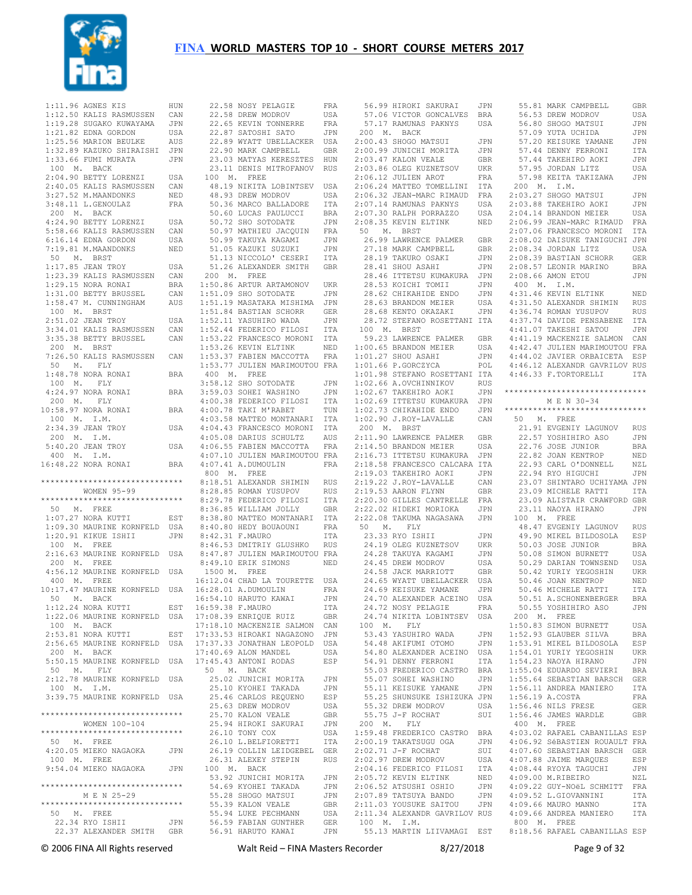# FINA WORLD MASTERS TOP 10 - SHORT COURSE METERS 2017

```
1:11.96 AGNES KIS            HUN
1:12.50 KALIS RASMUSSEN      CAN
1:19.28 SUGAKO KUWAYAMA      JPN
1:21.82 EDNA GORDON          USA
1:25.56 MARION BEULKE        AUS
1:32.89 KAZUKO SHIRAISHI     JPN
1:33.66 FUMI MURATA          JPN
 100  M.  BACK
2:04.90 BETTY LORENZI        USA
2:40.05 KALIS RASMUSSEN      CAN
3:27.52 M.MAANDONKS          NED
3:48.11 L.GENOULAZ           FRA
 200  M.  BACK
4:24.90 BETTY LORENZI        USA
5:58.66 KALIS RASMUSSEN      CAN
6:16.14 EDNA GORDON          USA
7:19.81 M.MAANDONKS          NED
 50   M.  BRST
1:17.85 JEAN TROY            USA
1:23.39 KALIS RASMUSSEN      CAN
1:29.15 NORA RONAI           BRA
1:31.00 BETTY BRUSSEL        CAN
1:58.47 M. CUNNINGHAM        AUS
 100  M.  BRST
2:51.02 JEAN TROY            USA
3:34.01 KALIS RASMUSSEN      CAN
3:35.38 BETTY BRUSSEL        CAN
 200  M.  BRST
7:26.50 KALIS RASMUSSEN      CAN
 50   M.  FLY
1:48.78 NORA RONAI           BRA
 100  M.  FLY
4:24.97 NORA RONAI           BRA
 200  M.  FLY
10:58.97 NORA RONAI          BRA
 100  M.  I.M.
2:34.39 JEAN TROY            USA
 200  M.  I.M.
5:40.20 JEAN TROY            USA
 400  M.  I.M.
16:48.22 NORA RONAI          BRA

*****************************
       WOMEN 95-99
*****************************
 50   M.  FREE
1:07.27 NORA KUTTI           EST
1:09.30 MAURINE KORNFELD     USA
1:20.91 KIKUE ISHII          JPN
 100  M.  FREE
2:16.63 MAURINE KORNFELD     USA
 200  M.  FREE
4:56.12 MAURINE KORNFELD     USA
 400  M.  FREE
10:17.47 MAURINE KORNFELD    USA
 50   M.  BACK
1:12.24 NORA KUTTI           EST
1:22.06 MAURINE KORNFELD     USA
 100  M.  BACK
2:53.81 NORA KUTTI           EST
2:56.65 MAURINE KORNFELD     USA
 200  M.  BACK
5:50.15 MAURINE KORNFELD     USA
 50   M.  FLY
2:12.78 MAURINE KORNFELD     USA
 100  M.  I.M.
3:39.75 MAURINE KORNFELD     USA

*****************************
       WOMEN 100-104
*****************************
 50   M.  FREE
4:20.05 MIEKO NAGAOKA        JPN
 100  M.  FREE
9:54.04 MIEKO NAGAOKA        JPN

*****************************
       M E N 25-29
*****************************
 50   M.  FREE
  22.34 RYO ISHII            JPN
  22.37 ALEXANDER SMITH      GBR
  22.58 NOSY PELAGIE         FRA
  22.58 DREW MODROV          USA
  22.65 KEVIN TONNERRE       FRA
  22.87 SATOSHI SATO         JPN
  22.89 WYATT UBELLACKER     USA
  22.90 MARK CAMPBELL        GBR
  23.03 MATYAS KERESZTES     HUN
  23.11 DENIS MITROFANOV     RUS
 100  M.  FREE
  48.19 NIKITA LOBINTSEV     USA
  48.93 DREW MODROV          USA
  50.36 MARCO BALLADORE      ITA
  50.60 LUCAS PAULUCCI       BRA
  50.72 SHO SOTODATE         JPN
  50.97 MATHIEU JACQUIN      FRA
  50.99 TAKUYA KAGAMI        JPN
  51.05 KAZUKI SUZUKI        JPN
  51.13 NICCOLO' CESERI      ITA
  51.26 ALEXANDER SMITH      GBR
 200  M.  FREE
1:50.86 ARTUR ARTAMONOV      UKR
1:51.09 SHO SOTODATE         JPN
1:51.19 MASATAKA MISHIMA     JPN
1:51.84 BASTIAN SCHORR       GER
1:52.11 YASUHIRO WADA        JPN
1:52.44 FEDERICO FILOSI      ITA
1:53.22 FRANCESCO MORONI     ITA
1:53.26 KEVIN ELTINK         NED
1:53.37 FABIEN MACCOTTA      FRA
1:53.77 JULIEN MARIMOUTOU    FRA
 400  M.  FREE
3:58.12 SHO SOTODATE         JPN
3:59.03 SOHEI WASHINO        JPN
4:00.38 FEDERICO FILOSI      ITA
4:00.78 TAKI M'RABET         TUN
4:03.58 MATTEO MONTANARI     ITA
4:04.43 FRANCESCO MORONI     ITA
4:05.08 DARIUS SCHULTZ       AUS
4:06.55 FABIEN MACCOTTA      FRA
4:07.10 JULIEN MARIMOUTOU    FRA
4:07.41 A.DUMOULIN           FRA
 800  M.  FREE
8:18.51 ALEXANDR SHIMIN      RUS
8:28.85 ROMAN YUSUPOV        RUS
8:29.78 FEDERICO FILOSI      ITA
8:36.85 WILLIAM JOLLY        GBR
8:38.80 MATTEO MONTANARI     ITA
8:40.80 HEDY BOUAOUNI        FRA
8:42.31 F.MAURO              ITA
8:46.53 DMITRIY GLUSHKO      RUS
8:47.87 JULIEN MARIMOUTOU    FRA
8:49.10 ERIK SIMONS          NED
 1500 M.  FREE
16:12.04 CHAD LA TOURETTE    USA
16:28.01 A.DUMOULIN          FRA
16:54.10 HARUTO KAWAI        JPN
16:59.38 F.MAURO             ITA
17:08.39 ENRIQUE RUIZ        GBR
17:18.10 MACKENZIE SALMON    CAN
17:33.53 HIROAKI NAGAZONO    JPN
17:37.33 JONATHAN LEOPOLD    USA
17:40.69 ALON MANDEL         USA
17:45.43 ANTONI RODAS        ESP
 50   M.  BACK
  25.02 JUNICHI MORITA       JPN
  25.10 KYOHEI TAKADA        JPN
  25.46 CARLOS REQUENO       ESP
  25.63 DREW MODROV          USA
  25.70 KALON VEALE          GBR
  25.94 HIROKI SAKURAI       JPN
  26.10 TONY COX             USA
  26.10 L.BELFIORETTI        ITA
  26.19 COLLIN LEIDGEBEL     GER
  26.31 ALEXEY STEPIN        RUS
 100  M.  BACK
  53.92 JUNICHI MORITA       JPN
  54.69 KYOHEI TAKADA        JPN
  55.28 SHOGO MATSUI         JPN
  55.39 KALON VEALE          GBR
  55.94 LUKE PECHMANN        USA
  56.59 FABIAN GUNTHER       GER
  56.91 HARUTO KAWAI         JPN
  56.99 HIROKI SAKURAI       JPN
  57.06 VICTOR GONCALVES     BRA
  57.17 RAMUNAS PAKNYS       USA
 200  M.  BACK
2:00.43 SHOGO MATSUI         JPN
2:00.99 JUNICHI MORITA       JPN
2:03.47 KALON VEALE          GBR
2:03.86 OLEG KUZNETSOV       UKR
2:06.12 JULIEN AROT          FRA
2:06.24 MATTEO TOMELLINI     ITA
2:06.32 JEAN-MARC RIMAUD     FRA
2:07.14 RAMUNAS PAKNYS       USA
2:07.30 RALPH PORRAZZO       USA
2:08.35 KEVIN ELTINK         NED
 50   M.  BRST
  26.99 LAWRENCE PALMER      GBR
  27.18 MARK CAMPBELL        GBR
  28.19 TAKURO OSAKI         JPN
  28.41 SHOU ASAHI           JPN
  28.46 ITTETSU KUMAKURA     JPN
  28.53 KOICHI TOMII         JPN
  28.62 CHIKAHIDE ENDO       JPN
  28.63 BRANDON MEIER        USA
  28.68 KENTO OKAZAKI        JPN
  28.72 STEFANO ROSETTANI    ITA
 100  M.  BRST
  59.23 LAWRENCE PALMER      GBR
1:00.65 BRANDON MEIER        USA
1:01.27 SHOU ASAHI           JPN
1:01.66 P.GORCZYCA           POL
1:01.98 STEFANO ROSETTANI    ITA
1:02.66 A.OVCHINNIKOV        RUS
1:02.67 TAKEHIRO AOKI        JPN
1:02.69 ITTETSU KUMAKURA     JPN
1:02.73 CHIKAHIDE ENDO       JPN
1:02.90 J.ROY-LAVALLE        CAN
 200  M.  BRST
2:11.90 LAWRENCE PALMER      GBR
2:14.50 BRANDON MEIER        USA
2:16.73 ITTETSU KUMAKURA     JPN
2:18.58 FRANCESCO CALCARA    ITA
2:19.03 TAKEHIRO AOKI        JPN
2:19.22 J.ROY-LAVALLE        CAN
2:19.53 AARON FLYNN          GBR
2:20.30 GILLES CANTRELLE     FRA
2:22.02 HIDEKI MORIOKA       JPN
2:22.08 TAKUMA NAGASAWA      JPN
 50   M.  FLY
  23.33 RYO ISHII            JPN
  24.19 OLEG KUZNETSOV       UKR
  24.28 TAKUYA KAGAMI        JPN
  24.45 DREW MODROV          USA
  24.58 JACK MARRIOTT        GBR
  24.65 WYATT UBELLACKER     USA
  24.69 KEISUKE YAMANE       JPN
  24.70 ALEXANDER ACEINO     USA
  24.72 NOSY PELAGIE         FRA
  24.74 NIKITA LOBINTSEV     USA
 100  M.  FLY
  53.43 YASUHIRO WADA        JPN
  54.48 AKIFUMI OTOMO        JPN
  54.80 ALEXANDER ACEINO     USA
  54.91 DENNY FERRONI        ITA
  55.03 FREDERICO CASTRO     BRA
  55.07 SOHEI WASHINO        JPN
  55.11 KEISUKE YAMANE       JPN
  55.25 SHUNSUKE ISHIZUKA    JPN
  55.32 DREW MODROV          USA
  55.75 J-F ROCHAT           SUI
 200  M.  FLY
1:59.48 FREDERICO CASTRO     BRA
2:00.19 TAKATSUGU OGA        JPN
2:02.71 J-F ROCHAT           SUI
2:02.97 DREW MODROV          USA
2:04.16 FEDERICO FILOSI      ITA
2:05.72 KEVIN ELTINK         NED
2:06.52 ATSUSHI OSHIO        JPN
2:07.89 TATSUYA BANDO        JPN
2:11.03 YOUSUKE SAITOU       JPN
2:11.34 ALEXANDR GAVRILOV    RUS
 100  M.  I.M.
  55.13 MARTIN LIIVAMAGI     EST
  55.81 MARK CAMPBELL        GBR
  56.53 DREW MODROV          USA
  56.80 SHOGO MATSUI         JPN
  57.09 YUTA UCHIDA          JPN
  57.20 KEISUKE YAMANE       JPN
  57.44 DENNY FERRONI        ITA
  57.44 TAKEHIRO AOKI        JPN
  57.95 JORDAN LITZ          USA
  57.98 KEITA TAKIZAWA       JPN
 200  M.  I.M.
2:03.27 SHOGO MATSUI         JPN
2:03.88 TAKEHIRO AOKI        JPN
2:04.14 BRANDON MEIER        USA
2:06.99 JEAN-MARC RIMAUD     FRA
2:07.06 FRANCESCO MORONI     ITA
2:08.02 DAISUKE TANIGUCHI    JPN
2:08.34 JORDAN LITZ          USA
2:08.39 BASTIAN SCHORR       GER
2:08.57 LEONIR MARINO        BRA
2:08.66 AMON ETOU            JPN
 400  M.  I.M.
4:31.46 KEVIN ELTINK         NED
4:31.50 ALEXANDR SHIMIN      RUS
4:36.74 ROMAN YUSUPOV        RUS
4:37.74 DAVIDE PENSABENE     ITA
4:41.07 TAKESHI SATOU        JPN
4:41.19 MACKENZIE SALMON     CAN
4:42.47 JULIEN MARIMOUTOU    FRA
4:44.02 JAVIER ORBAICETA     ESP
4:46.12 ALEXANDR GAVRILOV    RUS
4:46.33 F.TORTORELLI         ITA

*****************************
       M E N 30-34
*****************************
 50   M.  FREE
  21.91 EVGENIY LAGUNOV      RUS
  22.57 YOSHIHIRO ASO        JPN
  22.76 JOSE JUNIOR          BRA
  22.82 JOAN KENTROP         NED
  22.93 CARL O'DONNELL       NZL
  22.94 RYO HIGUCHI          JPN
  23.07 SHINTARO UCHIYAMA    JPN
  23.09 MICHELE RATTI        ITA
  23.09 ALISTAIR CRAWFORD    GBR
  23.11 NAOYA HIRANO         JPN
 100  M.  FREE
  48.47 EVGENIY LAGUNOV      RUS
  49.90 MIKEL BILDOSOLA      ESP
  50.03 JOSE JUNIOR          BRA
  50.08 SIMON BURNETT        USA
  50.29 DARIAN TOWNSEND      USA
  50.42 YURIY YEGOSHIN       UKR
  50.46 JOAN KENTROP         NED
  50.46 MICHELE RATTI        ITA
  50.51 A.SCHONENBERGER      BRA
  50.55 YOSHIHIRO ASO        JPN
 200  M.  FREE
1:50.83 SIMON BURNETT        USA
1:52.93 GLAUBER SILVA        BRA
1:53.91 MIKEL BILDOSOLA      ESP
1:54.01 YURIY YEGOSHIN       UKR
1:54.23 NAOYA HIRANO         JPN
1:55.04 EDUARDO SEVIERI      BRA
1:55.64 SEBASTIAN BARSCH     GER
1:56.11 ANDREA MANIERO       ITA
1:56.19 A.COSTA              FRA
1:56.46 NILS FRESE           GER
1:56.46 JAMES WARDLE         GBR
 400  M.  FREE
4:03.02 RAFAEL CABANILLAS    ESP
4:06.92 SéBASTIEN ROUAULT    FRA
4:07.60 SEBASTIAN BARSCH     GER
4:07.88 JAIME MARQUES        ESP
4:08.44 RYOYA TAGUCHI        JPN
4:09.00 M.RIBEIRO            NZL
4:09.22 GUY-NOëL SCHMITT     FRA
4:09.52 L.GIOVANNINI         ITA
4:09.66 MAURO MANNO          ITA
4:09.66 ANDREA MANIERO       ITA
 800  M.  FREE
8:18.56 RAFAEL CABANILLAS    ESP
```

© 2006 FINA All Rights reserved    Walt Reid – FINA Masters Recorder    8/27/2018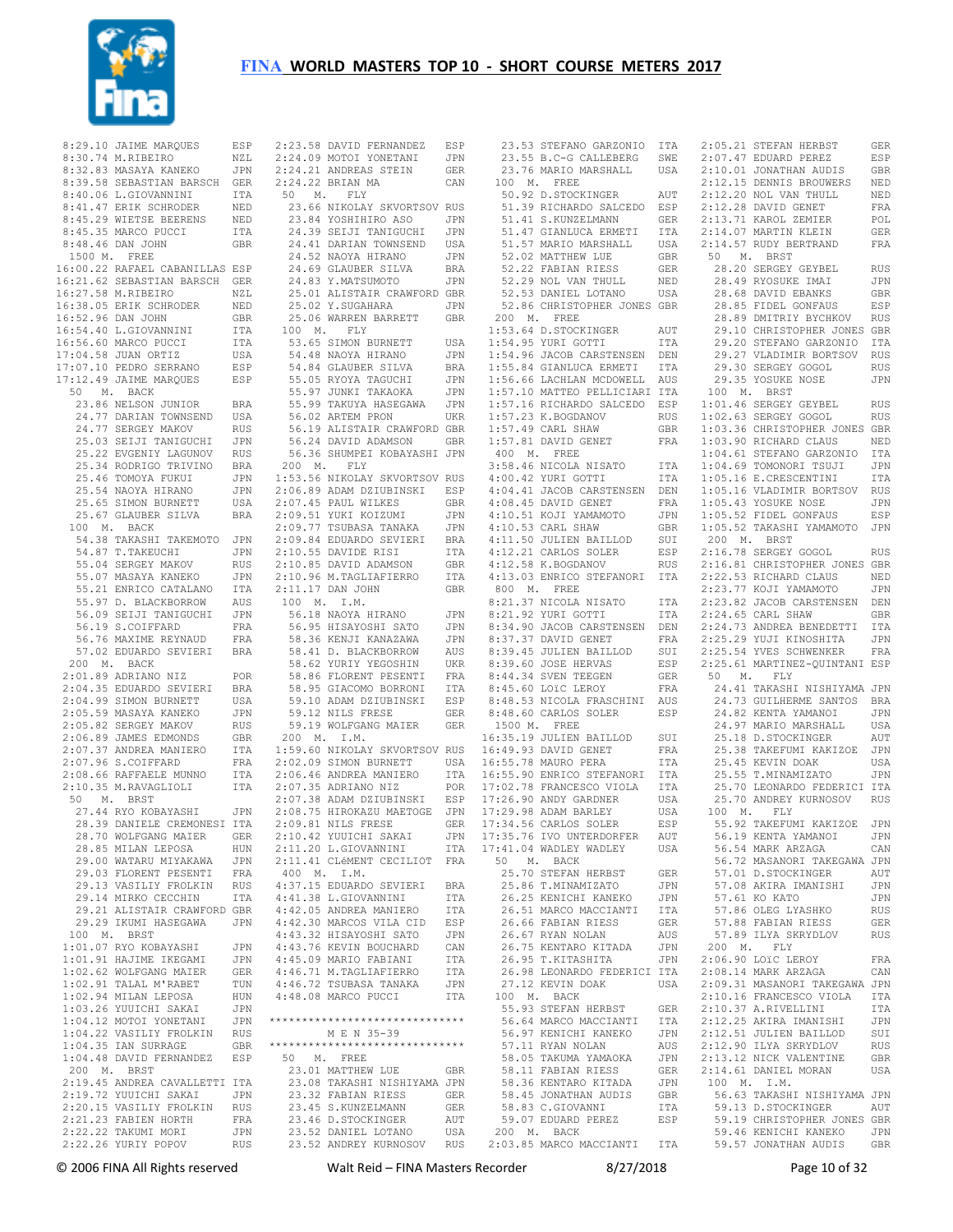# FINA WORLD MASTERS TOP 10 - SHORT COURSE METERS 2017

```
 8:29.10 JAIME MARQUES     ESP
 8:30.74 M.RIBEIRO         NZL
 8:32.83 MASAYA KANEKO     JPN
 8:39.58 SEBASTIAN BARSCH  GER
 8:40.06 L.GIOVANNINI      ITA
 8:41.47 ERIK SCHRODER     NED
 8:45.29 WIETSE BEERENS    NED
 8:45.35 MARCO PUCCI       ITA
 8:48.46 DAN JOHN          GBR
 1500 M.  FREE
16:00.22 RAFAEL CABANILLAS ESP
16:21.62 SEBASTIAN BARSCH  GER
16:27.58 M.RIBEIRO         NZL
16:38.05 ERIK SCHRODER     NED
16:52.96 DAN JOHN          GBR
16:54.40 L.GIOVANNINI      ITA
16:56.60 MARCO PUCCI       ITA
17:04.58 JUAN ORTIZ        USA
17:07.10 PEDRO SERRANO     ESP
17:12.49 JAIME MARQUES     ESP
 50  M.  BACK
   23.86 NELSON JUNIOR     BRA
   24.77 DARIAN TOWNSEND   USA
   24.77 SERGEY MAKOV      RUS
   25.03 SEIJI TANIGUCHI   JPN
   25.22 EVGENIY LAGUNOV   RUS
   25.34 RODRIGO TRIVINO   BRA
   25.46 TOMOYA FUKUI      JPN
   25.54 NAOYA HIRANO      JPN
   25.65 SIMON BURNETT     USA
   25.67 GLAUBER SILVA     BRA
 100  M.  BACK
   54.38 TAKASHI TAKEMOTO  JPN
   54.87 T.TAKEUCHI        JPN
   55.04 SERGEY MAKOV      RUS
   55.07 MASAYA KANEKO     JPN
   55.21 ENRICO CATALANO   ITA
   55.97 D. BLACKBORROW    AUS
   56.09 SEIJI TANIGUCHI   JPN
   56.19 S.COIFFARD        FRA
   56.76 MAXIME REYNAUD    FRA
   57.02 EDUARDO SEVIERI   BRA
 200  M.  BACK
 2:01.89 ADRIANO NIZ       POR
 2:04.35 EDUARDO SEVIERI   BRA
 2:04.99 SIMON BURNETT     USA
 2:05.59 MASAYA KANEKO     JPN
 2:05.82 SERGEY MAKOV      RUS
 2:06.89 JAMES EDMONDS     GBR
 2:07.37 ANDREA MANIERO    ITA
 2:07.96 S.COIFFARD        FRA
 2:08.66 RAFFAELE MUNNO    ITA
 2:10.35 M.RAVAGLIOLI      ITA
 50  M.  BRST
   27.44 RYO KOBAYASHI     JPN
   28.39 DANIELE CREMONESI ITA
   28.70 WOLFGANG MAIER    GER
   28.85 MILAN LEPOSA      HUN
   29.00 WATARU MIYAKAWA   JPN
   29.03 FLORENT PESENTI   FRA
   29.13 VASILIY FROLKIN   RUS
   29.14 MIRKO CECCHIN     ITA
   29.21 ALISTAIR CRAWFORD GBR
   29.29 IKUMI HASEGAWA    JPN
 100  M.  BRST
 1:01.07 RYO KOBAYASHI     JPN
 1:01.91 HAJIME IKEGAMI    JPN
 1:02.62 WOLFGANG MAIER    GER
 1:02.91 TALAL M'RABET     TUN
 1:02.94 MILAN LEPOSA      HUN
 1:03.26 YUUICHI SAKAI     JPN
 1:04.12 MOTOI YONETANI    JPN
 1:04.22 VASILIY FROLKIN   RUS
 1:04.35 IAN SURRAGE       GBR
 1:04.48 DAVID FERNANDEZ   ESP
 200  M.  BRST
 2:19.45 ANDREA CAVALLETTI ITA
 2:19.72 YUUICHI SAKAI     JPN
 2:20.15 VASILIY FROLKIN   RUS
 2:21.23 FABIEN HORTH      FRA
 2:22.22 TAKUMI MORI       JPN
 2:22.26 YURIY POPOV       RUS
 2:23.58 DAVID FERNANDEZ   ESP
 2:24.09 MOTOI YONETANI    JPN
 2:24.21 ANDREAS STEIN     GER
 2:24.22 BRIAN MA          CAN
 50  M.  FLY
   23.66 NIKOLAY SKVORTSOV RUS
   23.84 YOSHIHIRO ASO     JPN
   24.39 SEIJI TANIGUCHI   JPN
   24.41 DARIAN TOWNSEND   USA
   24.52 NAOYA HIRANO      JPN
   24.69 GLAUBER SILVA     BRA
   24.83 Y.MATSUMOTO       JPN
   25.01 ALISTAIR CRAWFORD GBR
   25.02 Y.SUGAHARA        JPN
   25.06 WARREN BARRETT    GBR
 100  M.  FLY
   53.65 SIMON BURNETT     USA
   54.48 NAOYA HIRANO      JPN
   54.84 GLAUBER SILVA     BRA
   55.05 RYOYA TAGUCHI     JPN
   55.97 JUNKI TAKAOKA     JPN
   55.99 TAKUYA HASEGAWA   JPN
   56.02 ARTEM PRON        UKR
   56.19 ALISTAIR CRAWFORD GBR
   56.24 DAVID ADAMSON     GBR
   56.36 SHUMPEI KOBAYASHI JPN
 200  M.  FLY
 1:53.56 NIKOLAY SKVORTSOV RUS
 2:06.89 ADAM DZIUBINSKI   ESP
 2:07.45 PAUL WILKES       GBR
 2:09.51 YUKI KOIZUMI      JPN
 2:09.77 TSUBASA TANAKA    JPN
 2:09.84 EDUARDO SEVIERI   BRA
 2:10.55 DAVIDE RISI       ITA
 2:10.85 DAVID ADAMSON     GBR
 2:10.96 M.TAGLIAFIERRO    ITA
 2:11.17 DAN JOHN          GBR
 100  M.  I.M.
   56.18 NAOYA HIRANO      JPN
   56.95 HISAYOSHI SATO    JPN
   58.36 KENJI KANAZAWA    JPN
   58.41 D. BLACKBORROW    AUS
   58.62 YURIY YEGOSHIN    UKR
   58.86 FLORENT PESENTI   FRA
   58.95 GIACOMO BORRONI   ITA
   59.10 ADAM DZIUBINSKI   ESP
   59.12 NILS FRESE        GER
   59.19 WOLFGANG MAIER    GER
 200  M.  I.M.
 1:59.60 NIKOLAY SKVORTSOV RUS
 2:02.09 SIMON BURNETT     USA
 2:06.46 ANDREA MANIERO    ITA
 2:07.35 ADRIANO NIZ       POR
 2:07.38 ADAM DZIUBINSKI   ESP
 2:08.75 HIROKAZU MAETOGE  JPN
 2:09.81 NILS FRESE        GER
 2:10.42 YUUICHI SAKAI     JPN
 2:11.20 L.GIOVANNINI      ITA
 2:11.41 CLéMENT CECILIOT  FRA
 400  M.  I.M.
 4:37.15 EDUARDO SEVIERI   BRA
 4:41.38 L.GIOVANNINI      ITA
 4:42.05 ANDREA MANIERO    ITA
 4:42.30 MARCOS VILA CID   ESP
 4:43.32 HISAYOSHI SATO    JPN
 4:43.76 KEVIN BOUCHARD    CAN
 4:45.09 MARIO FABIANI     ITA
 4:46.71 M.TAGLIAFIERRO    ITA
 4:46.72 TSUBASA TANAKA    JPN
 4:48.08 MARCO PUCCI       ITA

*****************************
        M E N  35-39
*****************************
 50  M.  FREE
   23.01 MATTHEW LUE       GBR
   23.08 TAKASHI NISHIYAMA JPN
   23.32 FABIAN RIESS      GER
   23.45 S.KUNZELMANN      GER
   23.46 D.STOCKINGER      AUT
   23.52 DANIEL LOTANO     USA
   23.52 ANDREY KURNOSOV   RUS
   23.53 STEFANO GARZONIO  ITA
   23.55 B.C-G CALLEBERG   SWE
   23.76 MARIO MARSHALL    USA
 100  M.  FREE
   50.92 D.STOCKINGER      AUT
   51.39 RICHARDO SALCEDO  ESP
   51.41 S.KUNZELMANN      GER
   51.47 GIANLUCA ERMETI   ITA
   51.57 MARIO MARSHALL    USA
   52.02 MATTHEW LUE       GBR
   52.22 FABIAN RIESS      GER
   52.29 NOL VAN THULL     NED
   52.53 DANIEL LOTANO     USA
   52.86 CHRISTOPHER JONES GBR
 200  M.  FREE
 1:53.64 D.STOCKINGER      AUT
 1:54.95 YURI GOTTI        ITA
 1:54.96 JACOB CARSTENSEN  DEN
 1:55.84 GIANLUCA ERMETI   ITA
 1:56.66 LACHLAN MCDOWELL  AUS
 1:57.10 MATTEO PELLICIARI ITA
 1:57.16 RICHARDO SALCEDO  ESP
 1:57.23 K.BOGDANOV        RUS
 1:57.49 CARL SHAW         GBR
 1:57.81 DAVID GENET       FRA
 400  M.  FREE
 3:58.46 NICOLA NISATO     ITA
 4:00.42 YURI GOTTI        ITA
 4:04.41 JACOB CARSTENSEN  DEN
 4:08.45 DAVID GENET       FRA
 4:10.51 KOJI YAMAMOTO     JPN
 4:10.53 CARL SHAW         GBR
 4:11.50 JULIEN BAILLOD    SUI
 4:12.21 CARLOS SOLER      ESP
 4:12.58 K.BOGDANOV        RUS
 4:13.03 ENRICO STEFANORI  ITA
 800  M.  FREE
 8:21.37 NICOLA NISATO     ITA
 8:21.92 YURI GOTTI        ITA
 8:34.90 JACOB CARSTENSEN  DEN
 8:37.37 DAVID GENET       FRA
 8:39.45 JULIEN BAILLOD    SUI
 8:39.60 JOSE HERVAS       ESP
 8:44.34 SVEN TEEGEN       GER
 8:45.60 LOïC LEROY        FRA
 8:48.53 NICOLA FRASCHINI  AUS
 8:48.60 CARLOS SOLER      ESP
 1500  M.  FREE
16:35.19 JULIEN BAILLOD    SUI
16:49.93 DAVID GENET       FRA
16:55.78 MAURO PERA        ITA
16:55.90 ENRICO STEFANORI  ITA
17:02.78 FRANCESCO VIOLA   ITA
17:26.90 ANDY GARDNER      USA
17:29.98 ADAM BARLEY       USA
17:34.56 CARLOS SOLER      ESP
17:35.76 IVO UNTERDORFER   AUT
17:41.04 WADLEY WADLEY     USA
 50  M.  BACK
   25.70 STEFAN HERBST     GER
   25.86 T.MINAMIZATO      JPN
   26.25 KENICHI KANEKO    JPN
   26.51 MARCO MACCIANTI   ITA
   26.66 FABIAN RIESS      GER
   26.67 RYAN NOLAN        AUS
   26.75 KENTARO KITADA    JPN
   26.95 T.KITASHITA       JPN
   26.98 LEONARDO FEDERICI ITA
   27.12 KEVIN DOAK        USA
 100  M.  BACK
   55.93 STEFAN HERBST     GER
   56.64 MARCO MACCIANTI   ITA
   56.97 KENICHI KANEKO    JPN
   57.11 RYAN NOLAN        AUS
   58.05 TAKUMA YAMAOKA    JPN
   58.11 FABIAN RIESS      GER
   58.36 KENTARO KITADA    JPN
   58.45 JONATHAN AUDIS    GBR
   58.83 C.GIOVANNI        ITA
   59.07 EDUARD PEREZ      ESP
 200  M.  BACK
 2:03.85 MARCO MACCIANTI   ITA
 2:05.21 STEFAN HERBST     GER
 2:07.47 EDUARD PEREZ      ESP
 2:10.01 JONATHAN AUDIS    GBR
 2:12.15 DENNIS BROUWERS   NED
 2:12.20 NOL VAN THULL     NED
 2:12.28 DAVID GENET       FRA
 2:13.71 KAROL ZEMIER      POL
 2:14.07 MARTIN KLEIN      GER
 2:14.57 RUDY BERTRAND     FRA
 50  M.  BRST
   28.20 SERGEY GEYBEL     RUS
   28.49 RYOSUKE IMAI      JPN
   28.68 DAVID EBANKS      GBR
   28.85 FIDEL GONFAUS     ESP
   28.89 DMITRIY BYCHKOV   RUS
   29.10 CHRISTOPHER JONES GBR
   29.20 STEFANO GARZONIO  ITA
   29.27 VLADIMIR BORTSOV  RUS
   29.30 SERGEY GOGOL      RUS
   29.35 YOSUKE NOSE       JPN
 100  M.  BRST
 1:01.46 SERGEY GEYBEL     RUS
 1:02.63 SERGEY GOGOL      RUS
 1:03.36 CHRISTOPHER JONES GBR
 1:03.90 RICHARD CLAUS     NED
 1:04.61 STEFANO GARZONIO  ITA
 1:04.69 TOMONORI TSUJI    JPN
 1:05.16 E.CRESCENTINI     ITA
 1:05.16 VLADIMIR BORTSOV  RUS
 1:05.43 YOSUKE NOSE       JPN
 1:05.52 FIDEL GONFAUS     ESP
 1:05.52 TAKASHI YAMAMOTO  JPN
 200  M.  BRST
 2:16.78 SERGEY GOGOL      RUS
 2:16.81 CHRISTOPHER JONES GBR
 2:22.53 RICHARD CLAUS     NED
 2:23.77 KOJI YAMAMOTO     JPN
 2:23.82 JACOB CARSTENSEN  DEN
 2:24.65 CARL SHAW         GBR
 2:24.73 ANDREA BENEDETTI  ITA
 2:25.29 YUJI KINOSHITA    JPN
 2:25.54 YVES SCHWENKER    FRA
 2:25.61 MARTINEZ-QUINTANI ESP
 50  M.  FLY
   24.41 TAKASHI NISHIYAMA JPN
   24.73 GUILHERME SANTOS  BRA
   24.82 KENTA YAMANOI     JPN
   24.97 MARIO MARSHALL    USA
   25.18 D.STOCKINGER      AUT
   25.38 TAKEFUMI KAKIZOE  JPN
   25.45 KEVIN DOAK        USA
   25.55 T.MINAMIZATO      JPN
   25.70 LEONARDO FEDERICI ITA
   25.70 ANDREY KURNOSOV   RUS
 100  M.  FLY
   55.92 TAKEFUMI KAKIZOE  JPN
   56.19 KENTA YAMANOI     JPN
   56.54 MARK ARZAGA       CAN
   56.72 MASANORI TAKEGAWA JPN
   57.01 D.STOCKINGER      AUT
   57.08 AKIRA IMANISHI    JPN
   57.61 KO KATO           JPN
   57.86 OLEG LYASHKO      RUS
   57.88 FABIAN RIESS      GER
   57.89 ILYA SKRYDLOV     RUS
 200  M.  FLY
 2:06.90 LOïC LEROY        FRA
 2:08.14 MARK ARZAGA       CAN
 2:09.31 MASANORI TAKEGAWA JPN
 2:10.16 FRANCESCO VIOLA   ITA
 2:10.37 A.RIVELLINI       ITA
 2:12.25 AKIRA IMANISHI    JPN
 2:12.51 JULIEN BAILLOD    SUI
 2:12.90 ILYA SKRYDLOV     RUS
 2:13.12 NICK VALENTINE    GBR
 2:14.61 DANIEL MORAN      USA
 100  M.  I.M.
   56.63 TAKASHI NISHIYAMA JPN
   59.13 D.STOCKINGER      AUT
   59.19 CHRISTOPHER JONES GBR
   59.46 KENICHI KANEKO    JPN
   59.57 JONATHAN AUDIS    GBR
```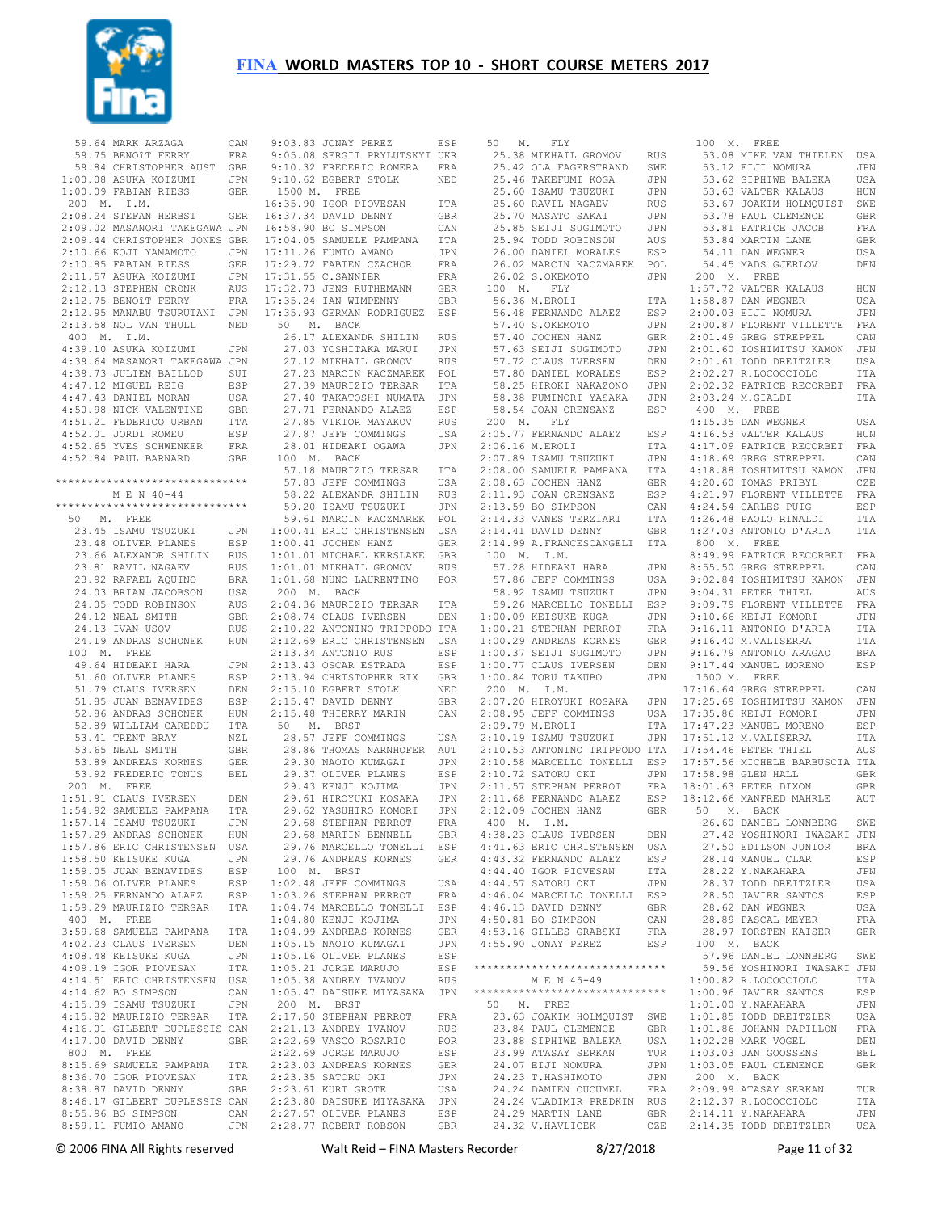# FINA WORLD MASTERS TOP 10 - SHORT COURSE METERS 2017

```
  59.64 MARK ARZAGA            CAN
  59.75 BENOÎT FERRY           FRA
  59.84 CHRISTOPHER AUST       GBR
1:00.08 ASUKA KOIZUMI          JPN
1:00.09 FABIAN RIESS           GER
 200  M.  I.M.
2:08.24 STEFAN HERBST          GER
2:09.02 MASANORI TAKEGAWA      JPN
2:09.44 CHRISTOPHER JONES      GBR
2:10.66 KOJI YAMAMOTO          JPN
2:10.85 FABIAN RIESS           GER
2:11.57 ASUKA KOIZUMI          JPN
2:12.13 STEPHEN CRONK          AUS
2:12.75 BENOÎT FERRY           FRA
2:12.95 MANABU TSURUTANI       JPN
2:13.58 NOL VAN THULL          NED
 400  M.  I.M.
4:39.10 ASUKA KOIZUMI          JPN
4:39.64 MASANORI TAKEGAWA      JPN
4:39.73 JULIEN BAILLOD         SUI
4:47.12 MIGUEL REIG            ESP
4:47.43 DANIEL MORAN           USA
4:50.98 NICK VALENTINE         GBR
4:51.21 FEDERICO URBAN         ITA
4:52.01 JORDI ROMEU            ESP
4:52.65 YVES SCHWENKER         FRA
4:52.84 PAUL BARNARD           GBR

*****************************
         M E N  40-44
*****************************
 50   M.  FREE
  23.45 ISAMU TSUZUKI          JPN
  23.48 OLIVER PLANES          ESP
  23.66 ALEXANDR SHILIN        RUS
  23.81 RAVIL NAGAEV           RUS
  23.92 RAFAEL AQUINO          BRA
  24.03 BRIAN JACOBSON         USA
  24.05 TODD ROBINSON          AUS
  24.12 NEAL SMITH             GBR
  24.13 IVAN USOV              RUS
  24.19 ANDRAS SCHONEK         HUN
 100  M.  FREE
  49.64 HIDEAKI HARA           JPN
  51.60 OLIVER PLANES          ESP
  51.79 CLAUS IVERSEN          DEN
  51.85 JUAN BENAVIDES         ESP
  52.86 ANDRAS SCHONEK         HUN
  52.89 WILLIAM CAREDDU        ITA
  53.41 TRENT BRAY             NZL
  53.65 NEAL SMITH             GBR
  53.89 ANDREAS KORNES         GER
  53.92 FREDERIC TONUS         BEL
 200  M.  FREE
1:51.91 CLAUS IVERSEN          DEN
1:54.92 SAMUELE PAMPANA        ITA
1:57.14 ISAMU TSUZUKI          JPN
1:57.29 ANDRAS SCHONEK         HUN
1:57.86 ERIC CHRISTENSEN       USA
1:58.50 KEISUKE KUGA           JPN
1:59.05 JUAN BENAVIDES         ESP
1:59.06 OLIVER PLANES          ESP
1:59.25 FERNANDO ALAEZ         ESP
1:59.29 MAURIZIO TERSAR        ITA
 400  M.  FREE
3:59.68 SAMUELE PAMPANA        ITA
4:02.23 CLAUS IVERSEN          DEN
4:08.48 KEISUKE KUGA           JPN
4:09.19 IGOR PIOVESAN          ITA
4:14.51 ERIC CHRISTENSEN       USA
4:14.62 BO SIMPSON             CAN
4:15.39 ISAMU TSUZUKI          JPN
4:15.82 MAURIZIO TERSAR        ITA
4:16.01 GILBERT DUPLESSIS      CAN
4:17.00 DAVID DENNY            GBR
 800  M.  FREE
8:15.69 SAMUELE PAMPANA        ITA
8:36.70 IGOR PIOVESAN          ITA
8:38.87 DAVID DENNY            GBR
8:46.17 GILBERT DUPLESSIS      CAN
8:55.96 BO SIMPSON             CAN
8:59.11 FUMIO AMANO            JPN
9:03.83 JONAY PEREZ            ESP
9:05.08 SERGII PRYLUTSKYI      UKR
9:10.32 FREDERIC ROMERA        FRA
9:10.62 EGBERT STOLK           NED
 1500 M.  FREE
16:35.90 IGOR PIOVESAN         ITA
16:37.34 DAVID DENNY           GBR
16:58.90 BO SIMPSON            CAN
17:04.05 SAMUELE PAMPANA       ITA
17:11.26 FUMIO AMANO           JPN
17:29.72 FABIEN CZACHOR        FRA
17:31.55 C.SANNIER             FRA
17:32.73 JENS RUTHEMANN        GER
17:35.24 IAN WIMPENNY          GBR
17:35.93 GERMAN RODRIGUEZ      ESP
 50   M.  BACK
  26.17 ALEXANDR SHILIN        RUS
  27.03 YOSHITAKA MARUI        JPN
  27.12 MIKHAIL GROMOV         RUS
  27.23 MARCIN KACZMAREK       POL
  27.39 MAURIZIO TERSAR        ITA
  27.40 TAKATOSHI NUMATA       JPN
  27.71 FERNANDO ALAEZ         ESP
  27.85 VIKTOR MAYAKOV         RUS
  27.87 JEFF COMMINGS          USA
  28.01 HIDEAKI OGAWA          JPN
 100  M.  BACK
  57.18 MAURIZIO TERSAR        ITA
  57.83 JEFF COMMINGS          USA
  58.22 ALEXANDR SHILIN        RUS
  59.20 ISAMU TSUZUKI          JPN
  59.61 MARCIN KACZMAREK       POL
1:00.41 ERIC CHRISTENSEN       USA
1:00.41 JOCHEN HANZ            GER
1:01.01 MICHAEL KERSLAKE       GBR
1:01.01 MIKHAIL GROMOV         RUS
1:01.68 NUNO LAURENTINO        POR
 200  M.  BACK
2:04.36 MAURIZIO TERSAR        ITA
2:08.74 CLAUS IVERSEN          DEN
2:10.22 ANTONINO TRIPPODO      ITA
2:12.69 ERIC CHRISTENSEN       USA
2:13.34 ANTONIO RUS            ESP
2:13.43 OSCAR ESTRADA          ESP
2:13.94 CHRISTOPHER RIX        GBR
2:15.10 EGBERT STOLK           NED
2:15.47 DAVID DENNY            GBR
2:15.48 THIERRY MARIN          CAN
 50   M.  BRST
  28.57 JEFF COMMINGS          USA
  28.86 THOMAS NARNHOFER       AUT
  29.30 NAOTO KUMAGAI          JPN
  29.37 OLIVER PLANES          ESP
  29.43 KENJI KOJIMA           JPN
  29.61 HIROYUKI KOSAKA        JPN
  29.62 YASUHIRO KOMORI        JPN
  29.68 STEPHAN PERROT         FRA
  29.68 MARTIN BENNELL         GBR
  29.76 MARCELLO TONELLI       ESP
  29.76 ANDREAS KORNES         GER
 100  M.  BRST
1:02.48 JEFF COMMINGS          USA
1:03.26 STEPHAN PERROT         FRA
1:04.74 MARCELLO TONELLI       ESP
1:04.80 KENJI KOJIMA           JPN
1:04.99 ANDREAS KORNES         GER
1:05.15 NAOTO KUMAGAI          JPN
1:05.16 OLIVER PLANES          ESP
1:05.21 JORGE MARUJO           ESP
1:05.38 ANDREY IVANOV          RUS
1:05.47 DAISUKE MIYASAKA       JPN
 200  M.  BRST
2:17.50 STEPHAN PERROT         FRA
2:21.13 ANDREY IVANOV          RUS
2:22.69 VASCO ROSARIO          POR
2:22.69 JORGE MARUJO           ESP
2:23.03 ANDREAS KORNES         GER
2:23.35 SATORU OKI             JPN
2:23.61 KURT GROTE             USA
2:23.80 DAISUKE MIYASAKA       JPN
2:27.57 OLIVER PLANES          ESP
2:28.77 ROBERT ROBSON          GBR
 50   M.  FLY
  25.38 MIKHAIL GROMOV         RUS
  25.42 OLA FAGERSTRAND        SWE
  25.46 TAKEFUMI KOGA          JPN
  25.60 ISAMU TSUZUKI          JPN
  25.60 RAVIL NAGAEV           RUS
  25.70 MASATO SAKAI           JPN
  25.85 SEIJI SUGIMOTO         JPN
  25.94 TODD ROBINSON          AUS
  26.00 DANIEL MORALES         ESP
  26.02 MARCIN KACZMAREK       POL
  26.02 S.OKEMOTO              JPN
 100  M.  FLY
  56.36 M.EROLI                ITA
  56.48 FERNANDO ALAEZ         ESP
  57.40 S.OKEMOTO              JPN
  57.40 JOCHEN HANZ            GER
  57.63 SEIJI SUGIMOTO         JPN
  57.72 CLAUS IVERSEN          DEN
  57.80 DANIEL MORALES         ESP
  58.25 HIROKI NAKAZONO        JPN
  58.38 FUMINORI YASAKA        JPN
  58.54 JOAN ORENSANZ          ESP
 200  M.  FLY
2:05.77 FERNANDO ALAEZ         ESP
2:06.16 M.EROLI                ITA
2:07.89 ISAMU TSUZUKI          JPN
2:08.00 SAMUELE PAMPANA        ITA
2:08.63 JOCHEN HANZ            GER
2:11.93 JOAN ORENSANZ          ESP
2:13.59 BO SIMPSON             CAN
2:14.33 VANES TERZIARI         ITA
2:14.41 DAVID DENNY            GBR
2:14.99 A.FRANCESCANGELI       ITA
 100  M.  I.M.
  57.28 HIDEAKI HARA           JPN
  57.86 JEFF COMMINGS          USA
  58.92 ISAMU TSUZUKI          JPN
  59.26 MARCELLO TONELLI       ESP
1:00.09 KEISUKE KUGA           JPN
1:00.21 STEPHAN PERROT         FRA
1:00.29 ANDREAS KORNES         GER
1:00.37 SEIJI SUGIMOTO         JPN
1:00.77 CLAUS IVERSEN          DEN
1:00.84 TORU TAKUBO            JPN
 200  M.  I.M.
2:07.20 HIROYUKI KOSAKA        JPN
2:08.95 JEFF COMMINGS          USA
2:09.79 M.EROLI                ITA
2:10.19 ISAMU TSUZUKI          JPN
2:10.53 ANTONINO TRIPPODO      ITA
2:10.58 MARCELLO TONELLI       ESP
2:10.72 SATORU OKI             JPN
2:11.57 STEPHAN PERROT         FRA
2:11.68 FERNANDO ALAEZ         ESP
2:12.09 JOCHEN HANZ            GER
 400  M.  I.M.
4:38.23 CLAUS IVERSEN          DEN
4:41.63 ERIC CHRISTENSEN       USA
4:43.32 FERNANDO ALAEZ         ESP
4:44.40 IGOR PIOVESAN          ITA
4:44.57 SATORU OKI             JPN
4:46.04 MARCELLO TONELLI       ESP
4:46.13 DAVID DENNY            GBR
4:50.81 BO SIMPSON             CAN
4:53.16 GILLES GRABSKI         FRA
4:55.90 JONAY PEREZ            ESP

*****************************
         M E N  45-49
*****************************
 50   M.  FREE
  23.63 JOAKIM HOLMQUIST       SWE
  23.84 PAUL CLEMENCE          GBR
  23.88 SIPHIWE BALEKA         USA
  23.99 ATASAY SERKAN          TUR
  24.07 EIJI NOMURA            JPN
  24.23 T.HASHIMOTO            JPN
  24.24 DAMIEN CUCUMEL         FRA
  24.24 VLADIMIR PREDKIN       RUS
  24.29 MARTIN LANE            GBR
  24.32 V.HAVLICEK             CZE
 100  M.  FREE
  53.08 MIKE VAN THIELEN       USA
  53.12 EIJI NOMURA            JPN
  53.62 SIPHIWE BALEKA         USA
  53.63 VALTER KALAUS          HUN
  53.67 JOAKIM HOLMQUIST       SWE
  53.78 PAUL CLEMENCE          GBR
  53.81 PATRICE JACOB          FRA
  53.84 MARTIN LANE            GBR
  54.11 DAN WEGNER             USA
  54.45 MADS GJERLOV           DEN
 200  M.  FREE
1:57.72 VALTER KALAUS          HUN
1:58.87 DAN WEGNER             USA
2:00.03 EIJI NOMURA            JPN
2:00.87 FLORENT VILLETTE       FRA
2:01.49 GREG STREPPEL          CAN
2:01.60 TOSHIMITSU KAMON       JPN
2:01.61 TODD DREITZLER         USA
2:02.27 R.LOCOCCIOLO           ITA
2:02.32 PATRICE RECORBET       FRA
2:03.24 M.GIALDI               ITA
 400  M.  FREE
4:15.35 DAN WEGNER             USA
4:16.53 VALTER KALAUS          HUN
4:17.09 PATRICE RECORBET       FRA
4:18.69 GREG STREPPEL          CAN
4:18.88 TOSHIMITSU KAMON       JPN
4:20.60 TOMAS PRIBYL           CZE
4:21.97 FLORENT VILLETTE       FRA
4:24.54 CARLES PUIG            ESP
4:26.48 PAOLO RINALDI          ITA
4:27.03 ANTONIO D'ARIA         ITA
 800  M.  FREE
8:49.99 PATRICE RECORBET       FRA
8:55.50 GREG STREPPEL          CAN
9:02.84 TOSHIMITSU KAMON       JPN
9:04.31 PETER THIEL            AUS
9:09.79 FLORENT VILLETTE       FRA
9:10.66 KEIJI KOMORI           JPN
9:16.11 ANTONIO D'ARIA         ITA
9:16.40 M.VALISERRA            ITA
9:16.79 ANTONIO ARAGAO         BRA
9:17.44 MANUEL MORENO          ESP
 1500 M.  FREE
17:16.64 GREG STREPPEL         CAN
17:25.69 TOSHIMITSU KAMON      JPN
17:35.86 KEIJI KOMORI          JPN
17:47.23 MANUEL MORENO         ESP
17:51.12 M.VALISERRA           ITA
17:54.46 PETER THIEL           AUS
17:57.56 MICHELE BARBUSCIA     ITA
17:58.98 GLEN HALL             GBR
18:01.63 PETER DIXON           GBR
18:12.66 MANFRED MAHRLE        AUT
 50   M.  BACK
  26.60 DANIEL LONNBERG        SWE
  27.42 YOSHINORI IWASAKI      JPN
  27.50 EDILSON JUNIOR         BRA
  28.14 MANUEL CLAR            ESP
  28.22 Y.NAKAHARA             JPN
  28.37 TODD DREITZLER         USA
  28.50 JAVIER SANTOS          ESP
  28.62 DAN WEGNER             USA
  28.89 PASCAL MEYER           FRA
  28.97 TORSTEN KAISER         GER
 100  M.  BACK
  57.96 DANIEL LONNBERG        SWE
  59.56 YOSHINORI IWASAKI      JPN
1:00.82 R.LOCOCCIOLO           ITA
1:00.96 JAVIER SANTOS          ESP
1:01.00 Y.NAKAHARA             JPN
1:01.85 TODD DREITZLER         USA
1:01.86 JOHANN PAPILLON        FRA
1:02.28 MARK VOGEL             DEN
1:03.03 JAN GOOSSENS           BEL
1:03.05 PAUL CLEMENCE          GBR
 200  M.  BACK
2:09.99 ATASAY SERKAN          TUR
2:12.37 R.LOCOCCIOLO           ITA
2:14.11 Y.NAKAHARA             JPN
2:14.35 TODD DREITZLER         USA
```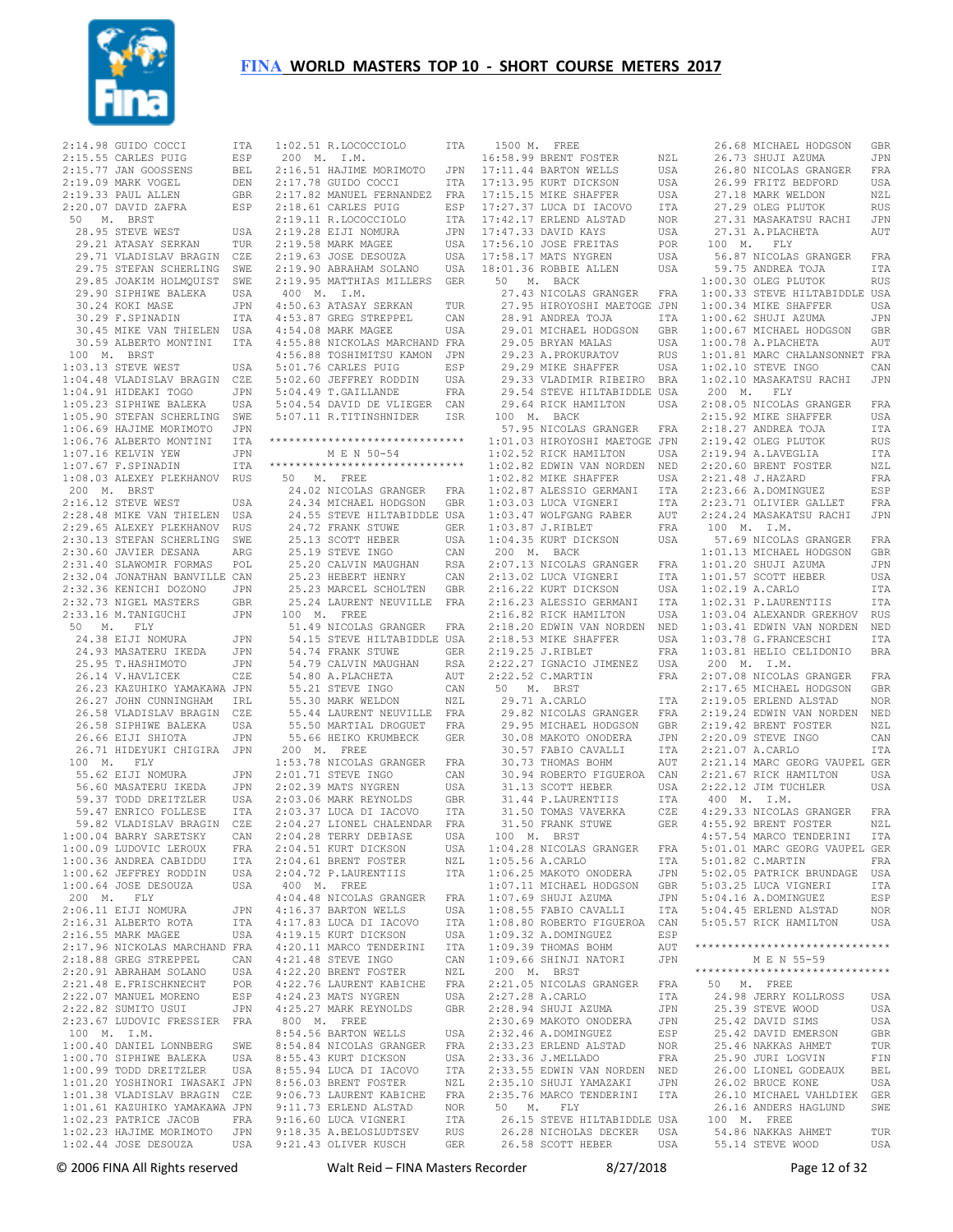# FINA WORLD MASTERS TOP 10 - SHORT COURSE METERS 2017

```
2:14.98 GUIDO COCCI          ITA
2:15.55 CARLES PUIG          ESP
2:15.77 JAN GOOSSENS         BEL
2:19.09 MARK VOGEL           DEN
2:19.33 PAUL ALLEN           GBR
2:20.07 DAVID ZAFRA          ESP
 50   M.  BRST
  28.95 STEVE WEST           USA
  29.21 ATASAY SERKAN        TUR
  29.71 VLADISLAV BRAGIN     CZE
  29.75 STEFAN SCHERLING     SWE
  29.85 JOAKIM HOLMQUIST     SWE
  29.90 SIPHIWE BALEKA       USA
  30.24 KOKI MASE            JPN
  30.29 F.SPINADIN           ITA
  30.45 MIKE VAN THIELEN     USA
  30.59 ALBERTO MONTINI      ITA
 100  M.  BRST
1:03.13 STEVE WEST           USA
1:04.48 VLADISLAV BRAGIN     CZE
1:04.91 HIDEAKI TOGO         JPN
1:05.23 SIPHIWE BALEKA       USA
1:05.90 STEFAN SCHERLING     SWE
1:06.69 HAJIME MORIMOTO      JPN
1:06.76 ALBERTO MONTINI      ITA
1:07.16 KELVIN YEW           JPN
1:07.67 F.SPINADIN           ITA
1:08.03 ALEXEY PLEKHANOV     RUS
 200  M.  BRST
2:16.12 STEVE WEST           USA
2:28.48 MIKE VAN THIELEN     USA
2:29.65 ALEXEY PLEKHANOV     RUS
2:30.13 STEFAN SCHERLING     SWE
2:30.60 JAVIER DESANA        ARG
2:31.40 SLAWOMIR FORMAS      POL
2:32.04 JONATHAN BANVILLE    CAN
2:32.36 KENICHI DOZONO       JPN
2:32.73 NIGEL MASTERS        GBR
2:33.16 M.TANIGUCHI          JPN
 50   M.  FLY
  24.38 EIJI NOMURA          JPN
  24.93 MASATERU IKEDA       JPN
  25.95 T.HASHIMOTO          JPN
  26.14 V.HAVLICEK           CZE
  26.23 KAZUHIKO YAMAKAWA    JPN
  26.27 JOHN CUNNINGHAM      IRL
  26.58 VLADISLAV BRAGIN     CZE
  26.58 SIPHIWE BALEKA       USA
  26.66 EIJI SHIOTA          JPN
  26.71 HIDEYUKI CHIGIRA     JPN
 100  M.  FLY
  55.62 EIJI NOMURA          JPN
  56.60 MASATERU IKEDA       JPN
  59.37 TODD DREITZLER       USA
  59.47 ENRICO FOLLESE       ITA
  59.82 VLADISLAV BRAGIN     CZE
1:00.04 BARRY SARETSKY       CAN
1:00.09 LUDOVIC LEROUX       FRA
1:00.36 ANDREA CABIDDU       ITA
1:00.62 JEFFREY RODDIN       USA
1:00.64 JOSE DESOUZA         USA
 200  M.  FLY
2:06.11 EIJI NOMURA          JPN
2:16.31 ALBERTO ROTA         ITA
2:16.55 MARK MAGEE           USA
2:17.96 NICKOLAS MARCHAND    FRA
2:18.88 GREG STREPPEL        CAN
2:20.91 ABRAHAM SOLANO       USA
2:21.48 E.FRISCHKNECHT       POR
2:22.07 MANUEL MORENO        ESP
2:22.82 SUMITO USUI          JPN
2:23.67 LUDOVIC FRESSIER     FRA
 100  M.  I.M.
1:00.40 DANIEL LONNBERG      SWE
1:00.70 SIPHIWE BALEKA       USA
1:00.99 TODD DREITZLER       USA
1:01.20 YOSHINORI IWASAKI    JPN
1:01.38 VLADISLAV BRAGIN     CZE
1:01.61 KAZUHIKO YAMAKAWA    JPN
1:02.23 PATRICE JACOB        FRA
1:02.23 HAJIME MORIMOTO      JPN
1:02.44 JOSE DESOUZA         USA
1:02.51 R.LOCOCCIOLO         ITA
 200  M.  I.M.
2:16.51 HAJIME MORIMOTO      JPN
2:17.78 GUIDO COCCI          ITA
2:17.82 MANUEL FERNANDEZ     FRA
2:18.61 CARLES PUIG          ESP
2:19.11 R.LOCOCCIOLO         ITA
2:19.28 EIJI NOMURA          JPN
2:19.58 MARK MAGEE           USA
2:19.63 JOSE DESOUZA         USA
2:19.90 ABRAHAM SOLANO       USA
2:19.95 MATTHIAS MILLERS     GER
 400  M.  I.M.
4:50.63 ATASAY SERKAN        TUR
4:53.87 GREG STREPPEL        CAN
4:54.08 MARK MAGEE           USA
4:55.88 NICKOLAS MARCHAND    FRA
4:56.88 TOSHIMITSU KAMON     JPN
5:01.76 CARLES PUIG          ESP
5:02.60 JEFFREY RODDIN       USA
5:04.49 T.GAILLANDE          FRA
5:04.54 DAVID DE VLIEGER     CAN
5:07.11 R.TITINSHNIDER       ISR

******************************
       M E N 50-54
******************************
 50   M.  FREE
  24.02 NICOLAS GRANGER      FRA
  24.34 MICHAEL HODGSON      GBR
  24.55 STEVE HILTABIDDLE    USA
  24.72 FRANK STUWE          GER
  25.13 SCOTT HEBER          USA
  25.19 STEVE INGO           CAN
  25.20 CALVIN MAUGHAN       RSA
  25.23 HEBERT HENRY         CAN
  25.23 MARCEL SCHOLTEN      GBR
  25.24 LAURENT NEUVILLE     FRA
 100  M.  FREE
  51.49 NICOLAS GRANGER      FRA
  54.15 STEVE HILTABIDDLE    USA
  54.74 FRANK STUWE          GER
  54.79 CALVIN MAUGHAN       RSA
  54.80 A.PLACHETA           AUT
  55.21 STEVE INGO           CAN
  55.30 MARK WELDON          NZL
  55.44 LAURENT NEUVILLE     FRA
  55.50 MARTIAL DROGUET      FRA
  55.66 HEIKO KRUMBECK       GER
 200  M.  FREE
1:53.78 NICOLAS GRANGER      FRA
2:01.71 STEVE INGO           CAN
2:02.39 MATS NYGREN          USA
2:03.06 MARK REYNOLDS        GBR
2:03.37 LUCA DI IACOVO       ITA
2:04.27 LIONEL CHALENDAR     FRA
2:04.28 TERRY DEBIASE        USA
2:04.51 KURT DICKSON         USA
2:04.61 BRENT FOSTER         NZL
2:04.72 P.LAURENTIIS         ITA
 400  M.  FREE
4:04.48 NICOLAS GRANGER      FRA
4:16.37 BARTON WELLS         USA
4:17.83 LUCA DI IACOVO       ITA
4:19.15 KURT DICKSON         USA
4:20.11 MARCO TENDERINI      ITA
4:21.48 STEVE INGO           CAN
4:22.20 BRENT FOSTER         NZL
4:22.76 LAURENT KABICHE      FRA
4:24.23 MATS NYGREN          USA
4:25.27 MARK REYNOLDS        GBR
 800  M.  FREE
8:54.56 BARTON WELLS         USA
8:54.84 NICOLAS GRANGER      FRA
8:55.43 KURT DICKSON         USA
8:55.94 LUCA DI IACOVO       ITA
8:56.03 BRENT FOSTER         NZL
9:06.73 LAURENT KABICHE      FRA
9:11.73 ERLEND ALSTAD        NOR
9:16.60 LUCA VIGNERI         ITA
9:18.35 A.BELOSLUDTSEV       RUS
9:21.43 OLIVER KUSCH         GER
 1500 M.  FREE
16:58.99 BRENT FOSTER        NZL
17:11.44 BARTON WELLS        USA
17:13.95 KURT DICKSON        USA
17:15.15 MIKE SHAFFER        USA
17:27.37 LUCA DI IACOVO      ITA
17:42.17 ERLEND ALSTAD       NOR
17:47.33 DAVID KAYS          USA
17:56.10 JOSE FREITAS        POR
17:58.17 MATS NYGREN         USA
18:01.36 ROBBIE ALLEN        USA
 50   M.  BACK
  27.43 NICOLAS GRANGER      FRA
  27.95 HIROYOSHI MAETOGE    JPN
  28.91 ANDREA TOJA          ITA
  29.01 MICHAEL HODGSON      GBR
  29.05 BRYAN MALAS          USA
  29.23 A.PROKURATOV         RUS
  29.29 MIKE SHAFFER         USA
  29.33 VLADIMIR RIBEIRO     BRA
  29.54 STEVE HILTABIDDLE    USA
  29.64 RICK HAMILTON        USA
 100  M.  BACK
  57.95 NICOLAS GRANGER      FRA
1:01.03 HIROYOSHI MAETOGE    JPN
1:02.52 RICK HAMILTON        USA
1:02.82 EDWIN VAN NORDEN     NED
1:02.82 MIKE SHAFFER         USA
1:02.87 ALESSIO GERMANI      ITA
1:03.03 LUCA VIGNERI         ITA
1:03.47 WOLFGANG RABER       AUT
1:03.87 J.RIBLET             FRA
1:04.35 KURT DICKSON         USA
 200  M.  BACK
2:07.13 NICOLAS GRANGER      FRA
2:13.02 LUCA VIGNERI         ITA
2:16.22 KURT DICKSON         USA
2:16.23 ALESSIO GERMANI      ITA
2:16.82 RICK HAMILTON        USA
2:18.20 EDWIN VAN NORDEN     NED
2:18.53 MIKE SHAFFER         USA
2:19.25 J.RIBLET             FRA
2:22.27 IGNACIO JIMENEZ      USA
2:22.52 C.MARTIN             FRA
 50   M.  BRST
  29.71 A.CARLO              ITA
  29.82 NICOLAS GRANGER      FRA
  29.95 MICHAEL HODGSON      GBR
  30.08 MAKOTO ONODERA       JPN
  30.57 FABIO CAVALLI        ITA
  30.73 THOMAS BOHM          AUT
  30.94 ROBERTO FIGUEROA     CAN
  31.13 SCOTT HEBER          USA
  31.44 P.LAURENTIIS         ITA
  31.50 TOMAS VAVERKA        CZE
  31.50 FRANK STUWE          GER
 100  M.  BRST
1:04.28 NICOLAS GRANGER      FRA
1:05.56 A.CARLO              ITA
1:06.25 MAKOTO ONODERA       JPN
1:07.11 MICHAEL HODGSON      GBR
1:07.69 SHUJI AZUMA          JPN
1:08.55 FABIO CAVALLI        ITA
1:08.80 ROBERTO FIGUEROA     CAN
1:09.32 A.DOMINGUEZ          ESP
1:09.39 THOMAS BOHM          AUT
1:09.66 SHINJI NATORI        JPN
 200  M.  BRST
2:21.05 NICOLAS GRANGER      FRA
2:27.28 A.CARLO              ITA
2:28.94 SHUJI AZUMA          JPN
2:30.69 MAKOTO ONODERA       JPN
2:32.46 A.DOMINGUEZ          ESP
2:33.23 ERLEND ALSTAD        NOR
2:33.36 J.MELLADO            FRA
2:33.55 EDWIN VAN NORDEN     NED
2:35.10 SHUJI YAMAZAKI       JPN
2:35.76 MARCO TENDERINI      ITA
 50   M.  FLY
  26.15 STEVE HILTABIDDLE    USA
  26.28 NICHOLAS DECKER      USA
  26.58 SCOTT HEBER          USA
  26.68 MICHAEL HODGSON      GBR
  26.73 SHUJI AZUMA          JPN
  26.80 NICOLAS GRANGER      FRA
  26.99 FRITZ BEDFORD        USA
  27.18 MARK WELDON          NZL
  27.29 OLEG PLUTOK          RUS
  27.31 MASAKATSU RACHI      JPN
  27.31 A.PLACHETA           AUT
 100  M.  FLY
  56.87 NICOLAS GRANGER      FRA
  59.75 ANDREA TOJA          ITA
1:00.30 OLEG PLUTOK          RUS
1:00.33 STEVE HILTABIDDLE    USA
1:00.34 MIKE SHAFFER         USA
1:00.62 SHUJI AZUMA          JPN
1:00.67 MICHAEL HODGSON      GBR
1:00.78 A.PLACHETA           AUT
1:01.81 MARC CHALANSONNET    FRA
1:02.10 STEVE INGO           CAN
1:02.10 MASAKATSU RACHI      JPN
 200  M.  FLY
2:08.05 NICOLAS GRANGER      FRA
2:15.92 MIKE SHAFFER         USA
2:18.27 ANDREA TOJA          ITA
2:19.42 OLEG PLUTOK          RUS
2:19.94 A.LAVEGLIA           ITA
2:20.60 BRENT FOSTER         NZL
2:21.48 J.HAZARD             FRA
2:23.66 A.DOMINGUEZ          ESP
2:23.71 OLIVIER GALLET       FRA
2:24.24 MASAKATSU RACHI      JPN
 100  M.  I.M.
  57.69 NICOLAS GRANGER      FRA
1:01.13 MICHAEL HODGSON      GBR
1:01.20 SHUJI AZUMA          JPN
1:01.57 SCOTT HEBER          USA
1:02.19 A.CARLO              ITA
1:02.31 P.LAURENTIIS         ITA
1:03.04 ALEXANDR GREKHOV     RUS
1:03.41 EDWIN VAN NORDEN     NED
1:03.78 G.FRANCESCHI         ITA
1:03.81 HELIO CELIDONIO      BRA
 200  M.  I.M.
2:07.08 NICOLAS GRANGER      FRA
2:17.65 MICHAEL HODGSON      GBR
2:19.05 ERLEND ALSTAD        NOR
2:19.24 EDWIN VAN NORDEN     NED
2:19.42 BRENT FOSTER         NZL
2:20.09 STEVE INGO           CAN
2:21.07 A.CARLO              ITA
2:21.14 MARC GEORG VAUPEL    GER
2:21.67 RICK HAMILTON        USA
2:22.12 JIM TUCHLER          USA
 400  M.  I.M.
4:29.33 NICOLAS GRANGER      FRA
4:55.92 BRENT FOSTER         NZL
4:57.54 MARCO TENDERINI      ITA
5:01.01 MARC GEORG VAUPEL    GER
5:01.82 C.MARTIN             FRA
5:02.05 PATRICK BRUNDAGE     USA
5:03.25 LUCA VIGNERI         ITA
5:04.16 A.DOMINGUEZ          ESP
5:04.45 ERLEND ALSTAD        NOR
5:05.57 RICK HAMILTON        USA

******************************
       M E N 55-59
******************************
 50   M.  FREE
  24.98 JERRY KOLLROSS       USA
  25.39 STEVE WOOD           USA
  25.42 DAVID SIMS           USA
  25.42 DAVID EMERSON        GBR
  25.46 NAKKAS AHMET         TUR
  25.90 JURI LOGVIN          FIN
  26.00 LIONEL GODEAUX       BEL
  26.02 BRUCE KONE           USA
  26.10 MICHAEL VAHLDIEK     GER
  26.16 ANDERS HAGLUND       SWE
 100  M.  FREE
  54.86 NAKKAS AHMET         TUR
  55.14 STEVE WOOD           USA
```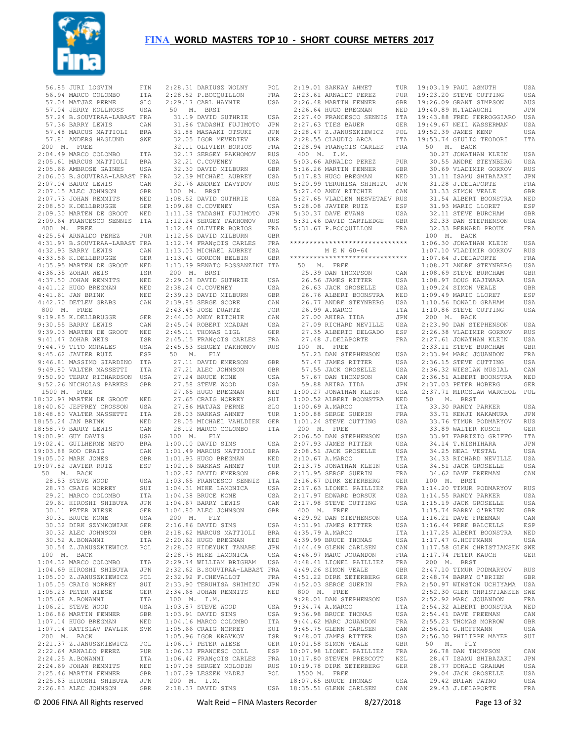# FINA WORLD MASTERS TOP 10 - SHORT COURSE METERS 2017

56.85 JURI LOGVIN FIN
56.94 MARCO COLOMBO ITA
57.04 MATJAZ PERME SLO
57.04 JERRY KOLLROSS USA
57.24 B.SOUVIRAA-LABAST FRA
57.36 BARRY LEWIS CAN
57.48 MARCUS MATTIOLI BRA
57.81 ANDERS HAGLUND SWE

200 M. FREE
2:04.49 MARCO COLOMBO ITA
2:05.61 MARCUS MATTIOLI BRA
2:05.66 AMBROSE GAINES USA
2:06.03 B.SOUVIRAA-LABAST FRA
2:07.04 BARRY LEWIS CAN
2:07.15 ALEC JOHNSON GBR
2:07.73 JOHAN REMMITS NED
2:08.50 K.DELLBRUGGE GER
2:09.30 MARTEN DE GROOT NED
2:09.64 FRANCESCO SENNIS ITA

400 M. FREE
4:25.54 ARNALDO PEREZ PUR
4:31.97 B.SOUVIRAA-LABAST FRA
4:32.93 BARRY LEWIS CAN
4:33.56 K.DELLBRUGGE GER
4:35.95 MARTEN DE GROOT NED
4:36.35 ZOHAR WEIS ISR
4:37.50 JOHAN REMMITS NED
4:41.12 HUGO BREGMAN NED
4:41.61 JAN BRINK NED
4:42.70 DETLEV GRABS CAN

800 M. FREE
9:19.85 K.DELLBRUGGE GER
9:30.55 BARRY LEWIS CAN
9:39.03 MARTEN DE GROOT NED
9:41.47 ZOHAR WEIS ISR
9:44.79 TITO MORALES USA
9:45.62 JAVIER RUIZ ESP
9:46.81 MASSIMO GIARDINO ITA
9:49.80 VALTER MASSETTI ITA
9:50.90 TERRY RICHARDSON USA
9:52.26 NICHOLAS PARKES GBR

1500 M. FREE
18:32.97 MARTEN DE GROOT NED
18:40.60 JEFFREY CROSSON USA
18:48.80 VALTER MASSETTI ITA
18:55.24 JAN BRINK NED
18:58.79 BARRY LEWIS CAN
19:00.91 GUY DAVIS USA
19:02.41 GUILHERME NETO BRA
19:03.88 ROD CRAIG CAN
19:05.02 MARK JONES GBR
19:07.82 JAVIER RUIZ ESP

50 M. BACK
28.53 STEVE WOOD USA
28.73 CRAIG NORREY SUI
29.21 MARCO COLOMBO ITA
29.61 HIROSHI SHIBUYA JPN
30.11 PETER WIESE GER
30.31 BRUCE KONE USA
30.32 DIRK SZYMKOWIAK GER
30.32 ALEC JOHNSON GBR
30.52 A.BONANNI ITA
30.54 Z.JANUSZKIEWICZ POL

100 M. BACK
1:04.32 MARCO COLOMBO ITA
1:04.69 HIROSHI SHIBUYA JPN
1:05.00 Z.JANUSZKIEWICZ POL
1:05.05 CRAIG NORREY SUI
1:05.23 PETER WIESE GER
1:05.68 A.BONANNI ITA
1:06.21 STEVE WOOD USA
1:06.86 MARTIN FENNER GBR
1:07.14 HUGO BREGMAN NED
1:07.14 RATISLAV PAVLIK SVK

200 M. BACK
2:21.37 Z.JANUSZKIEWICZ POL
2:22.64 ARNALDO PEREZ PUR
2:24.25 A.BONANNI ITA
2:24.69 JOHAN REMMITS NED
2:25.46 MARTIN FENNER GBR
2:25.63 HIROSHI SHIBUYA JPN
2:26.83 ALEC JOHNSON GBR
2:28.31 DARIUSZ WOLNY POL
2:28.52 P.BOCQUILLON FRA
2:29.17 CARL HAYNIE USA

50 M. BRST
31.19 DAVID GUTHRIE USA
31.86 TADASHI FUJIMOTO JPN
31.88 MASAAKI OTSUKI JPN
32.05 IGOR MEVEDIEV UKR
32.11 OLIVIER BORIOS FRA
32.17 SERGEY PAKHOMOV RUS
32.21 C.COVENEY USA
32.30 DAVID MILBURN GBR
32.39 MICHAEL AUBREY USA
32.76 ANDREY DAVYDOV RUS

100 M. BRST
1:08.52 DAVID GUTHRIE USA
1:09.68 C.COVENEY USA
1:11.38 TADASHI FUJIMOTO JPN
1:12.24 SERGEY PAKHOMOV RUS
1:12.48 OLIVIER BORIOS FRA
1:12.56 DAVID MILBURN GBR
1:12.74 FRANçOIS CARLES FRA
1:13.03 MICHAEL AUBREY USA
1:13.41 GORDON BELBIN GBR
1:13.79 RENATO POSSANZINI ITA

200 M. BRST
2:29.08 DAVID GUTHRIE USA
2:38.24 C.COVENEY USA
2:39.23 DAVID MILBURN GBR
2:39.85 SERGE SCORE CAN
2:43.45 JOSE DUARTE POR
2:44.00 ANDY RITCHIE CAN
2:45.04 ROBERT MCADAM USA
2:45.11 THOMAS LIGL GER
2:45.15 FRANçOIS CARLES FRA
2:45.53 SERGEY PAKHOMOV RUS

50 M. FLY
27.11 DAVID EMERSON GBR
27.21 ALEC JOHNSON GBR
27.24 BRUCE KONE USA
27.58 STEVE WOOD USA
27.65 HUGO BREGMAN NED
27.65 CRAIG NORREY SUI
27.86 MATJAZ PERME SLO
28.03 NAKKAS AHMET TUR
28.05 MICHAEL VAHLDIEK GER
28.12 MARCO COLOMBO ITA

100 M. FLY
1:00.10 DAVID SIMS USA
1:01.49 MARCUS MATTIOLI BRA
1:01.93 HUGO BREGMAN NED
1:02.16 NAKKAS AHMET TUR
1:02.82 DAVID EMERSON GBR
1:03.65 FRANCESCO SENNIS ITA
1:04.31 MIKE LAMONICA USA
1:04.38 BRUCE KONE USA
1:04.67 BARRY LEWIS CAN
1:04.80 ALEC JOHNSON GBR

200 M. FLY
2:16.86 DAVID SIMS USA
2:18.62 MARCUS MATTIOLI BRA
2:20.62 HUGO BREGMAN NED
2:28.02 HIDEYUKI TANABE JPN
2:28.75 MIKE LAMONICA USA
2:29.74 WILLIAM BRIGHAM USA
2:32.62 B.SOUVIRAA-LABAST FRA
2:32.92 F.CHEVALLOT FRA
2:33.90 TERUHISA SHIMIZU JPN
2:34.68 JOHAN REMMITS NED

100 M. I.M.
1:03.87 STEVE WOOD USA
1:03.91 DAVID SIMS USA
1:04.16 MARCO COLOMBO ITA
1:05.66 CRAIG NORREY SUI
1:05.96 IGOR KRAVKOV ISR
1:06.17 PETER WIESE GER
1:06.32 FRANCESC COLL ESP
1:06.42 FRANçOIS CARLES FRA
1:07.08 SERGEY MOLODIN RUS
1:07.29 LESZEK MADEJ POL

200 M. I.M.
2:18.37 DAVID SIMS USA
2:19.01 SAKKAY AHMET TUR
2:23.61 ARNALDO PEREZ PUR
2:26.48 MARTIN FENNER GBR
2:26.64 HUGO BREGMAN NED
2:27.40 FRANCESCO SENNIS ITA
2:27.63 TIES BAUER GER
2:28.47 Z.JANUSZKIEWICZ POL
2:28.55 CLAUDIO ARCA ITA
2:28.94 FRANçOIS CARLES FRA

400 M. I.M.
5:03.66 ARNALDO PEREZ PUR
5:16.26 MARTIN FENNER GBR
5:17.83 HUGO BREGMAN NED
5:20.99 TERUHISA SHIMIZU JPN
5:27.40 ANDY RITCHIE CAN
5:27.65 VLADLEN NESVETAEV RUS
5:28.08 JAVIER RUIZ ESP
5:30.37 DAVE EVANS USA
5:31.46 DAVID CARTLEDGE GBR
5:31.67 P.BOCQUILLON FRA

******************************
M E N 60-64
******************************

50 M. FREE
25.39 DAN THOMPSON CAN
26.56 JAMES RITTER USA
26.63 JACK GROSELLE USA
26.76 ALBERT BOONSTRA NED
26.77 ANDRE STEYNBERG USA
26.99 A.MARCO ITA
27.00 AKIRA IIDA JPN
27.09 RICHARD NEVILLE USA
27.35 ALBERTO DELGADO ESP
27.48 J.DELAPORTE FRA

100 M. FREE
57.23 DAN STEPHENSON USA
57.47 JAMES RITTER USA
57.55 JACK GROSELLE USA
57.67 DAN THOMPSON CAN
59.88 AKIRA IIDA JPN
1:00.27 JONATHAN KLEIN USA
1:00.52 ALBERT BOONSTRA NED
1:00.69 A.MARCO ITA
1:00.88 SERGE GUERIN FRA
1:01.24 STEVE CUTTING USA

200 M. FREE
2:06.50 DAN STEPHENSON USA
2:07.93 JAMES RITTER USA
2:08.51 JACK GROSELLE USA
2:10.67 A.MARCO ITA
2:13.75 JONATHAN KLEIN USA
2:13.95 SERGE GUERIN FRA
2:16.67 DIRK ZETERBERG GER
2:17.63 LIONEL PAILLIEZ FRA
2:17.97 EDWARD BORSUK USA
2:17.98 STEVE CUTTING USA

400 M. FREE
4:29.92 DAN STEPHENSON USA
4:31.91 JAMES RITTER USA
4:35.79 A.MARCO ITA
4:39.99 BRUCE THOMAS USA
4:44.49 GLENN CARLSEN CAN
4:46.97 MARC JOUANDON FRA
4:48.41 LIONEL PAILLIEZ FRA
4:49.26 SIMON VEALE GBR
4:51.22 DIRK ZETERBERG GER
4:52.03 SERGE GUERIN FRA

800 M. FREE
9:28.01 DAN STEPHENSON USA
9:34.74 A.MARCO ITA
9:36.98 BRUCE THOMAS USA
9:44.62 MARC JOUANDON FRA
9:45.75 GLENN CARLSEN CAN
9:48.07 JAMES RITTER USA
10:01.58 SIMON VEALE GBR
10:07.98 LIONEL PAILLIEZ FRA
10:17.80 STEVEN PRESCOTT NZL
10:19.78 DIRK ZETERBERG GER

1500 M. FREE
18:07.65 BRUCE THOMAS USA
18:35.51 GLENN CARLSEN CAN
19:03.19 PAUL ASMUTH USA
19:23.20 STEVE CUTTING USA
19:26.09 GRANT SIMPSON AUS
19:40.89 M.TADAUCHI JPN
19:43.88 FRED FERROGGIARO USA
19:49.67 NEIL WASSERMAN USA
19:52.39 JAMES KEMP USA
19:53.74 GIULIO TEODORI ITA

50 M. BACK
30.27 JONATHAN KLEIN USA
30.55 ANDRE STEYNBERG USA
30.69 VLADIMIR GORKOV RUS
31.11 ISAMU SHIBAZAKI JPN
31.28 J.DELAPORTE FRA
31.33 SIMON VEALE GBR
31.54 ALBERT BOONSTRA NED
31.93 MARIO LLORET ESP
32.11 STEVE BURCHAM GBR
32.33 DAN STEPHENSON USA
32.33 BERNARD PROUX FRA

100 M. BACK
1:06.30 JONATHAN KLEIN USA
1:07.10 VLADIMIR GORKOV RUS
1:07.64 J.DELAPORTE FRA
1:08.27 ANDRE STEYNBERG USA
1:08.69 STEVE BURCHAM GBR
1:08.97 DOUG KAJIWARA USA
1:09.24 SIMON VEALE GBR
1:09.49 MARIO LLORET ESP
1:10.56 DONALD GRAHAM USA
1:10.86 STEVE CUTTING USA

200 M. BACK
2:23.90 DAN STEPHENSON USA
2:26.38 VLADIMIR GORKOV RUS
2:27.61 JONATHAN KLEIN USA
2:33.11 STEVE BURCHAM GBR
2:33.94 MARC JOUANDON FRA
2:36.15 STEVE CUTTING USA
2:36.32 WIESLAW MUSIAL CAN
2:36.51 ALBERT BOONSTRA NED
2:37.03 PETER HOBERG GER
2:37.71 MIROSLAW WARCHOL POL

50 M. BRST
33.30 RANDY PARKER USA
33.71 KENJI NAKAMURA JPN
33.76 TIMUR PODMARYOV RUS
33.89 WALTER KUSCH GER
33.97 FABRIZIO GRIFFO ITA
34.14 T.NISHIHARA JPN
34.25 NEAL VESTAL USA
34.33 RICHARD NEVILLE USA
34.51 JACK GROSELLE USA
34.62 DAVE FREEMAN CAN

100 M. BRST
1:14.20 TIMUR PODMARYOV RUS
1:14.55 RANDY PARKER USA
1:15.19 JACK GROSELLE USA
1:15.74 BARRY O'BRIEN GBR
1:16.21 DAVE FREEMAN CAN
1:16.44 PERE BALCELLS ESP
1:17.25 ALBERT BOONSTRA NED
1:17.47 G.HOFFMANN USA
1:17.58 GLEN CHRISTIANSEN SWE
1:17.74 PETER KAUCH GER

200 M. BRST
2:47.10 TIMUR PODMARYOV RUS
2:48.74 BARRY O'BRIEN GBR
2:50.97 WINSTON UCHIYAMA USA
2:52.30 GLEN CHRISTIANSEN SWE
2:52.92 MARC JOUANDON FRA
2:54.32 ALBERT BOONSTRA NED
2:54.41 DAVE FREEMAN CAN
2:55.23 THOMAS MORROW GBR
2:56.01 G.HOFFMANN USA
2:56.30 PHILIPPE MAYER SUI

50 M. FLY
26.78 DAN THOMPSON CAN
28.47 ISAMU SHIBAZAKI JPN
28.77 DONALD GRAHAM USA
29.04 JACK GROSELLE USA
29.42 BRIAN PATNO USA
29.43 J.DELAPORTE FRA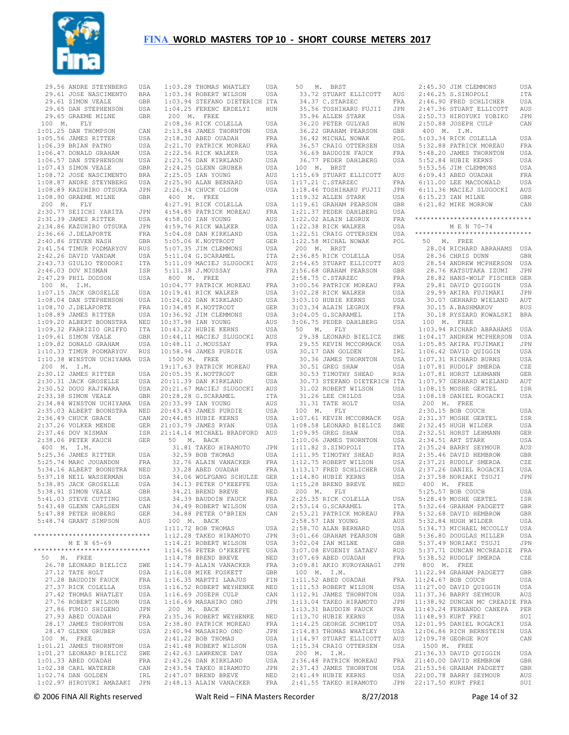# FINA WORLD MASTERS TOP 10 - SHORT COURSE METERS 2017

```
  29.56 ANDRE STEYNBERG   USA
  29.61 JOSE NASCIMENTO   BRA
  29.61 SIMON VEALE       GBR
  29.65 DAN STEPHENSON    USA
  29.65 GRAEME MILNE      GBR
 100  M.  FLY
1:01.25 DAN THOMPSON      CAN
1:05.56 JAMES RITTER      USA
1:06.39 BRIAN PATNO       USA
1:06.47 DONALD GRAHAM     USA
1:06.57 DAN STEPHENSON    USA
1:07.43 SIMON VEALE       GBR
1:08.72 JOSE NASCIMENTO   BRA
1:08.87 ANDRE STEYNBERG   USA
1:08.89 KAZUHIRO OTSUKA   JPN
1:08.90 GRAEME MILNE      GBR
 200  M.  FLY
2:30.77 SEIICHI YARITA    JPN
2:31.39 JAMES RITTER      USA
2:34.86 KAZUHIRO OTSUKA   JPN
2:36.66 J.DELAPORTE       FRA
2:40.86 STEVEN NASH       GBR
2:41.54 TIMUR PODMARYOV   RUS
2:42.26 DAVID VANDAM      USA
2:43.73 GIULIO TEODORI    ITA
2:46.03 DOV NISMAN        ISR
2:47.29 PHIL DODSON       USA
 100  M.  I.M.
1:07.15 JACK GROSELLE     USA
1:08.04 DAN STEPHENSON    USA
1:08.70 J.DELAPORTE       FRA
1:08.89 JAMES RITTER      USA
1:09.20 ALBERT BOONSTRA   NED
1:09.32 FABRIZIO GRIFFO   ITA
1:09.61 SIMON VEALE       GBR
1:09.82 DONALD GRAHAM     USA
1:10.33 TIMUR PODMARYOV   RUS
1:10.38 WINSTON UCHIYAMA  USA
 200  M.  I.M.
2:30.12 JAMES RITTER      USA
2:30.31 JACK GROSELLE     USA
2:30.52 DOUG KAJIWARA     USA
2:33.38 SIMON VEALE       GBR
2:34.84 WINSTON UCHIYAMA  USA
2:35.03 ALBERT BOONSTRA   NED
2:36.49 CHUCK GRACE       CAN
2:37.26 VOLKER MENDE      GER
2:37.46 DOV NISMAN        ISR
2:38.06 PETER KAUCH       GER
 400  M.  I.M.
5:25.36 JAMES RITTER      USA
5:25.74 MARC JOUANDON     FRA
5:34.16 ALBERT BOONSTRA   NED
5:37.18 NEIL WASSERMAN    USA
5:38.85 JACK GROSELLE     USA
5:38.91 SIMON VEALE       GBR
5:41.03 STEVE CUTTING     USA
5:43.48 GLENN CARLSEN     CAN
5:47.88 PETER HOBERG      GER
5:48.74 GRANT SIMPSON     AUS

*****************************
         M E N  65-69
*****************************
 50   M.  FREE
  26.78 LEONARD BIELICZ   SWE
  27.12 TATE HOLT         USA
  27.28 BAUDOIN FAUCK     FRA
  27.37 RICK COLELLA      USA
  27.42 THOMAS WHATLEY    USA
  27.76 ROBERT WILSON     USA
  27.86 FUMIO SHIGENO     JPN
  27.93 ABED OUADAH       FRA
  28.17 JAMES THORNTON    USA
  28.47 GLENN GRUBER      USA
 100  M.  FREE
1:01.21 JAMES THORNTON    USA
1:01.27 LEONARD BIELICZ   SWE
1:01.33 ABED OUADAH       FRA
1:02.38 CARL WATERER      CAN
1:02.74 DAN GOLDEN        IRL
1:02.97 HIROYUKI AMAZAKI  JPN
1:03.28 THOMAS WHATLEY    USA
1:03.34 ROBERT WILSON     USA
1:03.94 STEFANO DIETERICH ITA
1:04.25 FERENC ERDELYI    HUN
 200  M.  FREE
2:08.36 RICK COLELLA      USA
2:13.84 JAMES THORNTON    USA
2:18.30 ABED OUADAH       FRA
2:21.70 PATRICK MOREAU    FRA
2:22.56 RICK WALKER       USA
2:23.76 DAN KIRKLAND      USA
2:24.25 GLENN GRUBER      USA
2:25.05 IAN YOUNG         AUS
2:25.90 ALAN BERNARD      USA
2:26.34 CHUCK OLSON       USA
 400  M.  FREE
4:27.91 RICK COLELLA      USA
4:54.85 PATRICK MOREAU    FRA
4:58.00 IAN YOUNG         AUS
4:59.76 RICK WALKER       USA
5:04.08 DAN KIRKLAND      USA
5:05.06 K.NOTTRODT        GER
5:07.35 JIM CLEMMONS      USA
5:11.04 G.SCARAMEL        ITA
5:11.09 MACIEJ SLUGOCKI   AUS
5:11.38 J.MOUSSAY         FRA
 800  M.  FREE
10:04.77 PATRICK MOREAU   FRA
10:19.41 RICK WALKER      USA
10:24.02 DAN KIRKLAND     USA
10:34.85 K.NOTTRODT       GER
10:36.92 JIM CLEMMONS     USA
10:37.98 IAN YOUNG        AUS
10:43.22 HUBIE KERNS      USA
10:44.11 MACIEJ SLUGOCKI  AUS
10:48.11 J.MOUSSAY        FRA
10:58.94 JAMES PURDIE     USA
 1500 M.  FREE
19:17.63 PATRICK MOREAU   FRA
20:05.35 K.NOTTRODT       GER
20:11.39 DAN KIRKLAND     USA
20:21.67 MACIEJ SLUGOCKI  AUS
20:28.28 G.SCARAMEL       ITA
20:33.99 IAN YOUNG        AUS
20:43.43 JAMES PURDIE     USA
20:44.85 HUBIE KERNS      USA
21:03.79 JAMES RYAN       USA
21:14.14 MICHAEL BRADFORD AUS
 50   M.  BACK
  31.81 TAKEO HIRAMOTO    JPN
  32.59 BOB THOMAS        USA
  32.76 ALAIN VANACKER    FRA
  33.28 ABED OUADAH       FRA
  34.06 WOLFGANG SCHULZE  GER
  34.13 PETER O'KEEFFE    USA
  34.21 BREND BREVE       NED
  34.39 BAUDOIN FAUCK     FRA
  34.49 ROBERT WILSON     USA
  34.88 PETER O'BRIEN     CAN
 100  M.  BACK
1:11.72 BOB THOMAS        USA
1:12.28 TAKEO HIRAMOTO    JPN
1:14.21 ROBERT WILSON     USA
1:14.56 PETER O'KEEFFE    USA
1:14.78 BREND BREVE       NED
1:14.79 ALAIN VANACKER    FRA
1:16.08 MIKE FOSKETT      GBR
1:16.35 MARTTI LAAJUS     FIN
1:16.52 ROBERT WEYHENKE   NED
1:16.69 JOSEPH CULP       CAN
1:16.69 MASAHIRO ONO      JPN
 200  M.  BACK
2:35.36 ROBERT WEYHENKE   NED
2:38.80 PATRICK MOREAU    FRA
2:40.94 MASAHIRO ONO      JPN
2:41.22 BOB THOMAS        USA
2:41.48 ROBERT WILSON     USA
2:42.63 LAWRENCE DAY      USA
2:43.26 DAN KIRKLAND      USA
2:43.54 TAKEO HIRAMOTO    JPN
2:47.07 BREND BREVE       NED
2:48.13 ALAIN VANACKER    FRA
 50   M.  BRST
  33.72 STUART ELLICOTT   AUS
  34.37 C.STARZEC         FRA
  35.56 TOSHIHARU FUJII   JPN
  35.96 ALLEN STARK       USA
  36.20 PETER GULYAS      HUN
  36.22 GRAHAM PEARSON    GBR
  36.42 MICHAL NOWAK      POL
  36.57 CRAIG OTTERSEN    USA
  36.69 BAUDOIN FAUCK     FRA
  36.77 PEDER DAHLBERG    USA
 100  M.  BRST
1:15.69 STUART ELLICOTT   AUS
1:17.21 C.STARZEC         FRA
1:18.46 TOSHIHARU FUJII   JPN
1:19.32 ALLEN STARK       USA
1:19.61 GRAHAM PEARSON    GBR
1:21.37 PEDER DAHLBERG    USA
1:22.02 ALAIN LEGRUX      FRA
1:22.38 RICK WALKER       USA
1:22.51 CRAIG OTTERSEN    USA
1:22.58 MICHAL NOWAK      POL
 200  M.  BRST
2:36.85 RICK COLELLA      USA
2:54.65 STUART ELLICOTT   AUS
2:56.68 GRAHAM PEARSON    GBR
2:58.75 C.STARZEC         FRA
3:00.56 PATRICK MOREAU    FRA
3:02.28 RICK WALKER       USA
3:03.10 HUBIE KERNS       USA
3:03.34 ALAIN LEGRUX      FRA
3:04.05 G.SCARAMEL        ITA
3:06.75 PEDER DAHLBERG    USA
 50   M.  FLY
  29.38 LEONARD BIELICZ   SWE
  29.55 KEVIN MCCORMACK   USA
  30.17 DAN GOLDEN        IRL
  30.36 JAMES THORNTON    USA
  30.51 GREG SHAW         USA
  30.53 TIMOTHY SHEAD     RSA
  30.73 STEFANO DIETERICH ITA
  31.02 ROBERT WILSON     USA
  31.26 LEE CHILDS        USA
  31.31 TATE HOLT         USA
 100  M.  FLY
1:07.61 KEVIN MCCORMACK   USA
1:08.58 LEONARD BIELICZ   SWE
1:09.95 GREG SHAW         USA
1:10.06 JAMES THORNTON    USA
1:11.82 S.SINOPOLI        ITA
1:11.95 TIMOTHY SHEAD     RSA
1:12.75 ROBERT WILSON     USA
1:13.17 FRED SCHLICHER    USA
1:14.80 HUBIE KERNS       USA
1:15.28 BREND BREVE       NED
 200  M.  FLY
2:25.35 RICK COLELLA      USA
2:53.14 G.SCARAMEL        ITA
2:53.21 PATRICK MOREAU    FRA
2:58.57 IAN YOUNG         AUS
2:58.70 ALAN BERNARD      USA
3:01.66 GRAHAM PEARSON    GBR
3:02.04 IAN MILNE         GBR
3:07.08 EVGENIY SATAEV    RUS
3:07.69 ABED OUADAH       FRA
3:09.81 AKIO KUROYANAGI   JPN
 100  M.  I.M.
1:11.52 ABED OUADAH       FRA
1:11.53 ROBERT WILSON     USA
1:12.91 JAMES THORNTON    USA
1:13.04 TAKEO HIRAMOTO    JPN
1:13.31 BAUDOIN FAUCK     FRA
1:13.70 HUBIE KERNS       USA
1:14.25 GEORGE SCHMIDT    USA
1:14.83 THOMAS WHATLEY    USA
1:14.97 STUART ELLICOTT   AUS
1:15.34 CRAIG OTTERSEN    USA
 200  M.  I.M.
2:36.48 PATRICK MOREAU    FRA
2:37.43 JAMES THORNTON    USA
2:41.49 HUBIE KERNS       USA
2:41.55 TAKEO HIRAMOTO    JPN
2:45.30 JIM CLEMMONS      USA
2:46.25 S.SINOPOLI        ITA
2:46.90 FRED SCHLICHER    USA
2:47.36 STUART ELLICOTT   AUS
2:50.73 HIROYUKI YOBIKO   JPN
2:50.88 JOSEPH CULP       CAN
 400  M.  I.M.
5:03.34 RICK COLELLA      USA
5:32.88 PATRICK MOREAU    FRA
5:48.20 JAMES THORNTON    USA
5:52.84 HUBIE KERNS       USA
5:53.56 JIM CLEMMONS      USA
6:09.43 ABED OUADAH       FRA
6:11.00 LEE MACDONALD     USA
6:11.36 MACIEJ SLUGOCKI   AUS
6:15.23 IAN MILNE         GBR
6:21.82 MIKE MORROW       CAN

*****************************
         M E N  70-74
*****************************
 50   M.  FREE
  28.04 RICHARD ABRAHAMS  USA
  28.36 CHRIS DUNN        GBR
  28.54 ANDREW MCPHERSON  USA
  28.76 KATSUTAKA IZUMI   JPN
  28.82 HANS-WOLF FISCHER GER
  29.81 DAVID QUIGGIN     USA
  29.99 AKIRA FUJIMAKI    JPN
  30.07 GERHARD WIELAND   AUT
  30.15 A.BASHMAKOV       RUS
  30.18 RYSZARD KOWALSKI  BRA
 100  M.  FREE
1:03.94 RICHARD ABRAHAMS  USA
1:04.17 ANDREW MCPHERSON  USA
1:05.85 AKIRA FUJIMAKI    JPN
1:06.42 DAVID QUIGGIN     USA
1:07.31 RICHARD BURNS     USA
1:07.81 RUDOLF SMERDA     CZE
1:07.81 HORST LEHMANN     GER
1:07.97 GERHARD WIELAND   AUT
1:08.15 MOSHE GERTEL      ISR
1:08.18 DANIEL ROGACKI    USA
 200  M.  FREE
2:30.15 BOB COUCH         USA
2:31.37 MOSHE GERTEL      ISR
2:32.45 HUGH WILDER       USA
2:32.51 HORST LEHMANN     GER
2:34.51 ART STARK         USA
2:35.24 BARRY SEYMOUR     AUS
2:35.46 DAVID HEMBROW     GBR
2:37.21 RUDOLF SMERDA     CZE
2:37.26 DANIEL ROGACKI    USA
2:37.58 NORIAKI TSUJI     JPN
 400  M.  FREE
5:25.57 BOB COUCH         USA
5:28.49 MOSHE GERTEL      ISR
5:32.64 GRAHAM PADGETT    GBR
5:32.68 DAVID HEMBROW     GBR
5:32.84 HUGH WILDER       USA
5:34.73 MICHAEL MCCOLLY   USA
5:36.80 DOUGLAS MILLER    USA
5:37.49 NORIAKI TSUJI     JPN
5:37.71 DUNCAN MCCREADIE  FRA
5:38.52 RUDOLF SMERDA     CZE
 800  M.  FREE
11:22.94 GRAHAM PADGETT   GBR
11:24.67 BOB COUCH        USA
11:27.00 DAVID QUIGGIN    USA
11:37.36 BARRY SEYMOUR    AUS
11:38.92 DUNCAN MC CREADIE FRA
11:43.24 FERNANDO CANEPA  PER
11:48.93 KURT FREI        SUI
12:01.95 DANIEL ROGACKI   USA
12:06.86 RICH BERNSTEIN   USA
12:09.78 GEORGE ROY       CAN
 1500 M.  FREE
21:36.33 DAVID QUIGGIN    USA
21:40.00 DAVID HEMBROW    GBR
21:53.56 GRAHAM PADGETT   GBR
22:00.78 BARRY SEYMOUR    AUS
22:17.50 KURT FREI        SUI
```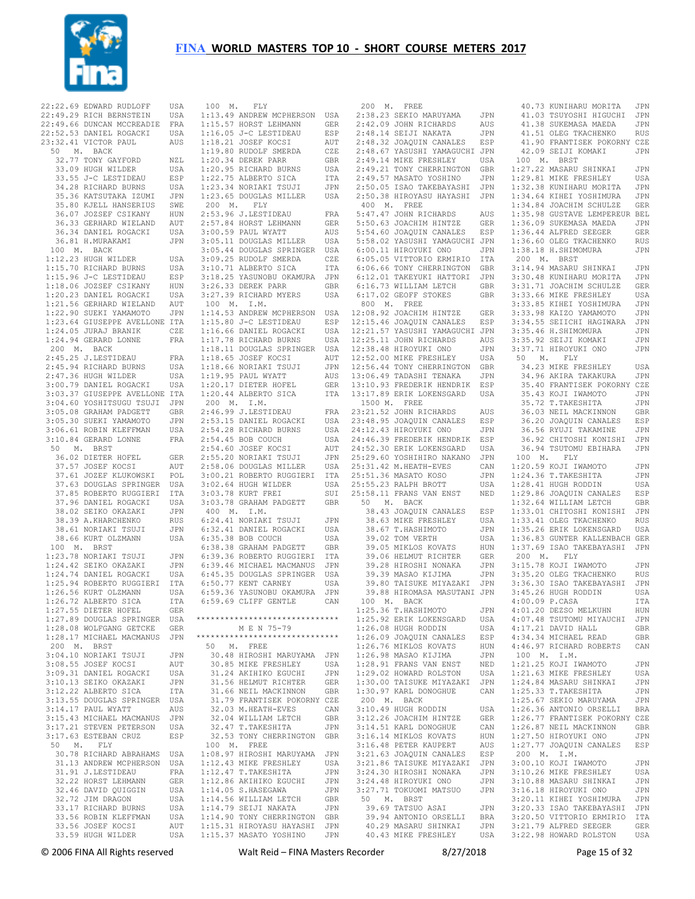# FINA WORLD MASTERS TOP 10 - SHORT COURSE METERS 2017

22:22.69 EDWARD RUDLOFF USA
22:49.29 RICH BERNSTEIN USA
22:49.66 DUNCAN MCCREADIE FRA
22:52.53 DANIEL ROGACKI USA
23:32.41 VICTOR PAUL AUS

50 M. BACK
32.77 TONY GAYFORD NZL
33.09 HUGH WILDER USA
33.55 J-C LESTIDEAU ESP
34.28 RICHARD BURNS USA
35.36 KATSUTAKA IZUMI JPN
35.80 KJELL HANSERIUS SWE
36.07 JOZSEF CSIKANY HUN
36.33 GERHARD WIELAND AUT
36.34 DANIEL ROGACKI USA
36.81 H.MURAKAMI JPN

100 M. BACK
1:12.23 HUGH WILDER USA
1:15.70 RICHARD BURNS USA
1:15.96 J-C LESTIDEAU ESP
1:18.06 JOZSEF CSIKANY HUN
1:20.23 DANIEL ROGACKI USA
1:21.56 GERHARD WIELAND AUT
1:22.90 SUEKI YAMAMOTO JPN
1:23.64 GIUSEPPE AVELLONE ITA
1:24.05 JURAJ BRANIK CZE
1:24.94 GERARD LONNE FRA

200 M. BACK
2:45.25 J.LESTIDEAU FRA
2:45.94 RICHARD BURNS USA
2:47.36 HUGH WILDER USA
3:00.79 DANIEL ROGACKI USA
3:03.37 GIUSEPPE AVELLONE ITA
3:04.60 YOSHITSUGU TSUJI JPN
3:05.08 GRAHAM PADGETT GBR
3:05.30 SUEKI YAMAMOTO JPN
3:06.61 ROBIN KLEFFMAN USA
3:10.84 GERARD LONNE FRA

50 M. BRST
36.02 DIETER HOFEL GER
37.57 JOSEF KOCSI AUT
37.61 JOZEF KLUKOWSKI POL
37.63 DOUGLAS SPRINGER USA
37.85 ROBERTO RUGGIERI ITA
37.96 DANIEL ROGACKI USA
38.02 SEIKO OKAZAKI JPN
38.39 A.KHARCHENKO RUS
38.61 NORIAKI TSUJI JPN
38.66 KURT OLZMANN USA

100 M. BRST
1:23.78 NORIAKI TSUJI JPN
1:24.42 SEIKO OKAZAKI JPN
1:24.74 DANIEL ROGACKI USA
1:25.94 ROBERTO RUGGIERI ITA
1:26.56 KURT OLZMANN USA
1:26.72 ALBERTO SICA ITA
1:27.55 DIETER HOFEL GER
1:27.89 DOUGLAS SPRINGER USA
1:28.08 WOLFGANG GETCKE GER
1:28.17 MICHAEL MACMANUS JPN

200 M. BRST
3:04.10 NORIAKI TSUJI JPN
3:08.55 JOSEF KOCSI AUT
3:09.31 DANIEL ROGACKI USA
3:10.13 SEIKO OKAZAKI JPN
3:12.22 ALBERTO SICA ITA
3:13.55 DOUGLAS SPRINGER USA
3:14.17 PAUL WYATT AUS
3:15.43 MICHAEL MACMANUS JPN
3:17.21 STEVEN PETERSON USA
3:17.63 ESTEBAN CRUZ ESP

50 M. FLY
30.78 RICHARD ABRAHAMS USA
31.13 ANDREW MCPHERSON USA
31.91 J.LESTIDEAU FRA
32.22 HORST LEHMANN GER
32.46 DAVID QUIGGIN USA
32.72 JIM DRAGON USA
33.17 RICHARD BURNS USA
33.56 ROBIN KLEFFMAN USA
33.56 JOSEF KOCSI AUT
33.59 HUGH WILDER USA

100 M. FLY
1:13.49 ANDREW MCPHERSON USA
1:15.57 HORST LEHMANN GER
1:16.05 J-C LESTIDEAU ESP
1:18.21 JOSEF KOCSI AUT
1:19.80 RUDOLF SMERDA CZE
1:20.34 DEREK PARR GBR
1:20.95 RICHARD BURNS USA
1:22.75 ALBERTO SICA ITA
1:23.34 NORIAKI TSUJI JPN
1:23.65 DOUGLAS MILLER USA

200 M. FLY
2:53.96 J.LESTIDEAU FRA
2:57.84 HORST LEHMANN GER
3:00.59 PAUL WYATT AUS
3:05.11 DOUGLAS MILLER USA
3:05.44 DOUGLAS SPRINGER USA
3:09.25 RUDOLF SMERDA CZE
3:10.71 ALBERTO SICA ITA
3:18.25 YASUNOBU OKAMURA JPN
3:26.33 DEREK PARR GBR
3:27.39 RICHARD MYERS USA

100 M. I.M.
1:14.53 ANDREW MCPHERSON USA
1:15.80 J-C LESTIDEAU ESP
1:16.66 DANIEL ROGACKI USA
1:17.78 RICHARD BURNS USA
1:18.11 DOUGLAS SPRINGER USA
1:18.65 JOSEF KOCSI AUT
1:18.66 NORIAKI TSUJI JPN
1:19.95 PAUL WYATT AUS
1:20.17 DIETER HOFEL GER
1:20.44 ALBERTO SICA ITA

200 M. I.M.
2:46.99 J.LESTIDEAU FRA
2:53.15 DANIEL ROGACKI USA
2:54.28 RICHARD BURNS USA
2:54.45 BOB COUCH USA
2:54.60 JOSEF KOCSI AUT
2:55.20 NORIAKI TSUJI JPN
2:58.06 DOUGLAS MILLER USA
3:00.21 ROBERTO RUGGIERI ITA
3:02.64 HUGH WILDER USA
3:03.78 KURT FREI SUI
3:03.78 GRAHAM PADGETT GBR

400 M. I.M.
6:24.41 NORIAKI TSUJI JPN
6:32.41 DANIEL ROGACKI USA
6:35.38 BOB COUCH USA
6:38.38 GRAHAM PADGETT GBR
6:39.36 ROBERTO RUGGIERI ITA
6:39.46 MICHAEL MACMANUS JPN
6:45.35 DOUGLAS SPRINGER USA
6:50.77 KENT CARNEY USA
6:59.36 YASUNOBU OKAMURA JPN
6:59.69 CLIFF GENTLE CAN

*****************************
M E N 75-79
*****************************

50 M. FREE
30.48 HIROSHI MARUYAMA JPN
30.85 MIKE FRESHLEY USA
31.24 AKIHIKO EGUCHI JPN
31.56 HELMUT RICHTER GER
31.66 NEIL MACKINNON GBR
31.79 FRANTISEK POKORNY CZE
32.03 M.HEATH-EVES CAN
32.04 WILLIAM LETCH GBR
32.47 T.TAKESHITA JPN
32.53 TONY CHERRINGTON GBR

100 M. FREE
1:08.97 HIROSHI MARUYAMA JPN
1:12.43 MIKE FRESHLEY USA
1:12.47 T.TAKESHITA JPN
1:12.86 AKIHIKO EGUCHI JPN
1:14.05 S.HASEGAWA JPN
1:14.56 WILLIAM LETCH GBR
1:14.79 SEIJI NAKATA JPN
1:14.90 TONY CHERRINGTON GBR
1:15.31 HIROYASU HAYASHI JPN
1:15.37 MASATO YOSHINO JPN

200 M. FREE
2:38.23 SEKIO MARUYAMA JPN
2:42.09 JOHN RICHARDS AUS
2:48.14 SEIJI NAKATA JPN
2:48.32 JOAQUIN CANALES ESP
2:48.67 YASUSHI YAMAGUCHI JPN
2:49.14 MIKE FRESHLEY USA
2:49.21 TONY CHERRINGTON GBR
2:49.57 MASATO YOSHINO JPN
2:50.05 ISAO TAKEBAYASHI JPN
2:50.38 HIROYASU HAYASHI JPN

400 M. FREE
5:47.47 JOHN RICHARDS AUS
5:50.63 JOACHIM HINTZE GER
5:54.60 JOAQUIN CANALES ESP
5:58.02 YASUSHI YAMAGUCHI JPN
6:00.11 HIROYUKI ONO JPN
6:05.05 VITTORIO ERMIRIO ITA
6:06.66 TONY CHERRINGTON GBR
6:12.01 TAKEYUKI HATTORI JPN
6:16.73 WILLIAM LETCH GBR
6:17.02 GEOFF STOKES GBR

800 M. FREE
12:08.92 JOACHIM HINTZE GER
12:15.46 JOAQUIN CANALES ESP
12:21.57 YASUSHI YAMAGUCHI JPN
12:25.11 JOHN RICHARDS AUS
12:38.48 HIROYUKI ONO JPN
12:52.00 MIKE FRESHLEY USA
12:56.44 TONY CHERRINGTON GBR
13:06.49 TADASHI TENAKA JPN
13:10.93 FREDERIK HENDRIK ESP
13:17.89 ERIK LOKENSGARD USA

1500 M. FREE
23:21.52 JOHN RICHARDS AUS
23:48.95 JOAQUIN CANALES ESP
24:12.43 HIROYUKI ONO JPN
24:46.39 FREDERIK HENDRIK ESP
24:52.30 ERIK LOKENSGARD USA
25:29.60 YOSHIHIRO NAKANO JPN
25:31.42 M.HEATH-EVES CAN
25:51.36 MASATO KOSO JPN
25:55.23 RALPH BROTT USA
25:58.11 FRANS VAN ENST NED

50 M. BACK
38.43 JOAQUIN CANALES ESP
38.63 MIKE FRESHLEY USA
38.67 T.HASHIMOTO JPN
39.02 TOM VERTH USA
39.05 MIKLOS KOVATS HUN
39.06 HELMUT RICHTER GER
39.28 HIROSHI NONAKA JPN
39.39 MASAO KIJIMA JPN
39.80 TAISUKE MIYAZAKI JPN
39.88 HIROMASA MASUTANI JPN

100 M. BACK
1:25.36 T.HASHIMOTO JPN
1:25.92 ERIK LOKENSGARD USA
1:26.08 HUGH RODDIN USA
1:26.09 JOAQUIN CANALES ESP
1:26.76 MIKLOS KOVATS HUN
1:26.98 MASAO KIJIMA JPN
1:28.91 FRANS VAN ENST NED
1:29.02 HOWARD ROLSTON USA
1:30.00 TAISUKE MIYAZAKI JPN
1:30.97 KARL DONOGHUE CAN

200 M. BACK
3:10.49 HUGH RODDIN USA
3:12.26 JOACHIM HINTZE GER
3:14.51 KARL DONOGHUE CAN
3:16.14 MIKLOS KOVATS HUN
3:16.48 PETER KAUPERT AUS
3:21.63 JOAQUIN CANALES ESP
3:21.86 TAISUKE MIYAZAKI JPN
3:24.30 HIROSHI NONAKA JPN
3:24.48 HIROYUKI ONO JPN
3:27.71 TOKUOMI MATSUO JPN

50 M. BRST
39.69 TATSUO ASAI JPN
39.94 ANTONIO ORSELLI BRA
40.29 MASARU SHINKAI JPN
40.43 MIKE FRESHLEY USA
40.73 KUNIHARU MORITA JPN
41.03 TSUYOSHI HIGUCHI JPN
41.38 SUKEMASA MAEDA JPN
41.51 OLEG TKACHENKO RUS
41.90 FRANTISEK POKORNY CZE
42.09 SEIJI KOMAKI JPN

100 M. BRST
1:27.22 MASARU SHINKAI JPN
1:29.81 MIKE FRESHLEY USA
1:32.38 KUNIHARU MORITA JPN
1:34.64 KIHEI YOSHIMURA JPN
1:34.84 JOACHIM SCHULZE GER
1:35.98 GUSTAVE LEMPEREUR BEL
1:36.09 SUKEMASA MAEDA JPN
1:36.44 ALFRED SEEGER GER
1:36.60 OLEG TKACHENKO RUS
1:38.18 H.SHIMOMURA JPN

200 M. BRST
3:14.94 MASARU SHINKAI JPN
3:30.48 KUNIHARU MORITA JPN
3:31.71 JOACHIM SCHULZE GER
3:33.66 MIKE FRESHLEY USA
3:33.85 KIHEI YOSHIMURA JPN
3:33.98 KAIZO YAMAMOTO JPN
3:34.55 SEIICHI HAGIWARA JPN
3:35.46 H.SHIMOMURA JPN
3:35.92 SEIJI KOMAKI JPN
3:37.71 HIROYUKI ONO JPN

50 M. FLY
34.23 MIKE FRESHLEY USA
34.96 AKIRA TAKAKURA JPN
35.40 FRANTISEK POKORNY CZE
35.43 KOJI IWAMOTO JPN
35.72 T.TAKESHITA JPN
36.03 NEIL MACKINNON GBR
36.20 JOAQUIN CANALES ESP
36.56 RYUJI TAKAMINE JPN
36.92 CHITOSHI KONISHI JPN
36.94 TSUTOMU EBIHARA JPN

100 M. FLY
1:20.59 KOJI IWAMOTO JPN
1:24.36 T.TAKESHITA JPN
1:28.41 HUGH RODDIN USA
1:29.86 JOAQUIN CANALES ESP
1:32.64 WILLIAM LETCH GBR
1:33.01 CHITOSHI KONISHI JPN
1:33.41 OLEG TKACHENKO RUS
1:35.26 ERIK LOKENSGARD USA
1:36.83 GUNTER KALLENBACH GER
1:37.69 ISAO TAKEBAYASHI JPN

200 M. FLY
3:15.78 KOJI IWAMOTO JPN
3:35.20 OLEG TKACHENKO RUS
3:36.30 ISAO TAKEBAYASHI JPN
3:45.26 HUGH RODDIN USA
4:00.09 P.CASA ITA
4:01.20 DEZSO MELKUHN HUN
4:07.48 TSUTOMU MIYAUCHI JPN
4:17.21 DAVID HALL GBR
4:34.34 MICHAEL READ GBR
4:46.97 RICHARD ROBERTS CAN

100 M. I.M.
1:21.25 KOJI IWAMOTO JPN
1:21.63 MIKE FRESHLEY USA
1:24.84 MASARU SHINKAI JPN
1:25.33 T.TAKESHITA JPN
1:25.67 SEKIO MARUYAMA JPN
1:26.36 ANTONIO ORSELLI BRA
1:26.77 FRANTISEK POKORNY CZE
1:26.87 NEIL MACKINNON GBR
1:27.50 HIROYUKI ONO JPN
1:27.77 JOAQUIN CANALES ESP

200 M. I.M.
3:00.10 KOJI IWAMOTO JPN
3:10.26 MIKE FRESHLEY USA
3:10.88 MASARU SHINKAI JPN
3:16.18 HIROYUKI ONO JPN
3:20.11 KIHEI YOSHIMURA JPN
3:20.33 ISAO TAKEBAYASHI JPN
3:20.50 VITTORIO ERMIRIO ITA
3:21.79 ALFRED SEEGER GER
3:22.98 HOWARD ROLSTON USA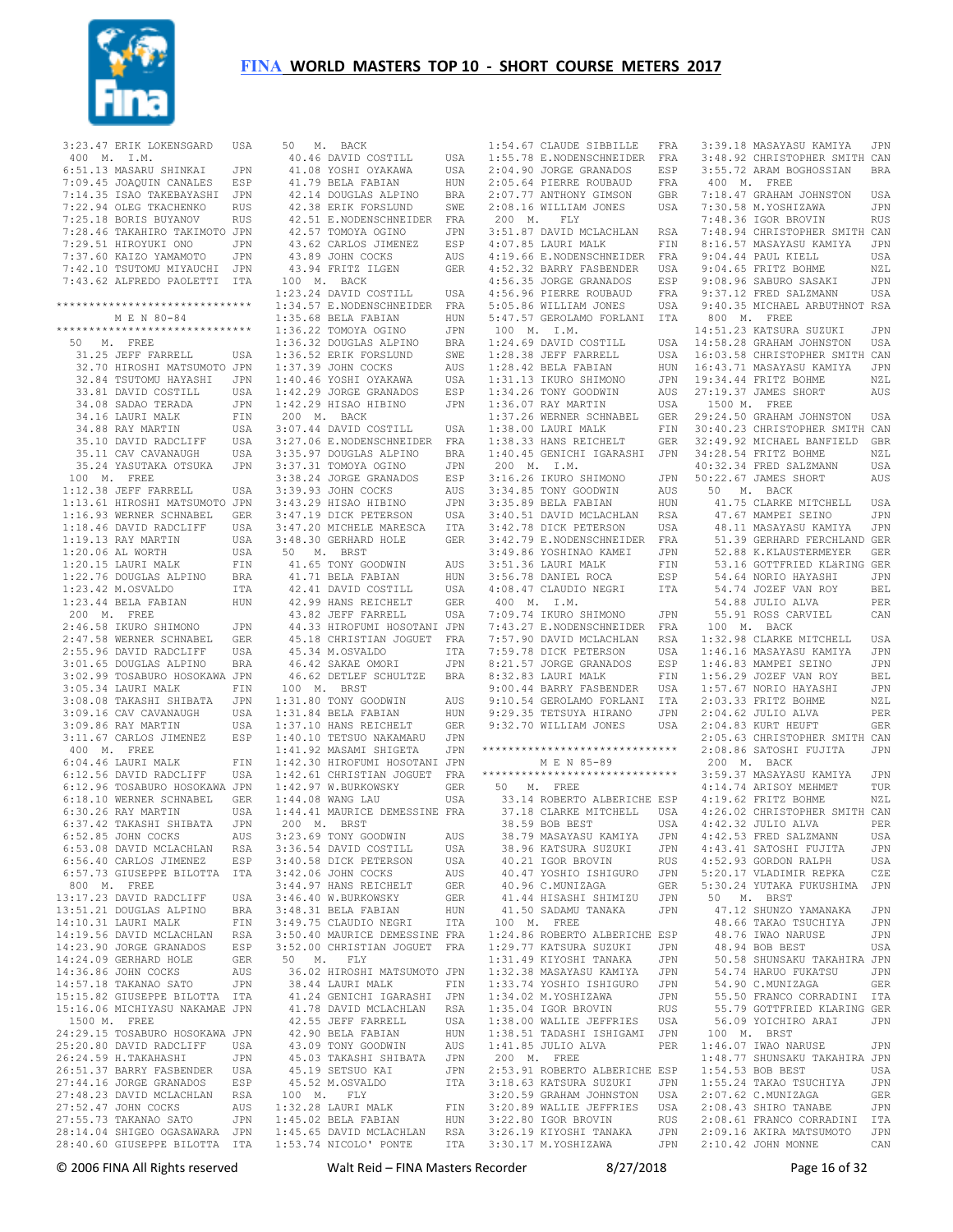# FINA WORLD MASTERS TOP 10 - SHORT COURSE METERS 2017

3:23.47 ERIK LOKENSGARD USA

400 M. I.M.

6:51.13 MASARU SHINKAI JPN
7:09.45 JOAQUIN CANALES ESP
7:14.35 ISAO TAKEBAYASHI JPN
7:22.94 OLEG TKACHENKO RUS
7:25.18 BORIS BUYANOV RUS
7:28.46 TAKAHIRO TAKIMOTO JPN
7:29.51 HIROYUKI ONO JPN
7:37.60 KAIZO YAMAMOTO JPN
7:42.10 TSUTOMU MIYAUCHI JPN
7:43.62 ALFREDO PAOLETTI ITA

******************************
## M E N 80-84
******************************

50 M. FREE

31.25 JEFF FARRELL USA
32.70 HIROSHI MATSUMOTO JPN
32.84 TSUTOMU HAYASHI JPN
33.81 DAVID COSTILL USA
34.08 SADAO TERADA JPN
34.16 LAURI MALK FIN
34.88 RAY MARTIN USA
35.10 DAVID RADCLIFF USA
35.11 CAV CAVANAUGH USA
35.24 YASUTAKA OTSUKA JPN

100 M. FREE

1:12.38 JEFF FARRELL USA
1:13.61 HIROSHI MATSUMOTO JPN
1:16.93 WERNER SCHNABEL GER
1:18.46 DAVID RADCLIFF USA
1:19.13 RAY MARTIN USA
1:20.06 AL WORTH USA
1:20.15 LAURI MALK FIN
1:22.76 DOUGLAS ALPINO BRA
1:23.42 M.OSVALDO ITA
1:23.44 BELA FABIAN HUN

200 M. FREE

2:46.58 IKURO SHIMONO JPN
2:47.58 WERNER SCHNABEL GER
2:55.96 DAVID RADCLIFF USA
3:01.65 DOUGLAS ALPINO BRA
3:02.99 TOSABURO HOSOKAWA JPN
3:05.34 LAURI MALK FIN
3:08.08 TAKASHI SHIBATA JPN
3:09.16 CAV CAVANAUGH USA
3:09.86 RAY MARTIN USA
3:11.67 CARLOS JIMENEZ ESP

400 M. FREE

6:04.46 LAURI MALK FIN
6:12.56 DAVID RADCLIFF USA
6:12.96 TOSABURO HOSOKAWA JPN
6:18.10 WERNER SCHNABEL GER
6:30.26 RAY MARTIN USA
6:37.42 TAKASHI SHIBATA JPN
6:52.85 JOHN COCKS AUS
6:53.08 DAVID MCLACHLAN RSA
6:56.40 CARLOS JIMENEZ ESP
6:57.73 GIUSEPPE BILOTTA ITA

800 M. FREE

13:17.23 DAVID RADCLIFF USA
13:51.21 DOUGLAS ALPINO BRA
14:10.31 LAURI MALK FIN
14:19.56 DAVID MCLACHLAN RSA
14:23.90 JORGE GRANADOS ESP
14:24.09 GERHARD HOLE GER
14:36.86 JOHN COCKS AUS
14:57.18 TAKANAO SATO JPN
15:15.82 GIUSEPPE BILOTTA ITA
15:16.06 MICHIYASU NAKAMAE JPN

1500 M. FREE

24:29.15 TOSABURO HOSOKAWA JPN
25:20.80 DAVID RADCLIFF USA
26:24.59 H.TAKAHASHI JPN
26:51.37 BARRY FASBENDER USA
27:44.16 JORGE GRANADOS ESP
27:48.23 DAVID MCLACHLAN RSA
27:52.47 JOHN COCKS AUS
27:55.73 TAKANAO SATO JPN
28:14.04 SHIGEO OGASAWARA JPN
28:40.60 GIUSEPPE BILOTTA ITA

50 M. BACK

40.46 DAVID COSTILL USA
41.08 YOSHI OYAKAWA USA
41.79 BELA FABIAN HUN
42.14 DOUGLAS ALPINO BRA
42.38 ERIK FORSLUND SWE
42.51 E.NODENSCHNEIDER FRA
42.57 TOMOYA OGINO JPN
43.62 CARLOS JIMENEZ ESP
43.89 JOHN COCKS AUS
43.94 FRITZ ILGEN GER

100 M. BACK

1:23.24 DAVID COSTILL USA
1:34.57 E.NODENSCHNEIDER FRA
1:35.68 BELA FABIAN HUN
1:36.22 TOMOYA OGINO JPN
1:36.32 DOUGLAS ALPINO BRA
1:36.52 ERIK FORSLUND SWE
1:37.39 JOHN COCKS AUS
1:40.46 YOSHI OYAKAWA USA
1:42.29 JORGE GRANADOS ESP
1:42.29 HISAO HIBINO JPN

200 M. BACK

3:07.44 DAVID COSTILL USA
3:27.06 E.NODENSCHNEIDER FRA
3:35.97 DOUGLAS ALPINO BRA
3:37.31 TOMOYA OGINO JPN
3:38.24 JORGE GRANADOS ESP
3:39.93 JOHN COCKS AUS
3:43.29 HISAO HIBINO JPN
3:47.19 DICK PETERSON USA
3:47.20 MICHELE MARESCA ITA
3:48.30 GERHARD HOLE GER

50 M. BRST

41.65 TONY GOODWIN AUS
41.71 BELA FABIAN HUN
42.41 DAVID COSTILL USA
42.99 HANS REICHELT GER
43.82 JEFF FARRELL USA
44.33 HIROFUMI HOSOTANI JPN
45.18 CHRISTIAN JOGUET FRA
45.34 M.OSVALDO ITA
46.42 SAKAE OMORI JPN
46.62 DETLEF SCHULTZE BRA

100 M. BRST

1:31.80 TONY GOODWIN AUS
1:31.84 BELA FABIAN HUN
1:37.10 HANS REICHELT GER
1:40.10 TETSUO NAKAMARU JPN
1:41.92 MASAMI SHIGETA JPN
1:42.30 HIROFUMI HOSOTANI JPN
1:42.61 CHRISTIAN JOGUET FRA
1:42.97 W.BURKOWSKY GER
1:44.08 WANG LAU USA
1:44.41 MAURICE DEMESSINE FRA

200 M. BRST

3:23.69 TONY GOODWIN AUS
3:36.54 DAVID COSTILL USA
3:40.58 DICK PETERSON USA
3:42.06 JOHN COCKS AUS
3:44.97 HANS REICHELT GER
3:46.40 W.BURKOWSKY GER
3:48.31 BELA FABIAN HUN
3:49.75 CLAUDIO NEGRI ITA
3:50.40 MAURICE DEMESSINE FRA
3:52.00 CHRISTIAN JOGUET FRA

50 M. FLY

36.02 HIROSHI MATSUMOTO JPN
38.44 LAURI MALK FIN
41.24 GENICHI IGARASHI JPN
41.78 DAVID MCLACHLAN RSA
42.55 JEFF FARRELL USA
42.90 BELA FABIAN HUN
43.09 TONY GOODWIN AUS
45.03 TAKASHI SHIBATA JPN
45.19 SETSUO KAI JPN
45.52 M.OSVALDO ITA

100 M. FLY

1:32.28 LAURI MALK FIN
1:45.02 BELA FABIAN HUN
1:45.65 DAVID MCLACHLAN RSA
1:53.74 NICOLO' PONTE ITA
1:54.67 CLAUDE SIBBILLE FRA
1:55.78 E.NODENSCHNEIDER FRA
2:04.90 JORGE GRANADOS ESP
2:05.64 PIERRE ROUBAUD FRA
2:07.77 ANTHONY GIMSON GBR
2:08.16 WILLIAM JONES USA

200 M. FLY

3:51.87 DAVID MCLACHLAN RSA
4:07.85 LAURI MALK FIN
4:19.66 E.NODENSCHNEIDER FRA
4:52.32 BARRY FASBENDER USA
4:56.35 JORGE GRANADOS ESP
4:56.96 PIERRE ROUBAUD FRA
5:05.86 WILLIAM JONES USA
5:47.57 GEROLAMO FORLANI ITA

100 M. I.M.

1:24.69 DAVID COSTILL USA
1:28.38 JEFF FARRELL USA
1:28.42 BELA FABIAN HUN
1:31.13 IKURO SHIMONO JPN
1:34.26 TONY GOODWIN AUS
1:36.07 RAY MARTIN USA
1:37.26 WERNER SCHNABEL GER
1:38.00 LAURI MALK FIN
1:38.33 HANS REICHELT GER
1:40.45 GENICHI IGARASHI JPN

200 M. I.M.

3:16.26 IKURO SHIMONO JPN
3:34.85 TONY GOODWIN AUS
3:35.89 BELA FABIAN HUN
3:40.51 DAVID MCLACHLAN RSA
3:42.78 DICK PETERSON USA
3:42.79 E.NODENSCHNEIDER FRA
3:49.86 YOSHINAO KAMEI JPN
3:51.36 LAURI MALK FIN
3:56.78 DANIEL ROCA ESP
4:08.47 CLAUDIO NEGRI ITA

400 M. I.M.

7:09.74 IKURO SHIMONO JPN
7:43.27 E.NODENSCHNEIDER FRA
7:57.90 DAVID MCLACHLAN RSA
7:59.78 DICK PETERSON USA
8:21.57 JORGE GRANADOS ESP
8:32.83 LAURI MALK FIN
9:00.44 BARRY FASBENDER USA
9:10.54 GEROLAMO FORLANI ITA
9:29.35 TETSUYA HIRANO JPN
9:32.70 WILLIAM JONES USA

******************************
## M E N 85-89
******************************

50 M. FREE

33.14 ROBERTO ALBERICHE ESP
37.18 CLARKE MITCHELL USA
38.59 BOB BEST USA
38.79 MASAYASU KAMIYA JPN
38.96 KATSURA SUZUKI JPN
40.21 IGOR BROVIN RUS
40.47 YOSHIO ISHIGURO JPN
40.96 C.MUNIZAGA GER
41.44 HISASHI SHIMIZU JPN
41.50 SADAMU TANAKA JPN

100 M. FREE

1:24.86 ROBERTO ALBERICHE ESP
1:29.77 KATSURA SUZUKI JPN
1:31.49 KIYOSHI TANAKA JPN
1:32.38 MASAYASU KAMIYA JPN
1:33.74 YOSHIO ISHIGURO JPN
1:34.02 M.YOSHIZAWA JPN
1:35.04 IGOR BROVIN RUS
1:38.00 WALLIE JEFFRIES USA
1:38.51 TADASHI ISHIGAMI JPN
1:41.85 JULIO ALVA PER

200 M. FREE

2:53.91 ROBERTO ALBERICHE ESP
3:18.63 KATSURA SUZUKI JPN
3:20.59 GRAHAM JOHNSTON USA
3:20.89 WALLIE JEFFRIES USA
3:22.80 IGOR BROVIN RUS
3:26.19 KIYOSHI TANAKA JPN
3:30.17 M.YOSHIZAWA JPN
3:39.18 MASAYASU KAMIYA JPN
3:48.92 CHRISTOPHER SMITH CAN
3:55.72 ARAM BOGHOSSIAN BRA

400 M. FREE

7:18.47 GRAHAM JOHNSTON USA
7:30.58 M.YOSHIZAWA JPN
7:48.36 IGOR BROVIN RUS
7:48.94 CHRISTOPHER SMITH CAN
8:16.57 MASAYASU KAMIYA JPN
9:04.44 PAUL KIELL USA
9:04.65 FRITZ BOHME NZL
9:08.96 SABURO SASAKI JPN
9:37.12 FRED SALZMANN USA
9:40.35 MICHAEL ARBUTHNOT RSA

800 M. FREE

14:51.23 KATSURA SUZUKI JPN
14:58.28 GRAHAM JOHNSTON USA
16:03.58 CHRISTOPHER SMITH CAN
16:43.71 MASAYASU KAMIYA JPN
19:34.44 FRITZ BOHME NZL
27:19.37 JAMES SHORT AUS

1500 M. FREE

29:24.50 GRAHAM JOHNSTON USA
30:40.23 CHRISTOPHER SMITH CAN
32:49.92 MICHAEL BANFIELD GBR
34:28.54 FRITZ BOHME NZL
40:32.34 FRED SALZMANN USA
50:22.67 JAMES SHORT AUS

50 M. BACK

41.75 CLARKE MITCHELL USA
47.67 MAMPEI SEINO JPN
48.11 MASAYASU KAMIYA JPN
51.39 GERHARD FERCHLAND GER
52.88 K.KLAUSTERMEYER GER
53.16 GOTTFRIED KLäRING GER
54.64 NORIO HAYASHI JPN
54.74 JOZEF VAN ROY BEL
54.88 JULIO ALVA PER
55.91 ROSS CARVIEL CAN

100 M. BACK

1:32.98 CLARKE MITCHELL USA
1:46.16 MASAYASU KAMIYA JPN
1:46.83 MAMPEI SEINO JPN
1:56.29 JOZEF VAN ROY BEL
1:57.67 NORIO HAYASHI JPN
2:03.33 FRITZ BOHME NZL
2:04.62 JULIO ALVA PER
2:04.83 KURT HEUFT GER
2:05.63 CHRISTOPHER SMITH CAN
2:08.86 SATOSHI FUJITA JPN

200 M. BACK

3:59.37 MASAYASU KAMIYA JPN
4:14.74 ARISOY MEHMET TUR
4:19.62 FRITZ BOHME NZL
4:26.02 CHRISTOPHER SMITH CAN
4:42.32 JULIO ALVA PER
4:42.53 FRED SALZMANN USA
4:43.41 SATOSHI FUJITA JPN
4:52.93 GORDON RALPH USA
5:20.17 VLADIMIR REPKA CZE
5:30.24 YUTAKA FUKUSHIMA JPN

50 M. BRST

47.12 SHUNZO YAMANAKA JPN
48.66 TAKAO TSUCHIYA JPN
48.76 IWAO NARUSE JPN
48.94 BOB BEST USA
50.58 SHUNSAKU TAKAHIRA JPN
54.74 HARUO FUKATSU JPN
54.90 C.MUNIZAGA GER
55.50 FRANCO CORRADINI ITA
55.79 GOTTFRIED KLARING GER
56.09 YOICHIRO ARAI JPN

100 M. BRST

1:46.07 IWAO NARUSE JPN
1:48.77 SHUNSAKU TAKAHIRA JPN
1:54.53 BOB BEST USA
1:55.24 TAKAO TSUCHIYA JPN
2:07.62 C.MUNIZAGA GER
2:08.43 SHIRO TANABE JPN
2:08.61 FRANCO CORRADINI ITA
2:09.16 AKIRA MATSUMOTO JPN
2:10.42 JOHN MONNE CAN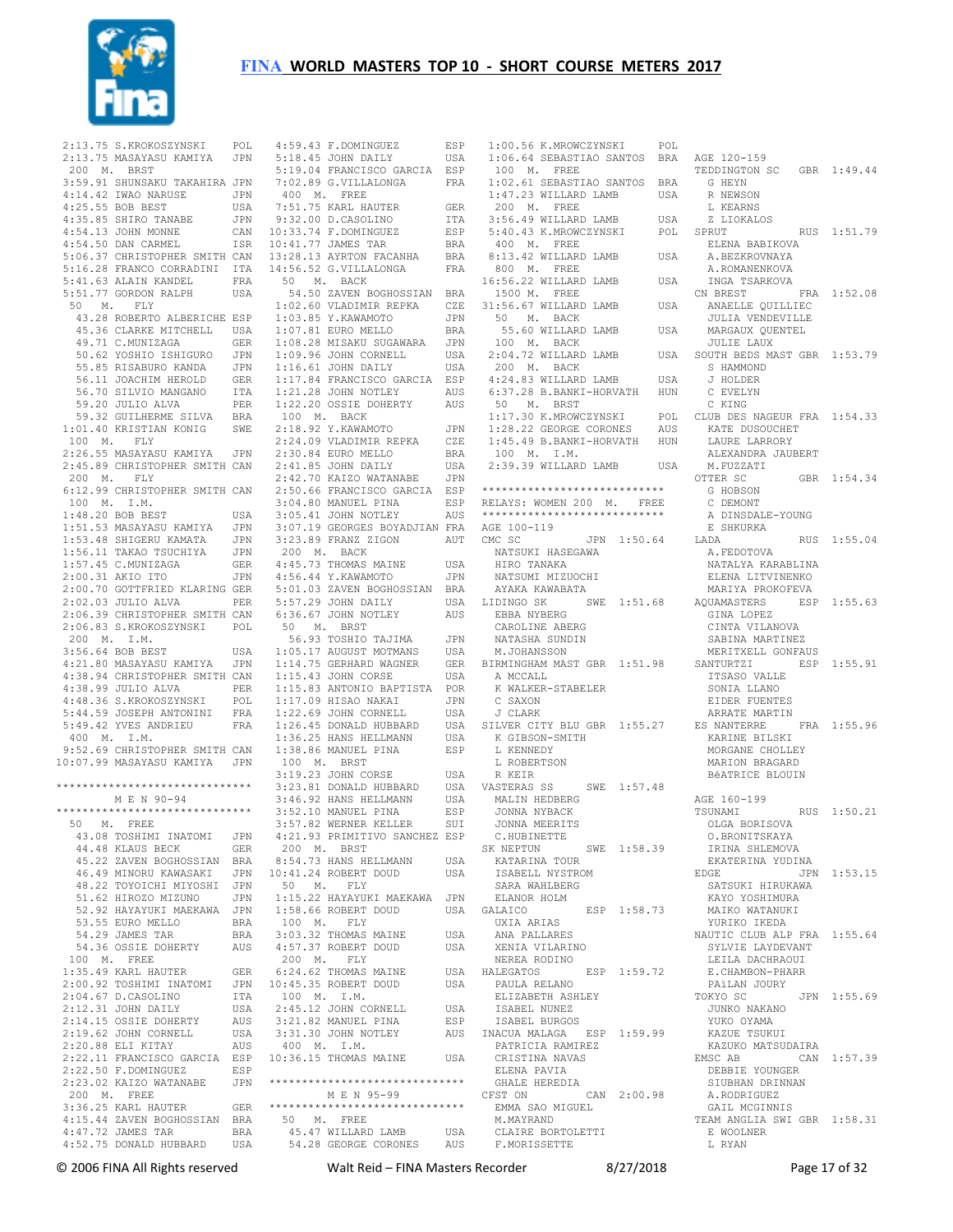2:13.75 S.KROKOSZYNSKI POL
2:13.75 MASAYASU KAMIYA JPN

200 M. BRST

3:59.91 SHUNSAKU TAKAHIRA JPN
4:14.42 IWAO NARUSE JPN
4:25.55 BOB BEST USA
4:35.85 SHIRO TANABE JPN
4:54.13 JOHN MONNE CAN
4:54.50 DAN CARMEL ISR
5:06.37 CHRISTOPHER SMITH CAN
5:16.28 FRANCO CORRADINI ITA
5:41.63 ALAIN KANDEL FRA
5:51.77 GORDON RALPH USA

50 M. FLY

43.28 ROBERTO ALBERICHE ESP
45.36 CLARKE MITCHELL USA
49.71 C.MUNIZAGA GER
50.62 YOSHIO ISHIGURO JPN
55.85 RISABURO KANDA JPN
56.11 JOACHIM HEROLD GER
56.70 SILVIO MANGANO ITA
59.20 JULIO ALVA PER
59.32 GUILHERME SILVA BRA
1:01.40 KRISTIAN KONIG SWE

100 M. FLY

2:26.55 MASAYASU KAMIYA JPN
2:45.89 CHRISTOPHER SMITH CAN

200 M. FLY

6:12.99 CHRISTOPHER SMITH CAN

100 M. I.M.

1:48.20 BOB BEST USA
1:51.53 MASAYASU KAMIYA JPN
1:53.48 SHIGERU KAMATA JPN
1:56.11 TAKAO TSUCHIYA JPN
1:57.45 C.MUNIZAGA GER
2:00.31 AKIO ITO JPN
2:00.70 GOTTFRIED KLARING GER
2:02.03 JULIO ALVA PER
2:06.39 CHRISTOPHER SMITH CAN
2:06.83 S.KROKOSZYNSKI POL

200 M. I.M.

3:56.64 BOB BEST USA
4:21.80 MASAYASU KAMIYA JPN
4:38.94 CHRISTOPHER SMITH CAN
4:38.99 JULIO ALVA PER
4:48.36 S.KROKOSZYNSKI POL
5:44.59 JOSEPH ANTONINI FRA
5:49.42 YVES ANDRIEU FRA

400 M. I.M.

9:52.69 CHRISTOPHER SMITH CAN
10:07.99 MASAYASU KAMIYA JPN

******************************
M E N 90-94
******************************

50 M. FREE

43.08 TOSHIMI INATOMI JPN
44.48 KLAUS BECK GER
45.22 ZAVEN BOGHOSSIAN BRA
46.49 MINORU KAWASAKI JPN
48.22 TOYOICHI MIYOSHI JPN
51.62 HIROZO MIZUNO JPN
52.92 HAYAYUKI MAEKAWA JPN
53.55 EURO MELLO BRA
54.29 JAMES TAR BRA
54.36 OSSIE DOHERTY AUS

100 M. FREE

1:35.49 KARL HAUTER GER
2:00.92 TOSHIMI INATOMI JPN
2:04.67 D.CASOLINO ITA
2:12.31 JOHN DAILY USA
2:14.15 OSSIE DOHERTY AUS
2:19.62 JOHN CORNELL USA
2:20.88 ELI KITAY AUS
2:22.11 FRANCISCO GARCIA ESP
2:22.50 F.DOMINGUEZ ESP
2:23.02 KAIZO WATANABE JPN

200 M. FREE

3:36.25 KARL HAUTER GER
4:15.44 ZAVEN BOGHOSSIAN BRA
4:47.72 JAMES TAR BRA
4:52.75 DONALD HUBBARD USA
4:59.43 F.DOMINGUEZ ESP
5:18.45 JOHN DAILY USA
5:19.04 FRANCISCO GARCIA ESP
7:02.89 G.VILLALONGA FRA

400 M. FREE

7:51.75 KARL HAUTER GER
9:32.00 D.CASOLINO ITA
10:33.74 F.DOMINGUEZ ESP
10:41.77 JAMES TAR BRA
13:28.13 AYRTON FACANHA BRA
14:56.52 G.VILLALONGA FRA

50 M. BACK

54.50 ZAVEN BOGHOSSIAN BRA
1:02.60 VLADIMIR REPKA CZE
1:03.85 Y.KAWAMOTO JPN
1:07.81 EURO MELLO BRA
1:08.28 MISAKU SUGAWARA JPN
1:09.96 JOHN CORNELL USA
1:16.61 JOHN DAILY USA
1:17.84 FRANCISCO GARCIA ESP
1:21.28 JOHN NOTLEY AUS
1:22.20 OSSIE DOHERTY AUS

100 M. BACK

2:18.92 Y.KAWAMOTO JPN
2:24.09 VLADIMIR REPKA CZE
2:30.84 EURO MELLO BRA
2:41.85 JOHN DAILY USA
2:42.70 KAIZO WATANABE JPN
2:50.66 FRANCISCO GARCIA ESP
3:04.80 MANUEL PINA ESP
3:05.41 JOHN NOTLEY AUS
3:07.19 GEORGES BOYADJIAN FRA
3:23.89 FRANZ ZIGON AUT

200 M. BACK

4:45.73 THOMAS MAINE USA
4:56.44 Y.KAWAMOTO JPN
5:01.03 ZAVEN BOGHOSSIAN BRA
5:57.29 JOHN DAILY USA
6:36.67 JOHN NOTLEY AUS

50 M. BRST

56.93 TOSHIO TAJIMA JPN
1:05.17 AUGUST MOTMANS USA
1:14.75 GERHARD WAGNER GER
1:15.43 JOHN CORSE USA
1:15.83 ANTONIO BAPTISTA POR
1:17.09 HISAO NAKAI JPN
1:22.69 JOHN CORNELL USA
1:26.45 DONALD HUBBARD USA
1:36.25 HANS HELLMANN USA
1:38.86 MANUEL PINA ESP

100 M. BRST

3:19.23 JOHN CORSE USA
3:23.81 DONALD HUBBARD USA
3:46.92 HANS HELLMANN USA
3:52.10 MANUEL PINA ESP
3:57.82 WERNER KELLER SUI
4:21.93 PRIMITIVO SANCHEZ ESP

200 M. BRST

8:54.73 HANS HELLMANN USA
10:41.24 ROBERT DOUD USA

50 M. FLY

1:15.22 HAYAYUKI MAEKAWA JPN
1:58.66 ROBERT DOUD USA

100 M. FLY

3:03.32 THOMAS MAINE USA
4:57.37 ROBERT DOUD USA

200 M. FLY

6:24.62 THOMAS MAINE USA
10:45.35 ROBERT DOUD USA

100 M. I.M.

2:45.12 JOHN CORNELL USA
3:21.82 MANUEL PINA ESP
3:31.30 JOHN NOTLEY AUS

400 M. I.M.

10:36.15 THOMAS MAINE USA

******************************
M E N 95-99
******************************

50 M. FREE

45.47 WILLARD LAMB USA
54.28 GEORGE CORONES AUS
1:00.56 K.MROWCZYNSKI POL
1:06.64 SEBASTIAO SANTOS BRA

100 M. FREE

1:02.61 SEBASTIAO SANTOS BRA
1:47.23 WILLARD LAMB USA

200 M. FREE

3:56.49 WILLARD LAMB USA
5:40.43 K.MROWCZYNSKI POL

400 M. FREE

8:13.42 WILLARD LAMB USA

800 M. FREE

16:56.22 WILLARD LAMB USA

1500 M. FREE

31:56.67 WILLARD LAMB USA

50 M. BACK

55.60 WILLARD LAMB USA

100 M. BACK

2:04.72 WILLARD LAMB USA

200 M. BACK

4:24.83 WILLARD LAMB USA
6:37.28 B.BANKI-HORVATH HUN

50 M. BRST

1:17.30 K.MROWCZYNSKI POL
1:28.22 GEORGE CORONES AUS
1:45.49 B.BANKI-HORVATH HUN

100 M. I.M.

2:39.39 WILLARD LAMB USA

****************************
RELAYS: WOMEN 200 M. FREE
****************************

AGE 100-119

CMC SC JPN 1:50.64
NATSUKI HASEGAWA
HIRO TANAKA
NATSUMI MIZUOCHI
AYAKA KAWABATA

LIDINGO SK SWE 1:51.68
EBBA NYBERG
CAROLINE ABERG
NATASHA SUNDIN
M.JOHANSSON

BIRMINGHAM MAST GBR 1:51.98
A MCCALL
K WALKER-STABELER
C SAXON
J CLARK

SILVER CITY BLU GBR 1:55.27
K GIBSON-SMITH
L KENNEDY
L ROBERTSON
R KEIR

VASTERAS SS SWE 1:57.48
MALIN HEDBERG
JONNA NYBACK
JONNA MEERITS
C.HUBINETTE

SK NEPTUN SWE 1:58.39
KATARINA TOUR
ISABELL NYSTROM
SARA WAHLBERG
ELANOR HOLM

GALAICO ESP 1:58.73
UXIA ARIAS
ANA PALLARES
XENIA VILARINO
NEREA RODINO

HALEGATOS ESP 1:59.72
PAULA RELANO
ELIZABETH ASHLEY
ISABEL NUNEZ
ISABEL BURGOS

INACUA MALAGA ESP 1:59.99
PATRICIA RAMIREZ
CRISTINA NAVAS
ELENA PAVIA
GHALE HEREDIA

CFST ON CAN 2:00.98
EMMA SAO MIGUEL
M.MAYRAND
CLAIRE BORTOLETTI
F.MORISSETTE

AGE 120-159

TEDDINGTON SC GBR 1:49.44
G HEYN
R NEWSON
L KEARNS
Z LIOKALOS

SPRUT RUS 1:51.79
ELENA BABIKOVA
A.BEZKROVNAYA
A.ROMANENKOVA
INGA TSARKOVA

CN BREST FRA 1:52.08
ANAELLE QUILLIEC
JULIA VENDEVILLE
MARGAUX QUENTEL
JULIE LAUX

SOUTH BEDS MAST GBR 1:53.79
S HAMMOND
J HOLDER
C EVELYN
C KING

CLUB DES NAGEUR FRA 1:54.33
KATE DUSOUCHET
LAURE LARROY
ALEXANDRA JAUBERT
M.FUZZATI

OTTER SC GBR 1:54.34
G HOBSON
C DEMONT
A DINSDALE-YOUNG
E SHKURKA

LADA RUS 1:55.04
A.FEDOTOVA
NATALYA KARABLINA
ELENA LITVINENKO
MARIYA PROKOFEVA

AQUAMASTERS ESP 1:55.63
GINA LOPEZ
CINTA VILANOVA
SABINA MARTINEZ
MERITXELL GONFAUS

SANTURTZI ESP 1:55.91
ITSASO VALLE
SONIA LLANO
EIDER FUENTES
ARRATE MARTIN

ES NANTERRE FRA 1:55.96
KARINE BILSKI
MORGANE CHOLLEY
MARION BRAGARD
BéATRICE BLOUIN

AGE 160-199

TSUNAMI RUS 1:50.21
OLGA BORISOVA
O.BRONITSKAYA
IRINA SHLEMOVA
EKATERINA YUDINA

EDGE JPN 1:53.15
SATSUKI HIRUKAWA
KAYO YOSHIMURA
MAIKO WATANUKI
YURIKO IKEDA

NAUTIC CLUB ALP FRA 1:55.64
SYLVIE LAYDEVANT
LEILA DACHRAOUI
E.CHAMBON-PHARR
PAïLAN JOURY

TOKYO SC JPN 1:55.69
JUNKO NAKANO
YUKO OYAMA
KAZUE TSUKUI
KAZUKO MATSUDAIRA

EMSC AB CAN 1:57.39
DEBBIE YOUNGER
SIUBHAN DRINNAN
A.RODRIGUEZ
GAIL MCGINNIS

TEAM ANGLIA SWI GBR 1:58.31
E WOOLNER
L RYAN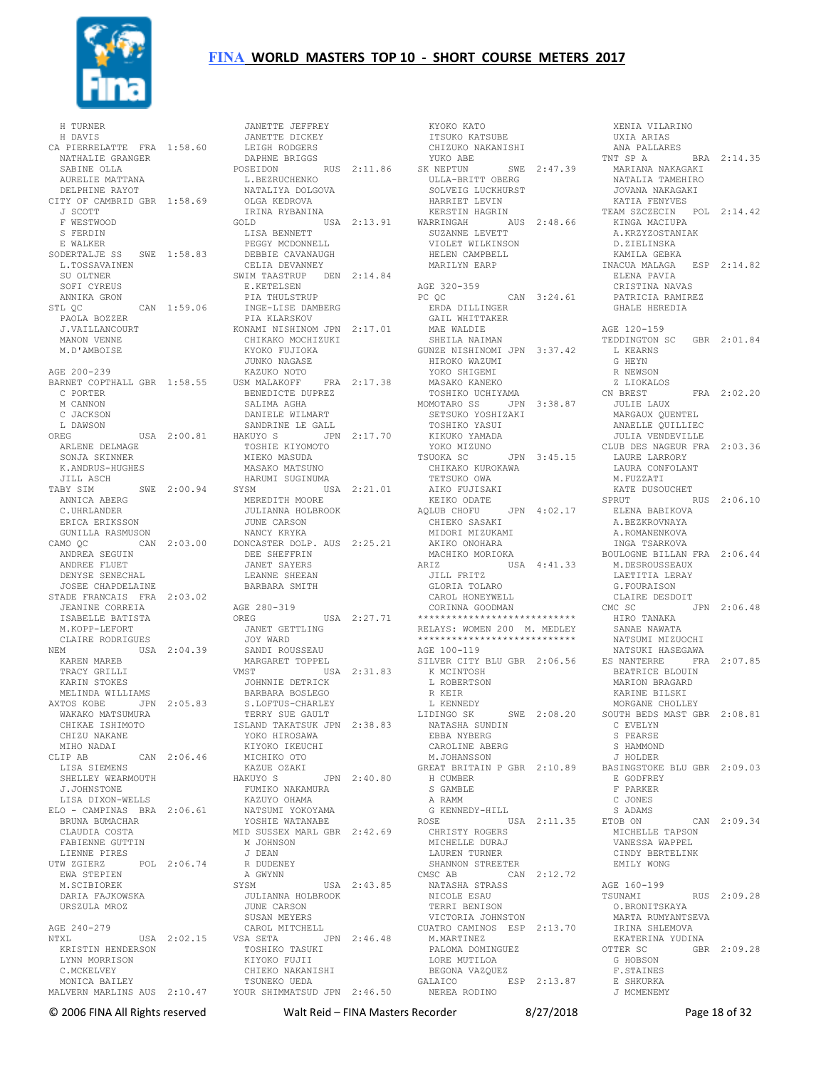# FINA WORLD MASTERS TOP 10 - SHORT COURSE METERS 2017

H TURNER
H DAVIS
CA PIERRELATTE FRA 1:58.60
NATHALIE GRANGER
SABINE OLLA
AURELIE MATTANA
DELPHINE RAYOT
CITY OF CAMBRID GBR 1:58.69
J SCOTT
F WESTWOOD
S FERDIN
E WALKER
SODERTALJE SS SWE 1:58.83
L.TOSSAVAINEN
SU OLTNER
SOFI CYREUS
ANNIKA GRON
STL QC CAN 1:59.06
PAOLA BOZZER
J.VAILLANCOURT
MANON VENNE
M.D'AMBOISE

AGE 200-239
BARNET COPTHALL GBR 1:58.55
C PORTER
M CANNON
C JACKSON
L DAWSON
OREG USA 2:00.81
ARLENE DELMAGE
SONJA SKINNER
K.ANDRUS-HUGHES
JILL ASCH
TABY SIM SWE 2:00.94
ANNICA ABERG
C.UHRLANDER
ERICA ERIKSSON
GUNILLA RASMUSON
CAMO QC CAN 2:03.00
ANDREA SEGUIN
ANDREE FLUET
DENYSE SENECHAL
JOSEE CHAPDELAINE
STADE FRANCAIS FRA 2:03.02
JEANINE CORREIA
ISABELLE BATISTA
M.KOPP-LEFORT
CLAIRE RODRIGUES
NEM USA 2:04.39
KAREN MAREB
TRACY GRILLI
KARIN STOKES
MELINDA WILLIAMS
AXTOS KOBE JPN 2:05.83
WAKAKO MATSUMURA
CHIKAE ISHIMOTO
CHIZU NAKANE
MIHO NADAI
CLIP AB CAN 2:06.46
LISA SIEMENS
SHELLEY WEARMOUTH
J.JOHNSTONE
LISA DIXON-WELLS
ELO - CAMPINAS BRA 2:06.61
BRUNA BUMACHAR
CLAUDIA COSTA
FABIENNE GUTTIN
LIENNE PIRES
UTW ZGIERZ POL 2:06.74
EWA STEPIEN
M.SCIBIOREK
DARIA FAJKOWSKA
URSZULA MROZ

AGE 240-279
NTXL USA 2:02.15
KRISTIN HENDERSON
LYNN MORRISON
C.MCKELVEY
MONICA BAILEY
MALVERN MARLINS AUS 2:10.47
JANETTE JEFFREY
JANETTE DICKEY
LEIGH RODGERS
DAPHNE BRIGGS
POSEIDON RUS 2:11.86
L.BEZRUCHENKO
NATALIYA DOLGOVA
OLGA KEDROVA
IRINA RYBANINA
GOLD USA 2:13.91
LISA BENNETT
PEGGY MCDONNELL
DEBBIE CAVANAUGH
CELIA DEVANNEY
SWIM TAASTRUP DEN 2:14.84
E.KETELSEN
PIA THULSTRUP
INGE-LISE DAMBERG
PIA KLARSKOV
KONAMI NISHINOM JPN 2:17.01
CHIKAKO MOCHIZUKI
KYOKO FUJIOKA
JUNKO NAGASE
KAZUKO NOTO
USM MALAKOFF FRA 2:17.38
BENEDICTE DUPREZ
SALIMA AGHA
DANIELE WILMART
SANDRINE LE GALL
HAKUYO S JPN 2:17.70
TOSHIE KIYOMOTO
MIEKO MASUDA
MASAKO MATSUNO
HARUMI SUGINUMA
SYSM USA 2:21.01
MEREDITH MOORE
JULIANNA HOLBROOK
JUNE CARSON
NANCY KRYKA
DONCASTER DOLP. AUS 2:25.21
DEE SHEFFRIN
JANET SAYERS
LEANNE SHEEAN
BARBARA SMITH

AGE 280-319
OREG USA 2:27.71
JANET GETTLING
JOY WARD
SANDI ROUSSEAU
MARGARET TOPPEL
VMST USA 2:31.83
JOHNNIE DETRICK
BARBARA BOSLEGO
S.LOFTUS-CHARLEY
TERRY SUE GAULT
ISLAND TAKATSUK JPN 2:38.83
YOKO HIROSAWA
KIYOKO IKEUCHI
MICHIKO OTO
KAZUE OZAKI
HAKUYO S JPN 2:40.80
FUMIKO NAKAMURA
KAZUYO OHAMA
NATSUMI YOKOYAMA
YOSHIE WATANABE
MID SUSSEX MARL GBR 2:42.69
M JOHNSON
J DEAN
R DUDENEY
A GWYNN
SYSM USA 2:43.85
JULIANNA HOLBROOK
JUNE CARSON
SUSAN MEYERS
CAROL MITCHELL
VSA SETA JPN 2:46.48
TOSHIKO TASUKI
KIYOKO FUJII
CHIEKO NAKANISHI
TSUNEKO UEDA
YOUR SHIMMATSUD JPN 2:46.50
KYOKO KATO
ITSUKO KATSUBE
CHIZUKO NAKANISHI
YUKO ABE
SK NEPTUN SWE 2:47.39
ULLA-BRITT OBERG
SOLVEIG LUCKHURST
HARRIET LEVIN
KERSTIN HAGRIN
WARRINGAH AUS 2:48.66
SUZANNE LEVETT
VIOLET WILKINSON
HELEN CAMPBELL
MARILYN EARP

AGE 320-359
PC QC CAN 3:24.61
ERDA DILLINGER
GAIL WHITTAKER
MAE WALDIE
SHEILA NAIMAN
GUNZE NISHINOMI JPN 3:37.42
HIROKO WAZUMI
YOKO SHIGEMI
MASAKO KANEKO
TOSHIKO UCHIYAMA
MOMOTARO SS JPN 3:38.87
SETSUKO YOSHIZAKI
TOSHIKO YASUI
KIKUKO YAMADA
YOKO MIZUNO
TSUOKA SC JPN 3:45.15
CHIKAKO KUROKAWA
TETSUKO OWA
AIKO FUJISAKI
KEIKO ODATE
AQLUB CHOFU JPN 4:02.17
CHIEKO SASAKI
MIDORI MIZUKAMI
AKIKO ONOHARA
MACHIKO MORIOKA
ARIZ USA 4:41.33
JILL FRITZ
GLORIA TOLARO
CAROL HONEYWELL
CORINNA GOODMAN

****************************
RELAYS: WOMEN 200 M. MEDLEY
****************************

AGE 100-119
SILVER CITY BLU GBR 2:06.56
K MCINTOSH
L ROBERTSON
R KEIR
L KENNEDY
LIDINGO SK SWE 2:08.20
NATASHA SUNDIN
EBBA NYBERG
CAROLINE ABERG
M.JOHANSSON
GREAT BRITAIN P GBR 2:10.89
H CUMBER
S GAMBLE
A RAMM
G KENNEDY-HILL
ROSE USA 2:11.35
CHRISTY ROGERS
MICHELLE DURAJ
LAUREN TURNER
SHANNON STREETER
CMSC AB CAN 2:12.72
NATASHA STRASS
NICOLE ESAU
TERRI BENISON
VICTORIA JOHNSTON
CUATRO CAMINOS ESP 2:13.70
M.MARTINEZ
PALOMA DOMINGUEZ
LORE MUTILOA
BEGONA VAZQUEZ
GALAICO ESP 2:13.87
NEREA RODINO
XENIA VILARINO
UXIA ARIAS
ANA PALLARES
TNT SP A BRA 2:14.35
MARIANA NAKAGAKI
NATALIA TAMEHIRO
JOVANA NAKAGAKI
KATIA FENYVES
TEAM SZCZECIN POL 2:14.42
KINGA MACIUPA
A.KRZYZOSTANIAK
D.ZIELINSKA
KAMILA GEBKA
INACUA MALAGA ESP 2:14.82
ELENA PAVIA
CRISTINA NAVAS
PATRICIA RAMIREZ
GHALE HEREDIA

AGE 120-159
TEDDINGTON SC GBR 2:01.84
L KEARNS
G HEYN
R NEWSON
Z LIOKALOS
CN BREST FRA 2:02.20
JULIE LAUX
MARGAUX QUENTEL
ANAELLE QUILLIEC
JULIA VENDEVILLE
CLUB DES NAGEUR FRA 2:03.36
LAURE LARRORY
LAURA CONFOLANT
M.FUZZATI
KATE DUSOUCHET
SPRUT RUS 2:06.10
ELENA BABIKOVA
A.BEZKROVNAYA
A.ROMANENKOVA
INGA TSARKOVA
BOULOGNE BILLAN FRA 2:06.44
M.DESROUSSEAUX
LAETITIA LERAY
G.FOURAISON
CLAIRE DESDOIT
CMC SC JPN 2:06.48
HIRO TANAKA
SANAE NAWATA
NATSUMI MIZUOCHI
NATSUKI HASEGAWA
ES NANTERRE FRA 2:07.85
BEATRICE BLOUIN
MARION BRAGARD
KARINE BILSKI
MORGANE CHOLLEY
SOUTH BEDS MAST GBR 2:08.81
C EVELYN
S PEARSE
S HAMMOND
J HOLDER
BASINGSTOKE BLU GBR 2:09.03
E GODFREY
F PARKER
C JONES
S ADAMS
ETOB ON CAN 2:09.34
MICHELLE TAPSON
VANESSA WAPPEL
CINDY BERTELINK
EMILY WONG

AGE 160-199
TSUNAMI RUS 2:09.28
O.BRONITSKAYA
MARTA RUMYANTSEVA
IRINA SHLEMOVA
EKATERINA YUDINA
OTTER SC GBR 2:09.28
G HOBSON
F.STAINES
E SHKURKA
J MCMENEMY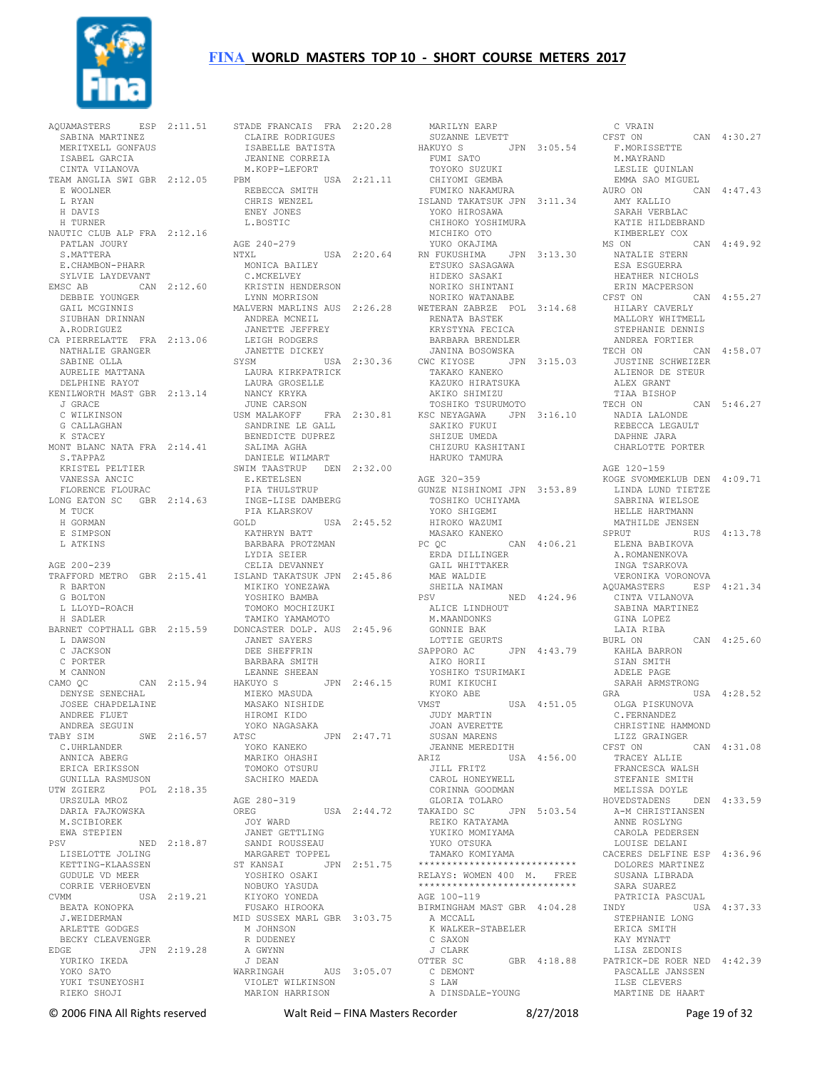## FINA WORLD MASTERS TOP 10 - SHORT COURSE METERS 2017

```
AQUAMASTERS     ESP  2:11.51
   SABINA MARTINEZ
   MERITXELL GONFAUS
   ISABEL GARCIA
   CINTA VILANOVA
TEAM ANGLIA SWI GBR  2:12.05
   E WOOLNER
   L RYAN
   H DAVIS
   H TURNER
NAUTIC CLUB ALP FRA  2:12.16
   PATLAN JOURY
   S.MATTERA
   E.CHAMBON-PHARR
   SYLVIE LAYDEVANT
EMSC AB         CAN  2:12.60
   DEBBIE YOUNGER
   GAIL MCGINNIS
   SIUBHAN DRINNAN
   A.RODRIGUEZ
CA PIERRELATTE  FRA  2:13.06
   NATHALIE GRANGER
   SABINE OLLA
   AURELIE MATTANA
   DELPHINE RAYOT
KENILWORTH MAST GBR  2:13.14
   J GRACE
   C WILKINSON
   G CALLAGHAN
   K STACEY
MONT BLANC NATA FRA  2:14.41
   S.TAPPAZ
   KRISTEL PELTIER
   VANESSA ANCIC
   FLORENCE FLOURAC
LONG EATON SC   GBR  2:14.63
   M TUCK
   H GORMAN
   E SIMPSON
   L ATKINS

AGE 200-239
TRAFFORD METRO  GBR  2:15.41
   R BARTON
   G BOLTON
   L LLOYD-ROACH
   H SADLER
BARNET COPTHALL GBR  2:15.59
   L DAWSON
   C JACKSON
   C PORTER
   M CANNON
CAMO QC         CAN  2:15.94
   DENYSE SENECHAL
   JOSEE CHAPDELAINE
   ANDREE FLUET
   ANDREA SEGUIN
TABY SIM        SWE  2:16.57
   C.UHRLANDER
   ANNICA ABERG
   ERICA ERIKSSON
   GUNILLA RASMUSON
UTW ZGIERZ      POL  2:18.35
   URSZULA MROZ
   DARIA FAJKOWSKA
   M.SCIBIOREK
   EWA STEPIEN
PSV             NED  2:18.87
   LISELOTTE JOLING
   KETTING-KLAASSEN
   GUDULE VD MEER
   CORRIE VERHOEVEN
CVMM            USA  2:19.21
   BEATA KONOPKA
   J.WEIDERMAN
   ARLETTE GODGES
   BECKY CLEAVENGER
EDGE            JPN  2:19.28
   YURIKO IKEDA
   YOKO SATO
   YUKI TSUNEYOSHI
   RIEKO SHOJI
STADE FRANCAIS  FRA  2:20.28
   CLAIRE RODRIGUES
   ISABELLE BATISTA
   JEANINE CORREIA
   M.KOPP-LEFORT
PBM             USA  2:21.11
   REBECCA SMITH
   CHRIS WENZEL
   ENEY JONES
   L.BOSTIC

AGE 240-279
NTXL            USA  2:20.64
   MONICA BAILEY
   C.MCKELVEY
   KRISTIN HENDERSON
   LYNN MORRISON
MALVERN MARLINS AUS  2:26.28
   ANDREA MCNEIL
   JANETTE JEFFREY
   LEIGH RODGERS
   JANETTE DICKEY
SYSM            USA  2:30.36
   LAURA KIRKPATRICK
   LAURA GROSELLE
   NANCY KRYKA
   JUNE CARSON
USM MALAKOFF    FRA  2:30.81
   SANDRINE LE GALL
   BENEDICTE DUPREZ
   SALIMA AGHA
   DANIELE WILMART
SWIM TAASTRUP   DEN  2:32.00
   E.KETELSEN
   PIA THULSTRUP
   INGE-LISE DAMBERG
   PIA KLARSKOV
GOLD            USA  2:45.52
   KATHRYN BATT
   BARBARA PROTZMAN
   LYDIA SEIER
   CELIA DEVANNEY
ISLAND TAKATSUK JPN  2:45.86
   MIKIKO YONEZAWA
   YOSHIKO BAMBA
   TOMOKO MOCHIZUKI
   TAMIKO YAMAMOTO
DONCASTER DOLP. AUS  2:45.96
   JANET SAYERS
   DEE SHEFFRIN
   BARBARA SMITH
   LEANNE SHEEAN
HAKUYO S        JPN  2:46.15
   MIEKO MASUDA
   MASAKO NISHIDE
   HIROMI KIDO
   YOKO NAGASAKA
ATSC            JPN  2:47.71
   YOKO KANEKO
   MARIKO OHASHI
   TOMOKO OTSURU
   SACHIKO MAEDA

AGE 280-319
OREG            USA  2:44.72
   JOY WARD
   JANET GETTLING
   SANDI ROUSSEAU
   MARGARET TOPPEL
ST KANSAI       JPN  2:51.75
   YOSHIKO OSAKI
   NOBUKO YASUDA
   KIYOKO YONEDA
   FUSAKO HIROOKA
MID SUSSEX MARL GBR  3:03.75
   M JOHNSON
   R DUDENEY
   A GWYNN
   J DEAN
WARRINGAH       AUS  3:05.07
   VIOLET WILKINSON
   MARION HARRISON
   MARILYN EARP
   SUZANNE LEVETT
HAKUYO S        JPN  3:05.54
   FUMI SATO
   TOYOKO SUZUKI
   CHIYOMI GEMBA
   FUMIKO NAKAMURA
ISLAND TAKATSUK JPN  3:11.34
   YOKO HIROSAWA
   CHIHOKO YOSHIMURA
   MICHIKO OTO
   YUKO OKAJIMA
RN FUKUSHIMA    JPN  3:13.30
   ETSUKO SASAGAWA
   HIDEKO SASAKI
   NORIKO SHINTANI
   NORIKO WATANABE
WETERAN ZABRZE  POL  3:14.68
   RENATA BASTEK
   KRYSTYNA FECICA
   BARBARA BRENDLER
   JANINA BOSOWSKA
CWC KIYOSE      JPN  3:15.03
   TAKAKO KANEKO
   KAZUKO HIRATSUKA
   AKIKO SHIMIZU
   TOSHIKO TSURUMOTO
KSC NEYAGAWA    JPN  3:16.10
   SAKIKO FUKUI
   SHIZUE UMEDA
   CHIZURU KASHITANI
   HARUKO TAMURA

AGE 320-359
GUNZE NISHINOMI JPN  3:53.89
   TOSHIKO UCHIYAMA
   YOKO SHIGEMI
   HIROKO WAZUMI
   MASAKO KANEKO
PC QC           CAN  4:06.21
   ERDA DILLINGER
   GAIL WHITTAKER
   MAE WALDIE
   SHEILA NAIMAN
PSV             NED  4:24.96
   ALICE LINDHOUT
   M.MAANDONKS
   GONNIE BAK
   LOTTIE GEURTS
SAPPORO AC      JPN  4:43.79
   AIKO HORII
   YOSHIKO TSURIMAKI
   RUMI KIKUCHI
   KYOKO ABE
VMST            USA  4:51.05
   JUDY MARTIN
   JOAN AVERETTE
   SUSAN MARENS
   JEANNE MEREDITH
ARIZ            USA  4:56.00
   JILL FRITZ
   CAROL HONEYWELL
   CORINNA GOODMAN
   GLORIA TOLARO
TAKAIDO SC      JPN  5:03.54
   REIKO KATAYAMA
   YUKIKO MOMIYAMA
   YUKO OTSUKA
   TAMAKO KOMIYAMA
****************************
RELAYS: WOMEN 400  M.   FREE
****************************
AGE 100-119
BIRMINGHAM MAST GBR  4:04.28
   A MCCALL
   K WALKER-STABELER
   C SAXON
   J CLARK
OTTER SC        GBR  4:18.88
   C DEMONT
   S LAW
   A DINSDALE-YOUNG
   C VRAIN
CFST ON         CAN  4:30.27
   F.MORISSETTE
   M.MAYRAND
   LESLIE QUINLAN
   EMMA SAO MIGUEL
AURO ON         CAN  4:47.43
   AMY KALLIO
   SARAH VERBLAC
   KATIE HILDEBRAND
   KIMBERLEY COX
MS ON           CAN  4:49.92
   NATALIE STERN
   ESA ESGUERRA
   HEATHER NICHOLS
   ERIN MACPERSON
CFST ON         CAN  4:55.27
   HILARY CAVERLY
   MALLORY WHITMELL
   STEPHANIE DENNIS
   ANDREA FORTIER
TECH ON         CAN  4:58.07
   JUSTINE SCHWEIZER
   ALIENOR DE STEUR
   ALEX GRANT
   TIAA BISHOP
TECH ON         CAN  5:46.27
   NADIA LALONDE
   REBECCA LEGAULT
   DAPHNE JARA
   CHARLOTTE PORTER

AGE 120-159
KOGE SVOMMEKLUB DEN  4:09.71
   LINDA LUND TIETZE
   SABRINA WIELSOE
   HELLE HARTMANN
   MATHILDE JENSEN
SPRUT           RUS  4:13.78
   ELENA BABIKOVA
   A.ROMANENKOVA
   INGA TSARKOVA
   VERONIKA VORONOVA
AQUAMASTERS     ESP  4:21.34
   CINTA VILANOVA
   SABINA MARTINEZ
   GINA LOPEZ
   LAIA RIBA
BURL ON         CAN  4:25.60
   KAHLA BARRON
   SIAN SMITH
   ADELE PAGE
   SARAH ARMSTRONG
GRA             USA  4:28.52
   OLGA PISKUNOVA
   C.FERNANDEZ
   CHRISTINE HAMMOND
   LIZZ GRAINGER
CFST ON         CAN  4:31.08
   TRACEY ALLIE
   FRANCESCA WALSH
   STEFANIE SMITH
   MELISSA DOYLE
HOVEDSTADENS    DEN  4:33.59
   A-M CHRISTIANSEN
   ANNE ROSLYNG
   CAROLA PEDERSEN
   LOUISE DELANI
CACERES DELFINE ESP  4:36.96
   DOLORES MARTINEZ
   SUSANA LIBRADA
   SARA SUAREZ
   PATRICIA PASCUAL
INDY            USA  4:37.33
   STEPHANIE LONG
   ERICA SMITH
   KAY MYNATT
   LISA ZEDONIS
PATRICK-DE ROER NED  4:42.39
   PASCALLE JANSSEN
   ILSE CLEVERS
   MARTINE DE HAART
```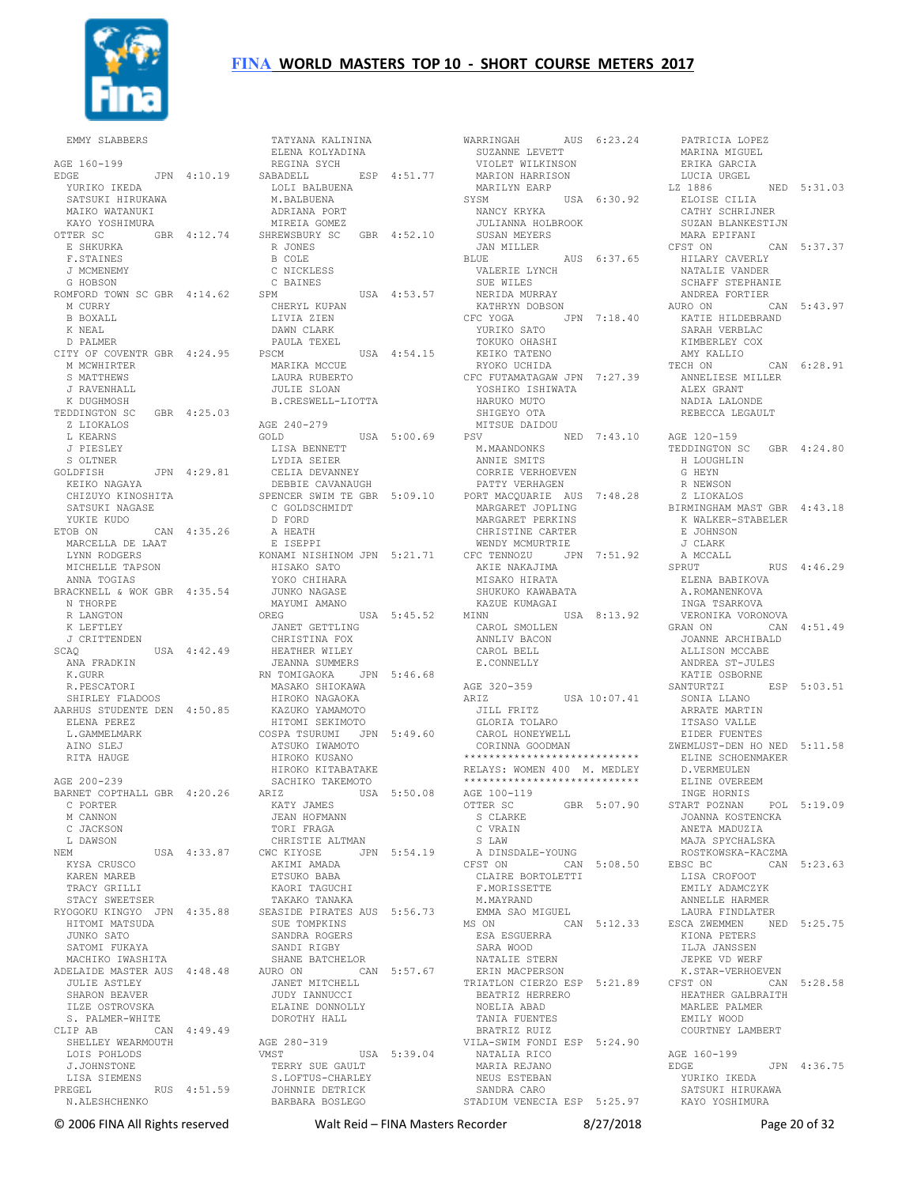EMMY SLABBERS

AGE 160-199

EDGE JPN 4:10.19
YURIKO IKEDA
SATSUKI HIRUKAWA
MAIKO WATANUKI
KAYO YOSHIMURA

OTTER SC GBR 4:12.74
E SHKURKA
F.STAINES
J MCMENEMY
G HOBSON

ROMFORD TOWN SC GBR 4:14.62
M CURRY
B BOXALL
K NEAL
D PALMER

CITY OF COVENTR GBR 4:24.95
M MCWHIRTER
S MATTHEWS
J RAVENHALL
K DUGHMOSH

TEDDINGTON SC GBR 4:25.03
Z LIOKALOS
L KEARNS
J PIESLEY
S OLTNER

GOLDFISH JPN 4:29.81
KEIKO NAGAYA
CHIZUYO KINOSHITA
SATSUKI NAGASE
YUKIE KUDO

ETOB ON CAN 4:35.26
MARCELLA DE LAAT
LYNN RODGERS
MICHELLE TAPSON
ANNA TOGIAS

BRACKNELL & WOK GBR 4:35.54
N THORPE
R LANGTON
K LEFTLEY
J CRITTENDEN

SCAQ USA 4:42.49
ANA FRADKIN
K.GURR
R.PESCATORI
SHIRLEY FLADOOS

AARHUS STUDENTE DEN 4:50.85
ELENA PEREZ
L.GAMMELMARK
AINO SLEJ
RITA HAUGE

AGE 200-239

BARNET COPTHALL GBR 4:20.26
C PORTER
M CANNON
C JACKSON
L DAWSON

NEM USA 4:33.87
KYSA CRUSCO
KAREN MAREB
TRACY GRILLI
STACY SWEETSER

RYOGOKU KINGYO JPN 4:35.88
HITOMI MATSUDA
JUNKO SATO
SATOMI FUKAYA
MACHIKO IWASHITA

ADELAIDE MASTER AUS 4:48.48
JULIE ASTLEY
SHARON BEAVER
ILZE OSTROVSKA
S. PALMER-WHITE

CLIP AB CAN 4:49.49
SHELLEY WEARMOUTH
LOIS POHLODS
J.JOHNSTONE
LISA SIEMENS

PREGEL RUS 4:51.59
N.ALESHCHENKO
TATYANA KALININA
ELENA KOLYADINA
REGINA SYCH

SABADELL ESP 4:51.77
LOLI BALBUENA
M.BALBUENA
ADRIANA PORT
MIREIA GOMEZ

SHREWSBURY SC GBR 4:52.10
R JONES
B COLE
C NICKLESS
C BAINES

SPM USA 4:53.57
CHERYL KUPAN
LIVIA ZIEN
DAWN CLARK
PAULA TEXEL

PSCM USA 4:54.15
MARIKA MCCUE
LAURA RUBERTO
JULIE SLOAN
B.CRESWELL-LIOTTA

AGE 240-279

GOLD USA 5:00.69
LISA BENNETT
LYDIA SEIER
CELIA DEVANNEY
DEBBIE CAVANAUGH

SPENCER SWIM TE GBR 5:09.10
C GOLDSCHMIDT
D FORD
A HEATH
E ISEPPI

KONAMI NISHINOM JPN 5:21.71
HISAKO SATO
YOKO CHIHARA
JUNKO NAGASE
MAYUMI AMANO

OREG USA 5:45.52
JANET GETTLING
CHRISTINA FOX
HEATHER WILEY
JEANNA SUMMERS

RN TOMIGAOKA JPN 5:46.68
MASAKO SHIOKAWA
HIROKO NAGAOKA
KAZUKO YAMAMOTO
HITOMI SEKIMOTO

COSPA TSURUMI JPN 5:49.60
ATSUKO IWAMOTO
HIROKO KUSANO
HIROKO KITABATAKE
SACHIKO TAKEMOTO

ARIZ USA 5:50.08
KATY JAMES
JEAN HOFMANN
TORI FRAGA
CHRISTIE ALTMAN

CWC KIYOSE JPN 5:54.19
AKIMI AMADA
ETSUKO BABA
KAORI TAGUCHI
TAKAKO TANAKA

SEASIDE PIRATES AUS 5:56.73
SUE TOMPKINS
SANDRA ROGERS
SANDI RIGBY
SHANE BATCHELOR

AURO ON CAN 5:57.67
JANET MITCHELL
JUDY IANNUCCI
ELAINE DONNOLLY
DOROTHY HALL

AGE 280-319

VMST USA 5:39.04
TERRY SUE GAULT
S.LOFTUS-CHARLEY
JOHNNIE DETRICK
BARBARA BOSLEGO

WARRINGAH AUS 6:23.24
SUZANNE LEVETT
VIOLET WILKINSON
MARION HARRISON
MARILYN EARP

SYSM USA 6:30.92
NANCY KRYKA
JULIANNA HOLBROOK
SUSAN MEYERS
JAN MILLER

BLUE AUS 6:37.65
VALERIE LYNCH
SUE WILES
NERIDA MURRAY
KATHRYN DOBSON

CFC YOGA JPN 7:18.40
YURIKO SATO
TOKUKO OHASHI
KEIKO TATENO
RYOKO UCHIDA

CFC FUTAMATAGAW JPN 7:27.39
YOSHIKO ISHIWATA
HARUKO MUTO
SHIGEYO OTA
MITSUE DAIDOU

PSV NED 7:43.10
M.MAANDONKS
ANNIE SMITS
CORRIE VERHOEVEN
PATTY VERHAGEN

PORT MACQUARIE AUS 7:48.28
MARGARET JOPLING
MARGARET PERKINS
CHRISTINE CARTER
WENDY MCMURTRIE

CFC TENNOZU JPN 7:51.92
AKIE NAKAJIMA
MISAKO HIRATA
SHUKUKO KAWABATA
KAZUE KUMAGAI

MINN USA 8:13.92
CAROL SMOLLEN
ANNLIV BACON
CAROL BELL
E.CONNELLY

AGE 320-359

ARIZ USA 10:07.41
JILL FRITZ
GLORIA TOLARO
CAROL HONEYWELL
CORINNA GOODMAN

****************************
RELAYS: WOMEN 400 M. MEDLEY
****************************

AGE 100-119

OTTER SC GBR 5:07.90
S CLARKE
C VRAIN
S LAW
A DINSDALE-YOUNG

CFST ON CAN 5:08.50
CLAIRE BORTOLETTI
F.MORISSETTE
M.MAYRAND
EMMA SAO MIGUEL

MS ON CAN 5:12.33
ESA ESGUERRA
SARA WOOD
NATALIE STERN
ERIN MACPHERSON

TRIATLON CIERZO ESP 5:21.89
BEATRIZ HERRERO
NOELIA ABAD
TANIA FUENTES
BRATRIZ RUIZ

VILA-SWIM FONDI ESP 5:24.90
NATALIA RICO
MARIA REJANO
NEUS ESTEBAN
SANDRA CARO

STADIUM VENECIA ESP 5:25.97
PATRICIA LOPEZ
MARINA MIGUEL
ERIKA GARCIA
LUCIA URGEL

LZ 1886 NED 5:31.03
ELOISE CILIA
CATHY SCHRIJNER
SUZAN BLANKESTIJN
MARA EPIFANI

CFST ON CAN 5:37.37
HILARY CAVERLY
NATALIE VANDER
SCHAFF STEPHANIE
ANDREA FORTIER

AURO ON CAN 5:43.97
KATIE HILDEBRAND
SARAH VERBLAC
KIMBERLEY COX
AMY KALLIO

TECH ON CAN 6:28.91
ANNELIESE MILLER
ALEX GRANT
NADIA LALONDE
REBECCA LEGAULT

AGE 120-159

TEDDINGTON SC GBR 4:24.80
H LOUGHLIN
G HEYN
R NEWSON
Z LIOKALOS

BIRMINGHAM MAST GBR 4:43.18
K WALKER-STABELER
E JOHNSON
J CLARK
A MCCALL

SPRUT RUS 4:46.29
ELENA BABIKOVA
A.ROMANENKOVA
INGA TSARKOVA
VERONIKA VORONOVA

GRAN ON CAN 4:51.49
JOANNE ARCHIBALD
ALLISON MCCABE
ANDREA ST-JULES
KATIE OSBORNE

SANTURTZI ESP 5:03.51
SONIA LLANO
ARRATE MARTIN
ITSASO VALLE
EIDER FUENTES

ZWEMLUST-DEN HO NED 5:11.58
ELINE SCHOENMAKER
D.VERMEULEN
ELINE OVEREEM
INGE HORNIS

START POZNAN POL 5:19.09
JOANNA KOSTENCKA
ANETA MADUZIA
MAJA SPYCHALSKA
ROSTKOWSKA-KACZMA

EBSC BC CAN 5:23.63
LISA CROFOOT
EMILY ADAMCZYK
ANNELLE HARMER
LAURA FINDLATER

ESCA ZWEMMEN NED 5:25.75
KIONA PETERS
ILJA JANSSEN
JEPKE VD WERF
K.STAR-VERHOEVEN

CFST ON CAN 5:28.58
HEATHER GALBRAITH
MARLEE PALMER
EMILY WOOD
COURTNEY LAMBERT

AGE 160-199

EDGE JPN 4:36.75
YURIKO IKEDA
SATSUKI HIRUKAWA
KAYO YOSHIMURA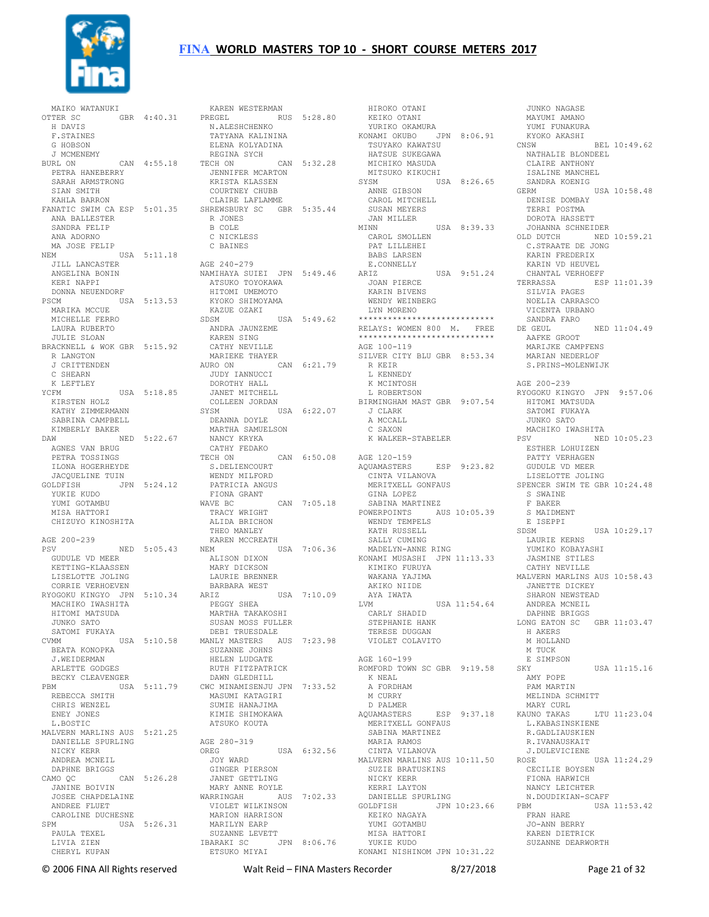# FINA WORLD MASTERS TOP 10 - SHORT COURSE METERS 2017

MAIKO WATANUKI
OTTER SC GBR 4:40.31
H DAVIS
F.STAINES
G HOBSON
J MCMENEMY
BURL ON CAN 4:55.18
PETRA HANEBERRY
SARAH ARMSTRONG
SIAN SMITH
KAHLA BARRON
FANATIC SWIM CA ESP 5:01.35
ANA BALLESTER
SANDRA FELIP
ANA ADORNO
MA JOSE FELIP
NEM USA 5:11.18
JILL LANCASTER
ANGELINA BONIN
KERI NAPPI
DONNA NEUENDORF
PSCM USA 5:13.53
MARIKA MCCUE
MICHELLE FERRO
LAURA RUBERTO
JULIE SLOAN
BRACKNELL & WOK GBR 5:15.92
R LANGTON
J CRITTENDEN
C SHEARN
K LEFTLEY
YCFM USA 5:18.85
KIRSTEN HOLZ
KATHY ZIMMERMANN
SABRINA CAMPBELL
KIMBERLY BAKER
DAW NED 5:22.67
AGNES VAN BRUG
PETRA TOSSINGS
ILONA HOGERHEYDE
JACQUELINE TUIN
GOLDFISH JPN 5:24.12
YUKIE KUDO
YUMI GOTAMBU
MISA HATTORI
CHIZUYO KINOSHITA

AGE 200-239
PSV NED 5:05.43
GUDULE VD MEER
KETTING-KLAASSEN
LISELOTTE JOLING
CORRIE VERHOEVEN
RYOGOKU KINGYO JPN 5:10.34
MACHIKO IWASHITA
HITOMI MATSUDA
JUNKO SATO
SATOMI FUKAYA
CVMM USA 5:10.58
BEATA KONOPKA
J.WEIDERMAN
ARLETTE GODGES
BECKY CLEAVENGER
PBM USA 5:11.79
REBECCA SMITH
CHRIS WENZEL
ENEY JONES
L.BOSTIC
MALVERN MARLINS AUS 5:21.25
DANIELLE SPURLING
NICKY KERR
ANDREA MCNEIL
DAPHNE BRIGGS
CAMO QC CAN 5:26.28
JANINE BOIVIN
JOSEE CHAPDELAINE
ANDREE FLUET
CAROLINE DUCHESNE
SPM USA 5:26.31
PAULA TEXEL
LIVIA ZIEN
CHERYL KUPAN

KAREN WESTERMAN
PREGEL RUS 5:28.80
N.ALESHCHENKO
TATYANA KALININA
ELENA KOLYADINA
REGINA SYCH
TECH ON CAN 5:32.28
JENNIFER MCARTON
KRISTA KLASSEN
COURTNEY CHUBB
CLAIRE LAFLAMME
SHREWSBURY SC GBR 5:35.44
R JONES
B COLE
C NICKLESS
C BAINES

AGE 240-279
NAMIHAYA SUIEI JPN 5:49.46
ATSUKO TOYOKAWA
HITOMI UMEMOTO
KYOKO SHIMOYAMA
KAZUE OZAKI
SDSM USA 5:49.62
ANDRA JAUNZEME
KAREN SING
CATHY NEVILLE
MARIEKE THAYER
AURO ON CAN 6:21.79
JUDY IANNUCCI
DOROTHY HALL
JANET MITCHELL
COLLEEN JORDAN
SYSM USA 6:22.07
DEANNA DOYLE
MARTHA SAMUELSON
NANCY KRYKA
CATHY FEDAKO
TECH ON CAN 6:50.08
S.DELIENCOURT
WENDY MILFORD
PATRICIA ANGUS
FIONA GRANT
WAVE BC CAN 7:05.18
TRACY WRIGHT
ALIDA BRICHON
THEO MANLEY
KAREN MCCREATH
NEM USA 7:06.36
ALISON DIXON
MARY DICKSON
LAURIE BRENNER
BARBARA WEST
ARIZ USA 7:10.09
PEGGY SHEA
MARTHA TAKAKOSHI
SUSAN MOSS FULLER
DEBI TRUESDALE
MANLY MASTERS AUS 7:23.98
SUZANNE JOHNS
HELEN LUDGATE
RUTH FITZPATRICK
DAWN GLEDHILL
CWC MINAMISENJU JPN 7:33.52
MASUMI KATAGIRI
SUMIE HANAJIMA
KIMIE SHIMOKAWA
ATSUKO KOUTA

AGE 280-319
OREG USA 6:32.56
JOY WARD
GINGER PIERSON
JANET GETTLING
MARY ANNE ROYLE
WARRINGAH AUS 7:02.33
VIOLET WILKINSON
MARION HARRISON
MARILYN EARP
SUZANNE LEVETT
IBARAKI SC JPN 8:06.76
ETSUKO MIYAI

HIROKO OTANI
KEIKO OTANI
YURIKO OKAMURA
KONAMI OKUBO JPN 8:06.91
TSUYAKO KAWATSU
HATSUE SUKEGAWA
MICHIKO MASUDA
MITSUKO KIKUCHI
SYSM USA 8:26.65
ANNE GIBSON
CAROL MITCHELL
SUSAN MEYERS
JAN MILLER
MINN USA 8:39.33
CAROL SMOLLEN
PAT LILLEHEI
BABS LARSEN
E.CONNELLY
ARIZ USA 9:51.24
JOAN PIERCE
KARIN BIVENS
WENDY WEINBERG
LYN MORENO
****************************
RELAYS: WOMEN 800 M. FREE
****************************
AGE 100-119
SILVER CITY BLU GBR 8:53.34
R KEIR
L KENNEDY
K MCINTOSH
L ROBERTSON
BIRMINGHAM MAST GBR 9:07.54
J CLARK
A MCCALL
C SAXON
K WALKER-STABELER

AGE 120-159
AQUAMASTERS ESP 9:23.82
CINTA VILANOVA
MERITXELL GONFAUS
GINA LOPEZ
SABINA MARTINEZ
POWERPOINTS AUS 10:05.39
WENDY TEMPELS
KATH RUSSELL
SALLY CUMING
MADELYN-ANNE RING
KONAMI MUSASHI JPN 11:13.33
KIMIKO FURUYA
WAKANA YAJIMA
AKIKO NIIDE
AYA IWATA
LVM USA 11:54.64
CARLY SHADID
STEPHANIE HANK
TERESE DUGGAN
VIOLET COLAVITO

AGE 160-199
ROMFORD TOWN SC GBR 9:19.58
K NEAL
A FORDHAM
M CURRY
D PALMER
AQUAMASTERS ESP 9:37.18
MERITXELL GONFAUS
SABINA MARTINEZ
MARIA RAMOS
CINTA VILANOVA
MALVERN MARLINS AUS 10:11.50
SUZIE BRATUSKINS
NICKY KERR
KERRI LAYTON
DANIELLE SPURLING
GOLDFISH JPN 10:23.66
KEIKO NAGAYA
YUMI GOTAMBU
MISA HATTORI
YUKIE KUDO
KONAMI NISHINOM JPN 10:31.22

JUNKO NAGASE
MAYUMI AMANO
YUMI FUNAKURA
KYOKO AKASHI
CNSW BEL 10:49.62
NATHALIE BLONDEEL
CLAIRE ANTHONY
ISALINE MANCHEL
SANDRA KOENIG
GERM USA 10:58.48
DENISE DOMBAY
TERRI POSTMA
DOROTA HASSETT
JOHANNA SCHNEIDER
OLD DUTCH NED 10:59.21
C.STRAATE DE JONG
KARIN FREDERIX
KARIN VD HEUVEL
CHANTAL VERHOEFF
TERRASSA ESP 11:01.39
SILVIA PAGES
NOELIA CARRASCO
VICENTA URBANO
SANDRA FARO
DE GEUL NED 11:04.49
AAFKE GROOT
MARIJKE CAMPFENS
MARIAN NEDERLOF
S.PRINS-MOLENWIJK

AGE 200-239
RYOGOKU KINGYO JPN 9:57.06
HITOMI MATSUDA
SATOMI FUKAYA
JUNKO SATO
MACHIKO IWASHITA
PSV NED 10:05.23
ESTHER LOHUIZEN
PATTY VERHAGEN
GUDULE VD MEER
LISELOTTE JOLING
SPENCER SWIM TE GBR 10:24.48
S SWAINE
F BAKER
S MAIDMENT
E ISEPPI
SDSM USA 10:29.17
LAURIE KERNS
YUMIKO KOBAYASHI
JASMINE STILES
CATHY NEVILLE
MALVERN MARLINS AUS 10:58.43
JANETTE DICKEY
SHARON NEWSTEAD
ANDREA MCNEIL
DAPHNE BRIGGS
LONG EATON SC GBR 11:03.47
H AKERS
M HOLLAND
M TUCK
E SIMPSON
SKY USA 11:15.16
AMY POPE
PAM MARTIN
MELINDA SCHMITT
MARY CURL
KAUNO TAKAS LTU 11:23.04
L.KABASINSKIENE
R.GADLIAUSKIEN
R.IVANAUSKAIT
J.DULEVICIENE
ROSE USA 11:24.29
CECILIE BOYSEN
FIONA HARWICH
NANCY LEICHTER
N.DOUDIKIAN-SCAFF
PBM USA 11:53.42
FRAN HARE
JO-ANN BERRY
KAREN DIETRICK
SUZANNE DEARWORTH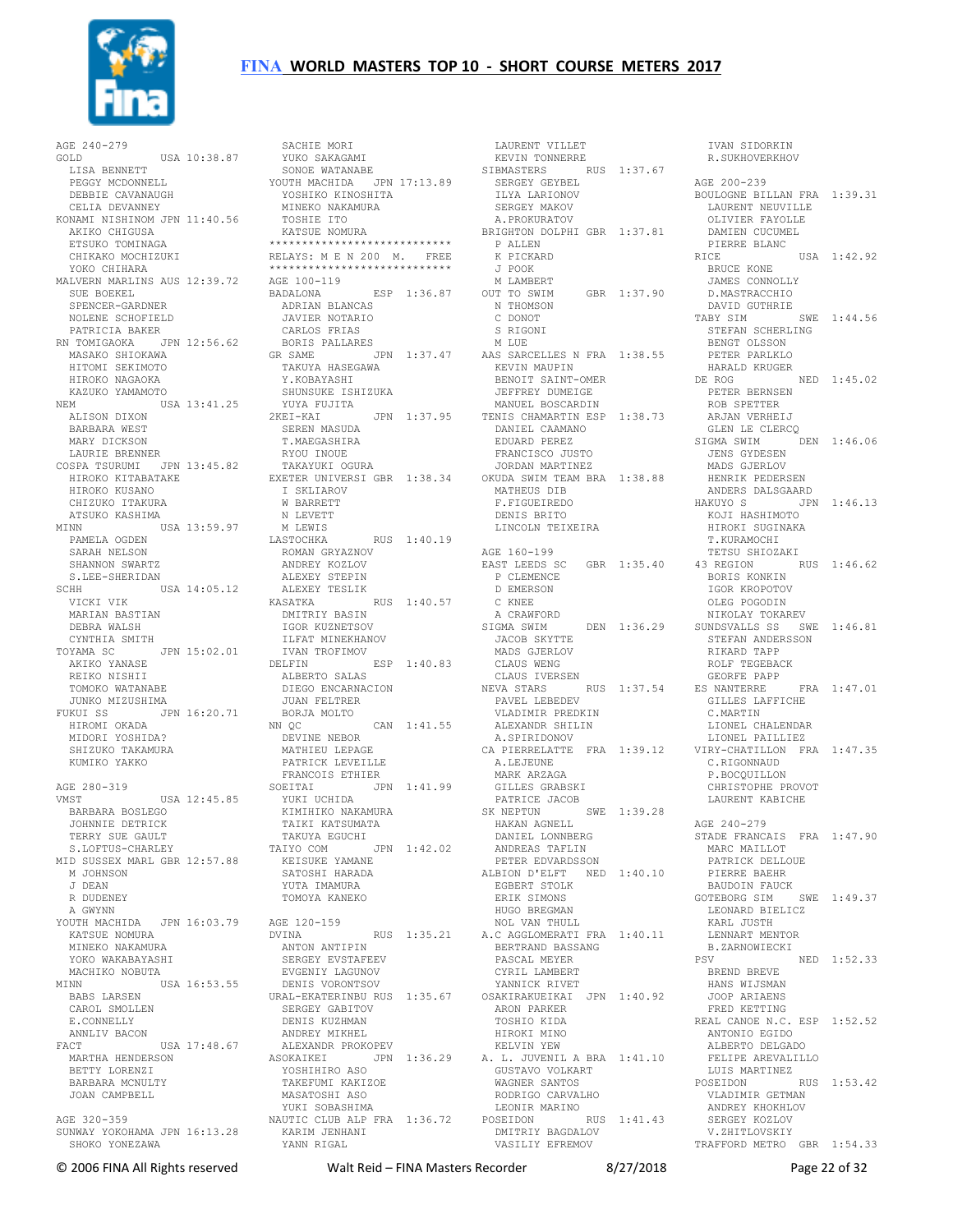# FINA WORLD MASTERS TOP 10 - SHORT COURSE METERS 2017

AGE 240-279
GOLD USA 10:38.87
LISA BENNETT
PEGGY MCDONNELL
DEBBIE CAVANAUGH
CELIA DEVANNEY
KONAMI NISHINOM JPN 11:40.56
AKIKO CHIGUSA
ETSUKO TOMINAGA
CHIKAKO MOCHIZUKI
YOKO CHIHARA
MALVERN MARLINS AUS 12:39.72
SUE BOEKEL
SPENCER-GARDNER
NOLENE SCHOFIELD
PATRICIA BAKER
RN TOMIGAOKA JPN 12:56.62
MASAKO SHIOKAWA
HITOMI SEKIMOTO
HIROKO NAGAOKA
KAZUKO YAMAMOTO
NEM USA 13:41.25
ALISON DIXON
BARBARA WEST
MARY DICKSON
LAURIE BRENNER
COSPA TSURUMI JPN 13:45.82
HIROKO KITABATAKE
HIROKO KUSANO
CHIZUKO ITAKURA
ATSUKO KASHIMA
MINN USA 13:59.97
PAMELA OGDEN
SARAH NELSON
SHANNON SWARTZ
S.LEE-SHERIDAN
SCHH USA 14:05.12
VICKI VIK
MARIAN BASTIAN
DEBRA WALSH
CYNTHIA SMITH
TOYAMA SC JPN 15:02.01
AKIKO YANASE
REIKO NISHII
TOMOKO WATANABE
JUNKO MIZUSHIMA
FUKUI SS JPN 16:20.71
HIROMI OKADA
MIDORI YOSHIDA?
SHIZUKO TAKAMURA
KUMIKO YAKKO

AGE 280-319
VMST USA 12:45.85
BARBARA BOSLEGO
JOHNNIE DETRICK
TERRY SUE GAULT
S.LOFTUS-CHARLEY
MID SUSSEX MARL GBR 12:57.88
M JOHNSON
J DEAN
R DUDENEY
A GWYNN
YOUTH MACHIDA JPN 16:03.79
KATSUE NOMURA
MINEKO NAKAMURA
YOKO WAKABAYASHI
MACHIKO NOBUTA
MINN USA 16:53.55
BABS LARSEN
CAROL SMOLLEN
E.CONNELLY
ANNLIV BACON
FACT USA 17:48.67
MARTHA HENDERSON
BETTY LORENZI
BARBARA MCNULTY
JOAN CAMPBELL

AGE 320-359
SUNWAY YOKOHAMA JPN 16:13.28
SHOKO YONEZAWA
SACHIE MORI
YUKO SAKAGAMI
SONOE WATANABE
YOUTH MACHIDA JPN 17:13.89
YOSHIKO KINOSHITA
MINEKO NAKAMURA
TOSHIE ITO
KATSUE NOMURA

***************************
RELAYS: M E N 200 M. FREE
***************************

AGE 100-119
BADALONA ESP 1:36.87
ADRIAN BLANCAS
JAVIER NOTARIO
CARLOS FRIAS
BORIS PALLARES
GR SAME JPN 1:37.47
TAKUYA HASEGAWA
Y.KOBAYASHI
SHUNSUKE ISHIZUKA
YUYA FUJITA
2KEI-KAI JPN 1:37.95
SEREN MASUDA
T.MAEGASHIRA
RYOU INOUE
TAKAYUKI OGURA
EXETER UNIVERSI GBR 1:38.34
I SKLIAROV
W BARRETT
N LEVETT
M LEWIS
LASTOCHKA RUS 1:40.19
ROMAN GRYAZNOV
ANDREY KOZLOV
ALEXEY STEPIN
ALEXEY TESLIK
KASATKA RUS 1:40.57
DMITRIY BASIN
IGOR KUZNETSOV
ILFAT MINEKHANOV
IVAN TROFIMOV
DELFIN ESP 1:40.83
ALBERTO SALAS
DIEGO ENCARNACION
JUAN FELTRER
BORJA MOLTO
NN QC CAN 1:41.55
DEVINE NEBOR
MATHIEU LEPAGE
PATRICK LEVEILLE
FRANCOIS ETHIER
SOEITAI JPN 1:41.99
YUKI UCHIDA
KIMIHIKO NAKAMURA
TAIKI KATSUMATA
TAKUYA EGUCHI
TAIYO COM JPN 1:42.02
KEISUKE YAMANE
SATOSHI HARADA
YUTA IMAMURA
TOMOYA KANEKO

AGE 120-159
DVINA RUS 1:35.21
ANTON ANTIPIN
SERGEY EVSTAFEEV
EVGENIY LAGUNOV
DENIS VORONTSOV
URAL-EKATERINBU RUS 1:35.67
SERGEY GABITOV
DENIS KUZHMAN
ANDREY MIKHEL
ALEXANDR PROKOPEV
ASOKAIKEI JPN 1:36.29
YOSHIHIRO ASO
TAKEFUMI KAKIZOE
MASATOSHI ASO
YUKI SOBASHIMA
NAUTIC CLUB ALP FRA 1:36.72
KARIM JENHANI
YANN RIGAL
LAURENT VILLET
KEVIN TONNERRE
SIBMASTERS RUS 1:37.67
SERGEY GEYBEL
ILYA LARIONOV
SERGEY MAKOV
A.PROKURATOV
BRIGHTON DOLPHI GBR 1:37.81
P ALLEN
K PICKARD
J POOK
M LAMBERT
OUT TO SWIM GBR 1:37.90
N THOMSON
C DONOT
S RIGONI
M LUE
AAS SARCELLES N FRA 1:38.55
KEVIN MAUPIN
BENOIT SAINT-OMER
JEFFREY DUMEIGE
MANUEL BOSCARDIN
TENIS CHAMARTIN ESP 1:38.73
DANIEL CAAMANO
EDUARD PEREZ
FRANCISCO JUSTO
JORDAN MARTINEZ
OKUDA SWIM TEAM BRA 1:38.88
MATHEUS DIB
F.FIGUEIREDO
DENIS BRITO
LINCOLN TEIXEIRA

AGE 160-199
EAST LEEDS SC GBR 1:35.40
P CLEMENCE
D EMERSON
C KNEE
A CRAWFORD
SIGMA SWIM DEN 1:36.29
JACOB SKYTTE
MADS GJERLOV
CLAUS WENG
CLAUS IVERSEN
NEVA STARS RUS 1:37.54
PAVEL LEBEDEV
VLADIMIR PREDKIN
ALEXANDR SHILIN
A.SPIRIDONOV
CA PIERRELATTE FRA 1:39.12
A.LEJEUNE
MARK ARZAGA
GILLES GRABSKI
PATRICE JACOB
SK NEPTUN SWE 1:39.28
HAKAN AGNELL
DANIEL LONNBERG
ANDREAS TAFLIN
PETER EDVARDSSON
ALBION D'ELFT NED 1:40.10
EGBERT STOLK
ERIK SIMONS
HUGO BREGMAN
NOL VAN THULL
A.C AGGLOMERATI FRA 1:40.11
BERTRAND BASSANG
PASCAL MEYER
CYRIL LAMBERT
YANNICK RIVET
OSAKIRAKUEIKAI JPN 1:40.92
ARON PARKER
TOSHIO KIDA
HIROKI MINO
KELVIN YEW
A. L. JUVENIL A BRA 1:41.10
GUSTAVO VOLKART
WAGNER SANTOS
RODRIGO CARVALHO
LEONIR MARINO
POSEIDON RUS 1:41.43
DMITRIY BAGDALOV
VASILIY EFREMOV
IVAN SIDORKIN
R.SUKHOVERKHOV

AGE 200-239
BOULOGNE BILLAN FRA 1:39.31
LAURENT NEUVILLE
OLIVIER FAYOLLE
DAMIEN CUCUMEL
PIERRE BLANC
RICE USA 1:42.92
BRUCE KONE
JAMES CONNOLLY
D.MASTRACCHIO
DAVID GUTHRIE
TABY SIM SWE 1:44.56
STEFAN SCHERLING
BENGT OLSSON
PETER PARLKLO
HARALD KRUGER
DE ROG NED 1:45.02
PETER BERNSEN
ROB SPETTER
ARJAN VERHEIJ
GLEN LE CLERCQ
SIGMA SWIM DEN 1:46.06
JENS GYDESEN
MADS GJERLOV
HENRIK PEDERSEN
ANDERS DALSGAARD
HAKUYO S JPN 1:46.13
KOJI HASHIMOTO
HIROKI SUGINAKA
T.KURAMOCHI
TETSU SHIOZAKI
43 REGION RUS 1:46.62
BORIS KONKIN
IGOR KROPOTOV
OLEG POGODIN
NIKOLAY TOKAREV
SUNDSVALLS SS SWE 1:46.81
STEFAN ANDERSSON
RIKARD TAPP
ROLF TEGEBACK
GEORFE PAPP
ES NANTERRE FRA 1:47.01
GILLES LAFFICHE
C.MARTIN
LIONEL CHALENDAR
LIONEL PAILLIEZ
VIRY-CHATILLON FRA 1:47.35
C.RIGONNAUD
P.BOCQUILLON
CHRISTOPHE PROVOT
LAURENT KABICHE

AGE 240-279
STADE FRANCAIS FRA 1:47.90
MARC MAILLOT
PATRICK DELLOUE
PIERRE BAEHR
BAUDOIN FAUCK
GOTEBORG SIM SWE 1:49.37
LEONARD BIELICZ
KARL JUSTH
LENNART MENTOR
B.ZARNOWIECKI
PSV NED 1:52.33
BREND BREVE
HANS WIJSMAN
JOOP ARIAENS
FRED KETTING
REAL CANOE N.C. ESP 1:52.52
ANTONIO EGIDO
ALBERTO DELGADO
FELIPE AREVALILLO
LUIS MARTINEZ
POSEIDON RUS 1:53.42
VLADIMIR GETMAN
ANDREY KHOKHLOV
SERGEY KOZLOV
V.ZHITLOVSKIY
TRAFFORD METRO GBR 1:54.33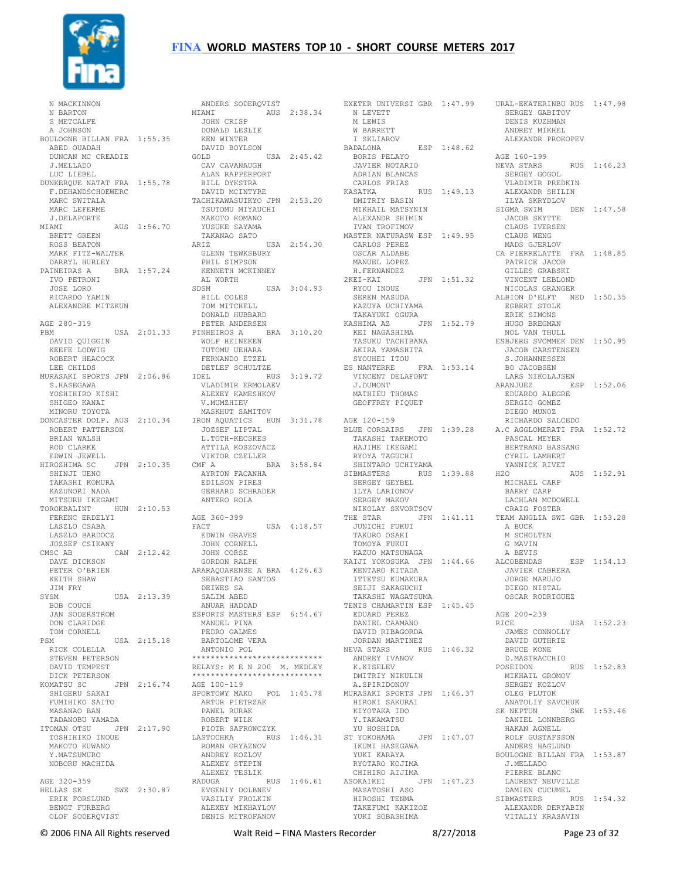N MACKINNON
N BARTON
S METCALFE
A JOHNSON

BOULOGNE BILLAN FRA 1:55.35
ABED OUADAH
DUNCAN MC CREADIE
J.MELLADO
LUC LIEBEL

DUNKERQUE NATAT FRA 1:55.78
F.DEHANDSCHOEWERC
MARC SWITALA
MARC LEFERME
J.DELAPORTE

MIAMI AUS 1:56.70
BRETT GREEN
ROSS BEATON
MARK FITZ-WALTER
DARRYL HURLEY

PAINEIRAS A BRA 1:57.24
IVO PETRONI
JOSE LORO
RICARDO YAMIN
ALEXANDRE MITZKUN

AGE 280-319

PBM USA 2:01.33
DAVID QUIGGIN
KEEFE LODWIG
ROBERT HEACOCK
LEE CHILDS

MURASAKI SPORTS JPN 2:06.86
S.HASEGAWA
YOSHIHIRO KISHI
SHIGEO KANAI
MINORU TOYOTA

DONCASTER DOLP. AUS 2:10.34
ROBERT PATTERSON
BRIAN WALSH
ROD CLARKE
EDWIN JEWELL

HIROSHIMA SC JPN 2:10.35
SHINJI UENO
TAKASHI KOMURA
KAZUNORI NADA
MITSURU IKEGAMI

TOROKBALINT HUN 2:10.53
FERENC ERDELYI
LASZLO CSABA
LASZLO BARDOCZ
JOZSEF CSIKANY

CMSC AB CAN 2:12.42
DAVE DICKSON
PETER O'BRIEN
KEITH SHAW
JIM FRY

SYSM USA 2:13.39
BOB COUCH
JAN SODERSTROM
DON CLARIDGE
TOM CORNELL

PSM USA 2:15.18
RICK COLELLA
STEVEN PETERSON
DAVID TEMPEST
DICK PETERSON

KOMATSU SC JPN 2:16.74
SHIGERU SAKAI
FUMIHIKO SAITO
MASANAO BAN
TADANOBU YAMADA

ITOMAN OTSU JPN 2:17.90
TOSHIHIKO INOUE
MAKOTO KUWANO
Y.MATSUMURO
NOBORU MACHIDA

AGE 320-359

HELLAS SK SWE 2:30.87
ERIK FORSLUND
BENGT FURBERG
OLOF SODERQVIST
ANDERS SODERQVIST

MIAMI AUS 2:38.34
JOHN CRISP
DONALD LESLIE
KEN WINTER
DAVID BOYLSON

GOLD USA 2:45.42
CAV CAVANAUGH
ALAN RAPPERPORT
BILL DYKSTRA
DAVID MCINTYRE

TACHIKAWASUIKYO JPN 2:53.20
TSUTOMU MIYAUCHI
MAKOTO KOMANO
YUSUKE SAYAMA
TAKANAO SATO

ARIZ USA 2:54.30
GLENN TEWKSBURY
PHIL SIMPSON
KENNETH MCKINNEY
AL WORTH

SDSM USA 3:04.93
BILL COLES
TOM MITCHELL
DONALD HUBBARD
PETER ANDERSEN

PINHEIROS A BRA 3:10.20
WOLF HEINEKEN
TUTOMU UEHARA
FERNANDO ETZEL
DETLEF SCHULTZE

IDEL RUS 3:19.72
VLADIMIR ERMOLAEV
ALEXEY KAMESHKOV
V.MUMZHIEV
MASKHUT SAMITOV

IRON AQUATICS HUN 3:31.78
JOZSEF LIPTAL
L.TOTH-KECSKES
ATTILA KOSZOVACZ
VIKTOR CZELLER

CMF A BRA 3:58.84
AYRTON FACANHA
EDILSON PIRES
GERHARD SCHRADER
ANTERO ROLA

AGE 360-399

FACT USA 4:18.57
EDWIN GRAVES
JOHN CORNELL
JOHN CORSE
GORDON RALPH

ARARAQUARENSE A BRA 4:26.63
SEBASTIAO SANTOS
DEIWES SA
SALIM ABED
ANUAR HADDAD

ESPORTS MASTERS ESP 6:54.67
MANUEL PINA
PEDRO GALMES
BARTOLOME VERA
ANTONIO POL

****************************
RELAYS: M E N 200 M. MEDLEY
****************************

AGE 100-119

SPORTOWY MAKO POL 1:45.78
ARTUR PIETRZAK
PAWEL RURAK
ROBERT WILK
PIOTR SAFRONCZYK

LASTOCHKA RUS 1:46.31
ROMAN GRYAZNOV
ANDREY KOZLOV
ALEXEY STEPIN
ALEXEY TESLIK

RADUGA RUS 1:46.61
EVGENIY DOLBNEV
VASILIY FROLKIN
ALEXEY MIKHAYLOV
DENIS MITROFANOV

EXETER UNIVERSI GBR 1:47.99
N LEVETT
M LEWIS
W BARRETT
I SKLIAROV

BADALONA ESP 1:48.62
BORIS PELAYO
JAVIER NOTARIO
ADRIAN BLANCAS
CARLOS FRIAS

KASATKA RUS 1:49.13
DMITRIY BASIN
MIKHAIL MATSYNIN
ALEXANDR SHIMIN
IVAN TROFIMOV

MASTER NATURASW ESP 1:49.95
CARLOS PEREZ
OSCAR ALDABE
MANUEL LOPEZ
H.FERNANDEZ

2KEI-KAI JPN 1:51.32
RYOU INOUE
SEREN MASUDA
KAZUYA UCHIYAMA
TAKAYUKI OGURA

KASHIMA AZ JPN 1:52.79
KEI NAGASHIMA
TASUKU TACHIBANA
AKIRA YAMASHITA
SYOUHEI ITOU

ES NANTERRE FRA 1:53.14
VINCENT DELAFONT
J.DUMONT
MATHIEU THOMAS
GEOFFREY PIQUET

AGE 120-159

BLUE CORSAIRS JPN 1:39.28
TAKASHI TAKEMOTO
HAJIME IKEGAMI
RYOYA TAGUCHI
SHINTARO UCHIYAMA

SIBMASTERS RUS 1:39.88
SERGEY GEYBEL
ILYA LARIONOV
SERGEY MAKOV
NIKOLAY SKVORTSOV

THE STAR JPN 1:41.11
JUNICHI FUKUI
TAKURO OSAKI
TOMOYA FUKUI
KAZUO MATSUNAGA

KAIJI YOKOSUKA JPN 1:44.66
KENTARO KITADA
ITTETSU KUMAKURA
SEIJI SAKAGUCHI
TAKASHI WAGATSUMA

TENIS CHAMARTIN ESP 1:45.45
EDUARD PEREZ
DANIEL CAAMANO
DAVID RIBAGORDA
JORDAN MARTINEZ

NEVA STARS RUS 1:46.32
ANDREY IVANOV
K.KISELEV
DMITRIY NIKULIN
A.SPIRIDONOV

MURASAKI SPORTS JPN 1:46.37
HIROKI SAKURAI
KIYOTAKA IDO
Y.TAKAMATSU
YU HOSHIDA

ST YOKOHAMA JPN 1:47.07
IKUMI HASEGAWA
YUKI KARAYA
RYOTARO KOJIMA
CHIHIRO AIJIMA

ASOKAIKEI JPN 1:47.23
MASATOSHI ASO
HIROSHI TENMA
TAKEFUMI KAKIZOE
YUKI SOBASHIMA

URAL-EKATERINBU RUS 1:47.98
SERGEY GABITOV
DENIS KUZHMAN
ANDREY MIKHEL
ALEXANDR PROKOPEV

AGE 160-199

NEVA STARS RUS 1:46.23
SERGEY GOGOL
VLADIMIR PREDKIN
ALEXANDR SHILIN
ILYA SKRYDLOV

SIGMA SWIM DEN 1:47.58
JACOB SKYTTE
CLAUS IVERSEN
CLAUS WENG
MADS GJERLOV

CA PIERRELATTE FRA 1:48.85
PATRICE JACOB
GILLES GRABSKI
VINCENT LEBLOND
NICOLAS GRANGER

ALBION D'ELFT NED 1:50.35
EGBERT STOLK
ERIK SIMONS
HUGO BREGMAN
NOL VAN THULL

ESBJERG SVOMMEK DEN 1:50.95
JACOB CARSTENSEN
S.JOHANNESSEN
BO JACOBSEN
LARS NIKOLAJSEN

ARANJUEZ ESP 1:52.06
EDUARDO ALEGRE
SERGIO GOMEZ
DIEGO MUNOZ
RICHARDO SALCEDO

A.C AGGLOMERATI FRA 1:52.72
PASCAL MEYER
BERTRAND BASSANG
CYRIL LAMBERT
YANNICK RIVET

H2O AUS 1:52.91
MICHAEL CARP
BARRY CARP
LACHLAN MCDOWELL
CRAIG FOSTER

TEAM ANGLIA SWI GBR 1:53.28
A BUCK
M SCHOLTEN
G MAVIN
A BEVIS

ALCOBENDAS ESP 1:54.13
JAVIER CABRERA
JORGE MARUJO
DIEGO NISTAL
OSCAR RODRIGUEZ

AGE 200-239

RICE USA 1:52.23
JAMES CONNOLLY
DAVID GUTHRIE
BRUCE KONE
D.MASTRACCHIO

POSEIDON RUS 1:52.83
MIKHAIL GROMOV
SERGEY KOZLOV
OLEG PLUTOK
ANATOLIY SAVCHUK

SK NEPTUN SWE 1:53.46
DANIEL LONNBERG
HAKAN AGNELL
ROLF GUSTAFSSON
ANDERS HAGLUND

BOULOGNE BILLAN FRA 1:53.87
J.MELLADO
PIERRE BLANC
LAURENT NEUVILLE
DAMIEN CUCUMEL

SIBMASTERS RUS 1:54.32
ALEXANDR DERYABIN
VITALIY KRASAVIN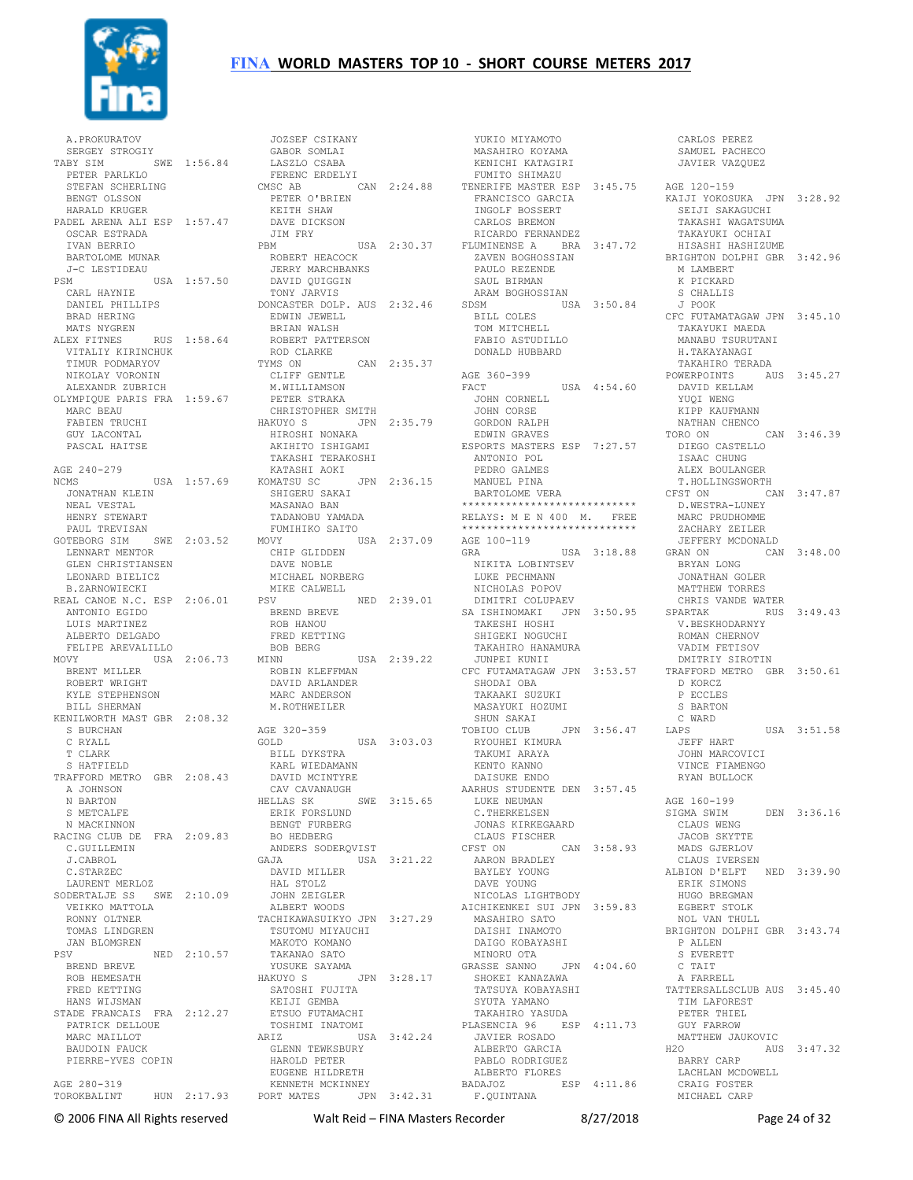A.PROKURATOV
SERGEY STROGIY

TABY SIM SWE 1:56.84
PETER PARLKLO
STEFAN SCHERLING
BENGT OLSSON
HARALD KRUGER

PADEL ARENA ALI ESP 1:57.47
OSCAR ESTRADA
IVAN BERRIO
BARTOLOME MUNAR
J-C LESTIDEAU

PSM USA 1:57.50
CARL HAYNIE
DANIEL PHILLIPS
BRAD HERING
MATS NYGREN

ALEX FITNES RUS 1:58.64
VITALIY KIRINCHUK
TIMUR PODMARYOV
NIKOLAY VORONIN
ALEXANDR ZUBRICH

OLYMPIQUE PARIS FRA 1:59.67
MARC BEAU
FABIEN TRUCHI
GUY LACONTAL
PASCAL HAITSE

AGE 240-279

NCMS USA 1:57.69
JONATHAN KLEIN
NEAL VESTAL
HENRY STEWART
PAUL TREVISAN

GOTEBORG SIM SWE 2:03.52
LENNART MENTOR
GLEN CHRISTIANSEN
LEONARD BIELICZ
B.ZARNOWIECKI

REAL CANOE N.C. ESP 2:06.01
ANTONIO EGIDO
LUIS MARTINEZ
ALBERTO DELGADO
FELIPE AREVALILLO

MOVY USA 2:06.73
BRENT MILLER
ROBERT WRIGHT
KYLE STEPHENSON
BILL SHERMAN

KENILWORTH MAST GBR 2:08.32
S BURCHAN
C RYALL
T CLARK
S HATFIELD

TRAFFORD METRO GBR 2:08.43
A JOHNSON
N BARTON
S METCALFE
N MACKINNON

RACING CLUB DE FRA 2:09.83
C.GUILLEMIN
J.CABROL
C.STARZEC
LAURENT MERLOZ

SODERTALJE SS SWE 2:10.09
VEIKKO MATTOLA
RONNY OLTNER
TOMAS LINDGREN
JAN BLOMGREN

PSV NED 2:10.57
BREND BREVE
ROB HEMESATH
FRED KETTING
HANS WIJSMAN

STADE FRANCAIS FRA 2:12.27
PATRICK DELLOUE
MARC MAILLOT
BAUDOIN FAUCK
PIERRE-YVES COPIN

AGE 280-319

TOROKBALINT HUN 2:17.93
JOZSEF CSIKANY
GABOR SOMLAI
LASZLO CSABA
FERENC ERDELYI

CMSC AB CAN 2:24.88
PETER O'BRIEN
KEITH SHAW
DAVE DICKSON
JIM FRY

PBM USA 2:30.37
ROBERT HEACOCK
JERRY MARCHBANKS
DAVID QUIGGIN
TONY JARVIS

DONCASTER DOLP. AUS 2:32.46
EDWIN JEWELL
BRIAN WALSH
ROBERT PATTERSON
ROD CLARKE

TYMS ON CAN 2:35.37
CLIFF GENTLE
M.WILLIAMSON
PETER STRAKA
CHRISTOPHER SMITH

HAKUYO S JPN 2:35.79
HIROSHI NONAKA
AKIHITO ISHIGAMI
TAKASHI TERAKOSHI
KATASHI AOKI

KOMATSU SC JPN 2:36.15
SHIGERU SAKAI
MASANAO BAN
TADANOBU YAMADA
FUMIHIKO SAITO

MOVY USA 2:37.09
CHIP GLIDDEN
DAVE NOBLE
MICHAEL NORBERG
MIKE CALWELL

PSV NED 2:39.01
BREND BREVE
ROB HANOU
FRED KETTING
BOB BERG

MINN USA 2:39.22
ROBIN KLEFFMAN
DAVID ARLANDER
MARC ANDERSON
M.ROTHWEILER

AGE 320-359

GOLD USA 3:03.03
BILL DYKSTRA
KARL WIEDAMANN
DAVID MCINTYRE
CAV CAVANAUGH

HELLAS SK SWE 3:15.65
ERIK FORSLUND
BENGT FURBERG
BO HEDBERG
ANDERS SODERQVIST

GAJA USA 3:21.22
DAVID MILLER
HAL STOLZ
JOHN ZEIGLER
ALBERT WOODS

TACHIKAWASUIKYO JPN 3:27.29
TSUTOMU MIYAUCHI
MAKOTO KOMANO
TAKANAO SATO
YUSUKE SAYAMA

HAKUYO S JPN 3:28.17
SATOSHI FUJITA
KEIJI GEMBA
ETSUO FUTAMACHI
TOSHIMI INATOMI

ARIZ USA 3:42.24
GLENN TEWKSBURY
HAROLD PETER
EUGENE HILDRETH
KENNETH MCKINNEY

PORT MATES JPN 3:42.31
YUKIO MIYAMOTO
MASAHIRO KOYAMA
KENICHI KATAGIRI
FUMITO SHIMAZU

TENERIFE MASTER ESP 3:45.75
FRANCISCO GARCIA
INGOLF BOSSERT
CARLOS BREMON
RICARDO FERNANDEZ

FLUMINENSE A BRA 3:47.72
ZAVEN BOGHOSSIAN
PAULO REZENDE
SAUL BIRMAN
ARAM BOGHOSSIAN

SDSM USA 3:50.84
BILL COLES
TOM MITCHELL
FABIO ASTUDILLO
DONALD HUBBARD

AGE 360-399

FACT USA 4:54.60
JOHN CORNELL
JOHN CORSE
GORDON RALPH
EDWIN GRAVES

ESPORTS MASTERS ESP 7:27.57
ANTONIO POL
PEDRO GALMES
MANUEL PINA
BARTOLOME VERA

****************************
RELAYS: M E N 400 M. FREE
****************************

AGE 100-119

GRA USA 3:18.88
NIKITA LOBINTSEV
LUKE PECHMANN
NICHOLAS POPOV
DIMITRI COLUPAEV

SA ISHINOMAKI JPN 3:50.95
TAKESHI HOSHI
SHIGEKI NOGUCHI
TAKAHIRO HANAMURA
JUNPEI KUNII

CFC FUTAMATAGAW JPN 3:53.57
SHODAI OBA
TAKAAKI SUZUKI
MASAYUKI HOZUMI
SHUN SAKAI

TOBIUO CLUB JPN 3:56.47
RYOUHEI KIMURA
TAKUMI ARAYA
KENTO KANNO
DAISUKE ENDO

AARHUS STUDENTE DEN 3:57.45
LUKE NEUMAN
C.THERKELSEN
JONAS KIRKEGAARD
CLAUS FISCHER

CFST ON CAN 3:58.93
AARON BRADLEY
BAYLEY YOUNG
DAVE YOUNG
NICOLAS LIGHTBODY

AICHIKENKEI SUI JPN 3:59.83
MASAHIRO SATO
DAISHI INAMOTO
DAIGO KOBAYASHI
MINORU OTA

GRASSE SANNO JPN 4:04.60
SHOKEI KANAZAWA
TATSUYA KOBAYASHI
SYUTA YAMANO
TAKAHIRO YASUDA

PLASENCIA 96 ESP 4:11.73
JAVIER ROSADO
ALBERTO GARCIA
PABLO RODRIGUEZ
ALBERTO FLORES

BADAJOZ ESP 4:11.86
F.QUINTANA
CARLOS PEREZ
SAMUEL PACHECO
JAVIER VAZQUEZ

AGE 120-159

KAIJI YOKOSUKA JPN 3:28.92
SEIJI SAKAGUCHI
HIROSHI WAGATSUMA
TAKAYUKI OCHIAI
HISASHI HASHIZUME

BRIGHTON DOLPHI GBR 3:42.96
M LAMBERT
K PICKARD
S CHALLIS
J POOK

CFC FUTAMATAGAW JPN 3:45.10
TAKAYUKI MAEDA
MANABU TSURUTANI
H.TAKAYANAGI
TAKAHIRO TERADA

POWERPOINTS AUS 3:45.27
DAVID KELLAM
YUQI WENG
KIPP KAUFMANN
NATHAN CHENCO

TORO ON CAN 3:46.39
DIEGO CASTELLO
ISAAC CHUNG
ALEX BOULANGER
T.HOLLINGSWORTH

CFST ON CAN 3:47.87
D.WESTRA-LUNEY
MARC PRUDHOMME
ZACHARY ZEILER
JEFFERY MCDONALD

GRAN ON CAN 3:48.00
BRYAN LONG
JONATHAN GOLER
MATTHEW TORRES
CHRIS VANDE WATER

SPARTAK RUS 3:49.43
V.BESKHODARNYY
ROMAN CHERNOV
VADIM FETISOV
DMITRIY SIROTIN

TRAFFORD METRO GBR 3:50.61
D KORCZ
P ECCLES
S BARTON
C WARD

LAPS USA 3:51.58
JEFF HART
JOHN MARCOVICI
VINCE FIAMENGO
RYAN BULLOCK

AGE 160-199

SIGMA SWIM DEN 3:36.16
CLAUS WENG
JACOB SKYTTE
MADS GJERLOV
CLAUS IVERSEN

ALBION D'ELFT NED 3:39.90
ERIK SIMONS
HUGO BREGMAN
EGBERT STOLK
NOL VAN THULL

BRIGHTON DOLPHI GBR 3:43.74
P ALLEN
S EVERETT
C TAIT
A FARRELL

TATTERSALLSCLUB AUS 3:45.40
TIM LAFOREST
PETER THIEL
GUY FARROW
MATTHEW JAUKOVIC

H2O AUS 3:47.32
BARRY CARP
LACHLAN MCDOWELL
CRAIG FOSTER
MICHAEL CARP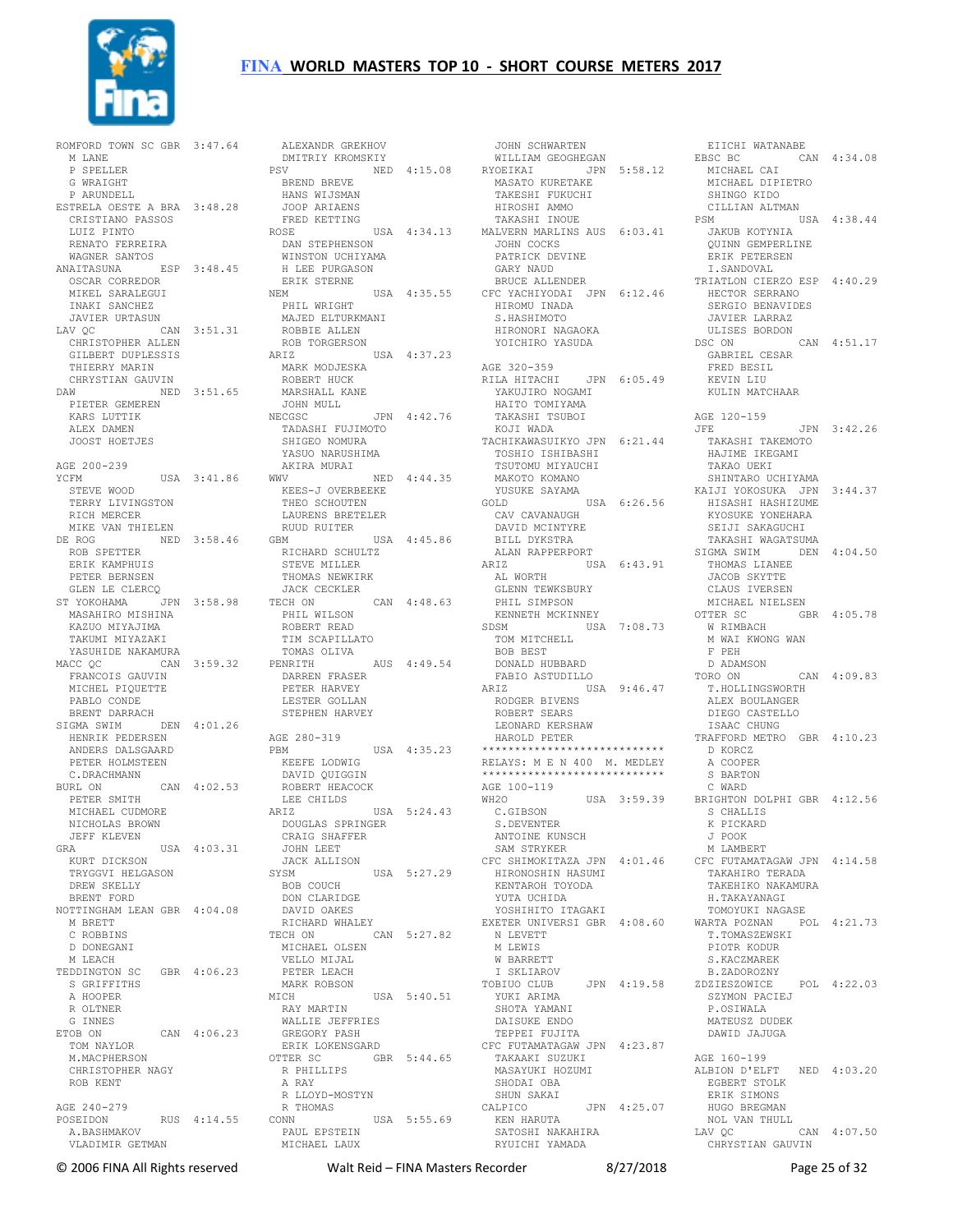# FINA WORLD MASTERS TOP 10 - SHORT COURSE METERS 2017

ROMFORD TOWN SC GBR 3:47.64
M LANE
P SPELLER
G WRAIGHT
P ARUNDELL
ESTRELA OESTE A BRA 3:48.28
CRISTIANO PASSOS
LUIZ PINTO
RENATO FERREIRA
WAGNER SANTOS
ANAITASUNA ESP 3:48.45
OSCAR CORREDOR
MIKEL SARALEGUI
INAKI SANCHEZ
JAVIER URTASUN
LAV QC CAN 3:51.31
CHRISTOPHER ALLEN
GILBERT DUPLESSIS
THIERRY MARIN
CHRYSTIAN GAUVIN
DAW NED 3:51.65
PIETER GEMEREN
KARS LUTTIK
ALEX DAMEN
JOOST HOETJES

AGE 200-239
YCFM USA 3:41.86
STEVE WOOD
TERRY LIVINGSTON
RICH MERCER
MIKE VAN THIELEN
DE ROG NED 3:58.46
ROB SPETTER
ERIK KAMPHUIS
PETER BERNSEN
GLEN LE CLERCQ
ST YOKOHAMA JPN 3:58.98
MASAHIRO MISHINA
KAZUO MIYAJIMA
TAKUMI MIYAZAKI
YASUHIDE NAKAMURA
MACC QC CAN 3:59.32
FRANCOIS GAUVIN
MICHEL PIQUETTE
PABLO CONDE
BRENT DARRACH
SIGMA SWIM DEN 4:01.26
HENRIK PEDERSEN
ANDERS DALSGAARD
PETER HOLMSTEEN
C.DRACHMANN
BURL ON CAN 4:02.53
PETER SMITH
MICHAEL CUDMORE
NICHOLAS BROWN
JEFF KLEVEN
GRA USA 4:03.31
KURT DICKSON
TRYGGVI HELGASON
DREW SKELLY
BRENT FORD
NOTTINGHAM LEAN GBR 4:04.08
M BRETT
C ROBBINS
D DONEGANI
M LEACH
TEDDINGTON SC GBR 4:06.23
S GRIFFITHS
A HOOPER
R OLTNER
G INNES
ETOB ON CAN 4:06.23
TOM NAYLOR
M.MACPHERSON
CHRISTOPHER NAGY
ROB KENT

AGE 240-279
POSEIDON RUS 4:14.55
A.BASHMAKOV
VLADIMIR GETMAN
ALEXANDR GREKHOV
DMITRIY KROMSKIY
PSV NED 4:15.08
BREND BREVE
HANS WIJSMAN
JOOP ARIAENS
FRED KETTING
ROSE USA 4:34.13
DAN STEPHENSON
WINSTON UCHIYAMA
H LEE PURGASON
ERIK STERNE
NEM USA 4:35.55
PHIL WRIGHT
MAJED ELTURKMANI
ROBBIE ALLEN
ROB TORGERSON
ARIZ USA 4:37.23
MARK MODJESKA
ROBERT HUCK
MARSHALL KANE
JOHN MULL
NECGSC JPN 4:42.76
TADASHI FUJIMOTO
SHIGEO NOMURA
YASUO NARUSHIMA
AKIRA MURAI
WWV NED 4:44.35
KEES-J OVERBEEKE
THEO SCHOUTEN
LAURENS BRETELER
RUUD RUITER
GBM USA 4:45.86
RICHARD SCHULTZ
STEVE MILLER
THOMAS NEWKIRK
JACK CECKLER
TECH ON CAN 4:48.63
PHIL WILSON
ROBERT READ
TIM SCAPILLATO
TOMAS OLIVA
PENRITH AUS 4:49.54
DARREN FRASER
PETER HARVEY
LESTER GOLLAN
STEPHEN HARVEY

AGE 280-319
PBM USA 4:35.23
KEEFE LODWIG
DAVID QUIGGIN
ROBERT HEACOCK
LEE CHILDS
ARIZ USA 5:24.43
DOUGLAS SPRINGER
CRAIG SHAFFER
JOHN LEET
JACK ALLISON
SYSM USA 5:27.29
BOB COUCH
DON CLARIDGE
DAVID OAKES
RICHARD WHALEY
TECH ON CAN 5:27.82
MICHAEL OLSEN
VELLO MIJAL
PETER LEACH
MARK ROBSON
MICH USA 5:40.51
RAY MARTIN
WALLIE JEFFRIES
GREGORY PASH
ERIK LOKENSGARD
OTTER SC GBR 5:44.65
R PHILLIPS
A RAY
R LLOYD-MOSTYN
R THOMAS
CONN USA 5:55.69
PAUL EPSTEIN
MICHAEL LAUX
JOHN SCHWARTEN
WILLIAM GEOGHEGAN
RYOEIKAI JPN 5:58.12
MASATO KURETAKE
TAKESHI FUKUCHI
HIROSHI AMMO
TAKASHI INOUE
MALVERN MARLINS AUS 6:03.41
JOHN COCKS
PATRICK DEVINE
GARY NAUD
BRUCE ALLENDER
CFC YACHIYODAI JPN 6:12.46
HIROMU INADA
S.HASHIMOTO
HIRONORI NAGAOKA
YOICHIRO YASUDA

AGE 320-359
RILA HITACHI JPN 6:05.49
YAKUJIRO NOGAMI
HAITO TOMIYAMA
TAKASHI TSUBOI
KOJI WADA
TACHIKAWASUIKYO JPN 6:21.44
TOSHIO ISHIBASHI
TSUTOMU MIYAUCHI
MAKOTO KOMANO
YUSUKE SAYAMA
GOLD USA 6:26.56
CAV CAVANAUGH
DAVID MCINTYRE
BILL DYKSTRA
ALAN RAPPERPORT
ARIZ USA 6:43.91
AL WORTH
GLENN TEWKSBURY
PHIL SIMPSON
KENNETH MCKINNEY
SDSM USA 7:08.73
TOM MITCHELL
BOB BEST
DONALD HUBBARD
FABIO ASTUDILLO
ARIZ USA 9:46.47
RODGER BIVENS
ROBERT SEARS
LEONARD KERSHAW
HAROLD PETER

****************************

## RELAYS: M E N 400 M. MEDLEY

****************************

AGE 100-119
WH2O USA 3:59.39
C.GIBSON
S.DEVENTER
ANTOINE KUNSCH
SAM STRYKER
CFC SHIMOKITAZA JPN 4:01.46
HIRONOSHIN HASUMI
KENTAROH TOYODA
YUTA UCHIDA
YOSHIHITO ITAGAKI
EXETER UNIVERSI GBR 4:08.60
N LEVETT
M LEWIS
W BARRETT
I SKLIAROV
TOBIUO CLUB JPN 4:19.58
YUKI ARIMA
SHOTA YAMANI
DAISUKE ENDO
TEPPEI FUJITA
CFC FUTAMATAGAW JPN 4:23.87
TAKAAKI SUZUKI
MASAYUKI HOZUMI
SHODAI OBA
SHUN SAKAI
CALPICO JPN 4:25.07
KEN HARUTA
SATOSHI NAKAHIRA
RYUICHI YAMADA
EIICHI WATANABE
EBSC BC CAN 4:34.08
MICHAEL CAI
MICHAEL DIPIETRO
SHINGO KIDO
CILLIAN ALTMAN
PSM USA 4:38.44
JAKUB KOTYNIA
QUINN GEMPERLINE
ERIK PETERSEN
I.SANDOVAL
TRIATLON CIERZO ESP 4:40.29
HECTOR SERRANO
SERGIO BENAVIDES
JAVIER LARRAZ
ULISES BORDON
DSC ON CAN 4:51.17
GABRIEL CESAR
FRED BESIL
KEVIN LIU
KULIN MATCHAAR

AGE 120-159
JFE JPN 3:42.26
TAKASHI TAKEMOTO
HAJIME IKEGAMI
TAKAO UEKI
SHINTARO UCHIYAMA
KAIJI YOKOSUKA JPN 3:44.37
HISASHI HASHIZUME
KYOSUKE YONEHARA
SEIJI SAKAGUCHI
TAKASHI WAGATSUMA
SIGMA SWIM DEN 4:04.50
THOMAS LIANEE
JACOB SKYTTE
CLAUS IVERSEN
MICHAEL NIELSEN
OTTER SC GBR 4:05.78
W RIMBACH
M WAI KWONG WAN
F PEH
D ADAMSON
TORO ON CAN 4:09.83
T.HOLLINGSWORTH
ALEX BOULANGER
DIEGO CASTELLO
ISAAC CHUNG
TRAFFORD METRO GBR 4:10.23
D KORCZ
A COOPER
S BARTON
C WARD
BRIGHTON DOLPHI GBR 4:12.56
S CHALLIS
K PICKARD
J POOK
M LAMBERT
CFC FUTAMATAGAW JPN 4:14.58
TAKAHIRO TERADA
TAKEHIKO NAKAMURA
H.TAKAYANAGI
TOMOYUKI NAGASE
WARTA POZNAN POL 4:21.73
T.TOMASZEWSKI
PIOTR KODUR
S.KACZMAREK
B.ZADOROZNY
ZDZIESZOWICE POL 4:22.03
SZYMON PACIEJ
P.OSIWALA
MATEUSZ DUDEK
DAWID JAJUGA

AGE 160-199
ALBION D'ELFT NED 4:03.20
EGBERT STOLK
ERIK SIMONS
HUGO BREGMAN
NOL VAN THULL
LAV QC CAN 4:07.50
CHRYSTIAN GAUVIN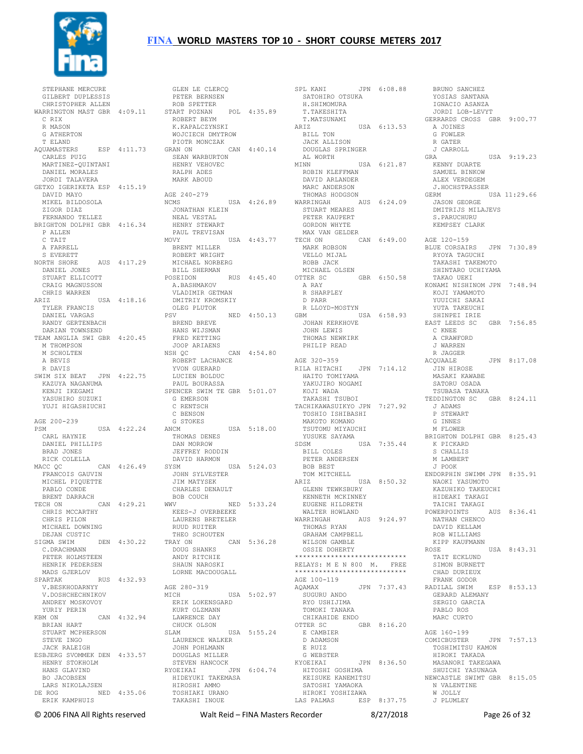# FINA WORLD MASTERS TOP 10 - SHORT COURSE METERS 2017

```
   STEPHANE MERCURE
   GILBERT DUPLESSIS
   CHRISTOPHER ALLEN
WARRINGTON MAST GBR  4:09.11
   C RIX
   R MASON
   G ATHERTON
   T ELAND
AQUAMASTERS     ESP  4:11.73
   CARLES PUIG
   MARTINEZ-QUINTANI
   DANIEL MORALES
   JORDI TALAVERA
GETXO IGERIKETA ESP  4:15.19
   DAVID MAYO
   MIKEL BILDOSOLA
   ZIGOR DIAZ
   FERNANDO TELLEZ
BRIGHTON DOLPHI GBR  4:16.34
   P ALLEN
   C TAIT
   A FARRELL
   S EVERETT
NORTH SHORE     AUS  4:17.29
   DANIEL JONES
   STUART ELLICOTT
   CRAIG MAGNUSSON
   CHRIS WARREN
ARIZ            USA  4:18.16
   TYLER FRANCIS
   DANIEL VARGAS
   RANDY GERTENBACH
   DARIAN TOWNSEND
TEAM ANGLIA SWI GBR  4:20.45
   M THOMPSON
   M SCHOLTEN
   A BEVIS
   R DAVIS
SWIM SIX BEAT   JPN  4:22.75
   KAZUYA NAGANUMA
   KENJI IKEGAMI
   YASUHIRO SUZUKI
   YUJI HIGASHIUCHI

AGE 200-239
PSM             USA  4:22.24
   CARL HAYNIE
   DANIEL PHILLIPS
   BRAD JONES
   RICK COLELLA
MACC QC         CAN  4:26.49
   FRANCOIS GAUVIN
   MICHEL PIQUETTE
   PABLO CONDE
   BRENT DARRACH
TECH ON         CAN  4:29.21
   CHRIS MCCARTHY
   CHRIS PILON
   MICHAEL DOWNING
   DEJAN CUSTIC
SIGMA SWIM      DEN  4:30.22
   C.DRACHMANN
   PETER HOLMSTEEN
   HENRIK PEDERSEN
   MADS GJERLOV
SPARTAK         RUS  4:32.93
   V.BESKHODARNYY
   V.DOSHCHECHNIKOV
   ANDREY MOSKOVOY
   YURIY PERIN
KBM ON          CAN  4:32.94
   BRIAN HART
   STUART MCPHERSON
   STEVE INGO
   JACK RALEIGH
ESBJERG SVOMMEK DEN  4:33.57
   HENRY STOKHOLM
   HANS GLAVIND
   BO JACOBSEN
   LARS NIKOLAJSEN
DE ROG          NED  4:35.06
   ERIK KAMPHUIS
   GLEN LE CLERCQ
   PETER BERNSEN
   ROB SPETTER
START POZNAN    POL  4:35.89
   ROBERT BEYM
   K.KAPALCZYNSKI
   WOJCIECH DMYTROW
   PIOTR MONCZAK
GRAN ON         CAN  4:40.14
   SEAN WARBURTON
   HENRY VEHOVEC
   RALPH ADES
   MARK ABOUD

AGE 240-279
NCMS            USA  4:26.89
   JONATHAN KLEIN
   NEAL VESTAL
   HENRY STEWART
   PAUL TREVISAN
MOVY            USA  4:43.77
   BRENT MILLER
   ROBERT WRIGHT
   MICHAEL NORBERG
   BILL SHERMAN
POSEIDON        RUS  4:45.40
   A.BASHMAKOV
   VLADIMIR GETMAN
   DMITRIY KROMSKIY
   OLEG PLUTOK
PSV             NED  4:50.13
   BREND BREVE
   HANS WIJSMAN
   FRED KETTING
   JOOP ARIAENS
NSH QC          CAN  4:54.80
   ROBERT LACHANCE
   YVON GUERARD
   LUCIEN BOLDUC
   PAUL BOURASSA
SPENCER SWIM TE GBR  5:01.07
   G EMERSON
   C RENTSCH
   C BENSON
   G STOKES
ANCM            USA  5:18.00
   THOMAS DENES
   DAN MORROW
   JEFFREY RODDIN
   DAVID HARMON
SYSM            USA  5:24.03
   JOHN SYLVESTER
   JIM MATYSEK
   CHARLES DENAULT
   BOB COUCH
WWV             NED  5:33.24
   KEES-J OVERBEEKE
   LAURENS BRETELER
   RUUD RUITER
   THEO SCHOUTEN
TRAY ON         CAN  5:36.28
   DOUG SHANKS
   ANDY RITCHIE
   SHAUN NAROSKI
   LORNE MACDOUGALL

AGE 280-319
MICH            USA  5:02.97
   ERIK LOKENSGARD
   KURT OLZMANN
   LAWRENCE DAY
   CHUCK OLSON
SLAM            USA  5:55.24
   LAURENCE WALKER
   JOHN POHLMANN
   DOUGLAS MILLER
   STEVEN HANCOCK
RYOEIKAI        JPN  6:04.74
   HIDEYUKI TAKEMASA
   HIROSHI AMMO
   TOSHIAKI URANO
   TAKASHI INOUE
SPL KANI        JPN  6:08.88
   SATOHIRO OTSUKA
   H.SHIMOMURA
   T.TAKESHITA
   T.MATSUNAMI
ARIZ            USA  6:13.53
   BILL TON
   JACK ALLISON
   DOUGLAS SPRINGER
   AL WORTH
MINN            USA  6:21.87
   ROBIN KLEFFMAN
   DAVID ARLANDER
   MARC ANDERSON
   THOMAS HODGSON
WARRINGAH       AUS  6:24.09
   STUART MEARES
   PETER KAUPERT
   GORDON WHYTE
   MAX VAN GELDER
TECH ON         CAN  6:49.00
   MARK ROBSON
   VELLO MIJAL
   ROBB JACK
   MICHAEL OLSEN
OTTER SC        GBR  6:50.58
   A RAY
   R SHARPLEY
   D PARR
   R LLOYD-MOSTYN
GBM             USA  6:58.93
   JOHAN KERKHOVE
   JOHN LEWIS
   THOMAS NEWKIRK
   PHILIP READ

AGE 320-359
RILA HITACHI    JPN  7:14.12
   HAITO TOMIYAMA
   YAKUJIRO NOGAMI
   KOJI WADA
   TAKASHI TSUBOI
TACHIKAWASUIKYO JPN  7:27.92
   TOSHIO ISHIBASHI
   MAKOTO KOMANO
   TSUTOMU MIYAUCHI
   YUSUKE SAYAMA
SDSM            USA  7:35.44
   BILL COLES
   PETER ANDERSEN
   BOB BEST
   TOM MITCHELL
ARIZ            USA  8:50.32
   GLENN TEWKSBURY
   KENNETH MCKINNEY
   EUGENE HILDRETH
   WALTER HOWLAND
WARRINGAH       AUS  9:24.97
   THOMAS RYAN
   GRAHAM CAMPBELL
   WILSON GAMBLE
   OSSIE DOHERTY
****************************
RELAYS: M E N 800  M.   FREE
****************************
AGE 100-119
AQAMAX          JPN  7:37.43
   SUGURU ANDO
   RYO USHIJIMA
   TOMOKI TANAKA
   CHIKAHIDE ENDO
OTTER SC        GBR  8:16.20
   E CAMBIER
   D ADAMSON
   E RUIZ
   G WEBSTER
KYOEIKAI        JPN  8:36.50
   HITOSHI GOSHIMA
   KEISUKE KANEMITSU
   SATOSHI YAMAOKA
   HIROKI YOSHIZAWA
LAS PALMAS      ESP  8:37.75
   BRUNO SANCHEZ
   YOSIAS SANTANA
   IGNACIO ASANZA
   JORDI LOB-LEVYT
GERRARDS CROSS  GBR  9:00.77
   A JOINES
   G FOWLER
   R GATER
   J CARROLL
GRA             USA  9:19.23
   KENNY DUARTE
   SAMUEL BINKOW
   ALEX VERDEGEM
   J.HOCHSTRASSER
GERM            USA 11:29.66
   JASON GEORGE
   DMITRIJS MILAJEVS
   S.PARUCHURU
   KEMPSEY CLARK

AGE 120-159
BLUE CORSAIRS   JPN  7:30.89
   RYOYA TAGUCHI
   TAKASHI TAKEMOTO
   SHINTARO UCHIYAMA
   TAKAO UEKI
KONAMI NISHINOM JPN  7:48.94
   KOJI YAMAMOTO
   YUUICHI SAKAI
   YUTA TAKEUCHI
   SHINPEI IRIE
EAST LEEDS SC   GBR  7:56.85
   C KNEE
   A CRAWFORD
   J WARREN
   R JAGGER
ACQUAALE        JPN  8:17.08
   JIN HIROSE
   MASAKI KAWABE
   SATORU OSADA
   TSUBASA TANAKA
TEDDINGTON SC   GBR  8:24.11
   J ADAMS
   P STEWART
   G INNES
   M FLOWER
BRIGHTON DOLPHI GBR  8:25.43
   K PICKARD
   S CHALLIS
   M LAMBERT
   J POOK
ENDORPHIN SWIMM JPN  8:35.91
   NAOKI YASUMOTO
   KAZUHIKO TAKEUCHI
   HIDEAKI TAKAGI
   TAICHI TAKAGI
POWERPOINTS     AUS  8:36.41
   NATHAN CHENCO
   DAVID KELLAM
   ROB WILLIAMS
   KIPP KAUFMANN
ROSE            USA  8:43.31
   TAIT ECKLUND
   SIMON BURNETT
   CHAD DURIEUX
   FRANK GODOR
RADILAL SWIM    ESP  8:53.13
   GERARD ALEMANY
   SERGIO GARCIA
   PABLO ROS
   MARC CURTO

AGE 160-199
COMICBUSTER     JPN  7:57.13
   TOSHIMITSU KAMON
   HIROKI TAKADA
   MASANORI TAKEGAWA
   SHUICHI YASUNAGA
NEWCASTLE SWIMT GBR  8:15.05
   N VALENTINE
   W JOLLY
   J PLUMLEY
```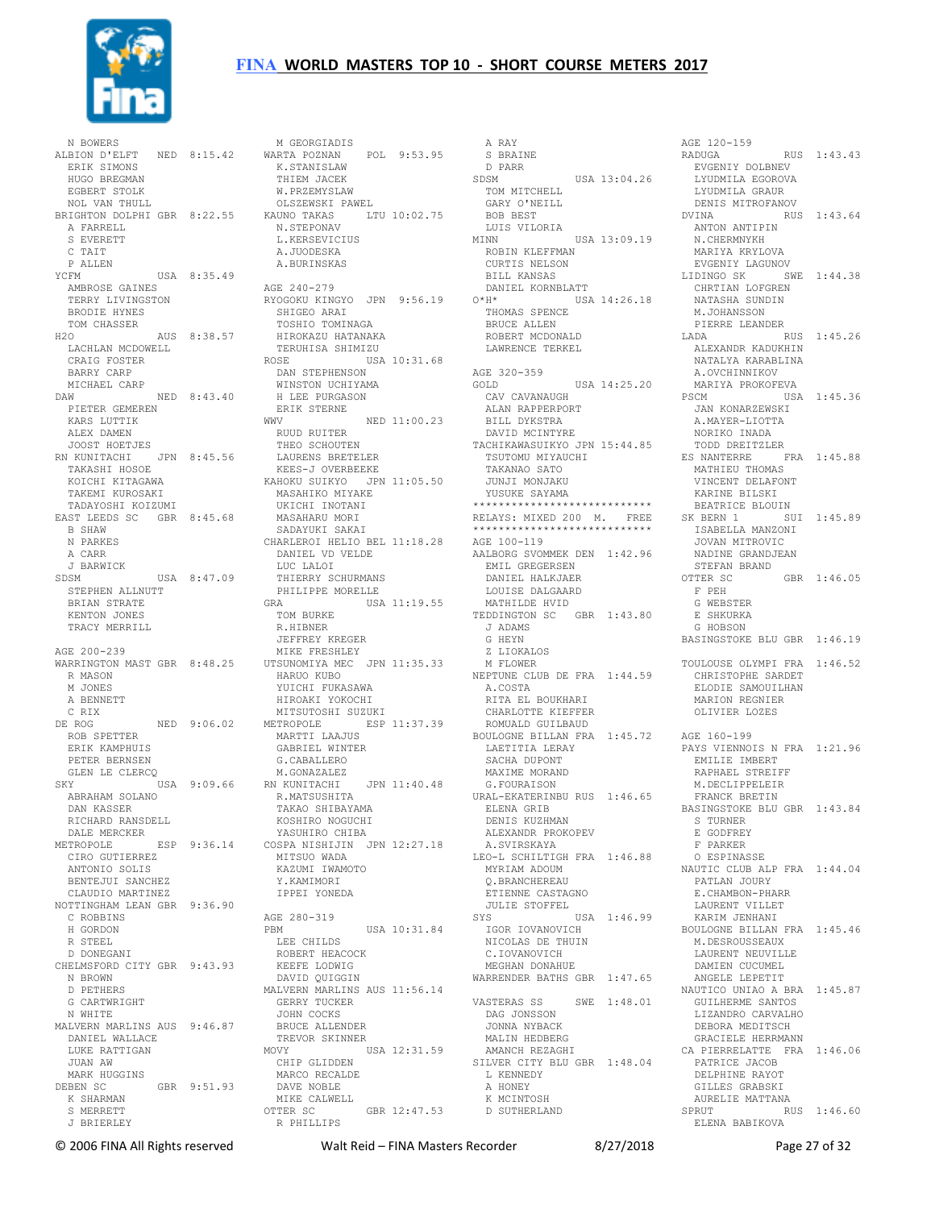# FINA WORLD MASTERS TOP 10 - SHORT COURSE METERS 2017

N BOWERS
ALBION D'ELFT NED 8:15.42
ERIK SIMONS
HUGO BREGMAN
EGBERT STOLK
NOL VAN THULL
BRIGHTON DOLPHI GBR 8:22.55
A FARRELL
S EVERETT
C TAIT
P ALLEN
YCFM USA 8:35.49
AMBROSE GAINES
TERRY LIVINGSTON
BRODIE HYNES
TOM CHASSER
H2O AUS 8:38.57
LACHLAN MCDOWELL
CRAIG FOSTER
BARRY CARP
MICHAEL CARP
DAW NED 8:43.40
PIETER GEMEREN
KARS LUTTIK
ALEX DAMEN
JOOST HOETJES
RN KUNITACHI JPN 8:45.56
TAKASHI HOSOE
KOICHI KITAGAWA
TAKEMI KUROSAKI
TADAYOSHI KOIZUMI
EAST LEEDS SC GBR 8:45.68
B SHAW
N PARKES
A CARR
J BARWICK
SDSM USA 8:47.09
STEPHEN ALLNUTT
BRIAN STRATE
KENTON JONES
TRACY MERRILL

AGE 200-239
WARRINGTON MAST GBR 8:48.25
R MASON
M JONES
A BENNETT
C RIX
DE ROG NED 9:06.02
ROB SPETTER
ERIK KAMPHUIS
PETER BERNSEN
GLEN LE CLERCQ
SKY USA 9:09.66
ABRAHAM SOLANO
DAN KASSER
RICHARD RANSDELL
DALE MERCKER
METROPOLE ESP 9:36.14
CIRO GUTIERREZ
ANTONIO SOLIS
BENTEJUI SANCHEZ
CLAUDIO MARTINEZ
NOTTINGHAM LEAN GBR 9:36.90
C ROBBINS
H GORDON
R STEEL
D DONEGANI
CHELMSFORD CITY GBR 9:43.93
N BROWN
D PETHERS
G CARTWRIGHT
N WHITE
MALVERN MARLINS AUS 9:46.87
DANIEL WALLACE
LUKE RATTIGAN
JUAN AW
MARK HUGGINS
DEBEN SC GBR 9:51.93
K SHARMAN
S MERRETT
J BRIERLEY
M GEORGIADIS
WARTA POZNAN POL 9:53.95
K.STANISLAW
THIEM JACEK
W.PRZEMYSLAW
OLSZEWSKI PAWEL
KAUNO TAKAS LTU 10:02.75
N.STEPONAV
L.KERSEVICIUS
A.JUODESKA
A.BURINSKAS

AGE 240-279
RYOGOKU KINGYO JPN 9:56.19
SHIGEO ARAI
TOSHIO TOMINAGA
HIROKAZU HATANAKA
TERUHISA SHIMIZU
ROSE USA 10:31.68
DAN STEPHENSON
WINSTON UCHIYAMA
H LEE PURGASON
ERIK STERNE
WWV NED 11:00.23
RUUD RUITER
THEO SCHOUTEN
LAURENS BRETELER
KEES-J OVERBEEKE
KAHOKU SUIKYO JPN 11:05.50
MASAHIKO MIYAKE
UKICHI INOTANI
MASAHARU MORI
SADAYUKI SAKAI
CHARLEROI HELIO BEL 11:18.28
DANIEL VD VELDE
LUC LALOI
THIERRY SCHURMANS
PHILIPPE MORELLE
GRA USA 11:19.55
TOM BURKE
R.HIBNER
JEFFREY KREGER
MIKE FRESHLEY
UTSUNOMIYA MEC JPN 11:35.33
HARUO KUBO
YUICHI FUKASAWA
HIROAKI YOKOCHI
MITSUTOSHI SUZUKI
METROPOLE ESP 11:37.39
MARTTI LAAJUS
GABRIEL WINTER
G.CABALLERO
M.GONAZALEZ
RN KUNITACHI JPN 11:40.48
R.MATSUSHITA
TAKAO SHIBAYAMA
KOSHIRO NOGUCHI
YASUHIRO CHIBA
COSPA NISHIJIN JPN 12:27.18
MITSUO WADA
KAZUMI IWAMOTO
Y.KAMIMORI
IPPEI YONEDA

AGE 280-319
PBM USA 10:31.84
LEE CHILDS
ROBERT HEACOCK
KEEFE LODWIG
DAVID QUIGGIN
MALVERN MARLINS AUS 11:56.14
GERRY TUCKER
JOHN COCKS
BRUCE ALLENDER
TREVOR SKINNER
MOVY USA 12:31.59
CHIP GLIDDEN
MARCO RECALDE
DAVE NOBLE
MIKE CALWELL
OTTER SC GBR 12:47.53
R PHILLIPS
A RAY
S BRAINE
D PARR
SDSM USA 13:04.26
TOM MITCHELL
GARY O'NEILL
BOB BEST
LUIS VILORIA
MINN USA 13:09.19
ROBIN KLEFFMAN
CURTIS NELSON
BILL KANSAS
DANIEL KORNBLATT
O*H* USA 14:26.18
THOMAS SPENCE
BRUCE ALLEN
ROBERT MCDONALD
LAWRENCE TERKEL

AGE 320-359
GOLD USA 14:25.20
CAV CAVANAUGH
ALAN RAPPERPORT
BILL DYKSTRA
DAVID MCINTYRE
TACHIKAWASUIKYO JPN 15:44.85
TSUTOMU MIYAUCHI
TAKANAO SATO
JUNJI MONJAKU
YUSUKE SAYAMA

****************************
RELAYS: MIXED 200 M. FREE
****************************

AGE 100-119
AALBORG SVOMMEK DEN 1:42.96
EMIL GREGERSEN
DANIEL HALKJAER
LOUISE DALGAARD
MATHILDE HVID
TEDDINGTON SC GBR 1:43.80
J ADAMS
G HEYN
Z LIOKALOS
M FLOWER
NEPTUNE CLUB DE FRA 1:44.59
A.COSTA
RITA EL BOUKHARI
CHARLOTTE KIEFFER
ROMUALD GUILBAUD
BOULOGNE BILLAN FRA 1:45.72
LAETITIA LERAY
SACHA DUPONT
MAXIME MORAND
G.FOURAISON
URAL-EKATERINBU RUS 1:46.65
ELENA GRIB
DENIS KUZHMAN
ALEXANDR PROKOPEV
A.SVIRSKAYA
LEO-L SCHILTIGH FRA 1:46.88
MYRIAM ADOUM
Q.BRANCHEREAU
ETIENNE CASTAGNO
JULIE STOFFEL
SYS USA 1:46.99
IGOR IOVANOVICH
NICOLAS DE THUIN
C.IOVANOVICH
MEGHAN DONAHUE
WARRENDER BATHS GBR 1:47.65

VASTERAS SS SWE 1:48.01
DAG JONSSON
JONNA NYBACK
MALIN HEDBERG
AMANCH REZAGHI
SILVER CITY BLU GBR 1:48.04
L KENNEDY
A HONEY
K MCINTOSH
D SUTHERLAND

AGE 120-159
RADUGA RUS 1:43.43
EVGENIY DOLBNEV
LYUDMILA EGOROVA
LYUDMILA GRAUR
DENIS MITROFANOV
DVINA RUS 1:43.64
ANTON ANTIPIN
N.CHERMNYKH
MARIYA KRYLOVA
EVGENIY LAGUNOV
LIDINGO SK SWE 1:44.38
CHRTIAN LOFGREN
NATASHA SUNDIN
M.JOHANSSON
PIERRE LEANDER
LADA RUS 1:45.26
ALEXANDR KADUKHIN
NATALYA KARABLINA
A.OVCHINNIKOV
MARIYA PROKOFEVA
PSCM USA 1:45.36
JAN KONARZEWSKI
A.MAYER-LIOTTA
NORIKO INADA
TODD DREITZLER
ES NANTERRE FRA 1:45.88
MATHIEU THOMAS
VINCENT DELAFONT
KARINE BILSKI
BEATRICE BLOUIN
SK BERN 1 SUI 1:45.89
ISABELLA MANZONI
JOVAN MITROVIC
NADINE GRANDJEAN
STEFAN BRAND
OTTER SC GBR 1:46.05
F PEH
G WEBSTER
E SHKURKA
G HOBSON
BASINGSTOKE BLU GBR 1:46.19

TOULOUSE OLYMPI FRA 1:46.52
CHRISTOPHE SARDET
ELODIE SAMOUILHAN
MARION REGNIER
OLIVIER LOZES

AGE 160-199
PAYS VIENNOIS N FRA 1:21.96
EMILIE IMBERT
RAPHAEL STREIFF
M.DECLIPPELEIR
FRANCK BRETIN
BASINGSTOKE BLU GBR 1:43.84
S TURNER
E GODFREY
F PARKER
O ESPINASSE
NAUTIC CLUB ALP FRA 1:44.04
PATLAN JOURY
E.CHAMBON-PHARR
LAURENT VILLET
KARIM JENHANI
BOULOGNE BILLAN FRA 1:45.46
M.DESROUSSEAUX
LAURENT NEUVILLE
DAMIEN CUCUMEL
ANGELE LEPETIT
NAUTICO UNIAO A BRA 1:45.87
GUILHERME SANTOS
LIZANDRO CARVALHO
DEBORA MEDITSCH
GRACIELE HERRMANN
CA PIERRELATTE FRA 1:46.06
PATRICE JACOB
DELPHINE RAYOT
GILLES GRABSKI
AURELIE MATTANA
SPRUT RUS 1:46.60
ELENA BABIKOVA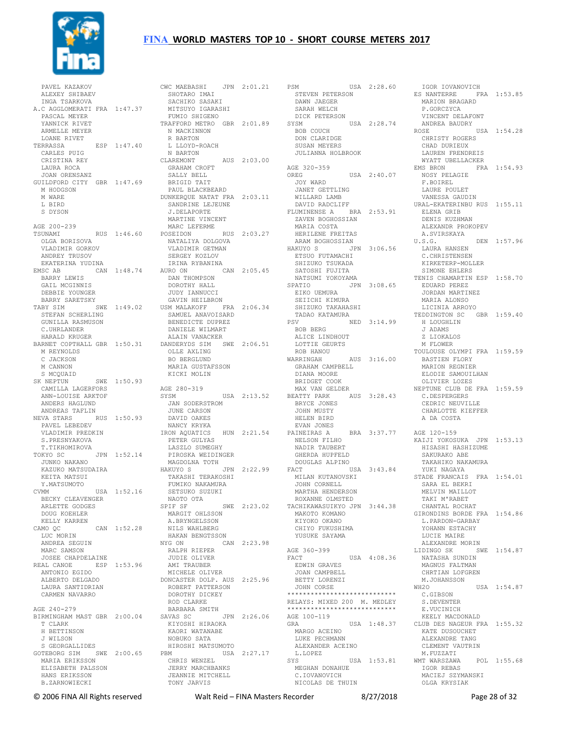# FINA WORLD MASTERS TOP 10 - SHORT COURSE METERS 2017

PAVEL KAZAKOV
ALEXEY SHIBAEV
INGA TSARKOVA

A.C AGGLOMERATI FRA 1:47.37
PASCAL MEYER
YANNICK RIVET
ARMELLE MEYER
LOANE RIVET

TERRASSA ESP 1:47.40
CARLES PUIG
CRISTINA REY
LAURA ROCA
JOAN ORENSANZ

GUILDFORD CITY GBR 1:47.69
M HODGSON
M WARE
L BIRD
S DYSON

AGE 200-239

TSUNAMI RUS 1:46.60
OLGA BORISOVA
VLADIMIR GORKOV
ANDREY TRUSOV
EKATERINA YUDINA

EMSC AB CAN 1:48.74
BARRY LEWIS
GAIL MCGINNIS
DEBBIE YOUNGER
BARRY SARETSKY

TABY SIM SWE 1:49.02
STEFAN SCHERLING
GUNILLA RASMUSON
C.UHRLANDER
HARALD KRUGER

BARNET COPTHALL GBR 1:50.31
M REYNOLDS
C JACKSON
M CANNON
S MCQUAID

SK NEPTUN SWE 1:50.93
CAMILLA LAGERFORS
ANN-LOUISE ARKTOF
ANDERS HAGLUND
ANDREAS TAFLIN

NEVA STARS RUS 1:50.93
PAVEL LEBEDEV
VLADIMIR PREDKIN
S.PRESNYAKOVA
T.TIKHOMIROVA

TOKYO SC JPN 1:52.14
JUNKO NAKANO
KAZUKO MATSUDAIRA
KEITA MATSUI
Y.MATSUMOTO

CVMM USA 1:52.16
BECKY CLEAVENGER
ARLETTE GODGES
DOUG KOEHLER
KELLY KARREN

CAMO QC CAN 1:52.28
LUC MORIN
ANDREA SEGUIN
MARC SAMSON
JOSEE CHAPDELAINE

REAL CANOE ESP 1:53.96
ANTONIO EGIDO
ALBERTO DELGADO
LAURA SANTIDRIAN
CARMEN NAVARRO

AGE 240-279

BIRMINGHAM MAST GBR 2:00.04
T CLARK
H BETTINSON
J WILSON
S GEORGALLIDES

GOTEBORG SIM SWE 2:00.65
MARIA ERIKSSON
ELISABETH PALSSON
HANS ERIKSSON
B.ZARNOWIECKI

CWC MAEBASHI JPN 2:01.21
SHOTARO IMAI
SACHIKO SASAKI
MITSUYO IGARASHI
FUMIO SHIGENO

TRAFFORD METRO GBR 2:01.89
N MACKINNON
R BARTON
L LLOYD-ROACH
N BARTON

CLAREMONT AUS 2:03.00
GRAHAM CROFT
SALLY BELL
BRIGID TAIT
PAUL BLACKBEARD

DUNKERQUE NATAT FRA 2:03.11
SANDRINE LEJEUNE
J.DELAPORTE
MARTINE VINCENT
MARC LEFERME

POSEIDON RUS 2:03.27
NATALIYA DOLGOVA
VLADIMIR GETMAN
SERGEY KOZLOV
IRINA RYBANINA

AURO ON CAN 2:05.45
DAN THOMPSON
DOROTHY HALL
JUDY IANNUCCI
GAVIN HEILBRON

USM MALAKOFF FRA 2:06.34
SAMUEL ANAVOISARD
BENEDICTE DUPREZ
DANIELE WILMART
ALAIN VANACKER

DANDERYDS SIM SWE 2:06.51
OLLE AXLING
BO BERGLUND
MARIA GUSTAFSSON
KICKI MOLIN

AGE 280-319

SYSM USA 2:13.52
JAN SODERSTROM
JUNE CARSON
DAVID OAKES
NANCY KRYKA

IRON AQUATICS HUN 2:21.54
PETER GULYAS
LASZLO SUMEGHY
PIROSKA WEIDINGER
MAGDOLNA TOTH

HAKUYO S JPN 2:22.99
TAKASHI TERAKOSHI
FUMIKO NAKAMURA
SETSUKO SUZUKI
NAOTO OTA

SPIF SF SWE 2:23.02
MARGIT OHLSSON
A.BRYNGELSSON
NILS WAHLBERG
HAKAN BENGTSSON

NYG ON CAN 2:23.98
RALPH RIEPER
JUDIE OLIVER
AMI TRAUBER
MICHELE OLIVER

DONCASTER DOLP. AUS 2:25.96
ROBERT PATTERSON
DOROTHY DICKEY
ROD CLARKE
BARBARA SMITH

SAVAS SC JPN 2:26.06
KIYOSHI HIRAOKA
KAORI WATANABE
NOBUKO SATA
HIROSHI MATSUMOTO

PBM USA 2:27.17
CHRIS WENZEL
JERRY MARCHBANKS
JEANNIE MITCHELL
TONY JARVIS

PSM USA 2:28.60
STEVEN PETERSON
DAWN JAEGER
SARAH WELCH
DICK PETERSON

SYSM USA 2:28.74
BOB COUCH
DON CLARIDGE
SUSAN MEYERS
JULIANNA HOLBROOK

AGE 320-359

OREG USA 2:40.07
JOY WARD
JANET GETTLING
WILLARD LAMB
DAVID RADCLIFF

FLUMINENSE A BRA 2:53.91
ZAVEN BOGHOSSIAN
MARIA COSTA
HERILENE FREITAS
ARAM BOGHOSSIAN

HAKUYO S JPN 3:06.56
ETSUO FUTAMACHI
SHIZUKO TSUKADA
SATOSHI FUJITA
NATSUMI YOKOYAMA

SPATIO JPN 3:08.65
EIKO UEMURA
SEIICHI KIMURA
SHIZUKO TAKAHASHI
TADAO KATAMURA

PSV NED 3:14.99
BOB BERG
ALICE LINDHOUT
LOTTIE GEURTS
ROB HANOU

WARRINGAH AUS 3:16.00
GRAHAM CAMPBELL
DIANA MOORE
BRIDGET COOK
MAX VAN GELDER

BEATTY PARK AUS 3:28.43
BRYCE JONES
JOHN MUSTY
HELEN BIRD
EVAN JONES

PAINEIRAS A BRA 3:37.77
NELSON FILHO
NADIR TAUBERT
GHERDA HUPFELD
DOUGLAS ALPINO

FACT USA 3:43.84
MILAN KUTANOVSKI
JOHN CORNELL
MARTHA HENDERSON
ROXANNE OLMSTED

TACHIKAWASUIKYO JPN 3:44.38
MAKOTO KOMANO
KIYOKO OKANO
CHIYO FUKUSHIMA
YUSUKE SAYAMA

AGE 360-399

FACT USA 4:08.36
EDWIN GRAVES
JOAN CAMPBELL
BETTY LORENZI
JOHN CORSE

***************************
RELAYS: MIXED 200 M. MEDLEY
***************************

AGE 100-119

GRA USA 1:48.37
MARGO ACEINO
LUKE PECHMANN
ALEXANDER ACEINO
L.LOPEZ

SYS USA 1:53.81
MEGHAN DONAHUE
C.IOVANOVICH
NICOLAS DE THUIN
IGOR IOVANOVICH

ES NANTERRE FRA 1:53.85
MARION BRAGARD
P.GORCZYCA
VINCENT DELAFONT
ANDREA BAUDRY

ROSE USA 1:54.28
CHRISTY ROGERS
CHAD DURIEUX
LAUREN FRENDREIS
WYATT UBELLACKER

EMS BRON FRA 1:54.93
NOSY PELAGIE
F.BOIREL
LAURE POULET
VANESSA GAUDIN

URAL-EKATERINBU RUS 1:55.11
ELENA GRIB
DENIS KUZHMAN
ALEXANDR PROKOPEV
A.SVIRSKAYA

U.S.G. DEN 1:57.96
LAURA HANSEN
C.CHRISTENSEN
KIRKETERP-MOLLER
SIMONE EHLERS

TENIS CHAMARTIN ESP 1:58.70
EDUARD PEREZ
JORDAN MARTINEZ
MARIA ALONSO
LICINIA ARROYO

TEDDINGTON SC GBR 1:59.40
H LOUGHLIN
J ADAMS
Z LIOKALOS
M FLOWER

TOULOUSE OLYMPI FRA 1:59.59
BASTIEN FLORY
MARION REGNIER
ELODIE SAMOUILHAN
OLIVIER LOZES

NEPTUNE CLUB DE FRA 1:59.59
C.DESPERGERS
CEDRIC NEUVILLE
CHARLOTTE KIEFFER
A DA COSTA

AGE 120-159

KAIJI YOKOSUKA JPN 1:53.13
HISASHI HASHIZUME
SAKURAKO ABE
TAKAHIKO NAKAMURA
YUKI NAGAYA

STADE FRANCAIS FRA 1:54.01
SARA EL BEKRI
MELVIN MAILLOT
TAKI M'RABET
CHANTAL ROCHAT

GIRONDINS BORDE FRA 1:54.86
L.PARDON-GARBAY
YOHANN ESTACHY
LUCIE MAIRE
ALEXANDRE MORIN

LIDINGO SK SWE 1:54.87
NATASHA SUNDIN
MAGNUS FALTMAN
CHRTIAN LOFGREN
M.JOHANSSON

WH2O USA 1:54.87
C.GIBSON
S.DEVENTER
E.VUCINICH
KEELY MACDONALD

CLUB DES NAGEUR FRA 1:55.32
KATE DUSOUCHET
ALEXANDRE TANG
CLEMENT VAUTRIN
M.FUZZATI

WMT WARSZAWA POL 1:55.68
IGOR REBAS
MACIEJ SZYMANSKI
OLGA KRYSIAK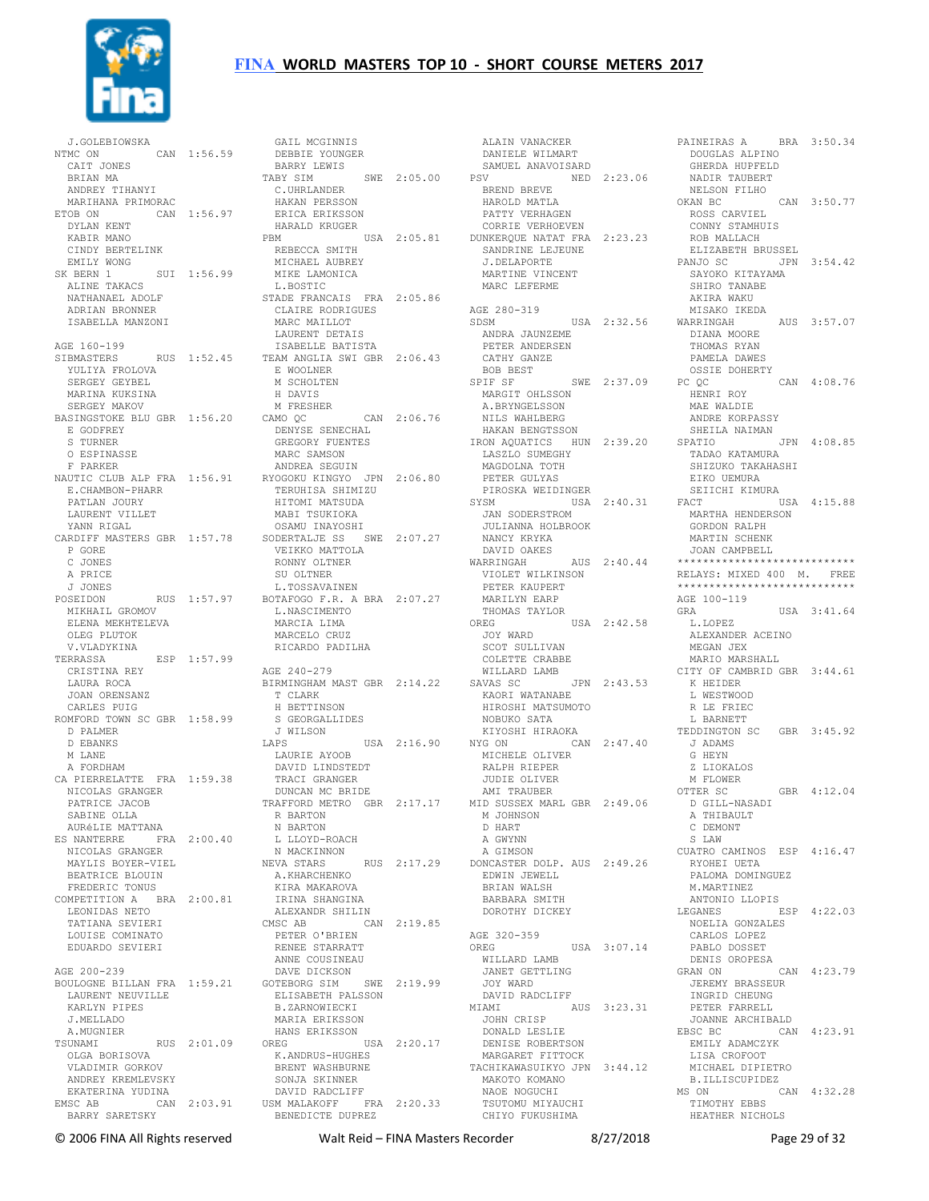J.GOLEBIOWSKA

NTMC ON CAN 1:56.59
CAIT JONES
BRIAN MA
ANDREY TIHANYI
MARIHANA PRIMORAC

ETOB ON CAN 1:56.97
DYLAN KENT
KABIR MANO
CINDY BERTELINK
EMILY WONG

SK BERN 1 SUI 1:56.99
ALINE TAKACS
NATHANAEL ADOLF
ADRIAN BRONNER
ISABELLA MANZONI

AGE 160-199

SIBMASTERS RUS 1:52.45
YULIYA FROLOVA
SERGEY GEYBEL
MARINA KUKSINA
SERGEY MAKOV

BASINGSTOKE BLU GBR 1:56.20
E GODFREY
S TURNER
O ESPINASSE
F PARKER

NAUTIC CLUB ALP FRA 1:56.91
E.CHAMBON-PHARR
PATLAN JOURY
LAURENT VILLET
YANN RIGAL

CARDIFF MASTERS GBR 1:57.78
P GORE
C JONES
A PRICE
J JONES

POSEIDON RUS 1:57.97
MIKHAIL GROMOV
ELENA MEKHTELEVA
OLEG PLUTOK
V.VLADYKINA

TERRASSA ESP 1:57.99
CRISTINA REY
LAURA ROCA
JOAN ORENSANZ
CARLES PUIG

ROMFORD TOWN SC GBR 1:58.99
D PALMER
D EBANKS
M LANE
A FORDHAM

CA PIERRELATTE FRA 1:59.38
NICOLAS GRANGER
PATRICE JACOB
SABINE OLLA
AURéLIE MATTANA

ES NANTERRE FRA 2:00.40
NICOLAS GRANGER
MAYLIS BOYER-VIEL
BEATRICE BLOUIN
FREDERIC TONUS

COMPETITION A BRA 2:00.81
LEONIDAS NETO
TATIANA SEVIERI
LOUISE COMINATO
EDUARDO SEVIERI

AGE 200-239

BOULOGNE BILLAN FRA 1:59.21
LAURENT NEUVILLE
KARLYN PIPES
J.MELLADO
A.MUGNIER

TSUNAMI RUS 2:01.09
OLGA BORISOVA
VLADIMIR GORKOV
ANDREY KREMLEVSKY
EKATERINA YUDINA

EMSC AB CAN 2:03.91
BARRY SARETSKY
GAIL MCGINNIS
DEBBIE YOUNGER
BARRY LEWIS

TABY SIM SWE 2:05.00
C.UHRLANDER
HAKAN PERSSON
ERICA ERIKSSON
HARALD KRUGER

PBM USA 2:05.81
REBECCA SMITH
MICHAEL AUBREY
MIKE LAMONICA
L.BOSTIC

STADE FRANCAIS FRA 2:05.86
CLAIRE RODRIGUES
MARC MAILLOT
LAURENT DETAIS
ISABELLE BATISTA

TEAM ANGLIA SWI GBR 2:06.43
E WOOLNER
M SCHOLTEN
H DAVIS
M FRESHER

CAMO QC CAN 2:06.76
DENYSE SENECHAL
GREGORY FUENTES
MARC SAMSON
ANDREA SEGUIN

RYOGOKU KINGYO JPN 2:06.80
TERUHISA SHIMIZU
HITOMI MATSUDA
MABI TSUKIOKA
OSAMU INAYOSHI

SODERTALJE SS SWE 2:07.27
VEIKKO MATTOLA
RONNY OLTNER
SU OLTNER
L.TOSSAVAINEN

BOTAFOGO F.R. A BRA 2:07.27
L.NASCIMENTO
MARCIA LIMA
MARCELO CRUZ
RICARDO PADILHA

AGE 240-279

BIRMINGHAM MAST GBR 2:14.22
T CLARK
H BETTINSON
S GEORGALLIDES
J WILSON

LAPS USA 2:16.90
LAURIE AYOOB
DAVID LINDSTEDT
TRACI GRANGER
DUNCAN MC BRIDE

TRAFFORD METRO GBR 2:17.17
R BARTON
N BARTON
L LLOYD-ROACH
N MACKINNON

NEVA STARS RUS 2:17.29
A.KHARCHENKO
KIRA MAKAROVA
IRINA SHANGINA
ALEXANDR SHILIN

CMSC AB CAN 2:19.85
PETER O'BRIEN
RENEE STARRATT
ANNE COUSINEAU
DAVE DICKSON

GOTEBORG SIM SWE 2:19.99
ELISABETH PALSSON
B.ZARNOWIECKI
MARIA ERIKSSON
HANS ERIKSSON

OREG USA 2:20.17
K.ANDRUS-HUGHES
BRENT WASHBURNE
SONJA SKINNER
DAVID RADCLIFF

USM MALAKOFF FRA 2:20.33
BENEDICTE DUPREZ
ALAIN VANACKER
DANIELE WILMART
SAMUEL ANAVOISARD

PSV NED 2:23.06
BREND BREVE
HAROLD MATLA
PATTY VERHAGEN
CORRIE VERHOEVEN

DUNKERQUE NATAT FRA 2:23.23
SANDRINE LEJEUNE
J.DELAPORTE
MARTINE VINCENT
MARC LEFERME

AGE 280-319

SDSM USA 2:32.56
ANDRA JAUNZEME
PETER ANDERSEN
CATHY GANZE
BOB BEST

SPIF SF SWE 2:37.09
MARGIT OHLSSON
A.BRYNGELSSON
NILS WAHLBERG
HAKAN BENGTSSON

IRON AQUATICS HUN 2:39.20
LASZLO SUMEGHY
MAGDOLNA TOTH
PETER GULYAS
PIROSKA WEIDINGER

SYSM USA 2:40.31
JAN SODERSTROM
JULIANNA HOLBROOK
NANCY KRYKA
DAVID OAKES

WARRINGAH AUS 2:40.44
VIOLET WILKINSON
PETER KAUPERT
MARILYN EARP
THOMAS TAYLOR

OREG USA 2:42.58
JOY WARD
SCOT SULLIVAN
COLETTE CRABBE
WILLARD LAMB

SAVAS SC JPN 2:43.53
KAORI WATANABE
HIROSHI MATSUMOTO
NOBUKO SATA
KIYOSHI HIRAOKA

NYG ON CAN 2:47.40
MICHELE OLIVER
RALPH RIEPER
JUDIE OLIVER
AMI TRAUBER

MID SUSSEX MARL GBR 2:49.06
M JOHNSON
D HART
A GWYNN
A GIMSON

DONCASTER DOLP. AUS 2:49.26
EDWIN JEWELL
BRIAN WALSH
BARBARA SMITH
DOROTHY DICKEY

AGE 320-359

OREG USA 3:07.14
WILLARD LAMB
JANET GETTLING
JOY WARD
DAVID RADCLIFF

MIAMI AUS 3:23.31
JOHN CRISP
DONALD LESLIE
DENISE ROBERTSON
MARGARET FITTOCK

TACHIKAWASUIKYO JPN 3:44.12
MAKOTO KOMANO
NAOE NOGUCHI
TSUTOMU MIYAUCHI
CHIYO FUKUSHIMA

PAINEIRAS A BRA 3:50.34
DOUGLAS ALPINO
GHERDA HUPFELD
NADIR TAUBERT
NELSON FILHO

OKAN BC CAN 3:50.77
ROSS CARVIEL
CONNY STAMHUIS
ROB MALLACH
ELIZABETH BRUSSEL

PANJO SC JPN 3:54.42
SAYOKO KITAYAMA
SHIRO TANABE
AKIRA WAKU
MISAKO IKEDA

WARRINGAH AUS 3:57.07
DIANA MOORE
THOMAS RYAN
PAMELA DAWES
OSSIE DOHERTY

PC QC CAN 4:08.76
HENRI ROY
MAE WALDIE
ANDRE KORPASSY
SHEILA NAIMAN

SPATIO JPN 4:08.85
TADAO KATAMURA
SHIZUKO TAKAHASHI
EIKO UEMURA
SEIICHI KIMURA

FACT USA 4:15.88
MARTHA HENDERSON
GORDON RALPH
MARTIN SCHENK
JOAN CAMPBELL

****************************
RELAYS: MIXED 400 M. FREE
****************************

AGE 100-119

GRA USA 3:41.64
L.LOPEZ
ALEXANDER ACEINO
MEGAN JEX
MARIO MARSHALL

CITY OF CAMBRID GBR 3:44.61
K HEIDER
L WESTWOOD
R LE FRIEC
L BARNETT

TEDDINGTON SC GBR 3:45.92
J ADAMS
G HEYN
Z LIOKALOS
M FLOWER

OTTER SC GBR 4:12.04
D GILL-NASADI
A THIBAULT
C DEMONT
S LAW

CUATRO CAMINOS ESP 4:16.47
RYOHEI UETA
PALOMA DOMINGUEZ
M.MARTINEZ
ANTONIO LLOPIS

LEGANES ESP 4:22.03
NOELIA GONZALES
CARLOS LOPEZ
PABLO DOSSET
DENIS OROPESA

GRAN ON CAN 4:23.79
JEREMY BRASSEUR
INGRID CHEUNG
PETER FARRELL
JOANNE ARCHIBALD

EBSC BC CAN 4:23.91
EMILY ADAMCZYK
LISA CROFOOT
MICHAEL DIPIETRO
B.ILLISCUPIDEZ

MS ON CAN 4:32.28
TIMOTHY EBBS
HEATHER NICHOLS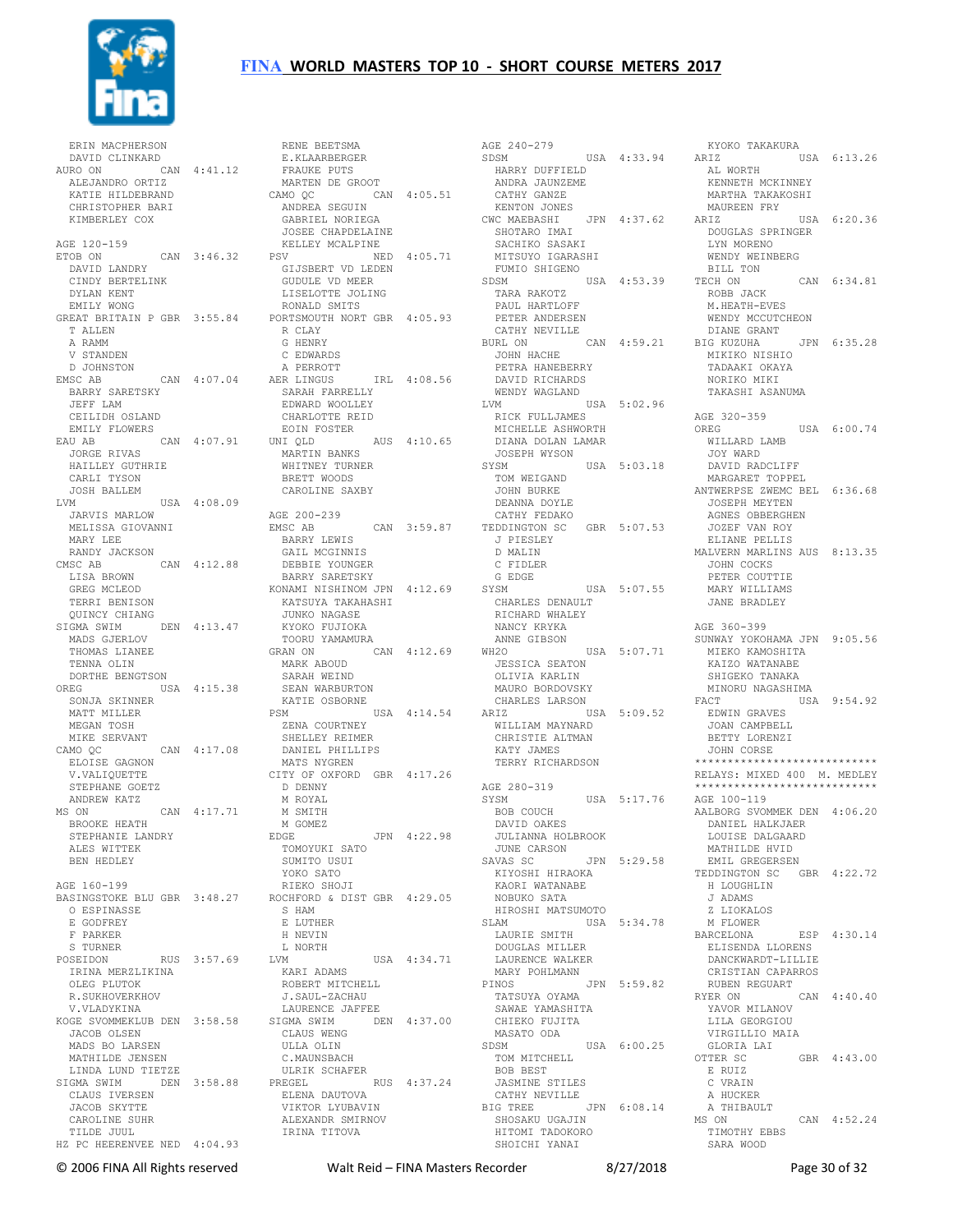# FINA WORLD MASTERS TOP 10 - SHORT COURSE METERS 2017

ERIN MACPHERSON
DAVID CLINKARD
AURO ON CAN 4:41.12
ALEJANDRO ORTIZ
KATIE HILDEBRAND
CHRISTOPHER BARI
KIMBERLEY COX

AGE 120-159
ETOB ON CAN 3:46.32
DAVID LANDRY
CINDY BERTELINK
DYLAN KENT
EMILY WONG
GREAT BRITAIN P GBR 3:55.84
T ALLEN
A RAMM
V STANDEN
D JOHNSTON
EMSC AB CAN 4:07.04
BARRY SARETSKY
JEFF LAM
CEILIDH OSLAND
EMILY FLOWERS
EAU AB CAN 4:07.91
JORGE RIVAS
HAILLEY GUTHRIE
CARLI TYSON
JOSH BALLEM
LVM USA 4:08.09
JARVIS MARLOW
MELISSA GIOVANNI
MARY LEE
RANDY JACKSON
CMSC AB CAN 4:12.88
LISA BROWN
GREG MCLEOD
TERRI BENISON
QUINCY CHIANG
SIGMA SWIM DEN 4:13.47
MADS GJERLOV
THOMAS LIANEE
TENNA OLIN
DORTHE BENGTSON
OREG USA 4:15.38
SONJA SKINNER
MATT MILLER
MEGAN TOSH
MIKE SERVANT
CAMO QC CAN 4:17.08
ELOISE GAGNON
V.VALIQUETTE
STEPHANE GOETZ
ANDREW KATZ
MS ON CAN 4:17.71
BROOKE HEATH
STEPHANIE LANDRY
ALES WITTEK
BEN HEDLEY

AGE 160-199
BASINGSTOKE BLU GBR 3:48.27
O ESPINASSE
E GODFREY
F PARKER
S TURNER
POSEIDON RUS 3:57.69
IRINA MERZLIKINA
OLEG PLUTOK
R.SUKHOVERKHOV
V.VLADYKINA
KOGE SVOMMEKLUB DEN 3:58.58
JACOB OLSEN
MADS BO LARSEN
MATHILDE JENSEN
LINDA LUND TIETZE
SIGMA SWIM DEN 3:58.88
CLAUS IVERSEN
JACOB SKYTTE
CAROLINE SUHR
TILDE JUUL
HZ PC HEERENVEE NED 4:04.93
RENE BEETSMA
E.KLAARBERGER
FRAUKE PUTS
MARTEN DE GROOT
CAMO QC CAN 4:05.51
ANDREA SEGUIN
GABRIEL NORIEGA
JOSEE CHAPDELAINE
KELLEY MCALPINE
PSV NED 4:05.71
GIJSBERT VD LEDEN
GUDULE VD MEER
LISELOTTE JOLING
RONALD SMITS
PORTSMOUTH NORT GBR 4:05.93
R CLAY
G HENRY
C EDWARDS
A PERROTT
AER LINGUS IRL 4:08.56
SARAH FARRELLY
EDWARD WOOLLEY
CHARLOTTE REID
EOIN FOSTER
UNI QLD AUS 4:10.65
MARTIN BANKS
WHITNEY TURNER
BRETT WOODS
CAROLINE SAXBY

AGE 200-239
EMSC AB CAN 3:59.87
BARRY LEWIS
GAIL MCGINNIS
DEBBIE YOUNGER
BARRY SARETSKY
KONAMI NISHINOM JPN 4:12.69
KATSUYA TAKAHASHI
JUNKO NAGASE
KYOKO FUJIOKA
TOORU YAMAMURA
GRAN ON CAN 4:12.69
MARK ABOUD
SARAH WEIND
SEAN WARBURTON
KATIE OSBORNE
PSM USA 4:14.54
ZENA COURTNEY
SHELLEY REIMER
DANIEL PHILLIPS
MATS NYGREN
CITY OF OXFORD GBR 4:17.26
D DENNY
M ROYAL
M SMITH
M GOMEZ
EDGE JPN 4:22.98
TOMOYUKI SATO
SUMITO USUI
YOKO SATO
RIEKO SHOJI
ROCHFORD & DIST GBR 4:29.05
S HAM
E LUTHER
H NEVIN
L NORTH
LVM USA 4:34.71
KARI ADAMS
ROBERT MITCHELL
J.SAUL-ZACHAU
LAURENCE JAFFEE
SIGMA SWIM DEN 4:37.00
CLAUS WENG
ULLA OLIN
C.MAUNSBACH
ULRIK SCHAFER
PREGEL RUS 4:37.24
ELENA DAUTOVA
VIKTOR LYUBAVIN
ALEXANDR SMIRNOV
IRINA TITOVA

AGE 240-279
SDSM USA 4:33.94
HARRY DUFFIELD
ANDRA JAUNZEME
CATHY GANZE
KENTON JONES
CWC MAEBASHI JPN 4:37.62
SHOTARO IMAI
SACHIKO SASAKI
MITSUYO IGARASHI
FUMIO SHIGENO
SDSM USA 4:53.39
TARA RAKOTZ
PAUL HARTLOFF
PETER ANDERSEN
CATHY NEVILLE
BURL ON CAN 4:59.21
JOHN HACHE
PETRA HANEBERRY
DAVID RICHARDS
WENDY WAGLAND
LVM USA 5:02.96
RICK FULLJAMES
MICHELLE ASHWORTH
DIANA DOLAN LAMAR
JOSEPH WYSON
SYSM USA 5:03.18
TOM WEIGAND
JOHN BURKE
DEANNA DOYLE
CATHY FEDAKO
TEDDINGTON SC GBR 5:07.53
J PIESLEY
D MALIN
C FIDLER
G EDGE
SYSM USA 5:07.55
CHARLES DENAULT
RICHARD WHALEY
NANCY KRYKA
ANNE GIBSON
WH2O USA 5:07.71
JESSICA SEATON
OLIVIA KARLIN
MAURO BORDOVSKY
CHARLES LARSON
ARIZ USA 5:09.52
WILLIAM MAYNARD
CHRISTIE ALTMAN
KATY JAMES
TERRY RICHARDSON

AGE 280-319
SYSM USA 5:17.76
BOB COUCH
DAVID OAKES
JULIANNA HOLBROOK
JUNE CARSON
SAVAS SC JPN 5:29.58
KIYOSHI HIRAOKA
KAORI WATANABE
NOBUKO SATA
HIROSHI MATSUMOTO
SLAM USA 5:34.78
LAURIE SMITH
DOUGLAS MILLER
LAURENCE WALKER
MARY POHLMANN
PINOS JPN 5:59.82
TATSUYA OYAMA
SAWAE YAMASHITA
CHIEKO FUJITA
MASATO ODA
SDSM USA 6:00.25
TOM MITCHELL
BOB BEST
JASMINE STILES
CATHY NEVILLE
BIG TREE JPN 6:08.14
SHOSAKU UGAJIN
HITOMI TADOKORO
SHOICHI YANAI
KYOKO TAKAKURA
ARIZ USA 6:13.26
AL WORTH
KENNETH MCKINNEY
MARTHA TAKAKOSHI
MAUREEN FRY
ARIZ USA 6:20.36
DOUGLAS SPRINGER
LYN MORENO
WENDY WEINBERG
BILL TON
TECH ON CAN 6:34.81
ROBB JACK
M.HEATH-EVES
WENDY MCCUTCHEON
DIANE GRANT
BIG KUZUHA JPN 6:35.28
MIKIKO NISHIO
TADAAKI OKAYA
NORIKO MIKI
TAKASHI ASANUMA

AGE 320-359
OREG USA 6:00.74
WILLARD LAMB
JOY WARD
DAVID RADCLIFF
MARGARET TOPPEL
ANTWERPSE ZWEMC BEL 6:36.68
JOSEPH MEYTEN
AGNES OBBERGHEN
JOZEF VAN ROY
ELIANE PELLIS
MALVERN MARLINS AUS 8:13.35
JOHN COCKS
PETER COUTTIE
MARY WILLIAMS
JANE BRADLEY

AGE 360-399
SUNWAY YOKOHAMA JPN 9:05.56
MIEKO KAMOSHITA
KAIZO WATANABE
SHIGEKO TANAKA
MINORU NAGASHIMA
FACT USA 9:54.92
EDWIN GRAVES
JOAN CAMPBELL
BETTY LORENZI
JOHN CORSE

***************************
RELAYS: MIXED 400 M. MEDLEY
***************************

AGE 100-119
AALBORG SVOMMEK DEN 4:06.20
DANIEL HALKJAER
LOUISE DALGAARD
MATHILDE HVID
EMIL GREGERSEN
TEDDINGTON SC GBR 4:22.72
H LOUGHLIN
J ADAMS
Z LIOKALOS
M FLOWER
BARCELONA ESP 4:30.14
ELISENDA LLORENS
DANCKWARDT-LILLIE
CRISTIAN CAPARROS
RUBEN REGUART
RYER ON CAN 4:40.40
YAVOR MILANOV
LILA GEORGIOU
VIRGILLIO MAIA
GLORIA LAI
OTTER SC GBR 4:43.00
E RUIZ
C VRAIN
A HUCKER
A THIBAULT
MS ON CAN 4:52.24
TIMOTHY EBBS
SARA WOOD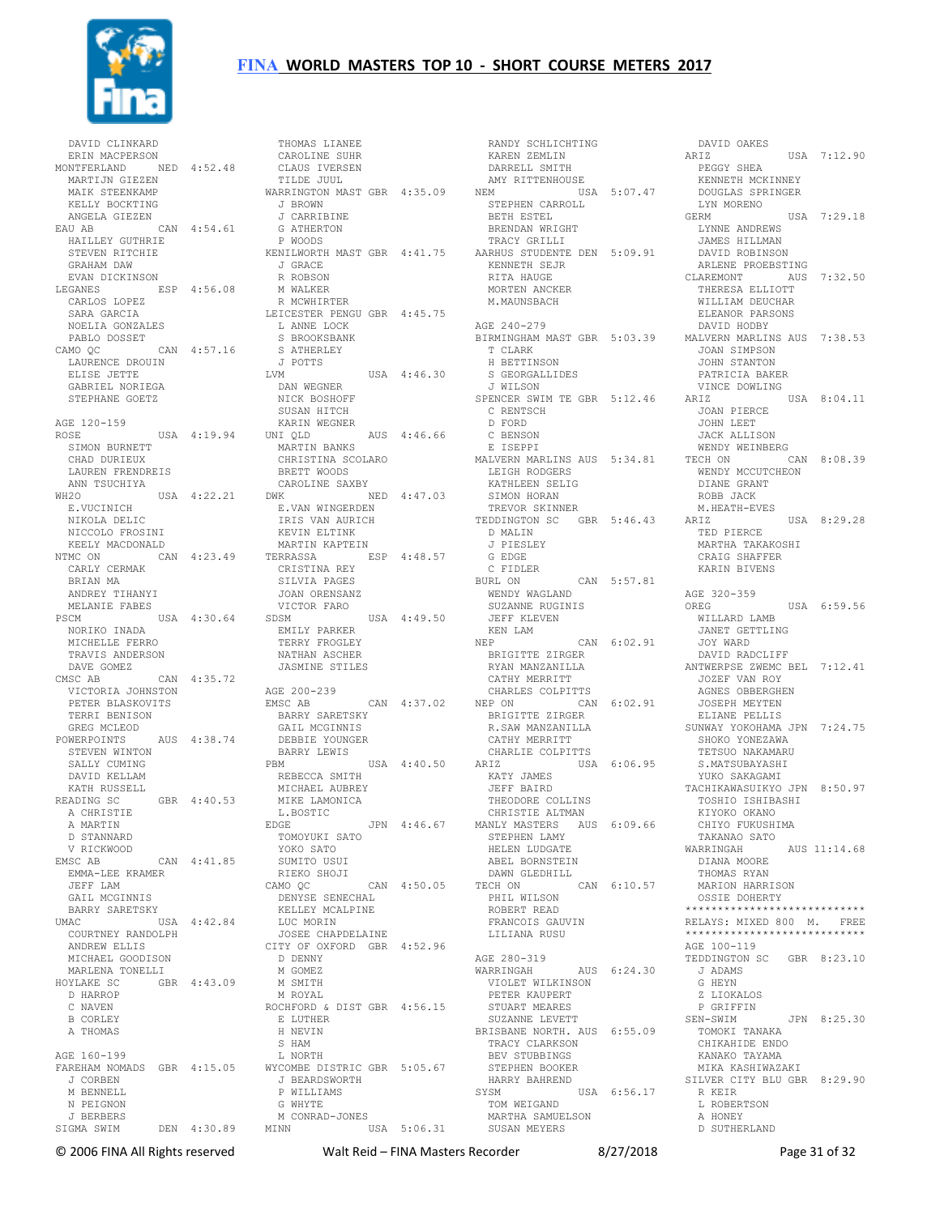# FINA WORLD MASTERS TOP 10 - SHORT COURSE METERS 2017

DAVID CLINKARD
ERIN MACPHERSON
MONTFERLAND NED 4:52.48
MARTIJN GIEZEN
MAIK STEENKAMP
KELLY BOCKTING
ANGELA GIEZEN
EAU AB CAN 4:54.61
HAILLEY GUTHRIE
STEVEN RITCHIE
GRAHAM DAW
EVAN DICKINSON
LEGANES ESP 4:56.08
CARLOS LOPEZ
SARA GARCIA
NOELIA GONZALES
PABLO DOSSET
CAMO QC CAN 4:57.16
LAURENCE DROUIN
ELISE JETTE
GABRIEL NORIEGA
STEPHANE GOETZ

AGE 120-159
ROSE USA 4:19.94
SIMON BURNETT
CHAD DURIEUX
LAUREN FRENDREIS
ANN TSUCHIYA
WH2O USA 4:22.21
E.VUCINICH
NIKOLA DELIC
NICCOLO FROSINI
KEELY MACDONALD
NTMC ON CAN 4:23.49
CARLY CERMAK
BRIAN MA
ANDREY TIHANYI
MELANIE FABES
PSCM USA 4:30.64
NORIKO INADA
MICHELLE FERRO
TRAVIS ANDERSON
DAVE GOMEZ
CMSC AB CAN 4:35.72
VICTORIA JOHNSTON
PETER BLASKOVITS
TERRI BENISON
GREG MCLEOD
POWERPOINTS AUS 4:38.74
STEVEN WINTON
SALLY CUMING
DAVID KELLAM
KATH RUSSELL
READING SC GBR 4:40.53
A CHRISTIE
A MARTIN
D STANNARD
V RICKWOOD
EMSC AB CAN 4:41.85
EMMA-LEE KRAMER
JEFF LAM
GAIL MCGINNIS
BARRY SARETSKY
UMAC USA 4:42.84
COURTNEY RANDOLPH
ANDREW ELLIS
MICHAEL GOODISON
MARLENA TONELLI
HOYLAKE SC GBR 4:43.09
D HARROP
C NAVEN
B CORLEY
A THOMAS

AGE 160-199
FAREHAM NOMADS GBR 4:15.05
J CORBEN
M BENNELL
N PEIGNON
J BERBERS
SIGMA SWIM DEN 4:30.89
THOMAS LIANEE
CAROLINE SUHR
CLAUS IVERSEN
TILDE JUUL
WARRINGTON MAST GBR 4:35.09
J BROWN
J CARRIBINE
G ATHERTON
P WOODS
KENILWORTH MAST GBR 4:41.75
J GRACE
R ROBSON
M WALKER
R MCWHIRTER
LEICESTER PENGU GBR 4:45.75
L ANNE LOCK
S BROOKSBANK
S ATHERLEY
J POTTS
LVM USA 4:46.30
DAN WEGNER
NICK BOSHOFF
SUSAN HITCH
KARIN WEGNER
UNI QLD AUS 4:46.66
MARTIN BANKS
CHRISTINA SCOLARO
BRETT WOODS
CAROLINE SAXBY
DWK NED 4:47.03
E.VAN WINGERDEN
IRIS VAN AURICH
KEVIN ELTINK
MARTIN KAPTEIN
TERRASSA ESP 4:48.57
CRISTINA REY
SILVIA PAGES
JOAN ORENSANZ
VICTOR FARO
SDSM USA 4:49.50
EMILY PARKER
TERRY FROGLEY
NATHAN ASCHER
JASMINE STILES

AGE 200-239
EMSC AB CAN 4:37.02
BARRY SARETSKY
GAIL MCGINNIS
DEBBIE YOUNGER
BARRY LEWIS
PBM USA 4:40.50
REBECCA SMITH
MICHAEL AUBREY
MIKE LAMONICA
L.BOSTIC
EDGE JPN 4:46.67
TOMOYUKI SATO
YOKO SATO
SUMITO USUI
RIEKO SHOJI
CAMO QC CAN 4:50.05
DENYSE SENECHAL
KELLEY MCALPINE
LUC MORIN
JOSEE CHAPDELAINE
CITY OF OXFORD GBR 4:52.96
D DENNY
M GOMEZ
M SMITH
M ROYAL
ROCHFORD & DIST GBR 4:56.15
E LUTHER
H NEVIN
S HAM
L NORTH
WYCOMBE DISTRIC GBR 5:05.67
J BEARDSWORTH
P WILLIAMS
G WHYTE
M CONRAD-JONES
MINN USA 5:06.31
RANDY SCHLICHTING
KAREN ZEMLIN
DARRELL SMITH
AMY RITTENHOUSE
NEM USA 5:07.47
STEPHEN CARROLL
BETH ESTEL
BRENDAN WRIGHT
TRACY GRILLI
AARHUS STUDENTE DEN 5:09.91
KENNETH SEJR
RITA HAUGE
MORTEN ANCKER
M.MAUNSBACH

AGE 240-279
BIRMINGHAM MAST GBR 5:03.39
T CLARK
H BETTINSON
S GEORGALLIDES
J WILSON
SPENCER SWIM TE GBR 5:12.46
C RENTSCH
D FORD
C BENSON
E ISEPPI
MALVERN MARLINS AUS 5:34.81
LEIGH RODGERS
KATHLEEN SELIG
SIMON HORAN
TREVOR SKINNER
TEDDINGTON SC GBR 5:46.43
D MALIN
J PIESLEY
G EDGE
C FIDLER
BURL ON CAN 5:57.81
WENDY WAGLAND
SUZANNE RUGINIS
JEFF KLEVEN
KEN LAM
NEP CAN 6:02.91
BRIGITTE ZIRGER
RYAN MANZANILLA
CATHY MERRITT
CHARLES COLPITTS
NEP ON CAN 6:02.91
BRIGITTE ZIRGER
R.SAW MANZANILLA
CATHY MERRITT
CHARLIE COLPITTS
ARIZ USA 6:06.95
KATY JAMES
JEFF BAIRD
THEODORE COLLINS
CHRISTIE ALTMAN
MANLY MASTERS AUS 6:09.66
STEPHEN LAMY
HELEN LUDGATE
ABEL BORNSTEIN
DAWN GLEDHILL
TECH ON CAN 6:10.57
PHIL WILSON
ROBERT READ
FRANCOIS GAUVIN
LILIANA RUSU

AGE 280-319
WARRINGAH AUS 6:24.30
VIOLET WILKINSON
PETER KAUPERT
STUART MEARES
SUZANNE LEVETT
BRISBANE NORTH. AUS 6:55.09
TRACY CLARKSON
BEV STUBBINGS
STEPHEN BOOKER
HARRY BAHREND
SYSM USA 6:56.17
TOM WEIGAND
MARTHA SAMUELSON
SUSAN MEYERS
DAVID OAKES
ARIZ USA 7:12.90
PEGGY SHEA
KENNETH MCKINNEY
DOUGLAS SPRINGER
LYN MORENO
GERM USA 7:29.18
LYNNE ANDREWS
JAMES HILLMAN
DAVID ROBINSON
ARLENE PROEBSTING
CLAREMONT AUS 7:32.50
THERESA ELLIOTT
WILLIAM DEUCHAR
ELEANOR PARSONS
DAVID HODBY
MALVERN MARLINS AUS 7:38.53
JOAN SIMPSON
JOHN STANTON
PATRICIA BAKER
VINCE DOWLING
ARIZ USA 8:04.11
JOAN PIERCE
JOHN LEET
JACK ALLISON
WENDY WEINBERG
TECH ON CAN 8:08.39
WENDY MCCUTCHEON
DIANE GRANT
ROBB JACK
M.HEATH-EVES
ARIZ USA 8:29.28
TED PIERCE
MARTHA TAKAKOSHI
CRAIG SHAFFER
KARIN BIVENS

AGE 320-359
OREG USA 6:59.56
WILLARD LAMB
JANET GETTLING
JOY WARD
DAVID RADCLIFF
ANTWERPSE ZWEMC BEL 7:12.41
JOZEF VAN ROY
AGNES OBBERGHEN
JOSEPH MEYTEN
ELIANE PELLIS
SUNWAY YOKOHAMA JPN 7:24.75
SHOKO YONEZAWA
TETSUO NAKAMARU
S.MATSUBAYASHI
YUKO SAKAGAMI
TACHIKAWASUIKYO JPN 8:50.97
TOSHIO ISHIBASHI
KIYOKO OKANO
CHIYO FUKUSHIMA
TAKANAO SATO
WARRINGAH AUS 11:14.68
DIANA MOORE
THOMAS RYAN
MARION HARRISON
OSSIE DOHERTY

****************************
RELAYS: MIXED 800 M. FREE
****************************

AGE 100-119
TEDDINGTON SC GBR 8:23.10
J ADAMS
G HEYN
Z LIOKALOS
P GRIFFIN
SEN-SWIM JPN 8:25.30
TOMOKI TANAKA
CHIKAHIDE ENDO
KANAKO TAYAMA
MIKA KASHIWAZAKI
SILVER CITY BLU GBR 8:29.90
R KEIR
L ROBERTSON
A HONEY
D SUTHERLAND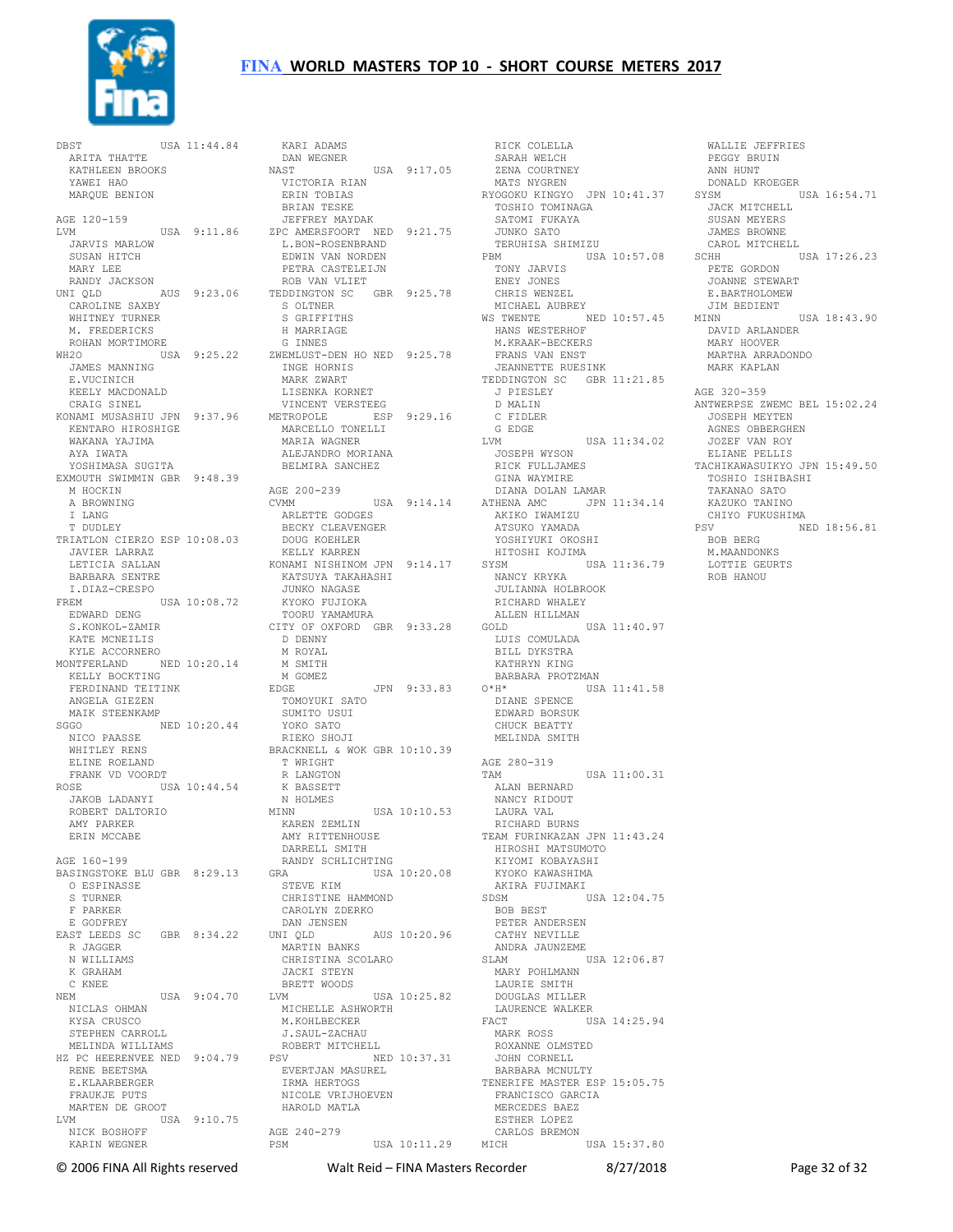# FINA WORLD MASTERS TOP 10 - SHORT COURSE METERS 2017

DBST USA 11:44.84
ARITA THATTE
KATHLEEN BROOKS
YAWEI HAO
MARQUE BENION

AGE 120-159

LVM USA 9:11.86
JARVIS MARLOW
SUSAN HITCH
MARY LEE
RANDY JACKSON

UNI QLD AUS 9:23.06
CAROLINE SAXBY
WHITNEY TURNER
M. FREDERICKS
ROHAN MORTIMORE

WH2O USA 9:25.22
JAMES MANNING
E.VUCINICH
KEELY MACDONALD
CRAIG SINEL

KONAMI MUSASHIU JPN 9:37.96
KENTARO HIROSHIGE
WAKANA YAJIMA
AYA IWATA
YOSHIMASA SUGITA

EXMOUTH SWIMMIN GBR 9:48.39
M HOCKIN
A BROWNING
I LANG
T DUDLEY

TRIATLON CIERZO ESP 10:08.03
JAVIER LARRAZ
LETICIA SALLAN
BARBARA SENTRE
I.DIAZ-CRESPO

FREM USA 10:08.72
EDWARD DENG
S.KONKOL-ZAMIR
KATE MCNEILIS
KYLE ACCORNERO

MONTFERLAND NED 10:20.14
KELLY BOCKTING
FERDINAND TEITINK
ANGELA GIEZEN
MAIK STEENKAMP

SGGO NED 10:20.44
NICO PAASSE
WHITLEY RENS
ELINE ROELAND
FRANK VD VOORDT

ROSE USA 10:44.54
JAKOB LADANYI
ROBERT DALTORIO
AMY PARKER
ERIN MCCABE

AGE 160-199

BASINGSTOKE BLU GBR 8:29.13
O ESPINASSE
S TURNER
F PARKER
E GODFREY

EAST LEEDS SC GBR 8:34.22
R JAGGER
N WILLIAMS
K GRAHAM
C KNEE

NEM USA 9:04.70
NICLAS OHMAN
KYSA CRUSCO
STEPHEN CARROLL
MELINDA WILLIAMS

HZ PC HEERENVEE NED 9:04.79
RENE BEETSMA
E.KLAARBERGER
FRAUKJE PUTS
MARTEN DE GROOT

LVM USA 9:10.75
NICK BOSHOFF
KARIN WEGNER
KARI ADAMS
DAN WEGNER

NAST USA 9:17.05
VICTORIA RIAN
ERIN TOBIAS
BRIAN TESKE
JEFFREY MAYDAK

ZPC AMERSFOORT NED 9:21.75
L.BON-ROSENBRAND
EDWIN VAN NORDEN
PETRA CASTELEIJN
ROB VAN VLIET

TEDDINGTON SC GBR 9:25.78
S OLTNER
S GRIFFITHS
H MARRIAGE
G INNES

ZWEMLUST-DEN HO NED 9:25.78
INGE HORNIS
MARK ZWART
LISENKA KORNET
VINCENT VERSTEEG

METROPOLE ESP 9:29.16
MARCELLO TONELLI
MARIA WAGNER
ALEJANDRO MORIANA
BELMIRA SANCHEZ

AGE 200-239

CVMM USA 9:14.14
ARLETTE GODGES
BECKY CLEAVENGER
DOUG KOEHLER
KELLY KARREN

KONAMI NISHINOM JPN 9:14.17
KATSUYA TAKAHASHI
JUNKO NAGASE
KYOKO FUJIOKA
TOORU YAMAMURA

CITY OF OXFORD GBR 9:33.28
D DENNY
M ROYAL
M SMITH
M GOMEZ

EDGE JPN 9:33.83
TOMOYUKI SATO
SUMITO USUI
YOKO SATO
RIEKO SHOJI

BRACKNELL & WOK GBR 10:10.39
T WRIGHT
R LANGTON
K BASSETT
N HOLMES

MINN USA 10:10.53
KAREN ZEMLIN
AMY RITTENHOUSE
DARRELL SMITH
RANDY SCHLICHTING

GRA USA 10:20.08
STEVE KIM
CHRISTINE HAMMOND
CAROLYN ZDERKO
DAN JENSEN

UNI QLD AUS 10:20.96
MARTIN BANKS
CHRISTINA SCOLARO
JACKI STEYN
BRETT WOODS

LVM USA 10:25.82
MICHELLE ASHWORTH
M.KOHLBECKER
J.SAUL-ZACHAU
ROBERT MITCHELL

PSV NED 10:37.31
EVERTJAN MASUREL
IRMA HERTOGS
NICOLE VRIJHOEVEN
HAROLD MATLA

AGE 240-279

PSM USA 10:11.29
RICK COLELLA
SARAH WELCH
ZENA COURTNEY
MATS NYGREN

RYOGOKU KINGYO JPN 10:41.37
TOSHIO TOMINAGA
SATOMI FUKAYA
JUNKO SATO
TERUHISA SHIMIZU

PBM USA 10:57.08
TONY JARVIS
ENEY JONES
CHRIS WENZEL
MICHAEL AUBREY

WS TWENTE NED 10:57.45
HANS WESTERHOF
M.KRAAK-BECKERS
FRANS VAN ENST
JEANNETTE RUESINK

TEDDINGTON SC GBR 11:21.85
J PIESLEY
D MALIN
C FIDLER
G EDGE

LVM USA 11:34.02
JOSEPH WYSON
RICK FULLJAMES
GINA WAYMIRE
DIANA DOLAN LAMAR

ATHENA AMC JPN 11:34.14
AKIKO IWAMIZU
ATSUKO YAMADA
YOSHIYUKI OKOSHI
HITOSHI KOJIMA

SYSM USA 11:36.79
NANCY KRYKA
JULIANNA HOLBROOK
RICHARD WHALEY
ALLEN HILLMAN

GOLD USA 11:40.97
LUIS COMULADA
BILL DYKSTRA
KATHRYN KING
BARBARA PROTZMAN

O*H* USA 11:41.58
DIANE SPENCE
EDWARD BORSUK
CHUCK BEATTY
MELINDA SMITH

AGE 280-319

TAM USA 11:00.31
ALAN BERNARD
NANCY RIDOUT
LAURA VAL
RICHARD BURNS

TEAM FURINKAZAN JPN 11:43.24
HIROSHI MATSUMOTO
KIYOMI KOBAYASHI
KYOKO KAWASHIMA
AKIRA FUJIMAKI

SDSM USA 12:04.75
BOB BEST
PETER ANDERSEN
CATHY NEVILLE
ANDRA JAUNZEME

SLAM USA 12:06.87
MARY POHLMANN
LAURIE SMITH
DOUGLAS MILLER
LAURENCE WALKER

FACT USA 14:25.94
MARK ROSS
ROXANNE OLMSTED
JOHN CORNELL
BARBARA MCNULTY

TENERIFE MASTER ESP 15:05.75
FRANCISCO GARCIA
MERCEDES BAEZ
ESTHER LOPEZ
CARLOS BREMON

MICH USA 15:37.80
WALLIE JEFFRIES
PEGGY BRUIN
ANN HUNT
DONALD KROEGER

SYSM USA 16:54.71
JACK MITCHELL
SUSAN MEYERS
JAMES BROWNE
CAROL MITCHELL

SCHH USA 17:26.23
PETE GORDON
JOANNE STEWART
E.BARTHOLOMEW
JIM BEDIENT

MINN USA 18:43.90
DAVID ARLANDER
MARY HOOVER
MARTHA ARRADONDO
MARK KAPLAN

AGE 320-359

ANTWERPSE ZWEMC BEL 15:02.24
JOSEPH MEYTEN
AGNES OBBERGHEN
JOZEF VAN ROY
ELIANE PELLIS

TACHIKAWASUIKYO JPN 15:49.50
TOSHIO ISHIBASHI
TAKANAO SATO
KAZUKO TANINO
CHIYO FUKUSHIMA

PSV NED 18:56.81
BOB BERG
M.MAANDONKS
LOTTIE GEURTS
ROB HANOU